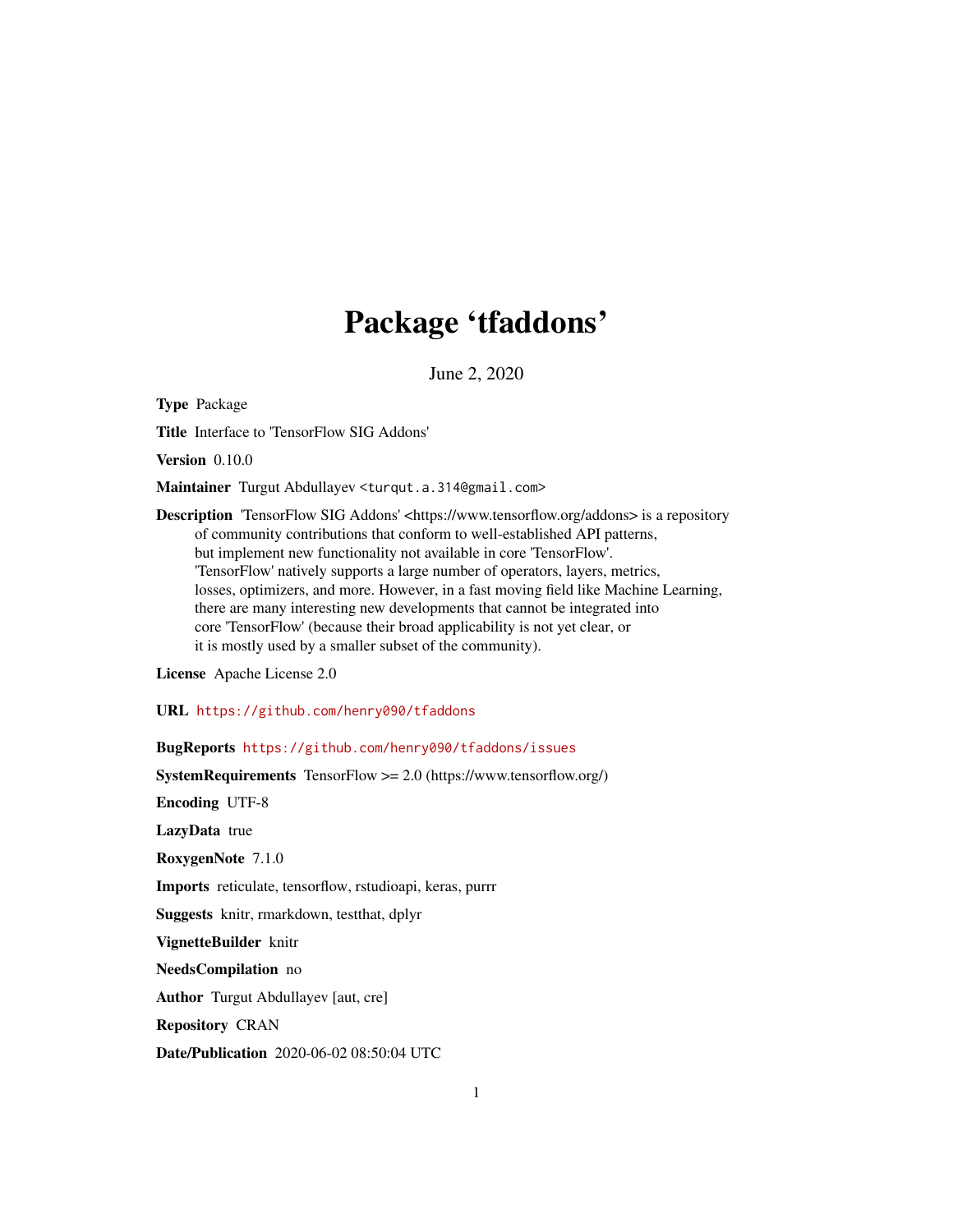# Package 'tfaddons'

June 2, 2020

**Type** Package

**Title** Interface to 'TensorFlow SIG Addons'

**Version** 0.10.0

**Maintainer** Turgut Abdullayev <turqut.a.314@gmail.com>

**Description** 'TensorFlow SIG Addons' <https://www.tensorflow.org/addons> is a repository of community contributions that conform to well-established API patterns, but implement new functionality not available in core 'TensorFlow'. 'TensorFlow' natively supports a large number of operators, layers, metrics, losses, optimizers, and more. However, in a fast moving field like Machine Learning, there are many interesting new developments that cannot be integrated into core 'TensorFlow' (because their broad applicability is not yet clear, or it is mostly used by a smaller subset of the community).

**License** Apache License 2.0

**URL** https://github.com/henry090/tfaddons

**BugReports** https://github.com/henry090/tfaddons/issues

**SystemRequirements** TensorFlow >= 2.0 (https://www.tensorflow.org/)

**Encoding** UTF-8

**LazyData** true

**RoxygenNote** 7.1.0

**Imports** reticulate, tensorflow, rstudioapi, keras, purrr

**Suggests** knitr, rmarkdown, testthat, dplyr

**VignetteBuilder** knitr

**NeedsCompilation** no

**Author** Turgut Abdullayev [aut, cre]

**Repository** CRAN

**Date/Publication** 2020-06-02 08:50:04 UTC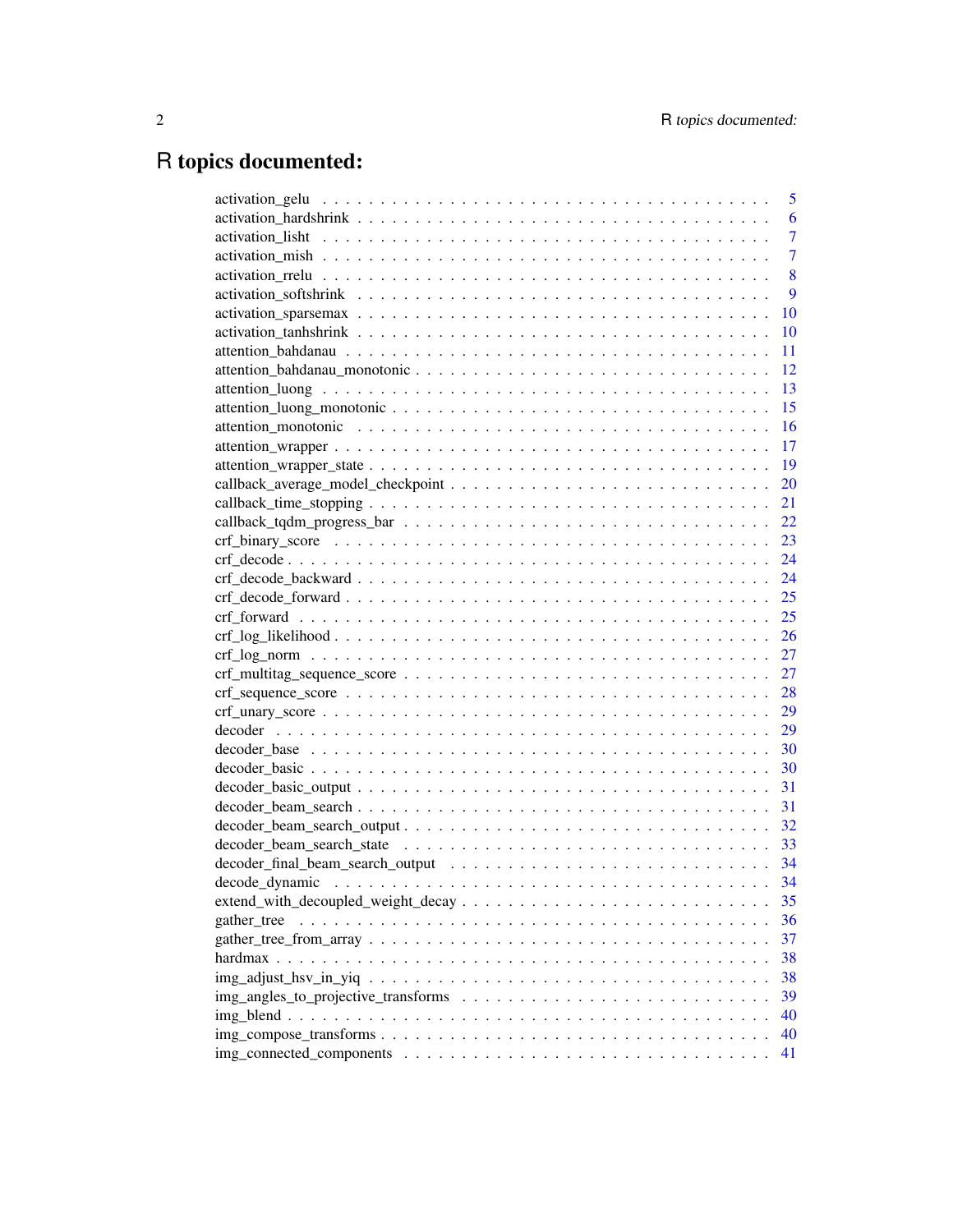# R topics documented:

| | |
|---|---|
| activation_gelu | 5 |
| activation_hardshrink | 6 |
| activation_lisht | 7 |
| activation_mish | 7 |
| activation_rrelu | 8 |
| activation_softshrink | 9 |
| activation_sparsemax | 10 |
| activation_tanhshrink | 10 |
| attention_bahdanau | 11 |
| attention_bahdanau_monotonic | 12 |
| attention_luong | 13 |
| attention_luong_monotonic | 15 |
| attention_monotonic | 16 |
| attention_wrapper | 17 |
| attention_wrapper_state | 19 |
| callback_average_model_checkpoint | 20 |
| callback_time_stopping | 21 |
| callback_tqdm_progress_bar | 22 |
| crf_binary_score | 23 |
| crf_decode | 24 |
| crf_decode_backward | 24 |
| crf_decode_forward | 25 |
| crf_forward | 25 |
| crf_log_likelihood | 26 |
| crf_log_norm | 27 |
| crf_multitag_sequence_score | 27 |
| crf_sequence_score | 28 |
| crf_unary_score | 29 |
| decoder | 29 |
| decoder_base | 30 |
| decoder_basic | 30 |
| decoder_basic_output | 31 |
| decoder_beam_search | 31 |
| decoder_beam_search_output | 32 |
| decoder_beam_search_state | 33 |
| decoder_final_beam_search_output | 34 |
| decode_dynamic | 34 |
| extend_with_decoupled_weight_decay | 35 |
| gather_tree | 36 |
| gather_tree_from_array | 37 |
| hardmax | 38 |
| img_adjust_hsv_in_yiq | 38 |
| img_angles_to_projective_transforms | 39 |
| img_blend | 40 |
| img_compose_transforms | 40 |
| img_connected_components | 41 |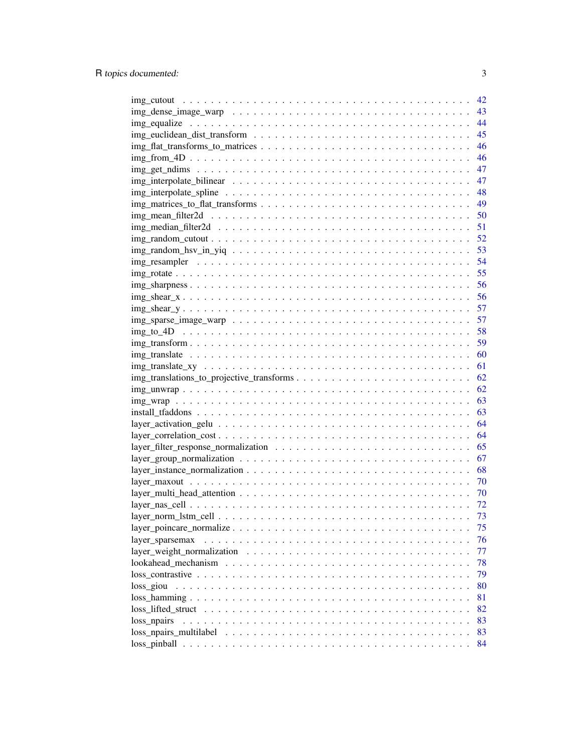| | |
|---|---|
| img_cutout | 42 |
| img_dense_image_warp | 43 |
| img_equalize | 44 |
| img_euclidean_dist_transform | 45 |
| img_flat_transforms_to_matrices | 46 |
| img_from_4D | 46 |
| img_get_ndims | 47 |
| img_interpolate_bilinear | 47 |
| img_interpolate_spline | 48 |
| img_matrices_to_flat_transforms | 49 |
| img_mean_filter2d | 50 |
| img_median_filter2d | 51 |
| img_random_cutout | 52 |
| img_random_hsv_in_yiq | 53 |
| img_resampler | 54 |
| img_rotate | 55 |
| img_sharpness | 56 |
| img_shear_x | 56 |
| img_shear_y | 57 |
| img_sparse_image_warp | 57 |
| img_to_4D | 58 |
| img_transform | 59 |
| img_translate | 60 |
| img_translate_xy | 61 |
| img_translations_to_projective_transforms | 62 |
| img_unwrap | 62 |
| img_wrap | 63 |
| install_tfaddons | 63 |
| layer_activation_gelu | 64 |
| layer_correlation_cost | 64 |
| layer_filter_response_normalization | 65 |
| layer_group_normalization | 67 |
| layer_instance_normalization | 68 |
| layer_maxout | 70 |
| layer_multi_head_attention | 70 |
| layer_nas_cell | 72 |
| layer_norm_lstm_cell | 73 |
| layer_poincare_normalize | 75 |
| layer_sparsemax | 76 |
| layer_weight_normalization | 77 |
| lookahead_mechanism | 78 |
| loss_contrastive | 79 |
| loss_giou | 80 |
| loss_hamming | 81 |
| loss_lifted_struct | 82 |
| loss_npairs | 83 |
| loss_npairs_multilabel | 83 |
| loss_pinball | 84 |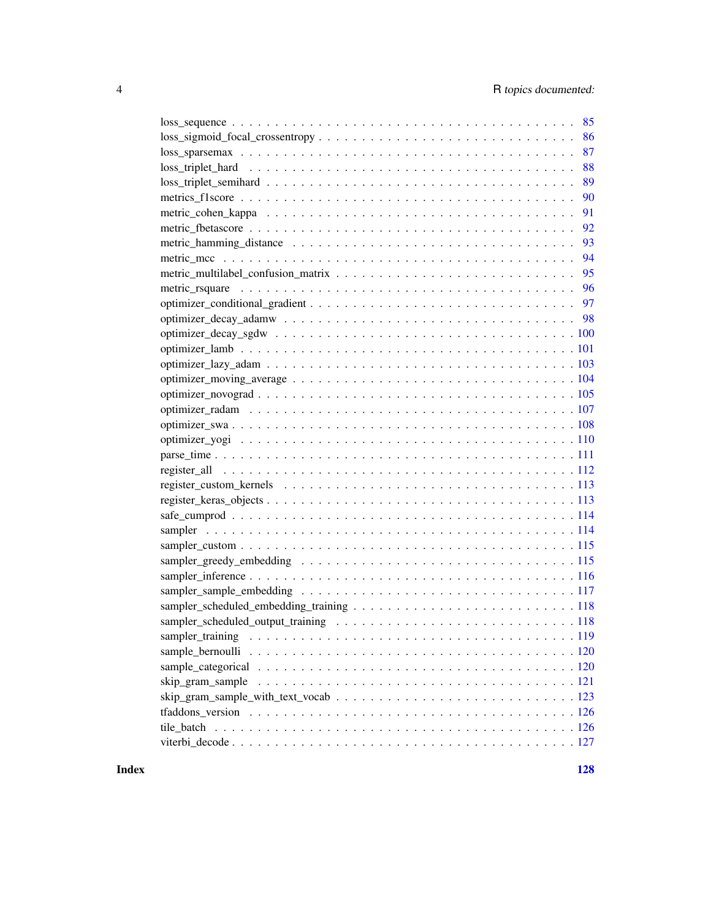loss_sequence . . . . . . . . . . . . . . . . . . . . . . . . . . . . . . . . . . . . 85
loss_sigmoid_focal_crossentropy . . . . . . . . . . . . . . . . . . . . . . . . . . . 86
loss_sparsemax . . . . . . . . . . . . . . . . . . . . . . . . . . . . . . . . . . . . 87
loss_triplet_hard . . . . . . . . . . . . . . . . . . . . . . . . . . . . . . . . . . 88
loss_triplet_semihard . . . . . . . . . . . . . . . . . . . . . . . . . . . . . . . . 89
metrics_f1score . . . . . . . . . . . . . . . . . . . . . . . . . . . . . . . . . . . 90
metric_cohen_kappa . . . . . . . . . . . . . . . . . . . . . . . . . . . . . . . . . 91
metric_fbetascore . . . . . . . . . . . . . . . . . . . . . . . . . . . . . . . . . . 92
metric_hamming_distance . . . . . . . . . . . . . . . . . . . . . . . . . . . . . . . 93
metric_mcc . . . . . . . . . . . . . . . . . . . . . . . . . . . . . . . . . . . . . . 94
metric_multilabel_confusion_matrix . . . . . . . . . . . . . . . . . . . . . . . . . 95
metric_rsquare . . . . . . . . . . . . . . . . . . . . . . . . . . . . . . . . . . . . 96
optimizer_conditional_gradient . . . . . . . . . . . . . . . . . . . . . . . . . . . 97
optimizer_decay_adamw . . . . . . . . . . . . . . . . . . . . . . . . . . . . . . . . 98
optimizer_decay_sgdw . . . . . . . . . . . . . . . . . . . . . . . . . . . . . . . . . 100
optimizer_lamb . . . . . . . . . . . . . . . . . . . . . . . . . . . . . . . . . . . . 101
optimizer_lazy_adam . . . . . . . . . . . . . . . . . . . . . . . . . . . . . . . . . 103
optimizer_moving_average . . . . . . . . . . . . . . . . . . . . . . . . . . . . . . 104
optimizer_novograd . . . . . . . . . . . . . . . . . . . . . . . . . . . . . . . . . . 105
optimizer_radam . . . . . . . . . . . . . . . . . . . . . . . . . . . . . . . . . . . 107
optimizer_swa . . . . . . . . . . . . . . . . . . . . . . . . . . . . . . . . . . . . 108
optimizer_yogi . . . . . . . . . . . . . . . . . . . . . . . . . . . . . . . . . . . . 110
parse_time . . . . . . . . . . . . . . . . . . . . . . . . . . . . . . . . . . . . . . 111
register_all . . . . . . . . . . . . . . . . . . . . . . . . . . . . . . . . . . . . . 112
register_custom_kernels . . . . . . . . . . . . . . . . . . . . . . . . . . . . . . . 113
register_keras_objects . . . . . . . . . . . . . . . . . . . . . . . . . . . . . . . . 113
safe_cumprod . . . . . . . . . . . . . . . . . . . . . . . . . . . . . . . . . . . . . 114
sampler . . . . . . . . . . . . . . . . . . . . . . . . . . . . . . . . . . . . . . . . 114
sampler_custom . . . . . . . . . . . . . . . . . . . . . . . . . . . . . . . . . . . . 115
sampler_greedy_embedding . . . . . . . . . . . . . . . . . . . . . . . . . . . . . . 115
sampler_inference . . . . . . . . . . . . . . . . . . . . . . . . . . . . . . . . . . 116
sampler_sample_embedding . . . . . . . . . . . . . . . . . . . . . . . . . . . . . . 117
sampler_scheduled_embedding_training . . . . . . . . . . . . . . . . . . . . . . . . 118
sampler_scheduled_output_training . . . . . . . . . . . . . . . . . . . . . . . . . . 118
sampler_training . . . . . . . . . . . . . . . . . . . . . . . . . . . . . . . . . . . 119
sample_bernoulli . . . . . . . . . . . . . . . . . . . . . . . . . . . . . . . . . . . 120
sample_categorical . . . . . . . . . . . . . . . . . . . . . . . . . . . . . . . . . . 120
skip_gram_sample . . . . . . . . . . . . . . . . . . . . . . . . . . . . . . . . . . . 121
skip_gram_sample_with_text_vocab . . . . . . . . . . . . . . . . . . . . . . . . . . 123
tfaddons_version . . . . . . . . . . . . . . . . . . . . . . . . . . . . . . . . . . . 126
tile_batch . . . . . . . . . . . . . . . . . . . . . . . . . . . . . . . . . . . . . . 126
viterbi_decode . . . . . . . . . . . . . . . . . . . . . . . . . . . . . . . . . . . . 127

**Index** **128**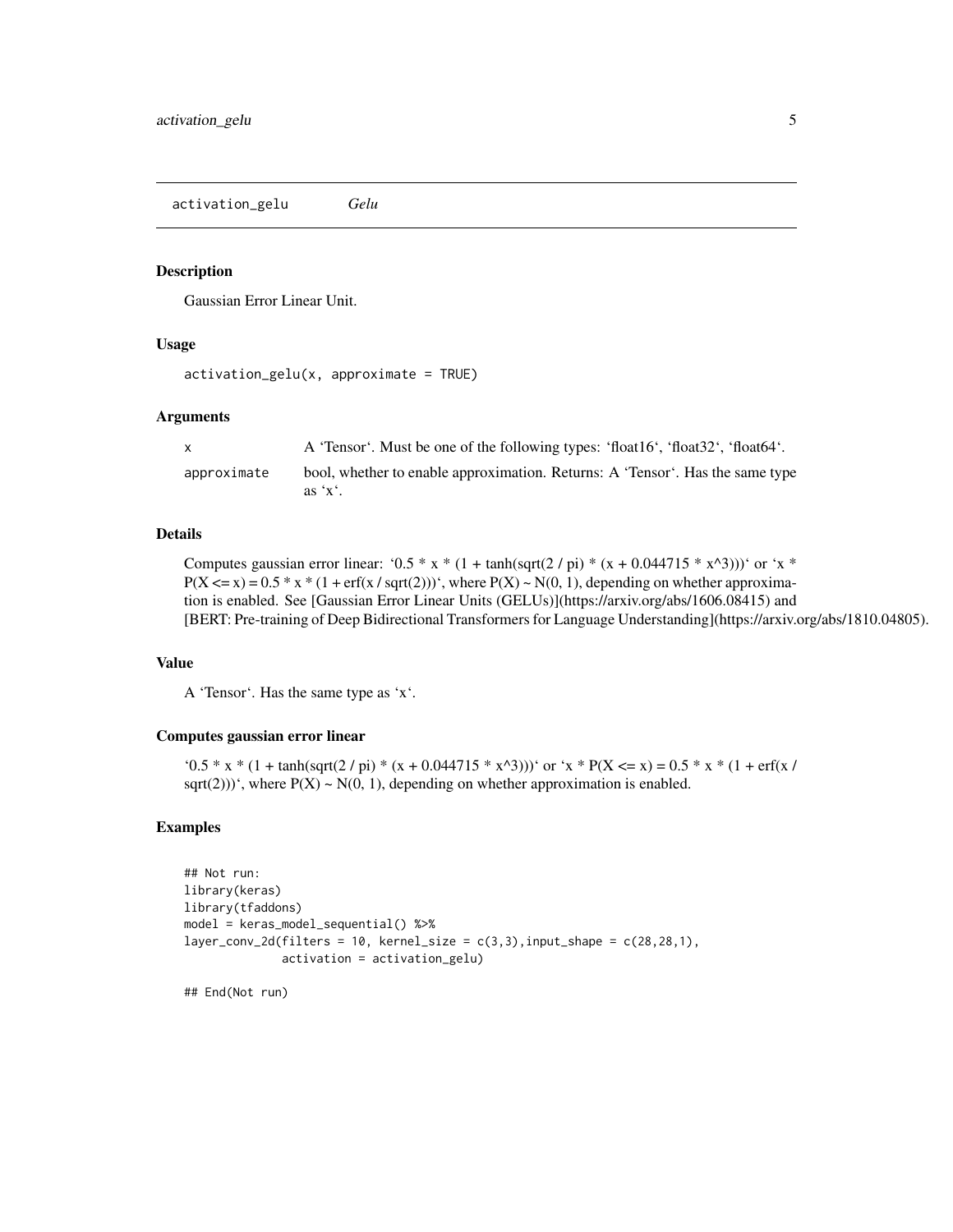## activation_gelu *Gelu*

### Description

Gaussian Error Linear Unit.

### Usage

```
activation_gelu(x, approximate = TRUE)
```

### Arguments

| | |
|---|---|
| x | A 'Tensor'. Must be one of the following types: 'float16', 'float32', 'float64'. |
| approximate | bool, whether to enable approximation. Returns: A 'Tensor'. Has the same type as 'x'. |

### Details

Computes gaussian error linear: '0.5 * x * (1 + tanh(sqrt(2 / pi) * (x + 0.044715 * x^3)))' or 'x * P(X <= x) = 0.5 * x * (1 + erf(x / sqrt(2)))', where P(X) ~ N(0, 1), depending on whether approximation is enabled. See [Gaussian Error Linear Units (GELUs)](https://arxiv.org/abs/1606.08415) and [BERT: Pre-training of Deep Bidirectional Transformers for Language Understanding](https://arxiv.org/abs/1810.04805).

### Value

A 'Tensor'. Has the same type as 'x'.

### Computes gaussian error linear

'0.5 * x * (1 + tanh(sqrt(2 / pi) * (x + 0.044715 * x^3)))' or 'x * P(X <= x) = 0.5 * x * (1 + erf(x / sqrt(2)))', where P(X) ~ N(0, 1), depending on whether approximation is enabled.

### Examples

```
## Not run:
library(keras)
library(tfaddons)
model = keras_model_sequential() %>%
layer_conv_2d(filters = 10, kernel_size = c(3,3),input_shape = c(28,28,1),
              activation = activation_gelu)

## End(Not run)
```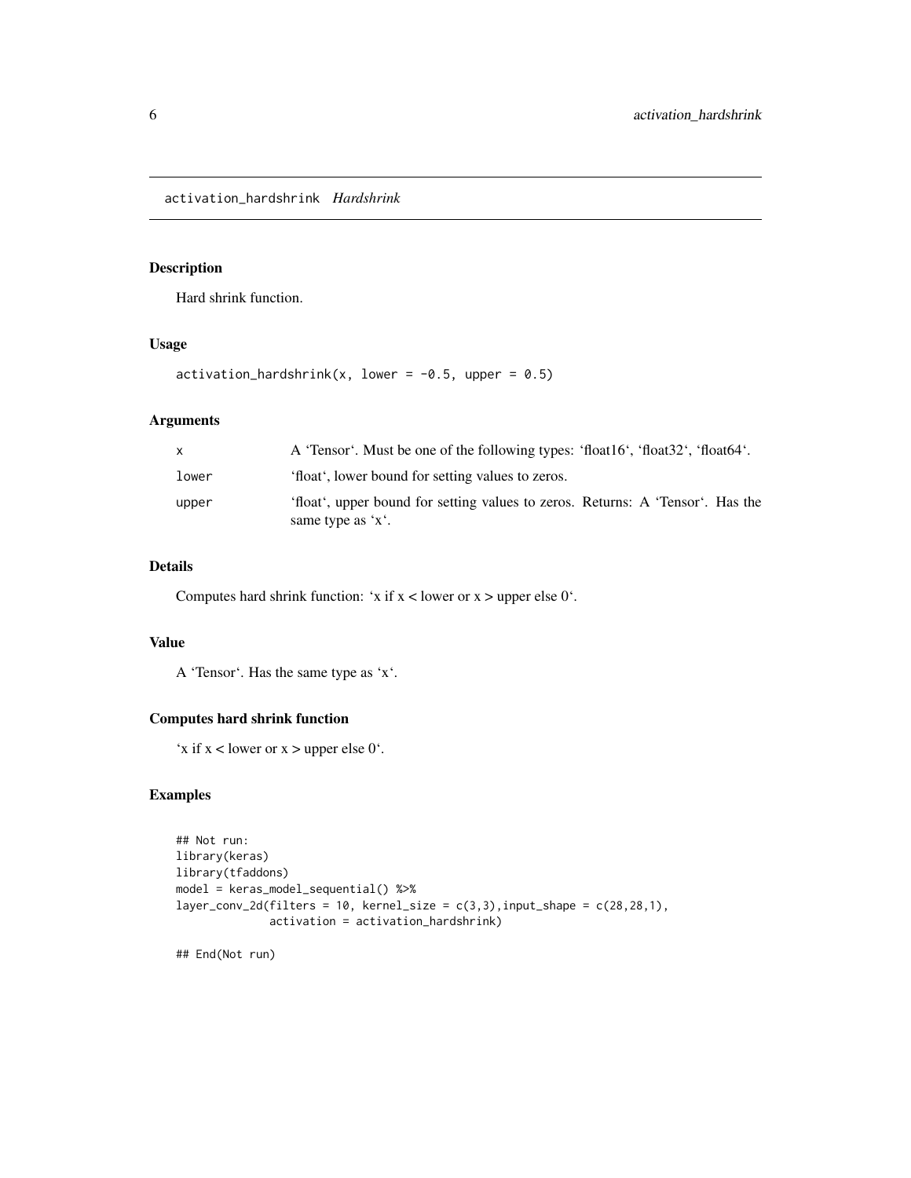# activation_hardshrink *Hardshrink*

## Description

Hard shrink function.

## Usage

```
activation_hardshrink(x, lower = -0.5, upper = 0.5)
```

## Arguments

| | |
|---|---|
| x | A 'Tensor'. Must be one of the following types: 'float16', 'float32', 'float64'. |
| lower | 'float', lower bound for setting values to zeros. |
| upper | 'float', upper bound for setting values to zeros. Returns: A 'Tensor'. Has the same type as 'x'. |

## Details

Computes hard shrink function: 'x if x < lower or x > upper else 0'.

## Value

A 'Tensor'. Has the same type as 'x'.

## Computes hard shrink function

'x if x < lower or x > upper else 0'.

## Examples

```
## Not run:
library(keras)
library(tfaddons)
model = keras_model_sequential() %>%
layer_conv_2d(filters = 10, kernel_size = c(3,3),input_shape = c(28,28,1),
              activation = activation_hardshrink)

## End(Not run)
```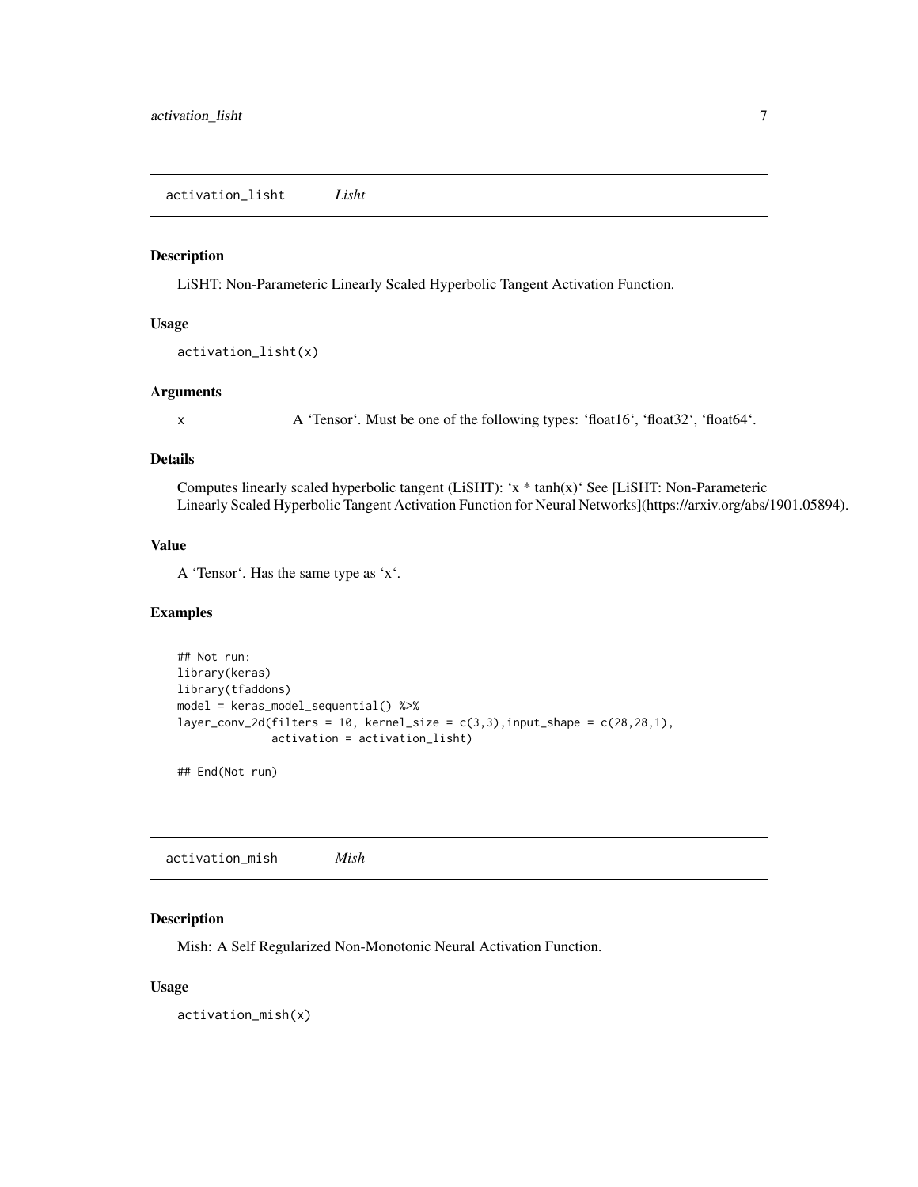## activation_lisht *Lisht*

### Description

LiSHT: Non-Parameteric Linearly Scaled Hyperbolic Tangent Activation Function.

### Usage

```
activation_lisht(x)
```

### Arguments

| | |
|---|---|
| x | A ‘Tensor‘. Must be one of the following types: ‘float16‘, ‘float32‘, ‘float64‘. |

### Details

Computes linearly scaled hyperbolic tangent (LiSHT): ‘x * tanh(x)‘ See [LiSHT: Non-Parameteric Linearly Scaled Hyperbolic Tangent Activation Function for Neural Networks](https://arxiv.org/abs/1901.05894).

### Value

A ‘Tensor‘. Has the same type as ‘x‘.

### Examples

```
## Not run:
library(keras)
library(tfaddons)
model = keras_model_sequential() %>%
layer_conv_2d(filters = 10, kernel_size = c(3,3),input_shape = c(28,28,1),
              activation = activation_lisht)

## End(Not run)
```

## activation_mish *Mish*

### Description

Mish: A Self Regularized Non-Monotonic Neural Activation Function.

### Usage

```
activation_mish(x)
```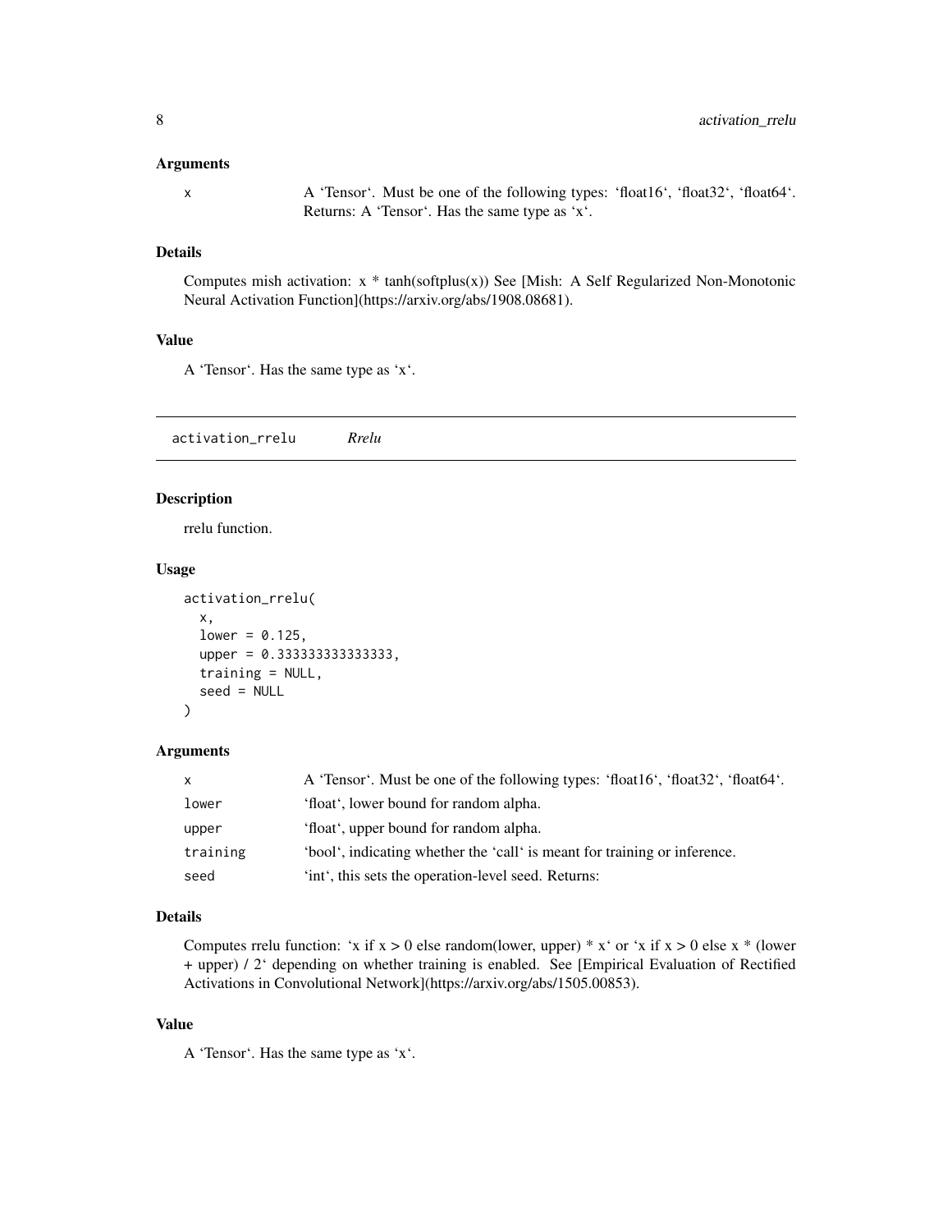### Arguments

| | |
|---|---|
| x | A 'Tensor'. Must be one of the following types: 'float16', 'float32', 'float64'. Returns: A 'Tensor'. Has the same type as 'x'. |

### Details

Computes mish activation: x * tanh(softplus(x)) See [Mish: A Self Regularized Non-Monotonic Neural Activation Function](https://arxiv.org/abs/1908.08681).

### Value

A 'Tensor'. Has the same type as 'x'.

---

## activation_rrelu *Rrelu*

### Description

rrelu function.

### Usage

```
activation_rrelu(
  x,
  lower = 0.125,
  upper = 0.333333333333333,
  training = NULL,
  seed = NULL
)
```

### Arguments

| | |
|---|---|
| x | A 'Tensor'. Must be one of the following types: 'float16', 'float32', 'float64'. |
| lower | 'float', lower bound for random alpha. |
| upper | 'float', upper bound for random alpha. |
| training | 'bool', indicating whether the 'call' is meant for training or inference. |
| seed | 'int', this sets the operation-level seed. Returns: |

### Details

Computes rrelu function: 'x if x > 0 else random(lower, upper) * x' or 'x if x > 0 else x * (lower + upper) / 2' depending on whether training is enabled. See [Empirical Evaluation of Rectified Activations in Convolutional Network](https://arxiv.org/abs/1505.00853).

### Value

A 'Tensor'. Has the same type as 'x'.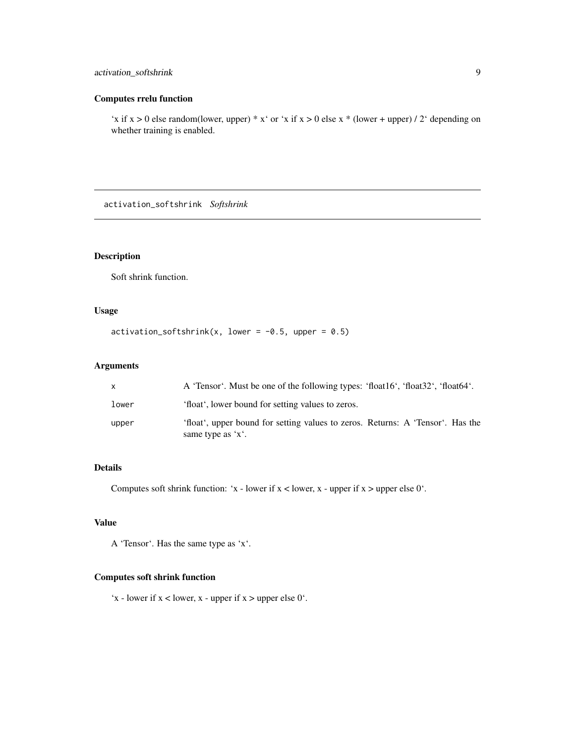### Computes rrelu function

'x if x > 0 else random(lower, upper) * x' or 'x if x > 0 else x * (lower + upper) / 2' depending on whether training is enabled.

---

## activation_softshrink *Softshrink*

### Description

Soft shrink function.

### Usage

```
activation_softshrink(x, lower = -0.5, upper = 0.5)
```

### Arguments

| | |
|---|---|
| x | A 'Tensor'. Must be one of the following types: 'float16', 'float32', 'float64'. |
| lower | 'float', lower bound for setting values to zeros. |
| upper | 'float', upper bound for setting values to zeros. Returns: A 'Tensor'. Has the same type as 'x'. |

### Details

Computes soft shrink function: 'x - lower if x < lower, x - upper if x > upper else 0'.

### Value

A 'Tensor'. Has the same type as 'x'.

### Computes soft shrink function

'x - lower if x < lower, x - upper if x > upper else 0'.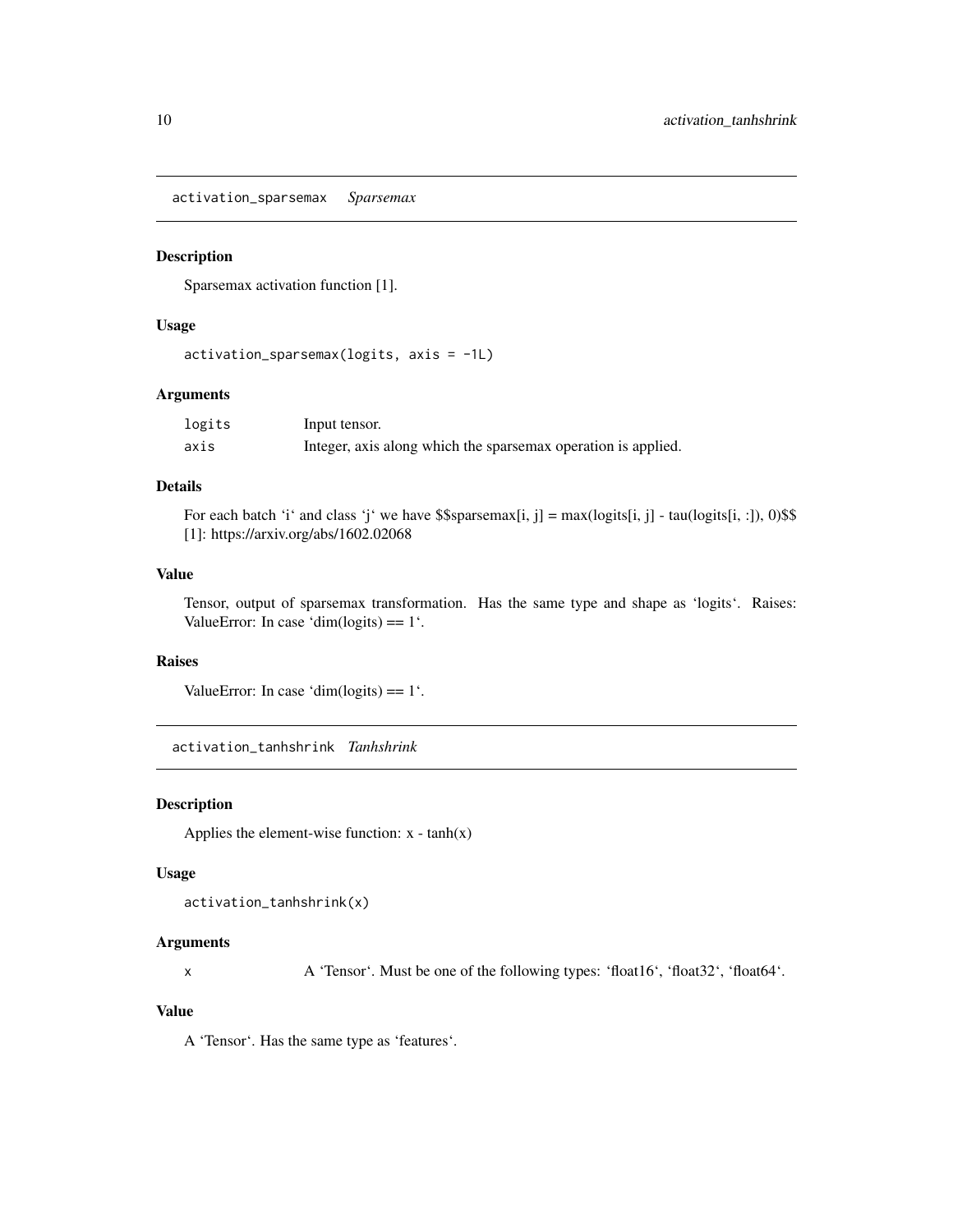## activation_sparsemax *Sparsemax*

### Description

Sparsemax activation function [1].

### Usage

```
activation_sparsemax(logits, axis = -1L)
```

### Arguments

| | |
|---|---|
| logits | Input tensor. |
| axis | Integer, axis along which the sparsemax operation is applied. |

### Details

For each batch 'i' and class 'j' we have $$sparsemax[i, j] = max(logits[i, j] - tau(logits[i, :]), 0)$$ [1]: https://arxiv.org/abs/1602.02068

### Value

Tensor, output of sparsemax transformation. Has the same type and shape as 'logits'. Raises: ValueError: In case 'dim(logits) == 1'.

### Raises

ValueError: In case 'dim(logits) == 1'.

## activation_tanhshrink *Tanhshrink*

### Description

Applies the element-wise function: x - tanh(x)

### Usage

```
activation_tanhshrink(x)
```

### Arguments

| | |
|---|---|
| x | A 'Tensor'. Must be one of the following types: 'float16', 'float32', 'float64'. |

### Value

A 'Tensor'. Has the same type as 'features'.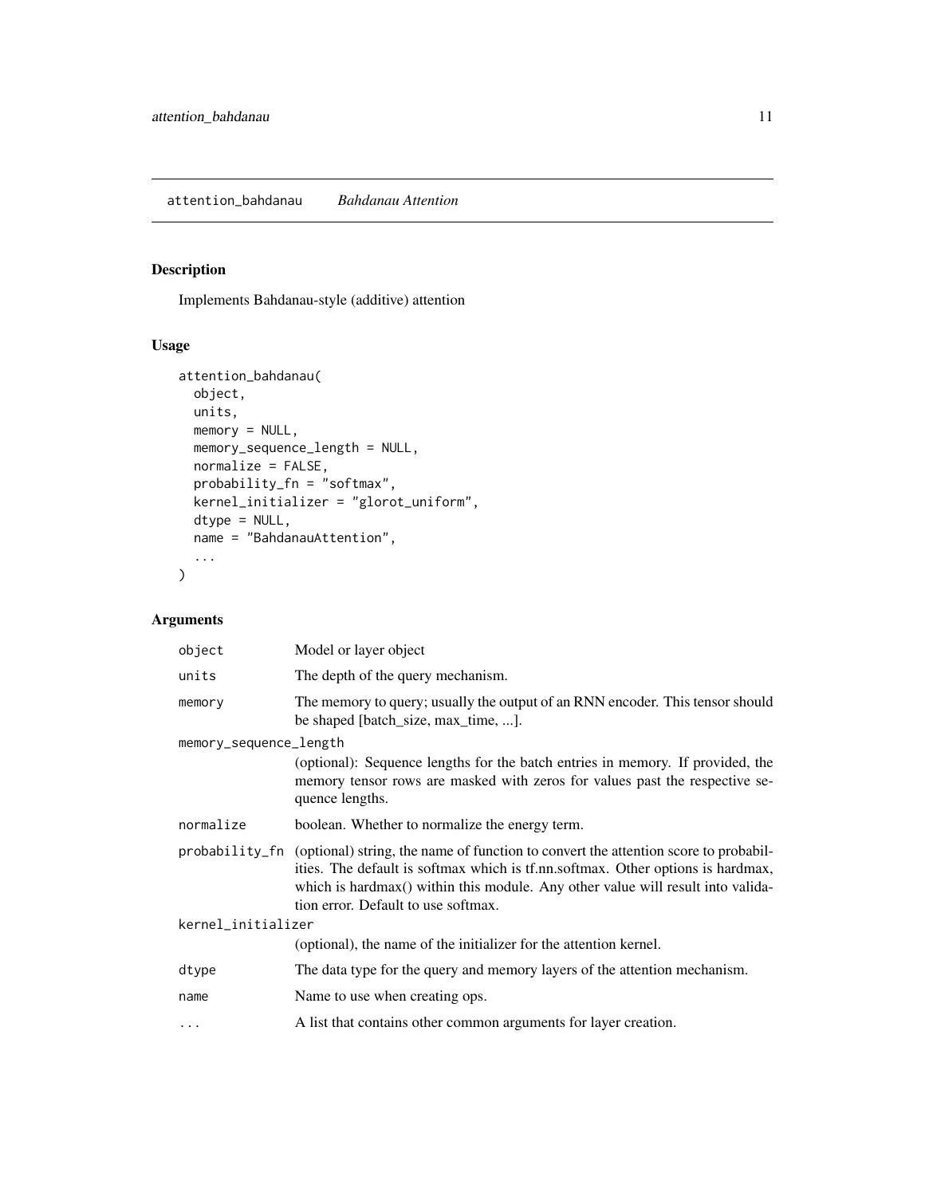## attention_bahdanau *Bahdanau Attention*

### Description

Implements Bahdanau-style (additive) attention

### Usage

```
attention_bahdanau(
  object,
  units,
  memory = NULL,
  memory_sequence_length = NULL,
  normalize = FALSE,
  probability_fn = "softmax",
  kernel_initializer = "glorot_uniform",
  dtype = NULL,
  name = "BahdanauAttention",
  ...
)
```

### Arguments

| Argument | Description |
|---|---|
| `object` | Model or layer object |
| `units` | The depth of the query mechanism. |
| `memory` | The memory to query; usually the output of an RNN encoder. This tensor should be shaped [batch_size, max_time, ...]. |
| `memory_sequence_length` | (optional): Sequence lengths for the batch entries in memory. If provided, the memory tensor rows are masked with zeros for values past the respective sequence lengths. |
| `normalize` | boolean. Whether to normalize the energy term. |
| `probability_fn` | (optional) string, the name of function to convert the attention score to probabilities. The default is softmax which is tf.nn.softmax. Other options is hardmax, which is hardmax() within this module. Any other value will result into validation error. Default to use softmax. |
| `kernel_initializer` | (optional), the name of the initializer for the attention kernel. |
| `dtype` | The data type for the query and memory layers of the attention mechanism. |
| `name` | Name to use when creating ops. |
| `...` | A list that contains other common arguments for layer creation. |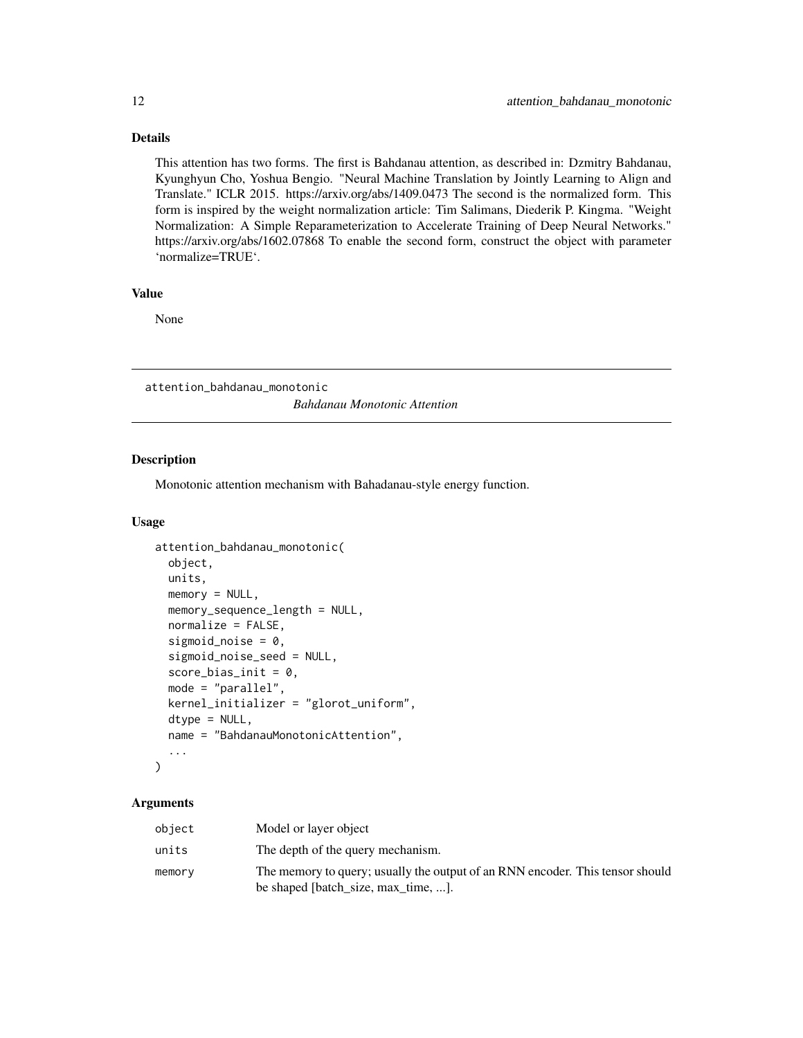### Details

This attention has two forms. The first is Bahdanau attention, as described in: Dzmitry Bahdanau, Kyunghyun Cho, Yoshua Bengio. "Neural Machine Translation by Jointly Learning to Align and Translate." ICLR 2015. https://arxiv.org/abs/1409.0473 The second is the normalized form. This form is inspired by the weight normalization article: Tim Salimans, Diederik P. Kingma. "Weight Normalization: A Simple Reparameterization to Accelerate Training of Deep Neural Networks." https://arxiv.org/abs/1602.07868 To enable the second form, construct the object with parameter 'normalize=TRUE'.

### Value

None

## attention_bahdanau_monotonic

*Bahdanau Monotonic Attention*

### Description

Monotonic attention mechanism with Bahadanau-style energy function.

### Usage

```
attention_bahdanau_monotonic(
  object,
  units,
  memory = NULL,
  memory_sequence_length = NULL,
  normalize = FALSE,
  sigmoid_noise = 0,
  sigmoid_noise_seed = NULL,
  score_bias_init = 0,
  mode = "parallel",
  kernel_initializer = "glorot_uniform",
  dtype = NULL,
  name = "BahdanauMonotonicAttention",
  ...
)
```

### Arguments

| | |
|---|---|
| object | Model or layer object |
| units | The depth of the query mechanism. |
| memory | The memory to query; usually the output of an RNN encoder. This tensor should be shaped [batch_size, max_time, ...]. |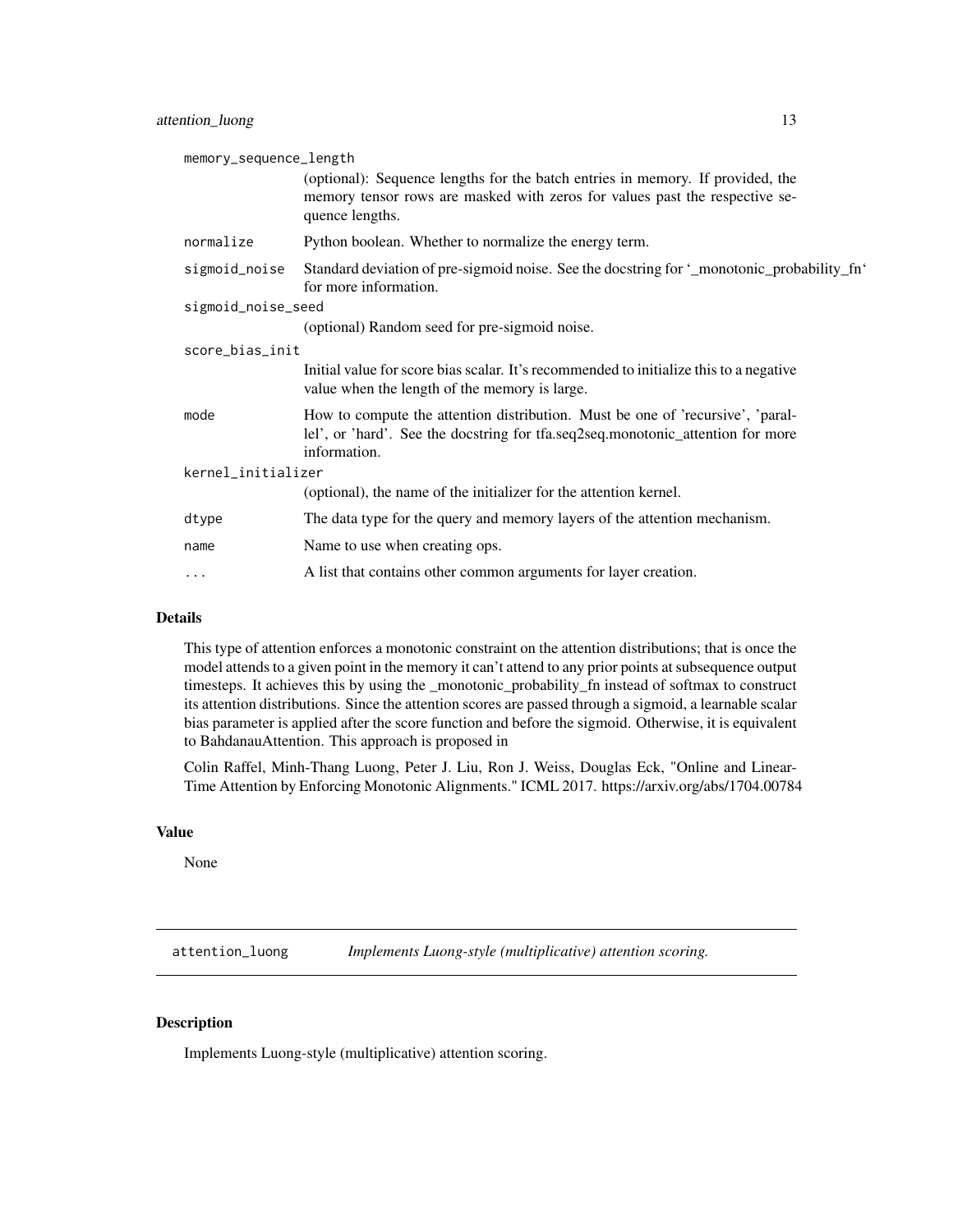| | |
|---|---|
| memory_sequence_length | (optional): Sequence lengths for the batch entries in memory. If provided, the memory tensor rows are masked with zeros for values past the respective sequence lengths. |
| normalize | Python boolean. Whether to normalize the energy term. |
| sigmoid_noise | Standard deviation of pre-sigmoid noise. See the docstring for '_monotonic_probability_fn' for more information. |
| sigmoid_noise_seed | (optional) Random seed for pre-sigmoid noise. |
| score_bias_init | Initial value for score bias scalar. It's recommended to initialize this to a negative value when the length of the memory is large. |
| mode | How to compute the attention distribution. Must be one of 'recursive', 'parallel', or 'hard'. See the docstring for tfa.seq2seq.monotonic_attention for more information. |
| kernel_initializer | (optional), the name of the initializer for the attention kernel. |
| dtype | The data type for the query and memory layers of the attention mechanism. |
| name | Name to use when creating ops. |
| ... | A list that contains other common arguments for layer creation. |

## Details

This type of attention enforces a monotonic constraint on the attention distributions; that is once the model attends to a given point in the memory it can't attend to any prior points at subsequence output timesteps. It achieves this by using the _monotonic_probability_fn instead of softmax to construct its attention distributions. Since the attention scores are passed through a sigmoid, a learnable scalar bias parameter is applied after the score function and before the sigmoid. Otherwise, it is equivalent to BahdanauAttention. This approach is proposed in

Colin Raffel, Minh-Thang Luong, Peter J. Liu, Ron J. Weiss, Douglas Eck, "Online and Linear-Time Attention by Enforcing Monotonic Alignments." ICML 2017. https://arxiv.org/abs/1704.00784

## Value

None

---

# attention_luong — *Implements Luong-style (multiplicative) attention scoring.*

## Description

Implements Luong-style (multiplicative) attention scoring.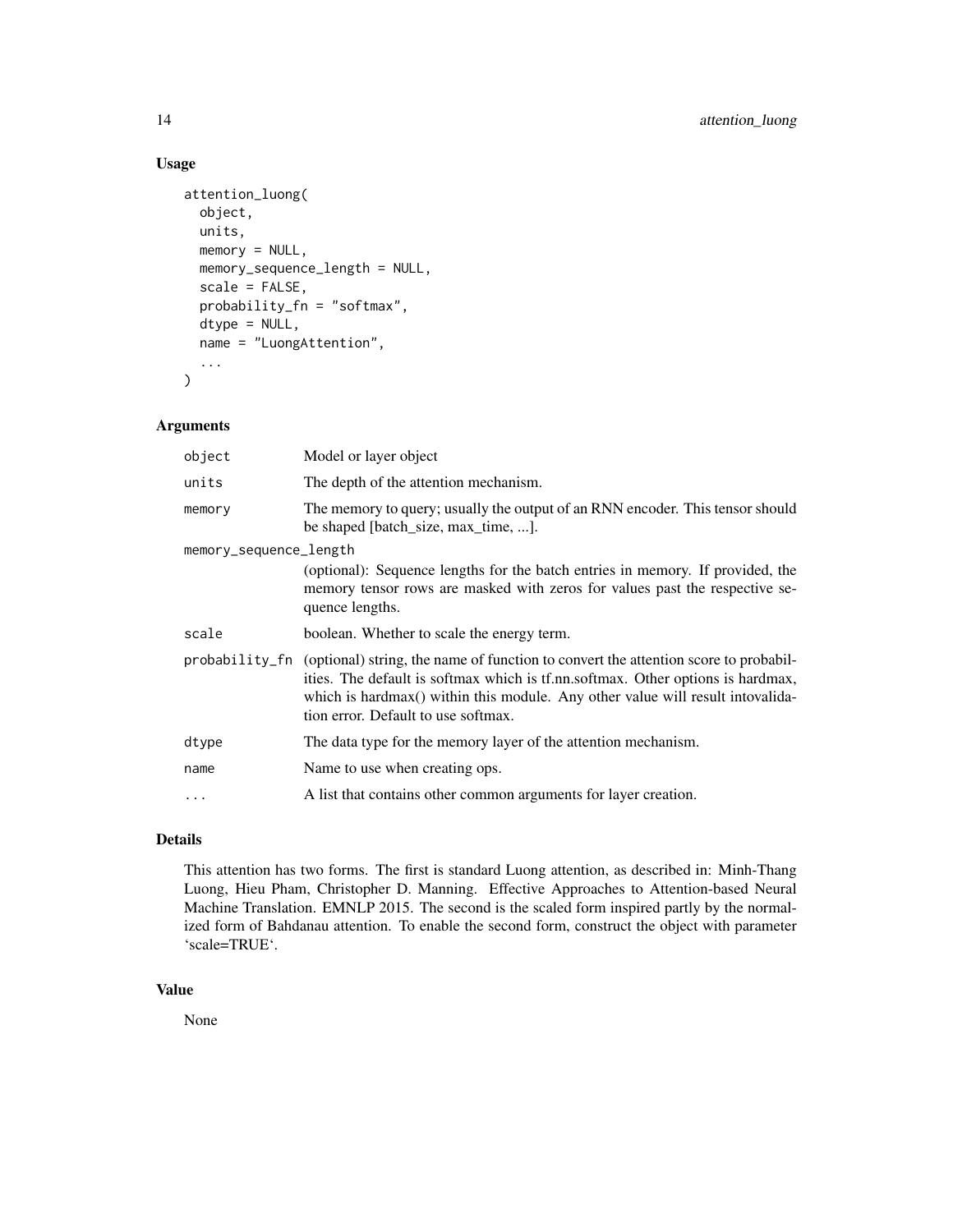## Usage

```
attention_luong(
  object,
  units,
  memory = NULL,
  memory_sequence_length = NULL,
  scale = FALSE,
  probability_fn = "softmax",
  dtype = NULL,
  name = "LuongAttention",
  ...
)
```

## Arguments

| | |
|---|---|
| object | Model or layer object |
| units | The depth of the attention mechanism. |
| memory | The memory to query; usually the output of an RNN encoder. This tensor should be shaped [batch_size, max_time, ...]. |
| memory_sequence_length | (optional): Sequence lengths for the batch entries in memory. If provided, the memory tensor rows are masked with zeros for values past the respective sequence lengths. |
| scale | boolean. Whether to scale the energy term. |
| probability_fn | (optional) string, the name of function to convert the attention score to probabilities. The default is softmax which is tf.nn.softmax. Other options is hardmax, which is hardmax() within this module. Any other value will result intovalidation error. Default to use softmax. |
| dtype | The data type for the memory layer of the attention mechanism. |
| name | Name to use when creating ops. |
| ... | A list that contains other common arguments for layer creation. |

## Details

This attention has two forms. The first is standard Luong attention, as described in: Minh-Thang Luong, Hieu Pham, Christopher D. Manning. Effective Approaches to Attention-based Neural Machine Translation. EMNLP 2015. The second is the scaled form inspired partly by the normalized form of Bahdanau attention. To enable the second form, construct the object with parameter 'scale=TRUE'.

## Value

None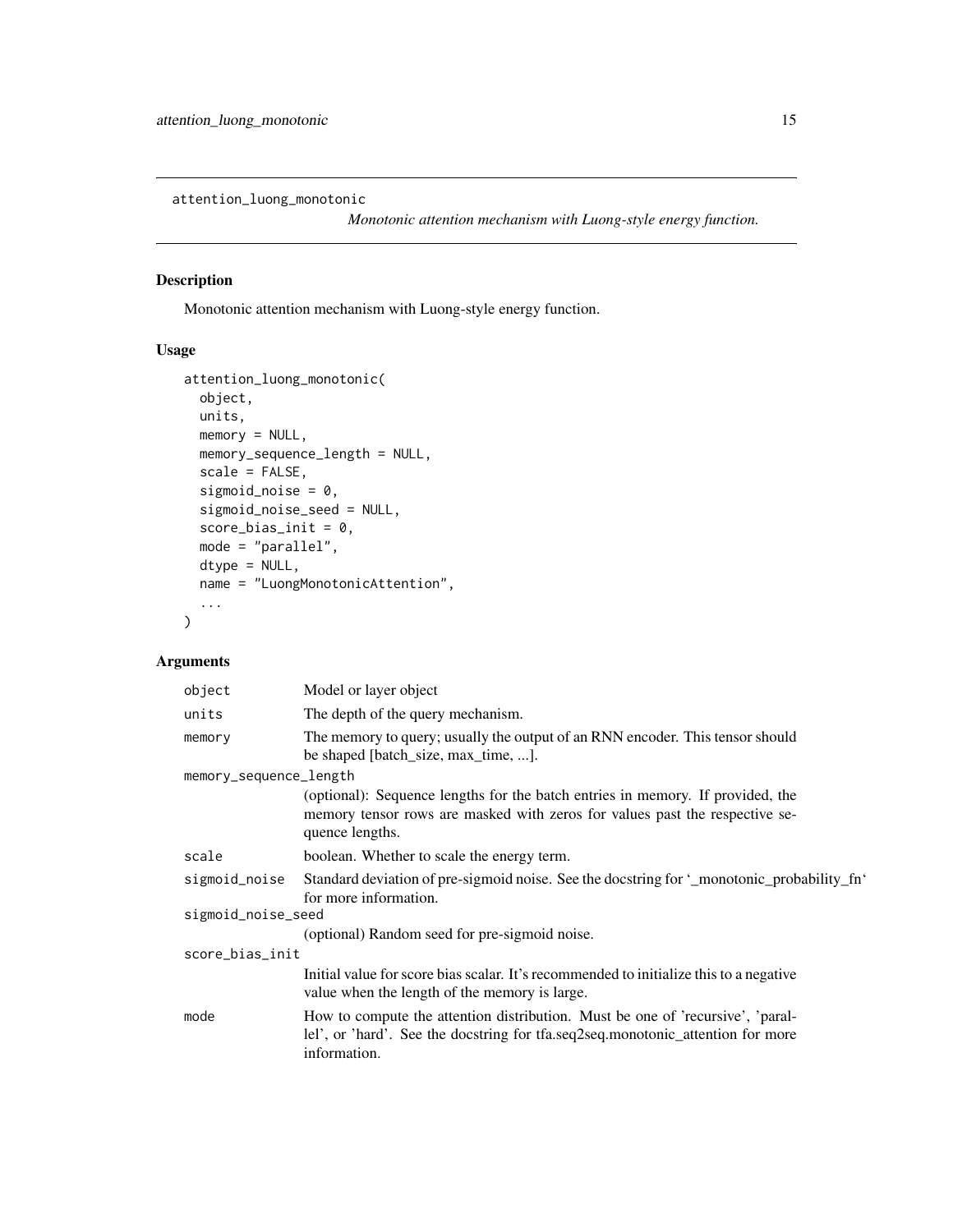attention_luong_monotonic

*Monotonic attention mechanism with Luong-style energy function.*

## Description

Monotonic attention mechanism with Luong-style energy function.

## Usage

```
attention_luong_monotonic(
  object,
  units,
  memory = NULL,
  memory_sequence_length = NULL,
  scale = FALSE,
  sigmoid_noise = 0,
  sigmoid_noise_seed = NULL,
  score_bias_init = 0,
  mode = "parallel",
  dtype = NULL,
  name = "LuongMonotonicAttention",
  ...
)
```

## Arguments

| Argument | Description |
|---|---|
| `object` | Model or layer object |
| `units` | The depth of the query mechanism. |
| `memory` | The memory to query; usually the output of an RNN encoder. This tensor should be shaped [batch_size, max_time, ...]. |
| `memory_sequence_length` | (optional): Sequence lengths for the batch entries in memory. If provided, the memory tensor rows are masked with zeros for values past the respective sequence lengths. |
| `scale` | boolean. Whether to scale the energy term. |
| `sigmoid_noise` | Standard deviation of pre-sigmoid noise. See the docstring for '_monotonic_probability_fn' for more information. |
| `sigmoid_noise_seed` | (optional) Random seed for pre-sigmoid noise. |
| `score_bias_init` | Initial value for score bias scalar. It's recommended to initialize this to a negative value when the length of the memory is large. |
| `mode` | How to compute the attention distribution. Must be one of 'recursive', 'parallel', or 'hard'. See the docstring for tfa.seq2seq.monotonic_attention for more information. |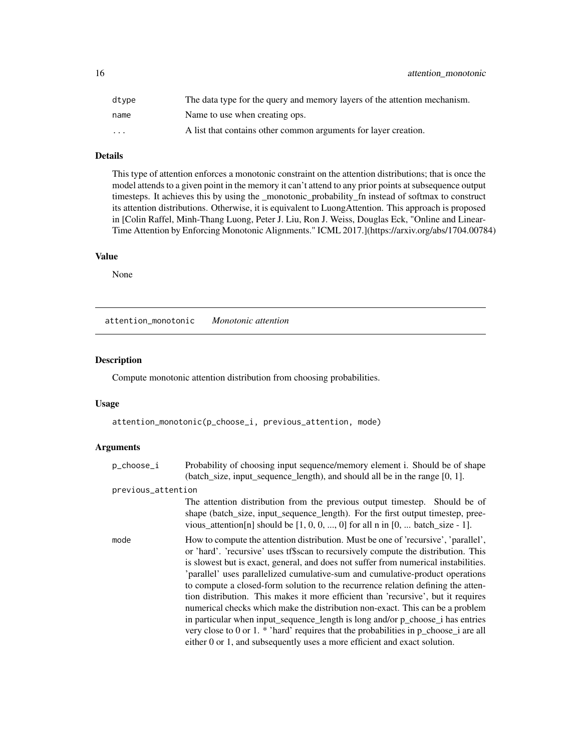| | |
|---|---|
| dtype | The data type for the query and memory layers of the attention mechanism. |
| name | Name to use when creating ops. |
| ... | A list that contains other common arguments for layer creation. |

### Details

This type of attention enforces a monotonic constraint on the attention distributions; that is once the model attends to a given point in the memory it can't attend to any prior points at subsequence output timesteps. It achieves this by using the _monotonic_probability_fn instead of softmax to construct its attention distributions. Otherwise, it is equivalent to LuongAttention. This approach is proposed in [Colin Raffel, Minh-Thang Luong, Peter J. Liu, Ron J. Weiss, Douglas Eck, "Online and Linear-Time Attention by Enforcing Monotonic Alignments." ICML 2017.](https://arxiv.org/abs/1704.00784)

### Value

None

---

## attention_monotonic *Monotonic attention*

### Description

Compute monotonic attention distribution from choosing probabilities.

### Usage

```
attention_monotonic(p_choose_i, previous_attention, mode)
```

### Arguments

| | |
|---|---|
| p_choose_i | Probability of choosing input sequence/memory element i. Should be of shape (batch_size, input_sequence_length), and should all be in the range [0, 1]. |
| previous_attention | The attention distribution from the previous output timestep. Should be of shape (batch_size, input_sequence_length). For the first output timestep, preevious_attention[n] should be [1, 0, 0, ..., 0] for all n in [0, ... batch_size - 1]. |
| mode | How to compute the attention distribution. Must be one of 'recursive', 'parallel', or 'hard'. 'recursive' uses tf$scan to recursively compute the distribution. This is slowest but is exact, general, and does not suffer from numerical instabilities. 'parallel' uses parallelized cumulative-sum and cumulative-product operations to compute a closed-form solution to the recurrence relation defining the attention distribution. This makes it more efficient than 'recursive', but it requires numerical checks which make the distribution non-exact. This can be a problem in particular when input_sequence_length is long and/or p_choose_i has entries very close to 0 or 1. * 'hard' requires that the probabilities in p_choose_i are all either 0 or 1, and subsequently uses a more efficient and exact solution. |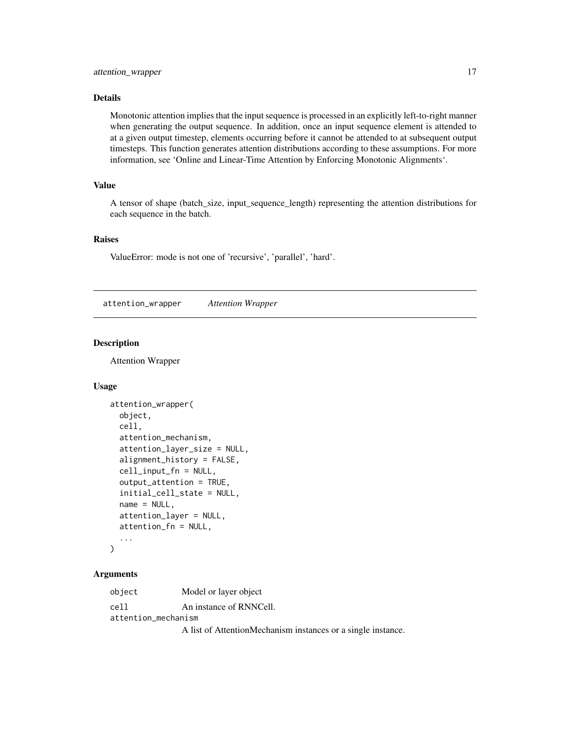### Details

Monotonic attention implies that the input sequence is processed in an explicitly left-to-right manner when generating the output sequence. In addition, once an input sequence element is attended to at a given output timestep, elements occurring before it cannot be attended to at subsequent output timesteps. This function generates attention distributions according to these assumptions. For more information, see 'Online and Linear-Time Attention by Enforcing Monotonic Alignments'.

### Value

A tensor of shape (batch_size, input_sequence_length) representing the attention distributions for each sequence in the batch.

### Raises

ValueError: mode is not one of 'recursive', 'parallel', 'hard'.

---

## attention_wrapper *Attention Wrapper*

### Description

Attention Wrapper

### Usage

```
attention_wrapper(
  object,
  cell,
  attention_mechanism,
  attention_layer_size = NULL,
  alignment_history = FALSE,
  cell_input_fn = NULL,
  output_attention = TRUE,
  initial_cell_state = NULL,
  name = NULL,
  attention_layer = NULL,
  attention_fn = NULL,
  ...
)
```

### Arguments

| | |
|---|---|
| `object` | Model or layer object |
| `cell` | An instance of RNNCell. |
| `attention_mechanism` | A list of AttentionMechanism instances or a single instance. |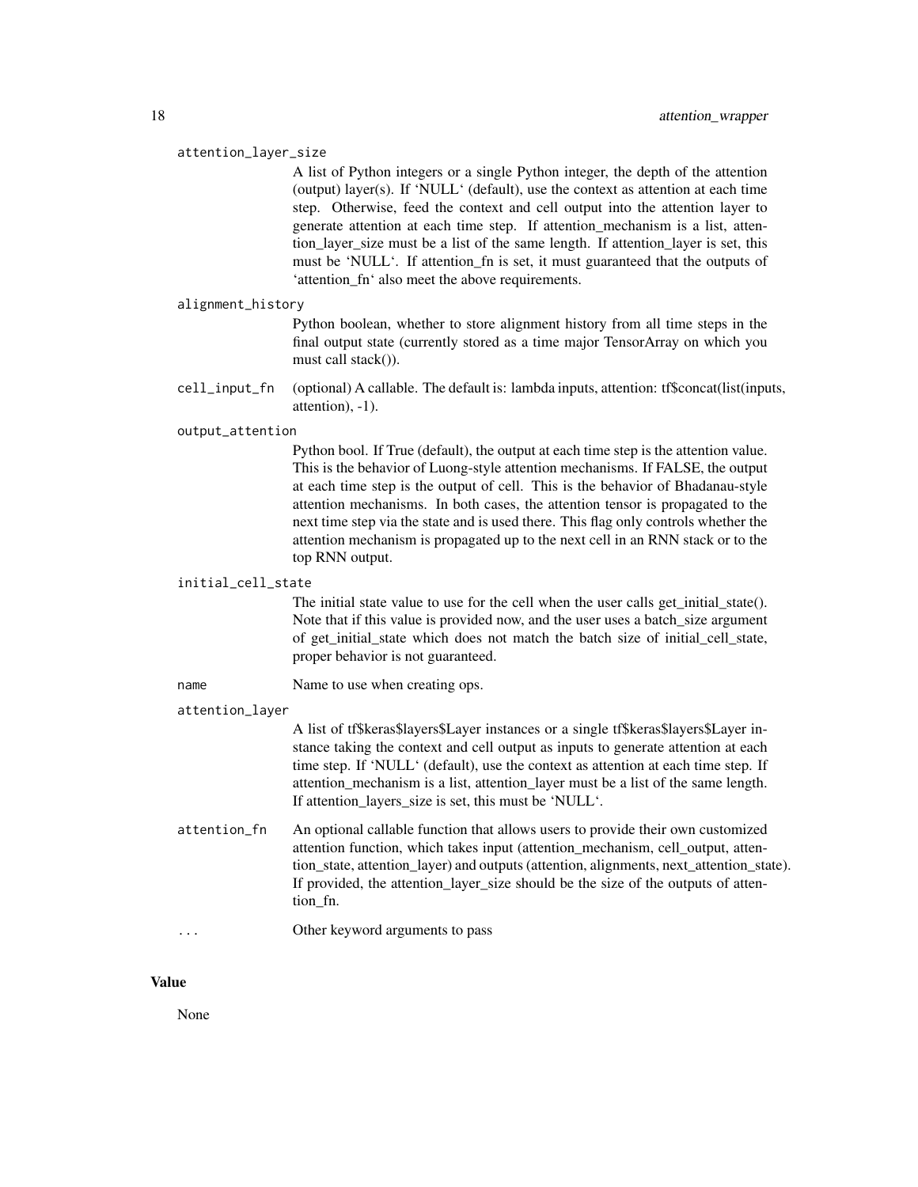`attention_layer_size`
: A list of Python integers or a single Python integer, the depth of the attention (output) layer(s). If 'NULL' (default), use the context as attention at each time step. Otherwise, feed the context and cell output into the attention layer to generate attention at each time step. If attention_mechanism is a list, attention_layer_size must be a list of the same length. If attention_layer is set, this must be 'NULL'. If attention_fn is set, it must guaranteed that the outputs of 'attention_fn' also meet the above requirements.

`alignment_history`
: Python boolean, whether to store alignment history from all time steps in the final output state (currently stored as a time major TensorArray on which you must call stack()).

`cell_input_fn`
: (optional) A callable. The default is: lambda inputs, attention: tf$concat(list(inputs, attention), -1).

`output_attention`
: Python bool. If True (default), the output at each time step is the attention value. This is the behavior of Luong-style attention mechanisms. If FALSE, the output at each time step is the output of cell. This is the behavior of Bhadanau-style attention mechanisms. In both cases, the attention tensor is propagated to the next time step via the state and is used there. This flag only controls whether the attention mechanism is propagated up to the next cell in an RNN stack or to the top RNN output.

`initial_cell_state`
: The initial state value to use for the cell when the user calls get_initial_state(). Note that if this value is provided now, and the user uses a batch_size argument of get_initial_state which does not match the batch size of initial_cell_state, proper behavior is not guaranteed.

`name`
: Name to use when creating ops.

`attention_layer`
: A list of tf$keras$layers$Layer instances or a single tf$keras$layers$Layer instance taking the context and cell output as inputs to generate attention at each time step. If 'NULL' (default), use the context as attention at each time step. If attention_mechanism is a list, attention_layer must be a list of the same length. If attention_layers_size is set, this must be 'NULL'.

`attention_fn`
: An optional callable function that allows users to provide their own customized attention function, which takes input (attention_mechanism, cell_output, attention_state, attention_layer) and outputs (attention, alignments, next_attention_state). If provided, the attention_layer_size should be the size of the outputs of attention_fn.

`...`
: Other keyword arguments to pass

## Value

None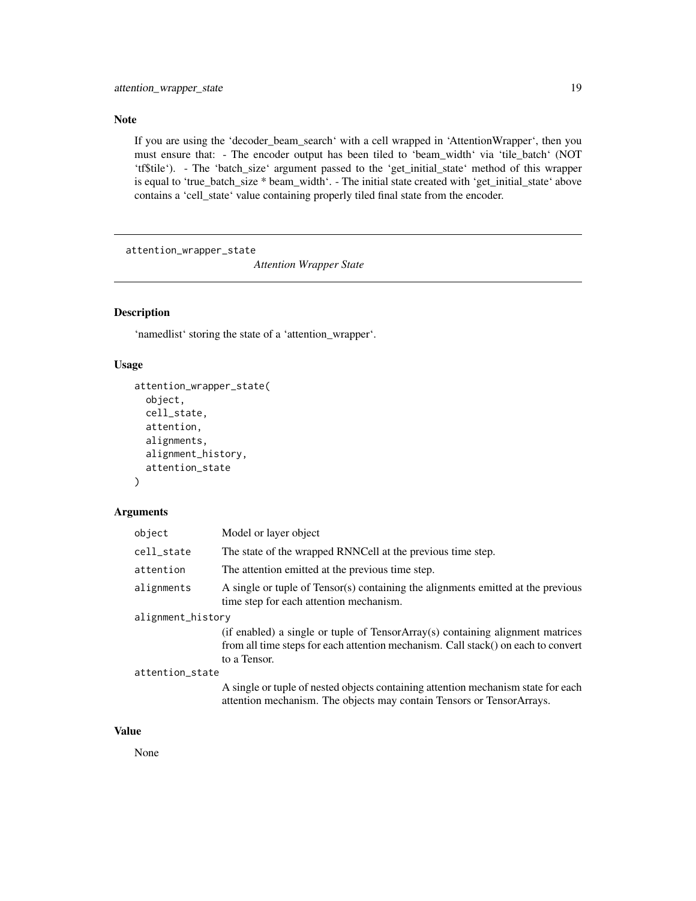## Note

If you are using the 'decoder_beam_search' with a cell wrapped in 'AttentionWrapper', then you must ensure that: - The encoder output has been tiled to 'beam_width' via 'tile_batch' (NOT 'tf$tile'). - The 'batch_size' argument passed to the 'get_initial_state' method of this wrapper is equal to 'true_batch_size * beam_width'. - The initial state created with 'get_initial_state' above contains a 'cell_state' value containing properly tiled final state from the encoder.

---

# attention_wrapper_state

*Attention Wrapper State*

---

## Description

'namedlist' storing the state of a 'attention_wrapper'.

## Usage

```
attention_wrapper_state(
  object,
  cell_state,
  attention,
  alignments,
  alignment_history,
  attention_state
)
```

## Arguments

| | |
|---|---|
| object | Model or layer object |
| cell_state | The state of the wrapped RNNCell at the previous time step. |
| attention | The attention emitted at the previous time step. |
| alignments | A single or tuple of Tensor(s) containing the alignments emitted at the previous time step for each attention mechanism. |
| alignment_history | (if enabled) a single or tuple of TensorArray(s) containing alignment matrices from all time steps for each attention mechanism. Call stack() on each to convert to a Tensor. |
| attention_state | A single or tuple of nested objects containing attention mechanism state for each attention mechanism. The objects may contain Tensors or TensorArrays. |

## Value

None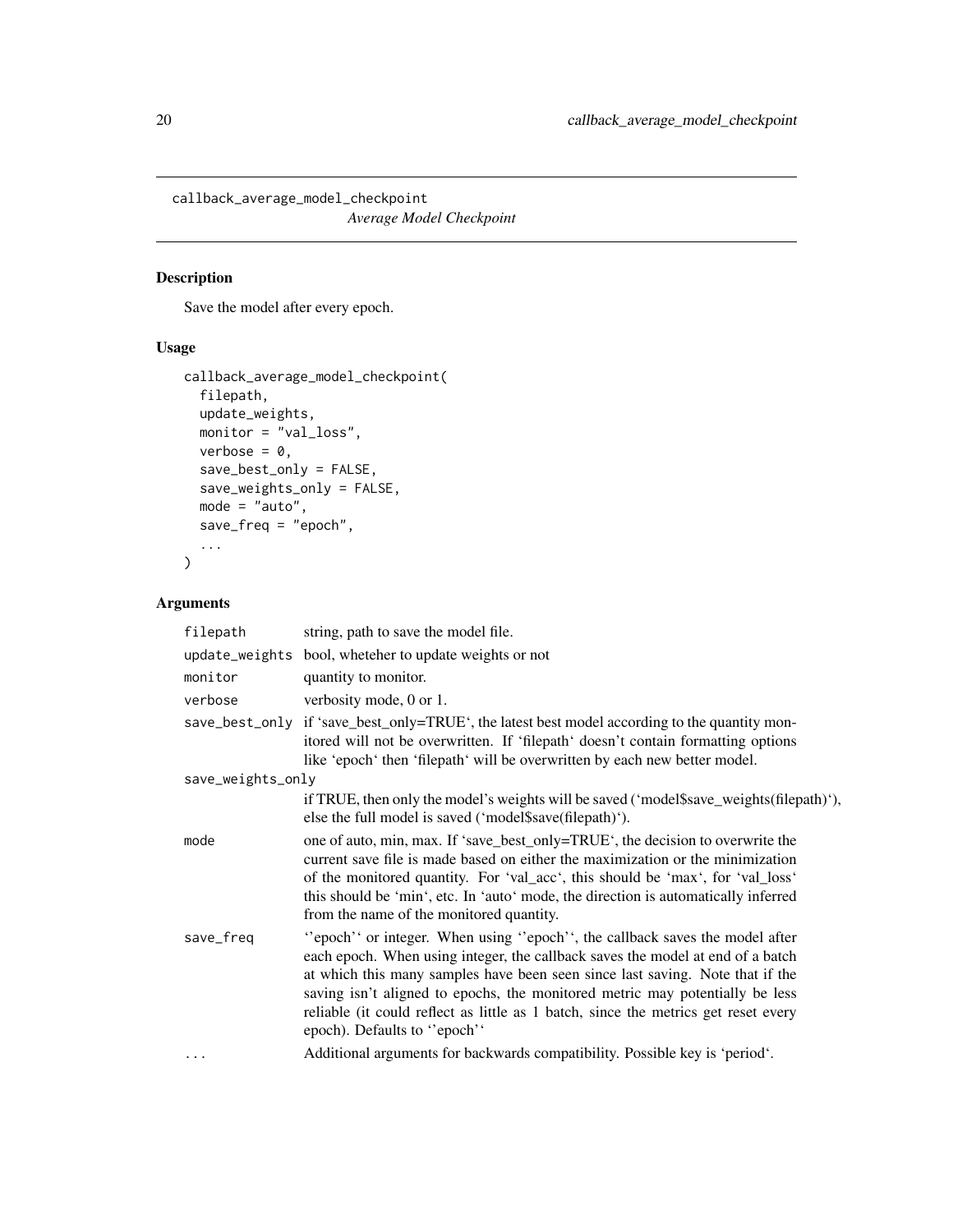callback_average_model_checkpoint
*Average Model Checkpoint*

## Description

Save the model after every epoch.

## Usage

```
callback_average_model_checkpoint(
  filepath,
  update_weights,
  monitor = "val_loss",
  verbose = 0,
  save_best_only = FALSE,
  save_weights_only = FALSE,
  mode = "auto",
  save_freq = "epoch",
  ...
)
```

## Arguments

| Argument | Description |
|---|---|
| filepath | string, path to save the model file. |
| update_weights | bool, wheteher to update weights or not |
| monitor | quantity to monitor. |
| verbose | verbosity mode, 0 or 1. |
| save_best_only | if 'save_best_only=TRUE', the latest best model according to the quantity monitored will not be overwritten. If 'filepath' doesn't contain formatting options like 'epoch' then 'filepath' will be overwritten by each new better model. |
| save_weights_only | if TRUE, then only the model's weights will be saved ('model$save_weights(filepath)'), else the full model is saved ('model$save(filepath)'). |
| mode | one of auto, min, max. If 'save_best_only=TRUE', the decision to overwrite the current save file is made based on either the maximization or the minimization of the monitored quantity. For 'val_acc', this should be 'max', for 'val_loss' this should be 'min', etc. In 'auto' mode, the direction is automatically inferred from the name of the monitored quantity. |
| save_freq | ''epoch'' or integer. When using ''epoch'', the callback saves the model after each epoch. When using integer, the callback saves the model at end of a batch at which this many samples have been seen since last saving. Note that if the saving isn't aligned to epochs, the monitored metric may potentially be less reliable (it could reflect as little as 1 batch, since the metrics get reset every epoch). Defaults to ''epoch'' |
| ... | Additional arguments for backwards compatibility. Possible key is 'period'. |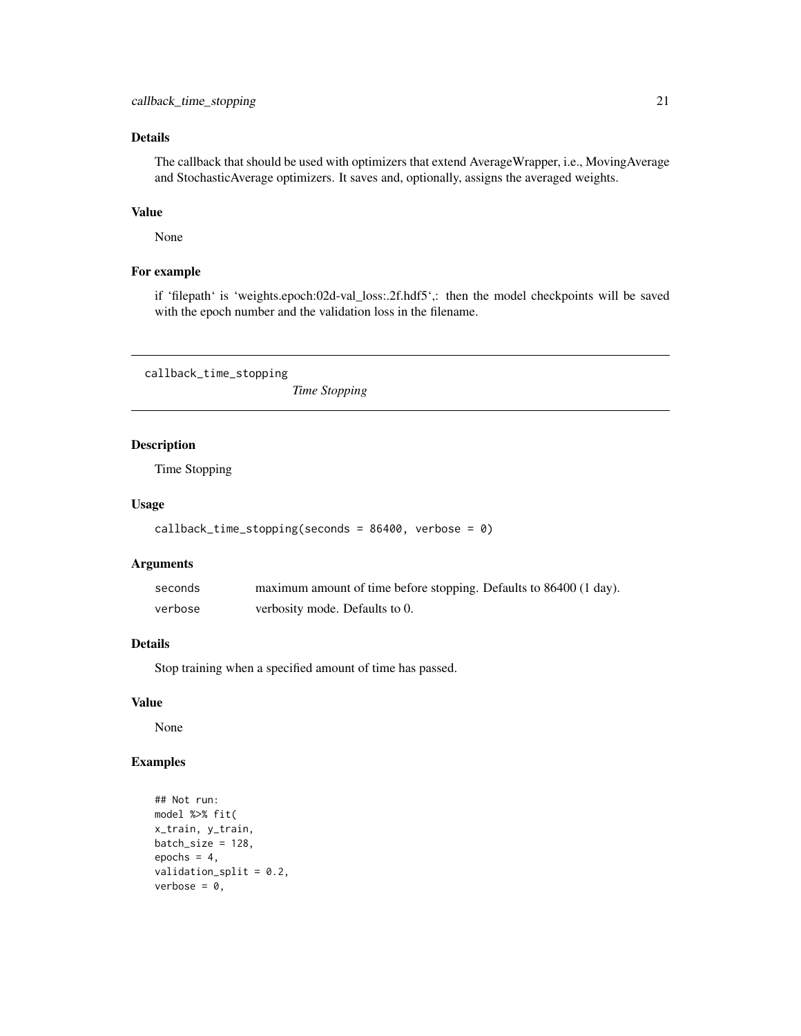### Details

The callback that should be used with optimizers that extend AverageWrapper, i.e., MovingAverage and StochasticAverage optimizers. It saves and, optionally, assigns the averaged weights.

### Value

None

### For example

if 'filepath' is 'weights.epoch:02d-val_loss:.2f.hdf5',: then the model checkpoints will be saved with the epoch number and the validation loss in the filename.

---

## callback_time_stopping

*Time Stopping*

---

### Description

Time Stopping

### Usage

```
callback_time_stopping(seconds = 86400, verbose = 0)
```

### Arguments

| | |
|---|---|
| `seconds` | maximum amount of time before stopping. Defaults to 86400 (1 day). |
| `verbose` | verbosity mode. Defaults to 0. |

### Details

Stop training when a specified amount of time has passed.

### Value

None

### Examples

```
## Not run:
model %>% fit(
x_train, y_train,
batch_size = 128,
epochs = 4,
validation_split = 0.2,
verbose = 0,
```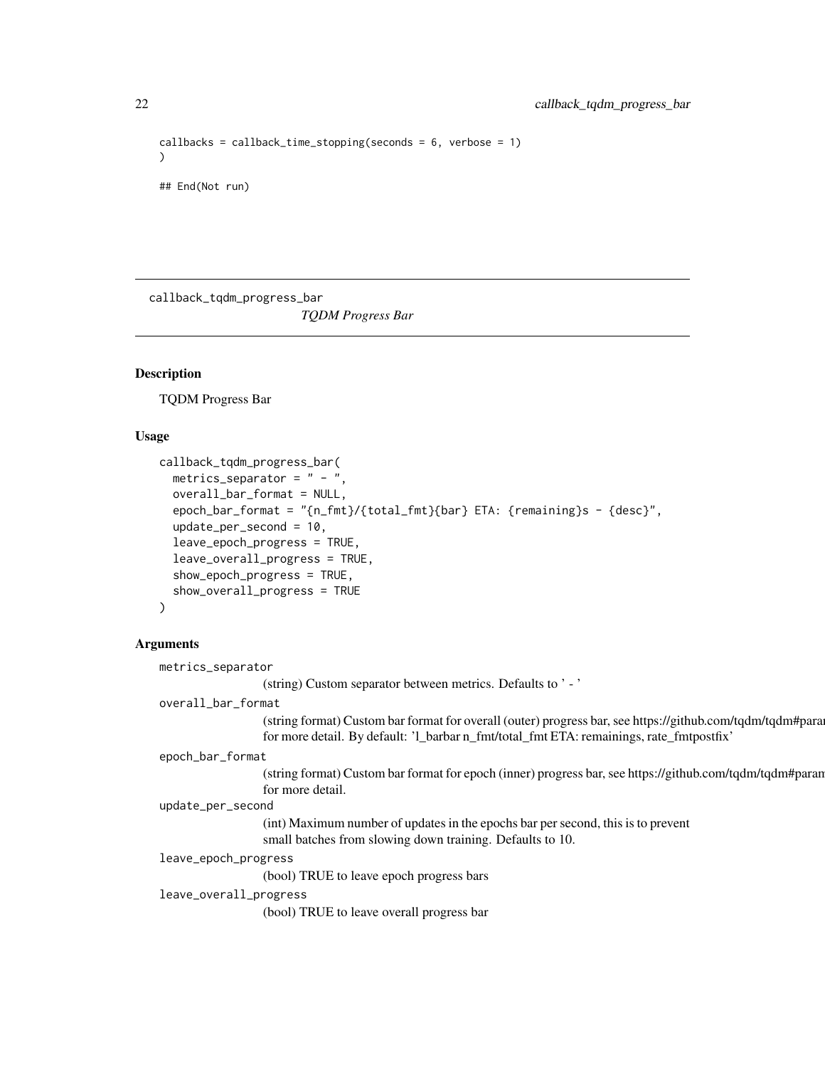```
callbacks = callback_time_stopping(seconds = 6, verbose = 1)
)

## End(Not run)
```

---

callback_tqdm_progress_bar        *TQDM Progress Bar*

---

## Description

TQDM Progress Bar

## Usage

```
callback_tqdm_progress_bar(
  metrics_separator = " - ",
  overall_bar_format = NULL,
  epoch_bar_format = "{n_fmt}/{total_fmt}{bar} ETA: {remaining}s - {desc}",
  update_per_second = 10,
  leave_epoch_progress = TRUE,
  leave_overall_progress = TRUE,
  show_epoch_progress = TRUE,
  show_overall_progress = TRUE
)
```

## Arguments

`metrics_separator`
: (string) Custom separator between metrics. Defaults to ' - '

`overall_bar_format`
: (string format) Custom bar format for overall (outer) progress bar, see https://github.com/tqdm/tqdm#parar for more detail. By default: 'l_barbar n_fmt/total_fmt ETA: remainings, rate_fmtpostfix'

`epoch_bar_format`
: (string format) Custom bar format for epoch (inner) progress bar, see https://github.com/tqdm/tqdm#paran for more detail.

`update_per_second`
: (int) Maximum number of updates in the epochs bar per second, this is to prevent small batches from slowing down training. Defaults to 10.

`leave_epoch_progress`
: (bool) TRUE to leave epoch progress bars

`leave_overall_progress`
: (bool) TRUE to leave overall progress bar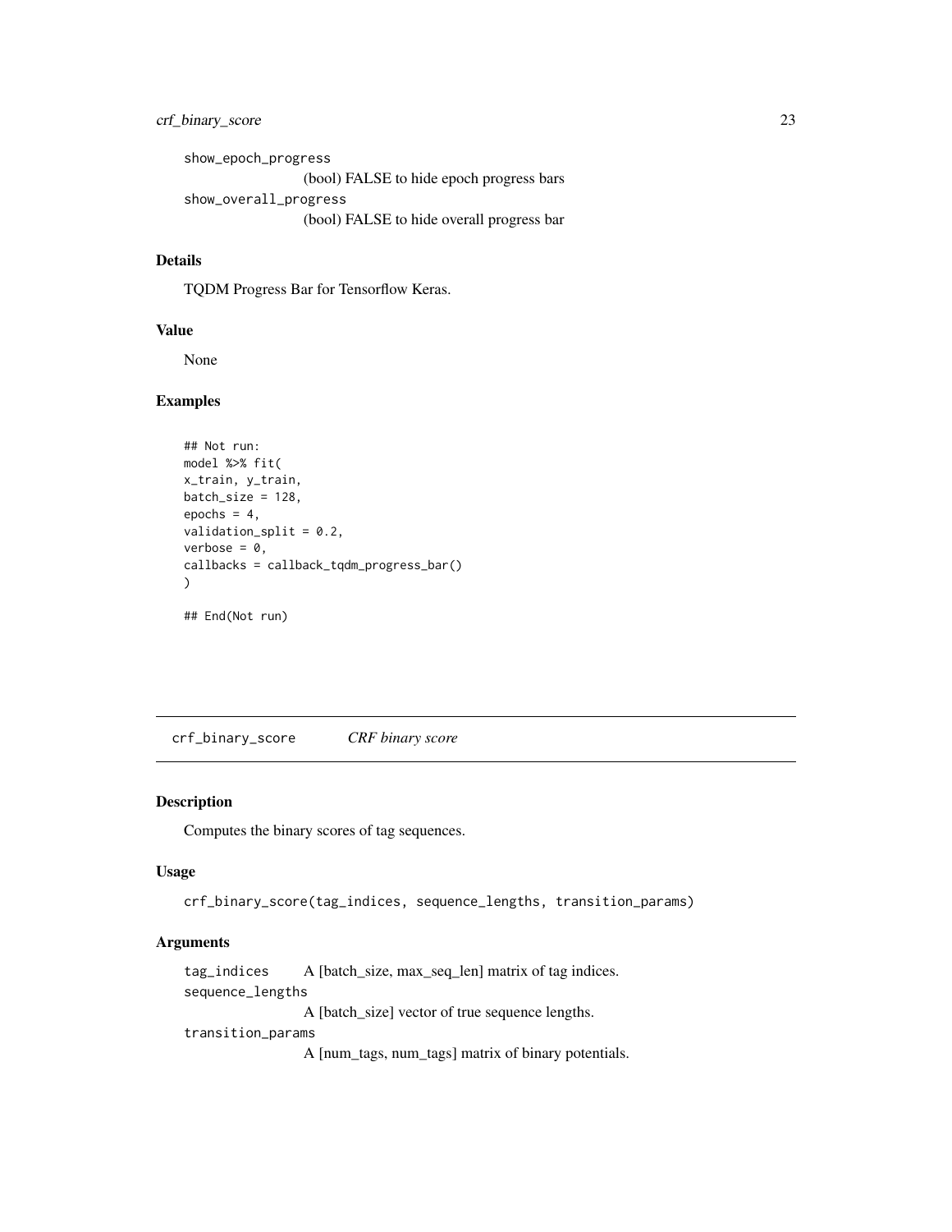show_epoch_progress
: (bool) FALSE to hide epoch progress bars

show_overall_progress
: (bool) FALSE to hide overall progress bar

### Details

TQDM Progress Bar for Tensorflow Keras.

### Value

None

### Examples

```
## Not run:
model %>% fit(
x_train, y_train,
batch_size = 128,
epochs = 4,
validation_split = 0.2,
verbose = 0,
callbacks = callback_tqdm_progress_bar()
)

## End(Not run)
```

---

## crf_binary_score *CRF binary score*

### Description

Computes the binary scores of tag sequences.

### Usage

```
crf_binary_score(tag_indices, sequence_lengths, transition_params)
```

### Arguments

tag_indices
: A [batch_size, max_seq_len] matrix of tag indices.

sequence_lengths
: A [batch_size] vector of true sequence lengths.

transition_params
: A [num_tags, num_tags] matrix of binary potentials.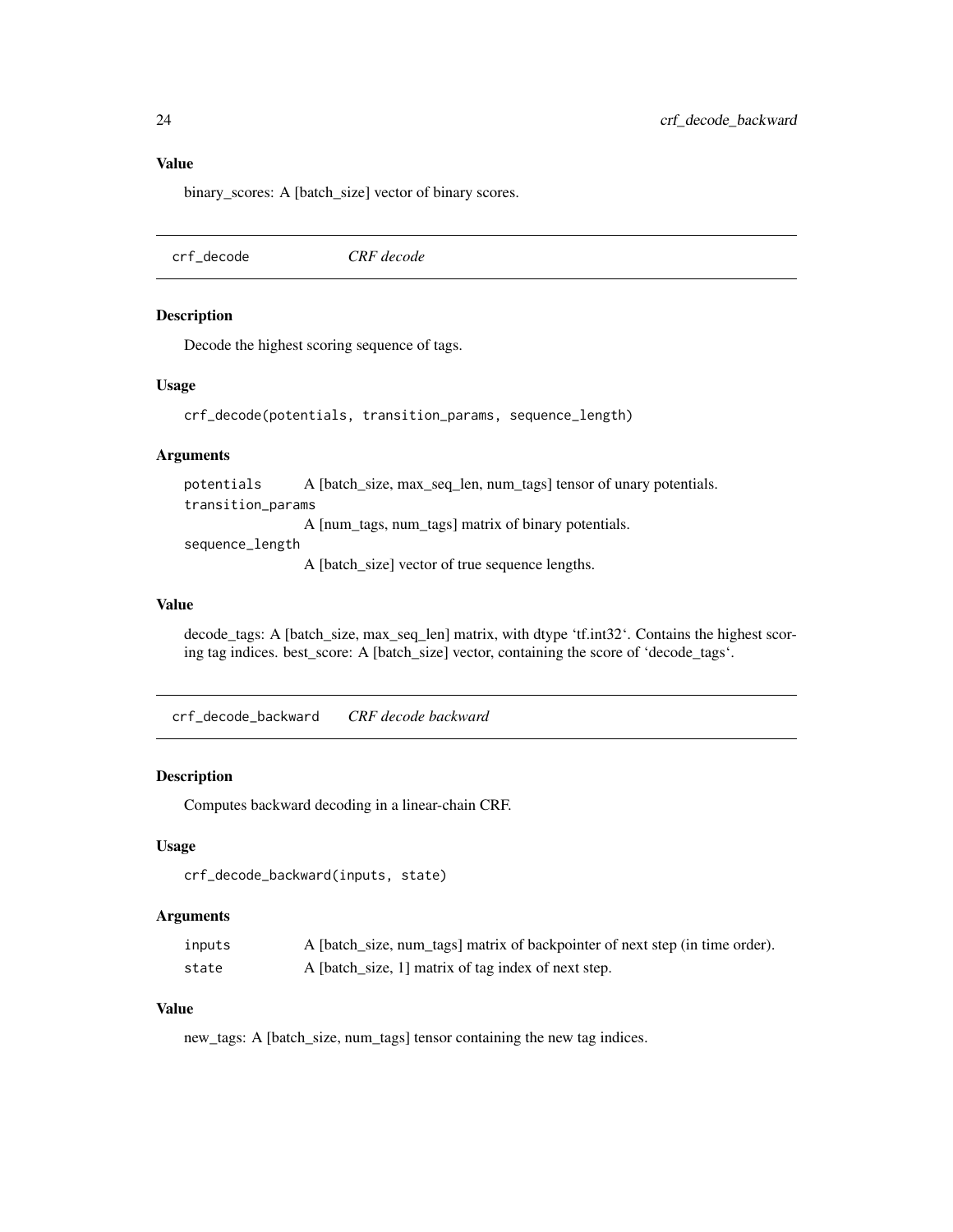### Value

binary_scores: A [batch_size] vector of binary scores.

---

## crf_decode &nbsp;&nbsp;&nbsp;&nbsp; *CRF decode*

### Description

Decode the highest scoring sequence of tags.

### Usage

```
crf_decode(potentials, transition_params, sequence_length)
```

### Arguments

| | |
|---|---|
| `potentials` | A [batch_size, max_seq_len, num_tags] tensor of unary potentials. |
| `transition_params` | A [num_tags, num_tags] matrix of binary potentials. |
| `sequence_length` | A [batch_size] vector of true sequence lengths. |

### Value

decode_tags: A [batch_size, max_seq_len] matrix, with dtype 'tf.int32'. Contains the highest scoring tag indices. best_score: A [batch_size] vector, containing the score of 'decode_tags'.

---

## crf_decode_backward &nbsp;&nbsp;&nbsp;&nbsp; *CRF decode backward*

### Description

Computes backward decoding in a linear-chain CRF.

### Usage

```
crf_decode_backward(inputs, state)
```

### Arguments

| | |
|---|---|
| `inputs` | A [batch_size, num_tags] matrix of backpointer of next step (in time order). |
| `state` | A [batch_size, 1] matrix of tag index of next step. |

### Value

new_tags: A [batch_size, num_tags] tensor containing the new tag indices.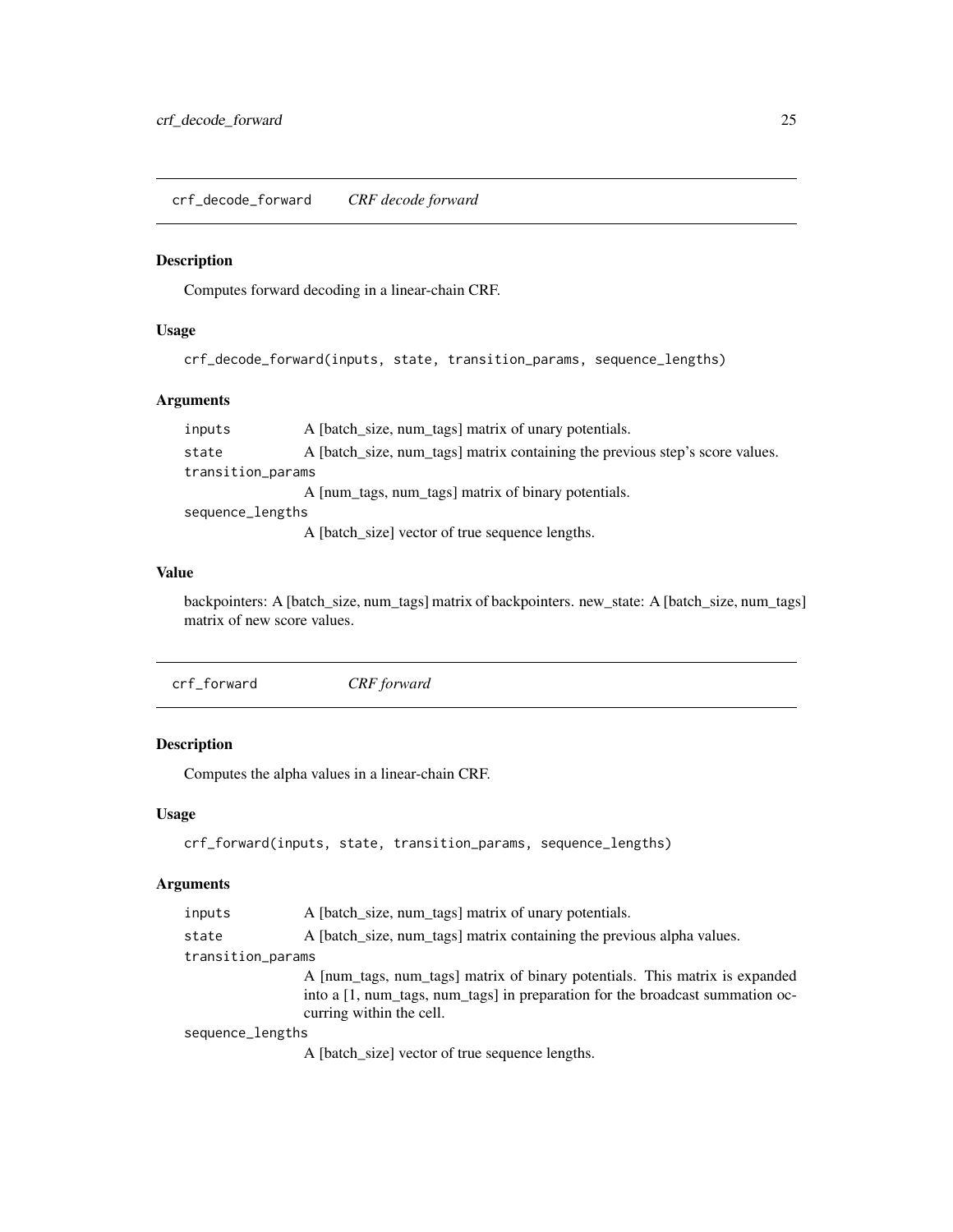## crf_decode_forward    *CRF decode forward*

### Description

Computes forward decoding in a linear-chain CRF.

### Usage

```
crf_decode_forward(inputs, state, transition_params, sequence_lengths)
```

### Arguments

| | |
|---|---|
| inputs | A [batch_size, num_tags] matrix of unary potentials. |
| state | A [batch_size, num_tags] matrix containing the previous step's score values. |
| transition_params | A [num_tags, num_tags] matrix of binary potentials. |
| sequence_lengths | A [batch_size] vector of true sequence lengths. |

### Value

backpointers: A [batch_size, num_tags] matrix of backpointers. new_state: A [batch_size, num_tags] matrix of new score values.

## crf_forward    *CRF forward*

### Description

Computes the alpha values in a linear-chain CRF.

### Usage

```
crf_forward(inputs, state, transition_params, sequence_lengths)
```

### Arguments

| | |
|---|---|
| inputs | A [batch_size, num_tags] matrix of unary potentials. |
| state | A [batch_size, num_tags] matrix containing the previous alpha values. |
| transition_params | A [num_tags, num_tags] matrix of binary potentials. This matrix is expanded into a [1, num_tags, num_tags] in preparation for the broadcast summation occurring within the cell. |
| sequence_lengths | A [batch_size] vector of true sequence lengths. |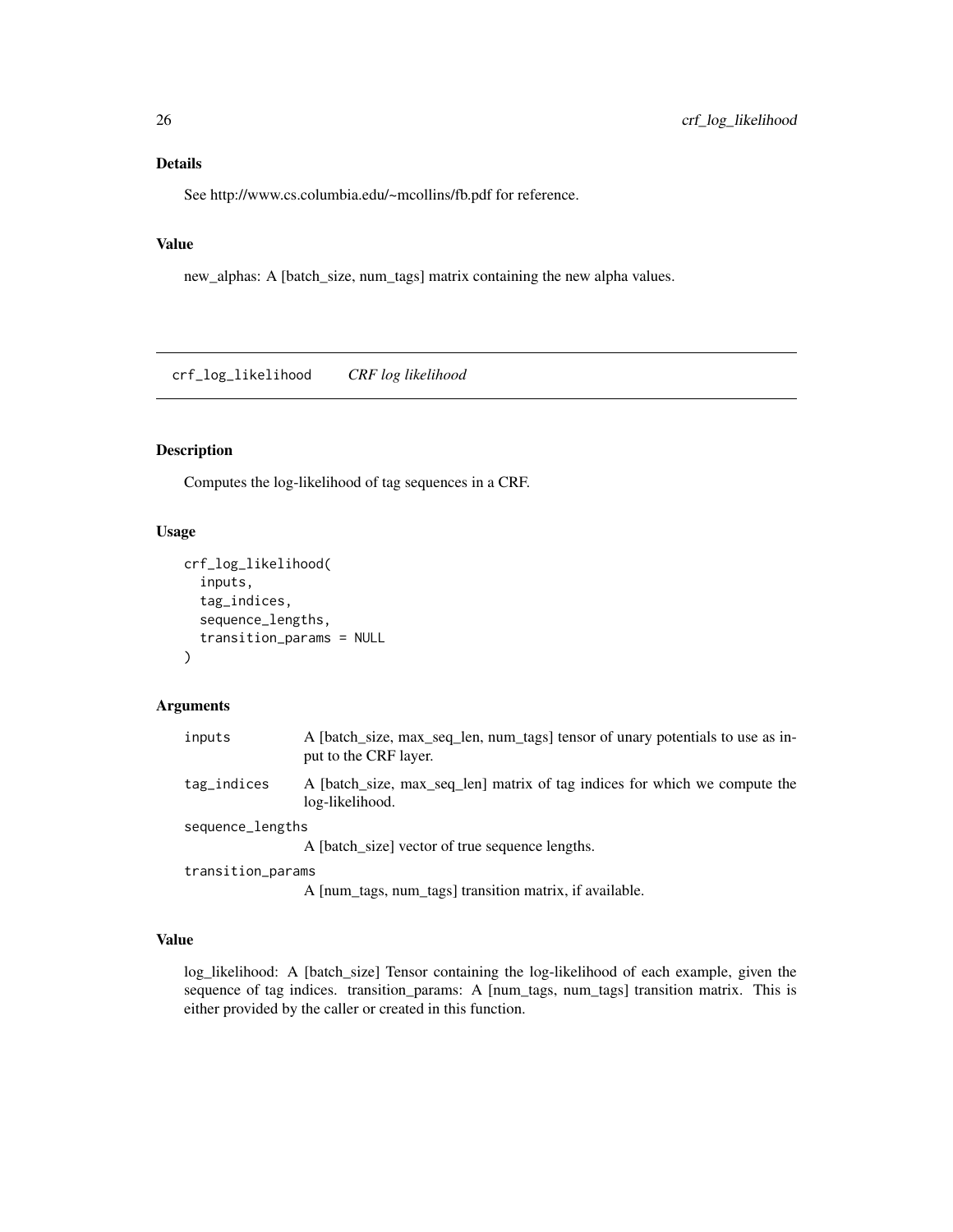### Details

See http://www.cs.columbia.edu/~mcollins/fb.pdf for reference.

### Value

new_alphas: A [batch_size, num_tags] matrix containing the new alpha values.

---

## crf_log_likelihood    *CRF log likelihood*

### Description

Computes the log-likelihood of tag sequences in a CRF.

### Usage

```
crf_log_likelihood(
  inputs,
  tag_indices,
  sequence_lengths,
  transition_params = NULL
)
```

### Arguments

| | |
|---|---|
| inputs | A [batch_size, max_seq_len, num_tags] tensor of unary potentials to use as input to the CRF layer. |
| tag_indices | A [batch_size, max_seq_len] matrix of tag indices for which we compute the log-likelihood. |
| sequence_lengths | A [batch_size] vector of true sequence lengths. |
| transition_params | A [num_tags, num_tags] transition matrix, if available. |

### Value

log_likelihood: A [batch_size] Tensor containing the log-likelihood of each example, given the sequence of tag indices. transition_params: A [num_tags, num_tags] transition matrix. This is either provided by the caller or created in this function.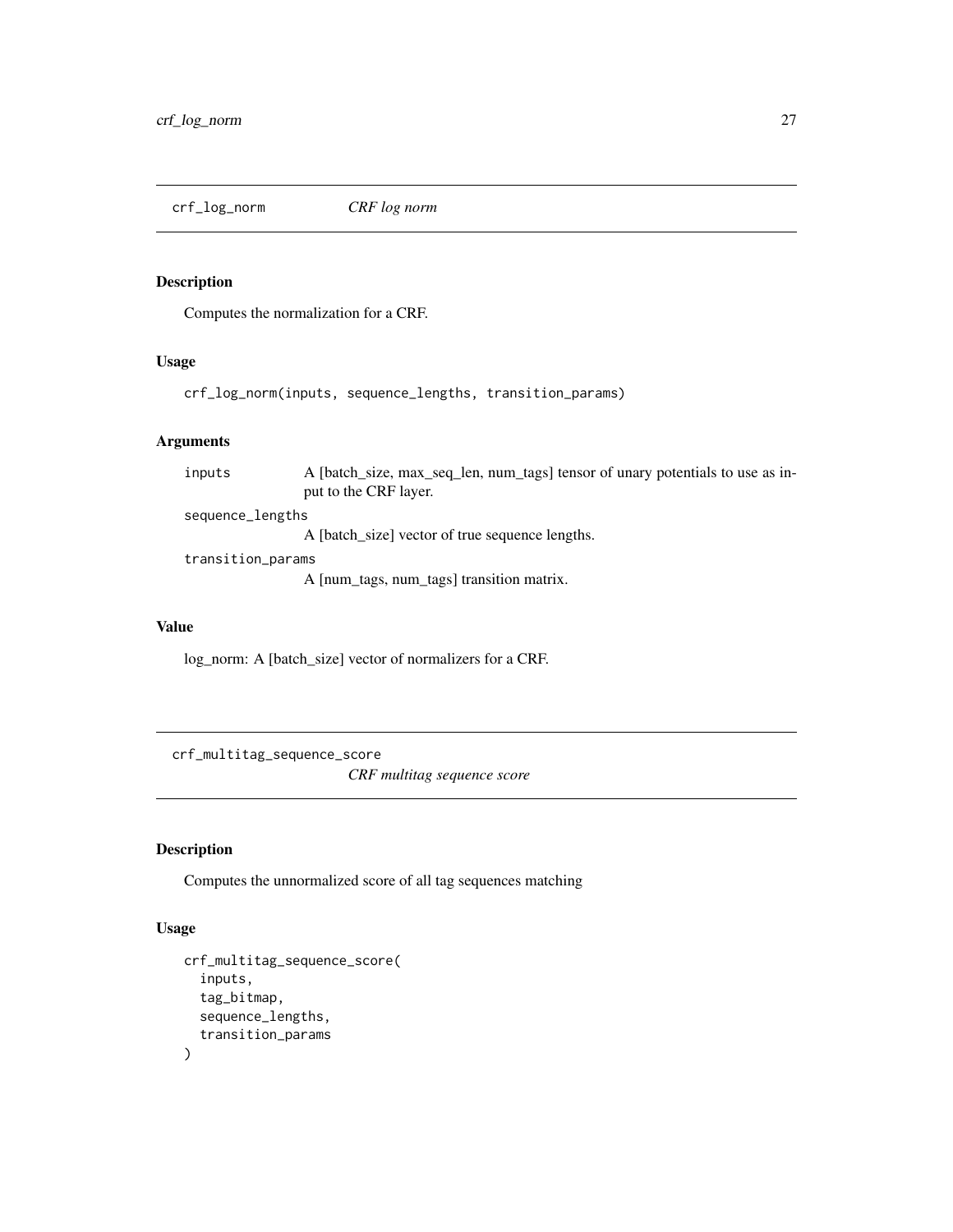## crf_log_norm *CRF log norm*

### Description

Computes the normalization for a CRF.

### Usage

```
crf_log_norm(inputs, sequence_lengths, transition_params)
```

### Arguments

- `inputs` A [batch_size, max_seq_len, num_tags] tensor of unary potentials to use as input to the CRF layer.
- `sequence_lengths` A [batch_size] vector of true sequence lengths.
- `transition_params` A [num_tags, num_tags] transition matrix.

### Value

log_norm: A [batch_size] vector of normalizers for a CRF.

## crf_multitag_sequence_score *CRF multitag sequence score*

### Description

Computes the unnormalized score of all tag sequences matching

### Usage

```
crf_multitag_sequence_score(
  inputs,
  tag_bitmap,
  sequence_lengths,
  transition_params
)
```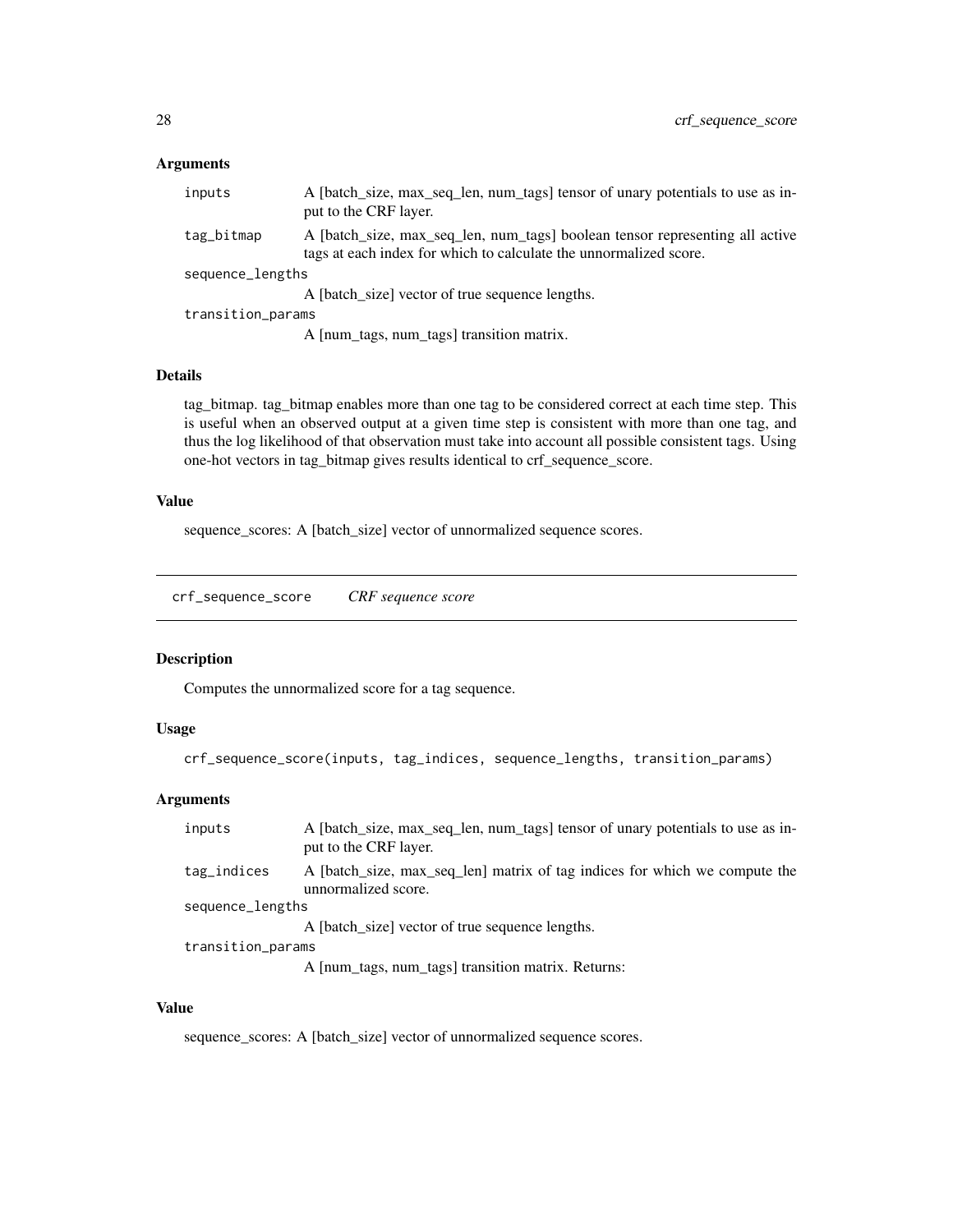### Arguments

- `inputs` — A [batch_size, max_seq_len, num_tags] tensor of unary potentials to use as input to the CRF layer.
- `tag_bitmap` — A [batch_size, max_seq_len, num_tags] boolean tensor representing all active tags at each index for which to calculate the unnormalized score.
- `sequence_lengths` — A [batch_size] vector of true sequence lengths.
- `transition_params` — A [num_tags, num_tags] transition matrix.

### Details

tag_bitmap. tag_bitmap enables more than one tag to be considered correct at each time step. This is useful when an observed output at a given time step is consistent with more than one tag, and thus the log likelihood of that observation must take into account all possible consistent tags. Using one-hot vectors in tag_bitmap gives results identical to crf_sequence_score.

### Value

sequence_scores: A [batch_size] vector of unnormalized sequence scores.

---

## crf_sequence_score — *CRF sequence score*

### Description

Computes the unnormalized score for a tag sequence.

### Usage

```
crf_sequence_score(inputs, tag_indices, sequence_lengths, transition_params)
```

### Arguments

- `inputs` — A [batch_size, max_seq_len, num_tags] tensor of unary potentials to use as input to the CRF layer.
- `tag_indices` — A [batch_size, max_seq_len] matrix of tag indices for which we compute the unnormalized score.
- `sequence_lengths` — A [batch_size] vector of true sequence lengths.
- `transition_params` — A [num_tags, num_tags] transition matrix. Returns:

### Value

sequence_scores: A [batch_size] vector of unnormalized sequence scores.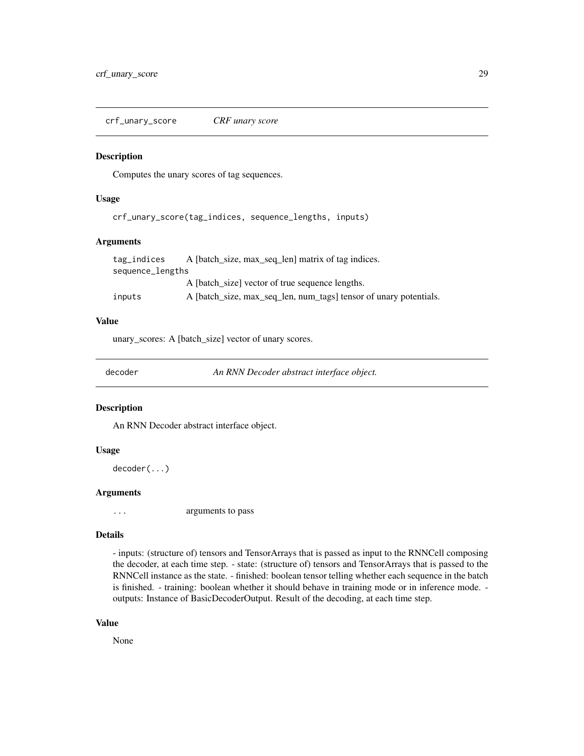## crf_unary_score — *CRF unary score*

### Description

Computes the unary scores of tag sequences.

### Usage

```
crf_unary_score(tag_indices, sequence_lengths, inputs)
```

### Arguments

| | |
|---|---|
| tag_indices | A [batch_size, max_seq_len] matrix of tag indices. |
| sequence_lengths | A [batch_size] vector of true sequence lengths. |
| inputs | A [batch_size, max_seq_len, num_tags] tensor of unary potentials. |

### Value

unary_scores: A [batch_size] vector of unary scores.

## decoder — *An RNN Decoder abstract interface object.*

### Description

An RNN Decoder abstract interface object.

### Usage

```
decoder(...)
```

### Arguments

| | |
|---|---|
| ... | arguments to pass |

### Details

- inputs: (structure of) tensors and TensorArrays that is passed as input to the RNNCell composing the decoder, at each time step. - state: (structure of) tensors and TensorArrays that is passed to the RNNCell instance as the state. - finished: boolean tensor telling whether each sequence in the batch is finished. - training: boolean whether it should behave in training mode or in inference mode. - outputs: Instance of BasicDecoderOutput. Result of the decoding, at each time step.

### Value

None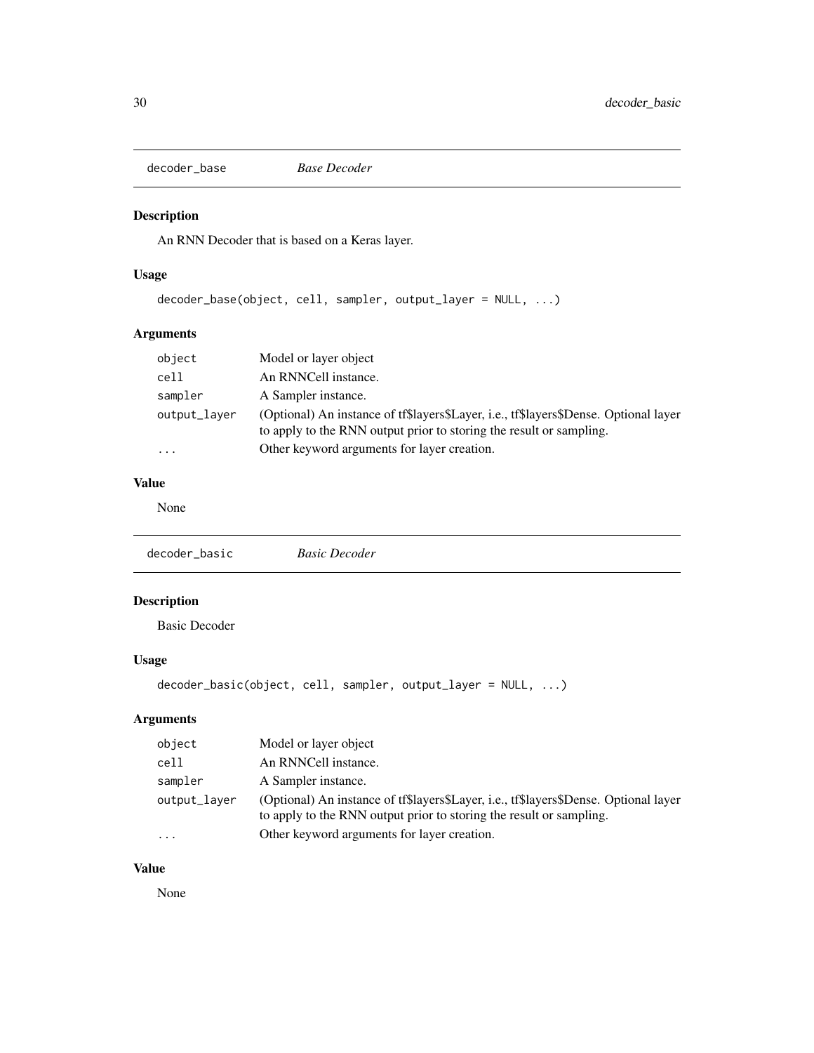## decoder_base *Base Decoder*

### Description

An RNN Decoder that is based on a Keras layer.

### Usage

```
decoder_base(object, cell, sampler, output_layer = NULL, ...)
```

### Arguments

| | |
|---|---|
| object | Model or layer object |
| cell | An RNNCell instance. |
| sampler | A Sampler instance. |
| output_layer | (Optional) An instance of tf$layers$Layer, i.e., tf$layers$Dense. Optional layer to apply to the RNN output prior to storing the result or sampling. |
| ... | Other keyword arguments for layer creation. |

### Value

None

## decoder_basic *Basic Decoder*

### Description

Basic Decoder

### Usage

```
decoder_basic(object, cell, sampler, output_layer = NULL, ...)
```

### Arguments

| | |
|---|---|
| object | Model or layer object |
| cell | An RNNCell instance. |
| sampler | A Sampler instance. |
| output_layer | (Optional) An instance of tf$layers$Layer, i.e., tf$layers$Dense. Optional layer to apply to the RNN output prior to storing the result or sampling. |
| ... | Other keyword arguments for layer creation. |

### Value

None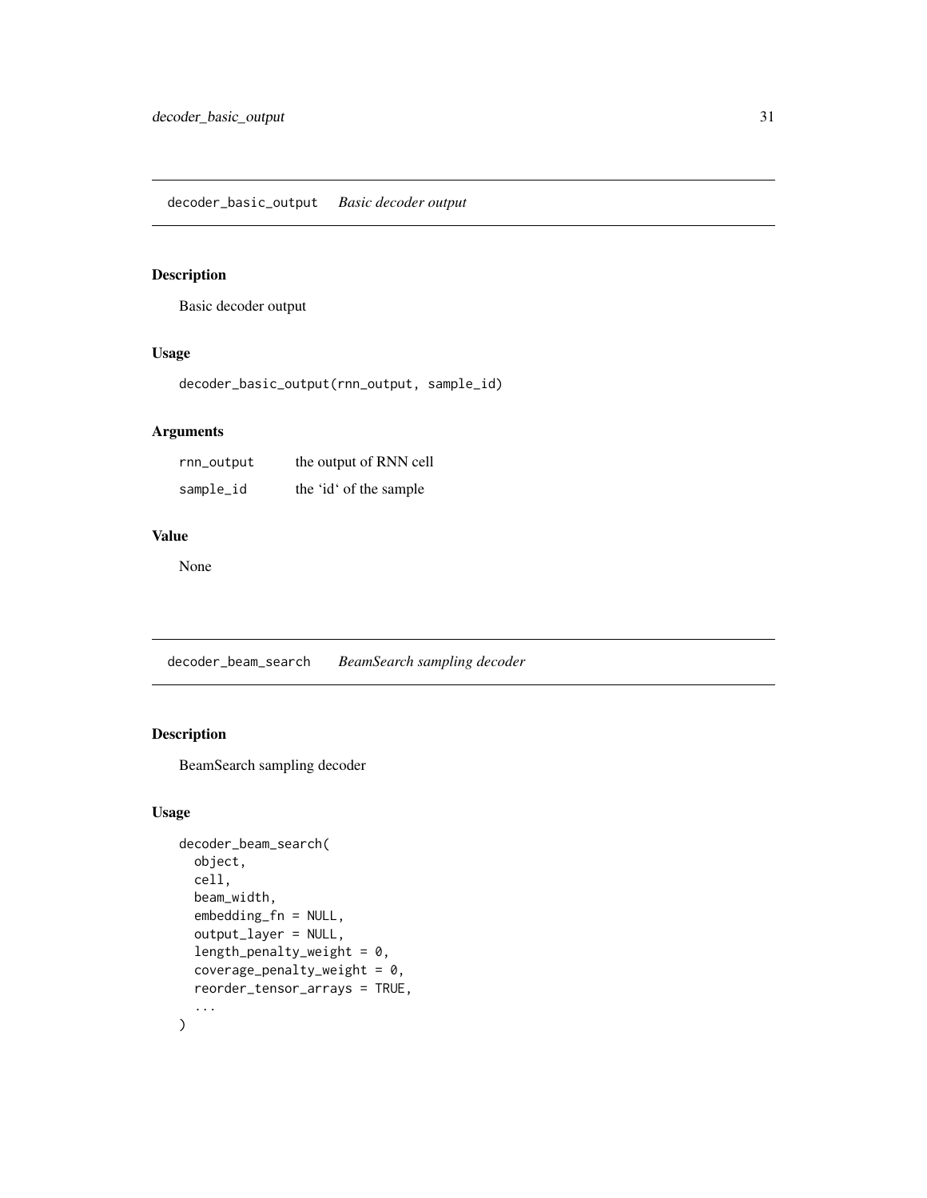## decoder_basic_output *Basic decoder output*

### Description

Basic decoder output

### Usage

```
decoder_basic_output(rnn_output, sample_id)
```

### Arguments

| | |
|---|---|
| rnn_output | the output of RNN cell |
| sample_id | the 'id' of the sample |

### Value

None

## decoder_beam_search *BeamSearch sampling decoder*

### Description

BeamSearch sampling decoder

### Usage

```
decoder_beam_search(
  object,
  cell,
  beam_width,
  embedding_fn = NULL,
  output_layer = NULL,
  length_penalty_weight = 0,
  coverage_penalty_weight = 0,
  reorder_tensor_arrays = TRUE,
  ...
)
```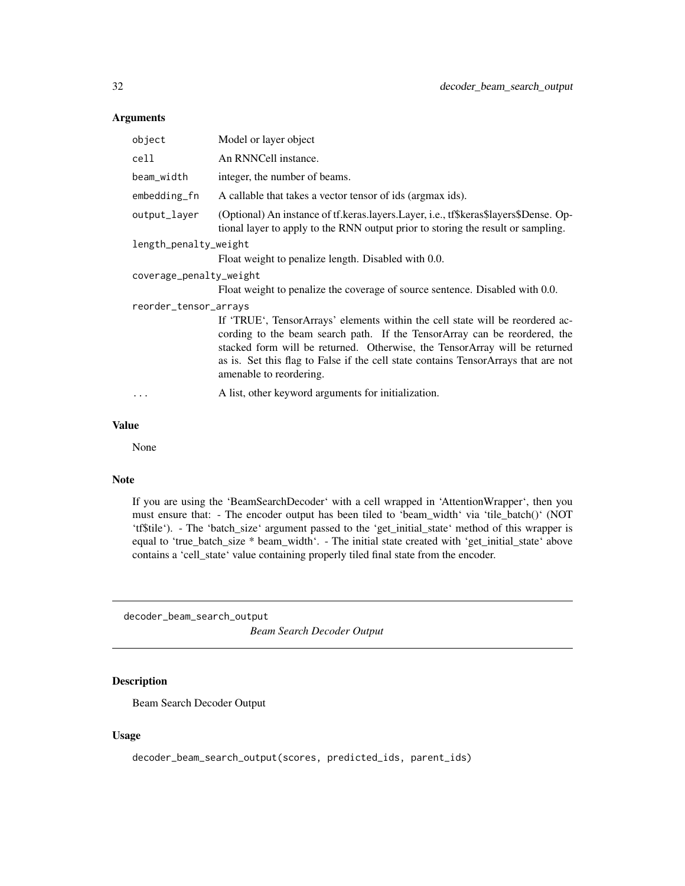## Arguments

| | |
|---|---|
| `object` | Model or layer object |
| `cell` | An RNNCell instance. |
| `beam_width` | integer, the number of beams. |
| `embedding_fn` | A callable that takes a vector tensor of ids (argmax ids). |
| `output_layer` | (Optional) An instance of tf.keras.layers.Layer, i.e., tf$keras$layers$Dense. Optional layer to apply to the RNN output prior to storing the result or sampling. |
| `length_penalty_weight` | Float weight to penalize length. Disabled with 0.0. |
| `coverage_penalty_weight` | Float weight to penalize the coverage of source sentence. Disabled with 0.0. |
| `reorder_tensor_arrays` | If 'TRUE', TensorArrays' elements within the cell state will be reordered according to the beam search path. If the TensorArray can be reordered, the stacked form will be returned. Otherwise, the TensorArray will be returned as is. Set this flag to False if the cell state contains TensorArrays that are not amenable to reordering. |
| `...` | A list, other keyword arguments for initialization. |

## Value

None

## Note

If you are using the 'BeamSearchDecoder' with a cell wrapped in 'AttentionWrapper', then you must ensure that: - The encoder output has been tiled to 'beam_width' via 'tile_batch()' (NOT 'tf$tile'). - The 'batch_size' argument passed to the 'get_initial_state' method of this wrapper is equal to 'true_batch_size * beam_width'. - The initial state created with 'get_initial_state' above contains a 'cell_state' value containing properly tiled final state from the encoder.

---

# decoder_beam_search_output    *Beam Search Decoder Output*

## Description

Beam Search Decoder Output

## Usage

```
decoder_beam_search_output(scores, predicted_ids, parent_ids)
```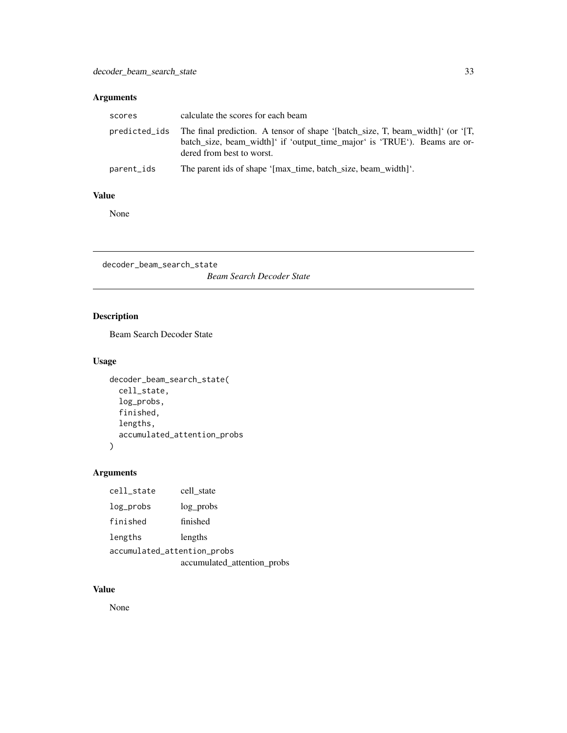## Arguments

| | |
|---|---|
| scores | calculate the scores for each beam |
| predicted_ids | The final prediction. A tensor of shape '[batch_size, T, beam_width]' (or '[T, batch_size, beam_width]' if 'output_time_major' is 'TRUE'). Beams are ordered from best to worst. |
| parent_ids | The parent ids of shape '[max_time, batch_size, beam_width]'. |

## Value

None

---

# decoder_beam_search_state

*Beam Search Decoder State*

## Description

Beam Search Decoder State

## Usage

```
decoder_beam_search_state(
  cell_state,
  log_probs,
  finished,
  lengths,
  accumulated_attention_probs
)
```

## Arguments

| | |
|---|---|
| cell_state | cell_state |
| log_probs | log_probs |
| finished | finished |
| lengths | lengths |
| accumulated_attention_probs | accumulated_attention_probs |

## Value

None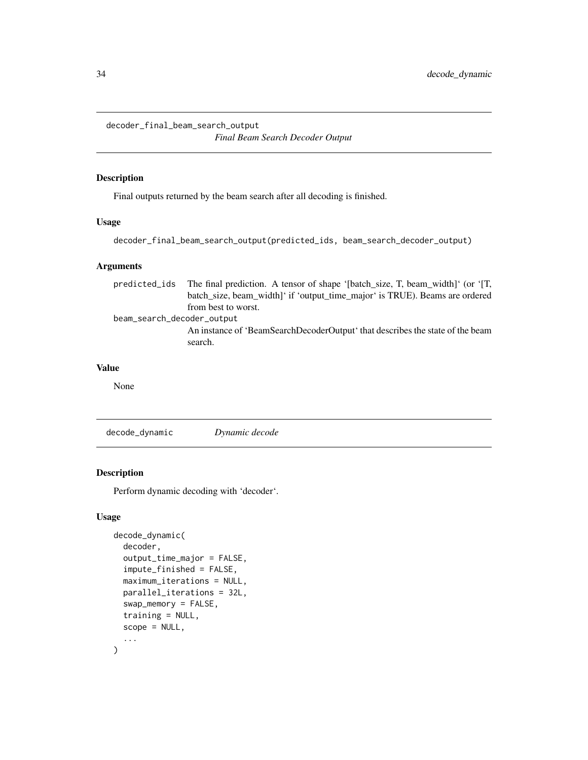## decoder_final_beam_search_output

*Final Beam Search Decoder Output*

### Description

Final outputs returned by the beam search after all decoding is finished.

### Usage

```
decoder_final_beam_search_output(predicted_ids, beam_search_decoder_output)
```

### Arguments

- `predicted_ids` — The final prediction. A tensor of shape '[batch_size, T, beam_width]' (or '[T, batch_size, beam_width]' if 'output_time_major' is TRUE). Beams are ordered from best to worst.
- `beam_search_decoder_output` — An instance of 'BeamSearchDecoderOutput' that describes the state of the beam search.

### Value

None

## decode_dynamic

*Dynamic decode*

### Description

Perform dynamic decoding with 'decoder'.

### Usage

```
decode_dynamic(
  decoder,
  output_time_major = FALSE,
  impute_finished = FALSE,
  maximum_iterations = NULL,
  parallel_iterations = 32L,
  swap_memory = FALSE,
  training = NULL,
  scope = NULL,
  ...
)
```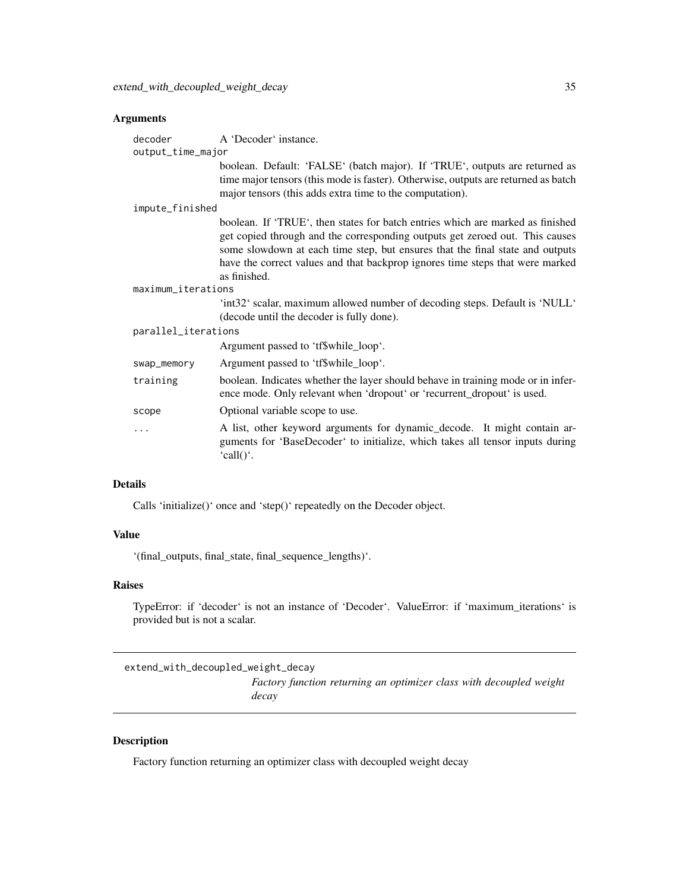### Arguments

| | |
|---|---|
| decoder | A 'Decoder' instance. |
| output_time_major | boolean. Default: 'FALSE' (batch major). If 'TRUE', outputs are returned as time major tensors (this mode is faster). Otherwise, outputs are returned as batch major tensors (this adds extra time to the computation). |
| impute_finished | boolean. If 'TRUE', then states for batch entries which are marked as finished get copied through and the corresponding outputs get zeroed out. This causes some slowdown at each time step, but ensures that the final state and outputs have the correct values and that backprop ignores time steps that were marked as finished. |
| maximum_iterations | 'int32' scalar, maximum allowed number of decoding steps. Default is 'NULL' (decode until the decoder is fully done). |
| parallel_iterations | Argument passed to 'tf$while_loop'. |
| swap_memory | Argument passed to 'tf$while_loop'. |
| training | boolean. Indicates whether the layer should behave in training mode or in inference mode. Only relevant when 'dropout' or 'recurrent_dropout' is used. |
| scope | Optional variable scope to use. |
| ... | A list, other keyword arguments for dynamic_decode. It might contain arguments for 'BaseDecoder' to initialize, which takes all tensor inputs during 'call()'. |

### Details

Calls 'initialize()' once and 'step()' repeatedly on the Decoder object.

### Value

'(final_outputs, final_state, final_sequence_lengths)'.

### Raises

TypeError: if 'decoder' is not an instance of 'Decoder'. ValueError: if 'maximum_iterations' is provided but is not a scalar.

---

## extend_with_decoupled_weight_decay

*Factory function returning an optimizer class with decoupled weight decay*

---

### Description

Factory function returning an optimizer class with decoupled weight decay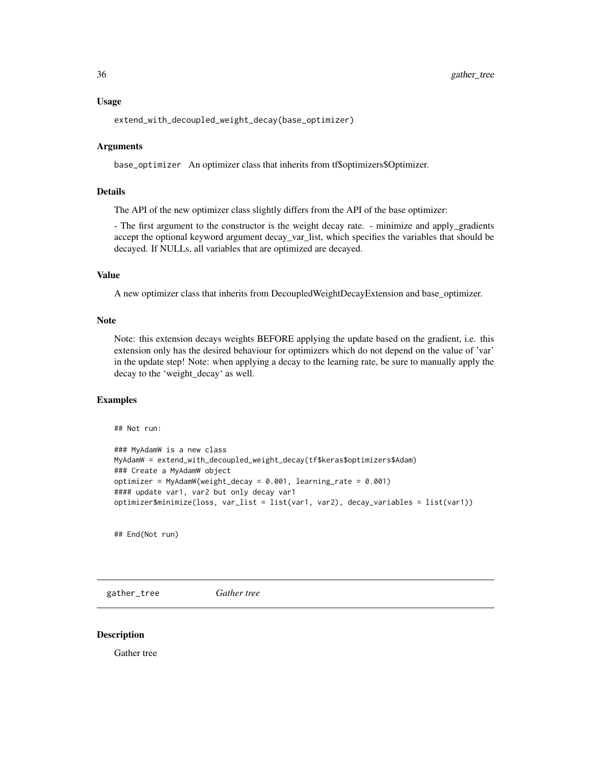### Usage

```
extend_with_decoupled_weight_decay(base_optimizer)
```

### Arguments

`base_optimizer` An optimizer class that inherits from tf$optimizers$Optimizer.

### Details

The API of the new optimizer class slightly differs from the API of the base optimizer:

- The first argument to the constructor is the weight decay rate. - minimize and apply_gradients accept the optional keyword argument decay_var_list, which specifies the variables that should be decayed. If NULLs, all variables that are optimized are decayed.

### Value

A new optimizer class that inherits from DecoupledWeightDecayExtension and base_optimizer.

### Note

Note: this extension decays weights BEFORE applying the update based on the gradient, i.e. this extension only has the desired behaviour for optimizers which do not depend on the value of 'var' in the update step! Note: when applying a decay to the learning rate, be sure to manually apply the decay to the 'weight_decay' as well.

### Examples

```
## Not run:

### MyAdamW is a new class
MyAdamW = extend_with_decoupled_weight_decay(tf$keras$optimizers$Adam)
### Create a MyAdamW object
optimizer = MyAdamW(weight_decay = 0.001, learning_rate = 0.001)
#### update var1, var2 but only decay var1
optimizer$minimize(loss, var_list = list(var1, var2), decay_variables = list(var1))


## End(Not run)
```

---

## gather_tree *Gather tree*

### Description

Gather tree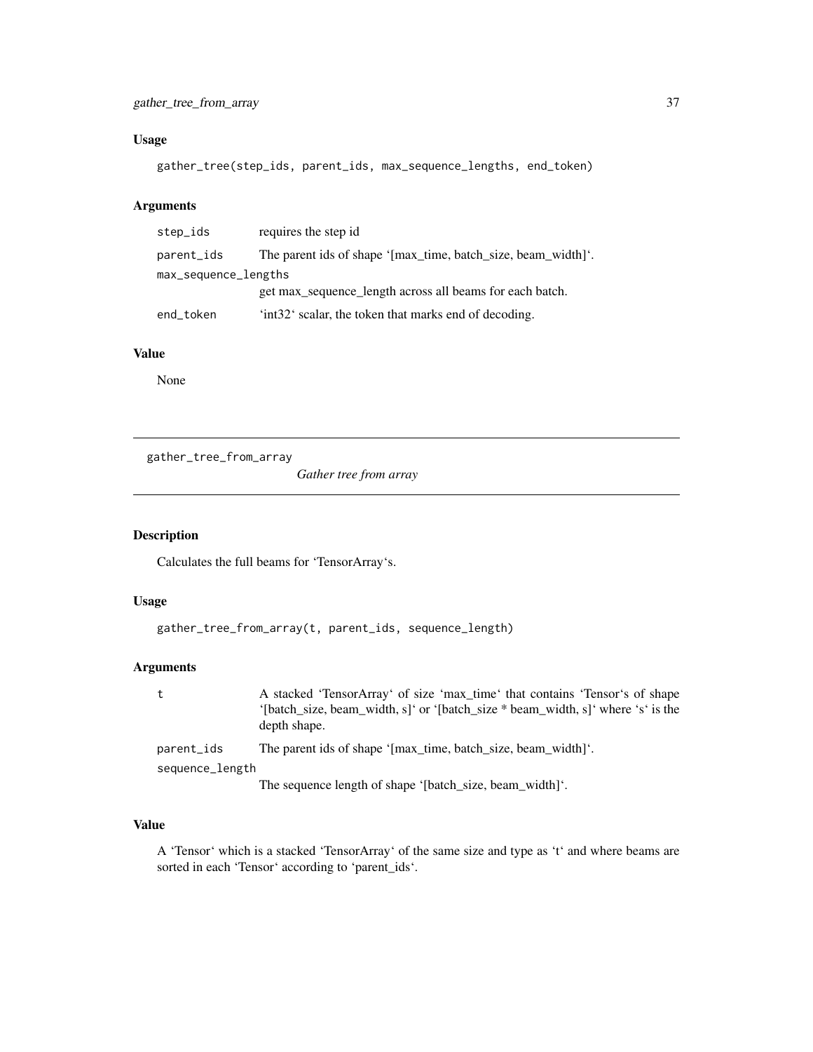### Usage

```
gather_tree(step_ids, parent_ids, max_sequence_lengths, end_token)
```

### Arguments

| | |
|---|---|
| step_ids | requires the step id |
| parent_ids | The parent ids of shape '[max_time, batch_size, beam_width]'. |
| max_sequence_lengths | get max_sequence_length across all beams for each batch. |
| end_token | 'int32' scalar, the token that marks end of decoding. |

### Value

None

---

## gather_tree_from_array

*Gather tree from array*

---

### Description

Calculates the full beams for 'TensorArray's.

### Usage

```
gather_tree_from_array(t, parent_ids, sequence_length)
```

### Arguments

| | |
|---|---|
| t | A stacked 'TensorArray' of size 'max_time' that contains 'Tensor's of shape '[batch_size, beam_width, s]' or '[batch_size * beam_width, s]' where 's' is the depth shape. |
| parent_ids | The parent ids of shape '[max_time, batch_size, beam_width]'. |
| sequence_length | The sequence length of shape '[batch_size, beam_width]'. |

### Value

A 'Tensor' which is a stacked 'TensorArray' of the same size and type as 't' and where beams are sorted in each 'Tensor' according to 'parent_ids'.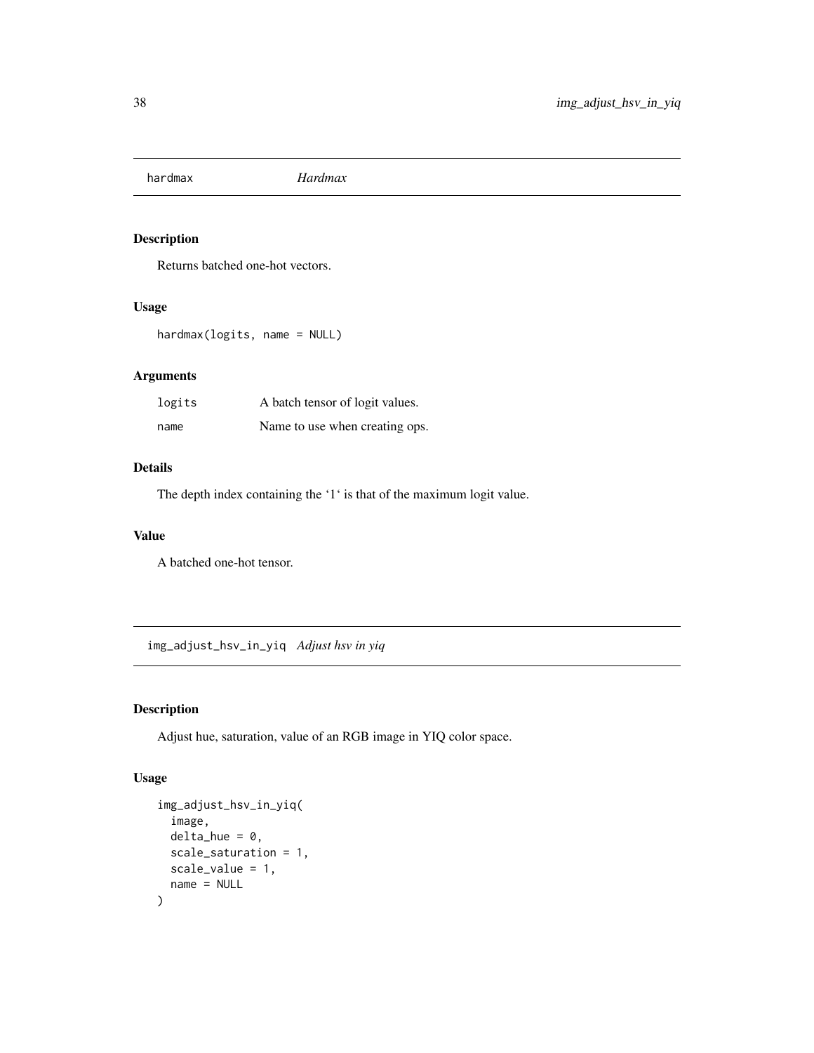## hardmax *Hardmax*

### Description

Returns batched one-hot vectors.

### Usage

```
hardmax(logits, name = NULL)
```

### Arguments

| | |
|---|---|
| logits | A batch tensor of logit values. |
| name | Name to use when creating ops. |

### Details

The depth index containing the '1' is that of the maximum logit value.

### Value

A batched one-hot tensor.

## img_adjust_hsv_in_yiq *Adjust hsv in yiq*

### Description

Adjust hue, saturation, value of an RGB image in YIQ color space.

### Usage

```
img_adjust_hsv_in_yiq(
  image,
  delta_hue = 0,
  scale_saturation = 1,
  scale_value = 1,
  name = NULL
)
```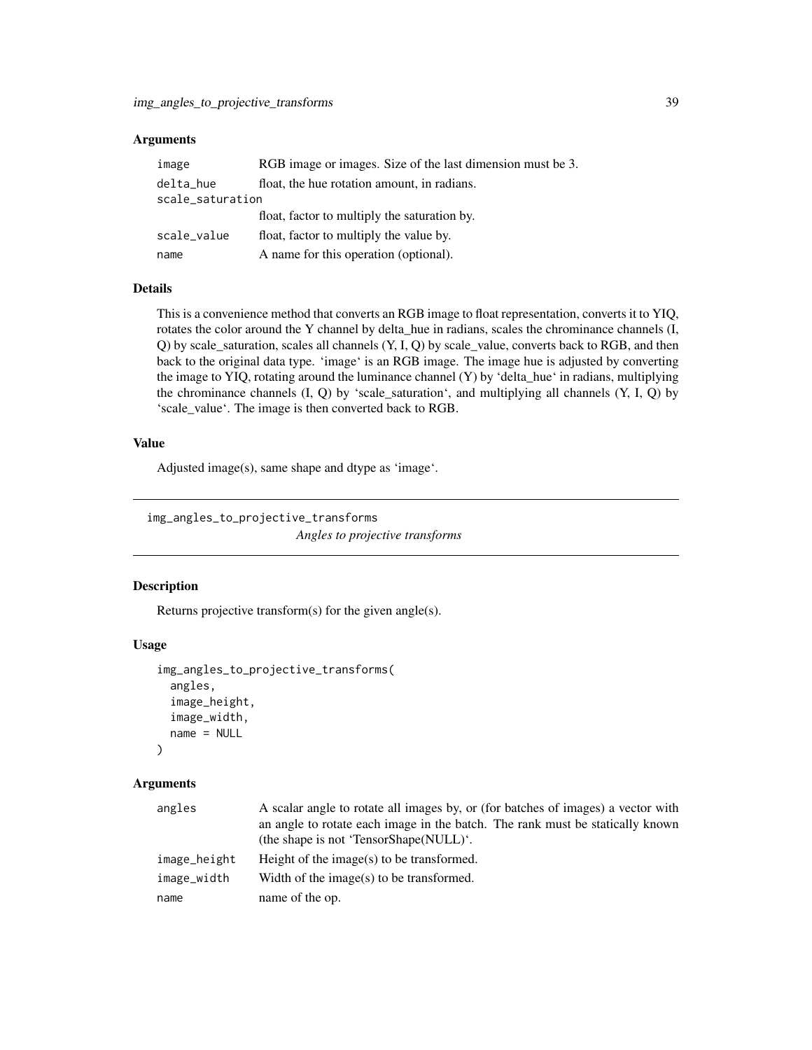### Arguments

| | |
|---|---|
| image | RGB image or images. Size of the last dimension must be 3. |
| delta_hue | float, the hue rotation amount, in radians. |
| scale_saturation | float, factor to multiply the saturation by. |
| scale_value | float, factor to multiply the value by. |
| name | A name for this operation (optional). |

### Details

This is a convenience method that converts an RGB image to float representation, converts it to YIQ, rotates the color around the Y channel by delta_hue in radians, scales the chrominance channels (I, Q) by scale_saturation, scales all channels (Y, I, Q) by scale_value, converts back to RGB, and then back to the original data type. 'image' is an RGB image. The image hue is adjusted by converting the image to YIQ, rotating around the luminance channel (Y) by 'delta_hue' in radians, multiplying the chrominance channels (I, Q) by 'scale_saturation', and multiplying all channels (Y, I, Q) by 'scale_value'. The image is then converted back to RGB.

### Value

Adjusted image(s), same shape and dtype as 'image'.

---

## img_angles_to_projective_transforms

*Angles to projective transforms*

### Description

Returns projective transform(s) for the given angle(s).

### Usage

```
img_angles_to_projective_transforms(
  angles,
  image_height,
  image_width,
  name = NULL
)
```

### Arguments

| | |
|---|---|
| angles | A scalar angle to rotate all images by, or (for batches of images) a vector with an angle to rotate each image in the batch. The rank must be statically known (the shape is not 'TensorShape(NULL)'. |
| image_height | Height of the image(s) to be transformed. |
| image_width | Width of the image(s) to be transformed. |
| name | name of the op. |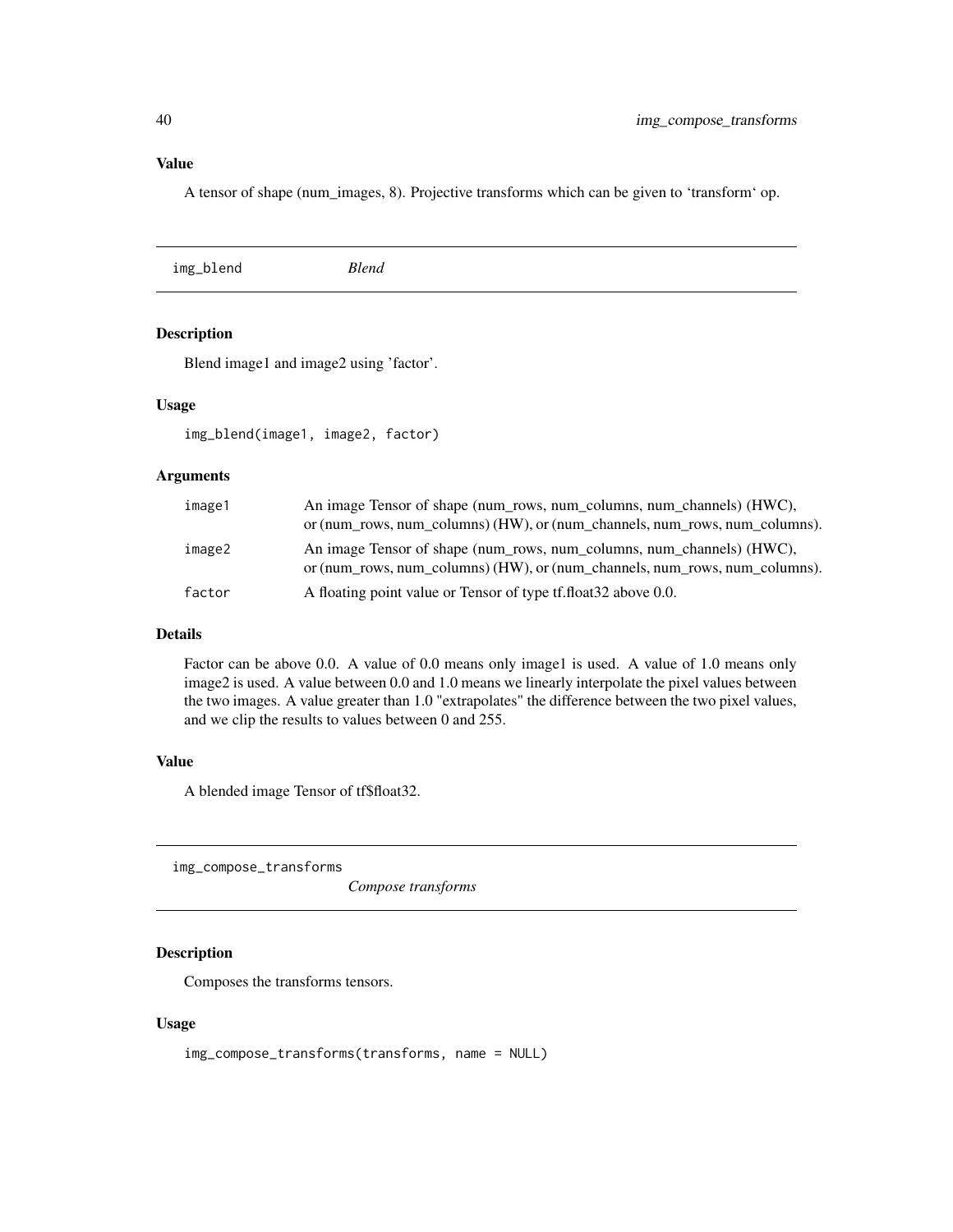### Value

A tensor of shape (num_images, 8). Projective transforms which can be given to ‘transform‘ op.

---

## img_blend *Blend*

### Description

Blend image1 and image2 using 'factor'.

### Usage

```
img_blend(image1, image2, factor)
```

### Arguments

| | |
|---|---|
| image1 | An image Tensor of shape (num_rows, num_columns, num_channels) (HWC), or (num_rows, num_columns) (HW), or (num_channels, num_rows, num_columns). |
| image2 | An image Tensor of shape (num_rows, num_columns, num_channels) (HWC), or (num_rows, num_columns) (HW), or (num_channels, num_rows, num_columns). |
| factor | A floating point value or Tensor of type tf.float32 above 0.0. |

### Details

Factor can be above 0.0. A value of 0.0 means only image1 is used. A value of 1.0 means only image2 is used. A value between 0.0 and 1.0 means we linearly interpolate the pixel values between the two images. A value greater than 1.0 "extrapolates" the difference between the two pixel values, and we clip the results to values between 0 and 255.

### Value

A blended image Tensor of tf$float32.

---

## img_compose_transforms *Compose transforms*

### Description

Composes the transforms tensors.

### Usage

```
img_compose_transforms(transforms, name = NULL)
```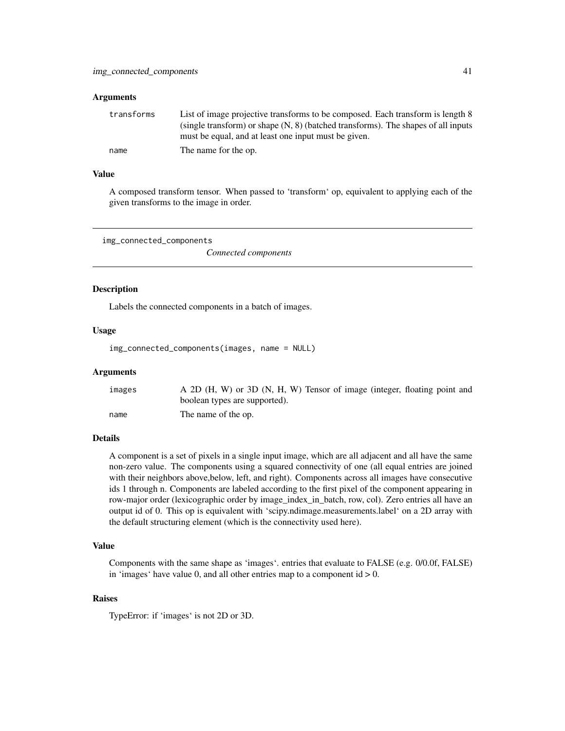### Arguments

| | |
|---|---|
| transforms | List of image projective transforms to be composed. Each transform is length 8 (single transform) or shape (N, 8) (batched transforms). The shapes of all inputs must be equal, and at least one input must be given. |
| name | The name for the op. |

### Value

A composed transform tensor. When passed to 'transform' op, equivalent to applying each of the given transforms to the image in order.

---

## img_connected_components

*Connected components*

### Description

Labels the connected components in a batch of images.

### Usage

```
img_connected_components(images, name = NULL)
```

### Arguments

| | |
|---|---|
| images | A 2D (H, W) or 3D (N, H, W) Tensor of image (integer, floating point and boolean types are supported). |
| name | The name of the op. |

### Details

A component is a set of pixels in a single input image, which are all adjacent and all have the same non-zero value. The components using a squared connectivity of one (all equal entries are joined with their neighbors above,below, left, and right). Components across all images have consecutive ids 1 through n. Components are labeled according to the first pixel of the component appearing in row-major order (lexicographic order by image_index_in_batch, row, col). Zero entries all have an output id of 0. This op is equivalent with 'scipy.ndimage.measurements.label' on a 2D array with the default structuring element (which is the connectivity used here).

### Value

Components with the same shape as 'images'. entries that evaluate to FALSE (e.g. 0/0.0f, FALSE) in 'images' have value 0, and all other entries map to a component id > 0.

### Raises

TypeError: if 'images' is not 2D or 3D.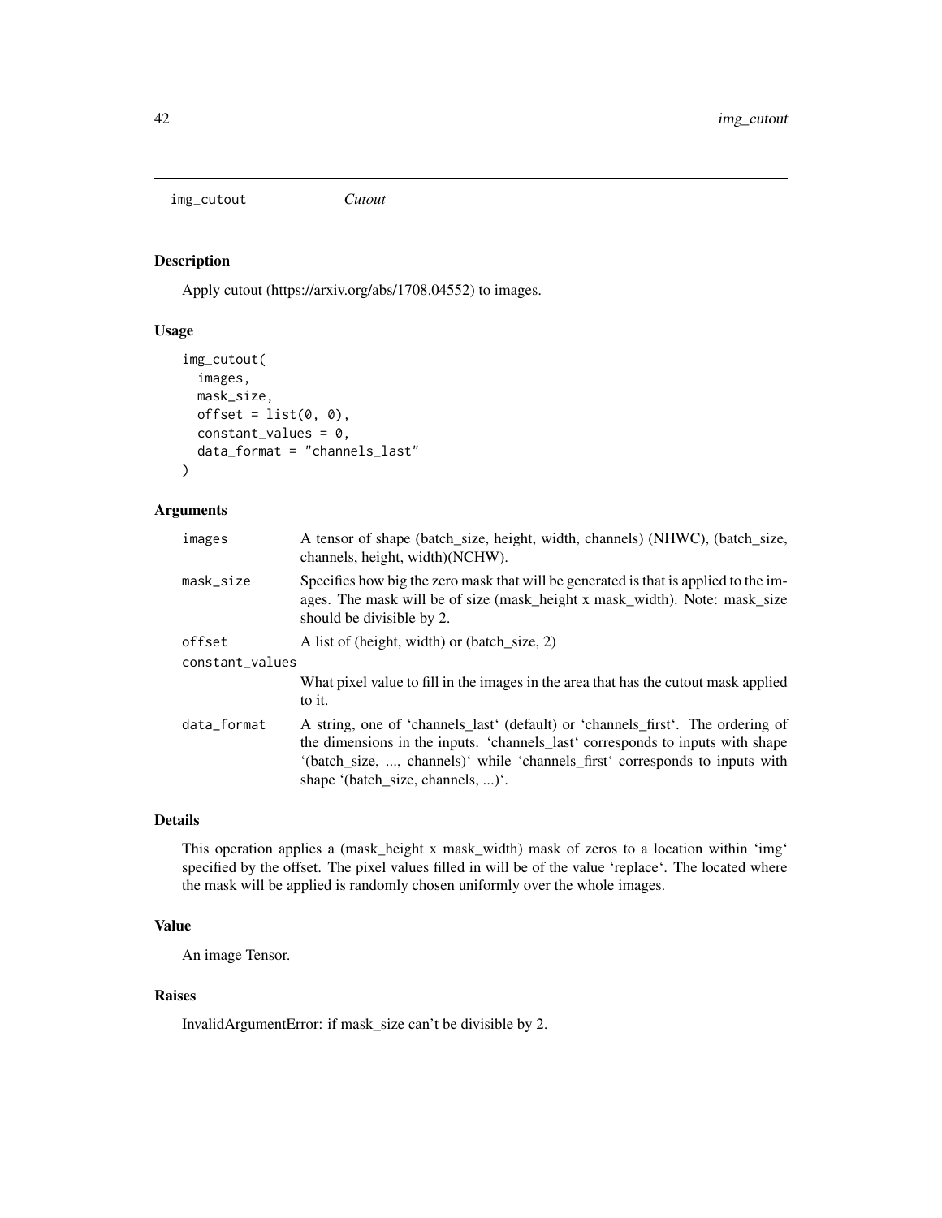img_cutout *Cutout*

### Description

Apply cutout (https://arxiv.org/abs/1708.04552) to images.

### Usage

```
img_cutout(
  images,
  mask_size,
  offset = list(0, 0),
  constant_values = 0,
  data_format = "channels_last"
)
```

### Arguments

| | |
|---|---|
| images | A tensor of shape (batch_size, height, width, channels) (NHWC), (batch_size, channels, height, width)(NCHW). |
| mask_size | Specifies how big the zero mask that will be generated is that is applied to the images. The mask will be of size (mask_height x mask_width). Note: mask_size should be divisible by 2. |
| offset | A list of (height, width) or (batch_size, 2) |
| constant_values | What pixel value to fill in the images in the area that has the cutout mask applied to it. |
| data_format | A string, one of 'channels_last' (default) or 'channels_first'. The ordering of the dimensions in the inputs. 'channels_last' corresponds to inputs with shape '(batch_size, ..., channels)' while 'channels_first' corresponds to inputs with shape '(batch_size, channels, ...)'. |

### Details

This operation applies a (mask_height x mask_width) mask of zeros to a location within 'img' specified by the offset. The pixel values filled in will be of the value 'replace'. The located where the mask will be applied is randomly chosen uniformly over the whole images.

### Value

An image Tensor.

### Raises

InvalidArgumentError: if mask_size can't be divisible by 2.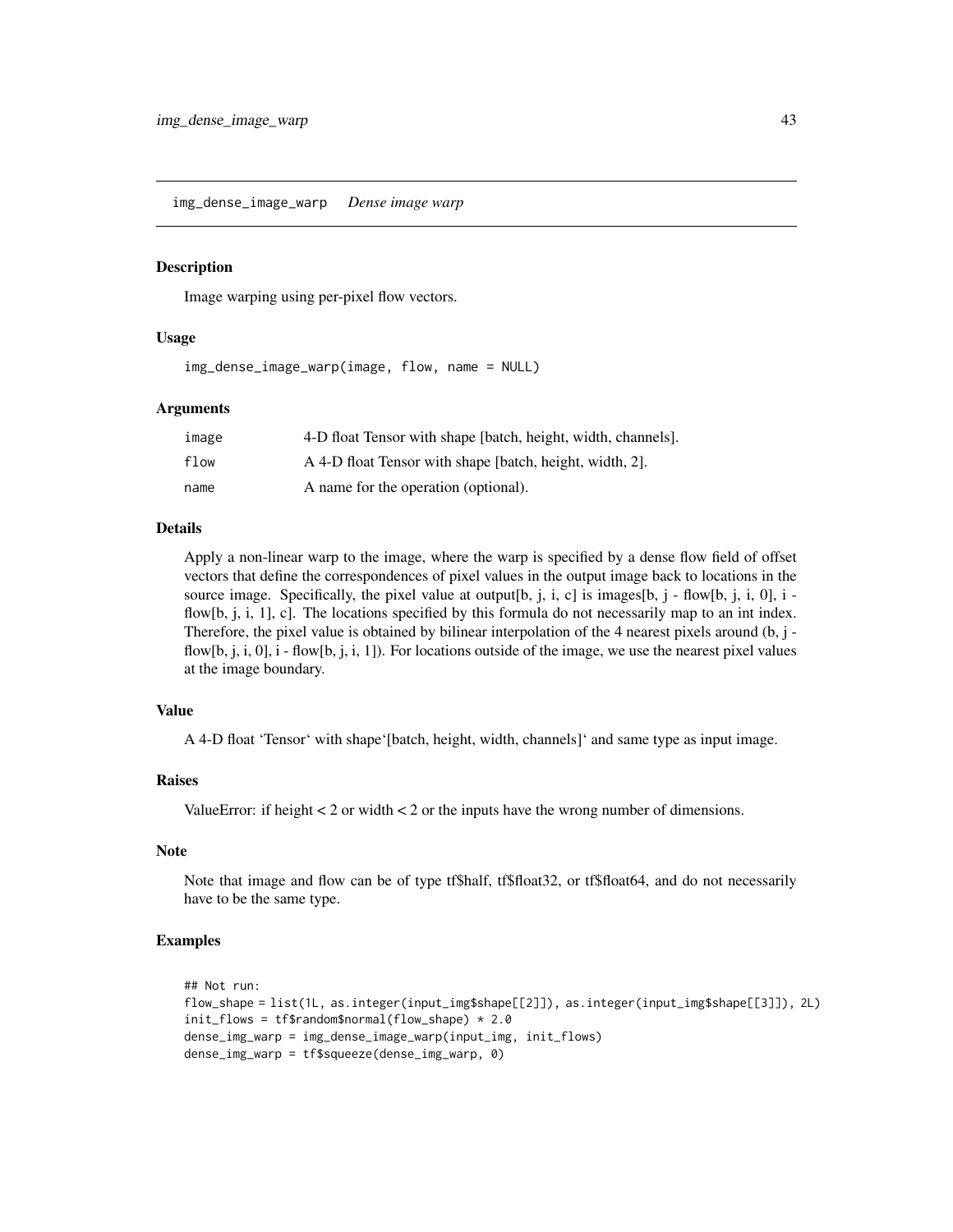## img_dense_image_warp *Dense image warp*

### Description

Image warping using per-pixel flow vectors.

### Usage

```
img_dense_image_warp(image, flow, name = NULL)
```

### Arguments

| | |
|---|---|
| image | 4-D float Tensor with shape [batch, height, width, channels]. |
| flow | A 4-D float Tensor with shape [batch, height, width, 2]. |
| name | A name for the operation (optional). |

### Details

Apply a non-linear warp to the image, where the warp is specified by a dense flow field of offset vectors that define the correspondences of pixel values in the output image back to locations in the source image. Specifically, the pixel value at output[b, j, i, c] is images[b, j - flow[b, j, i, 0], i - flow[b, j, i, 1], c]. The locations specified by this formula do not necessarily map to an int index. Therefore, the pixel value is obtained by bilinear interpolation of the 4 nearest pixels around (b, j - flow[b, j, i, 0], i - flow[b, j, i, 1]). For locations outside of the image, we use the nearest pixel values at the image boundary.

### Value

A 4-D float 'Tensor' with shape'[batch, height, width, channels]' and same type as input image.

### Raises

ValueError: if height < 2 or width < 2 or the inputs have the wrong number of dimensions.

### Note

Note that image and flow can be of type tf$half, tf$float32, or tf$float64, and do not necessarily have to be the same type.

### Examples

```
## Not run:
flow_shape = list(1L, as.integer(input_img$shape[[2]]), as.integer(input_img$shape[[3]]), 2L)
init_flows = tf$random$normal(flow_shape) * 2.0
dense_img_warp = img_dense_image_warp(input_img, init_flows)
dense_img_warp = tf$squeeze(dense_img_warp, 0)
```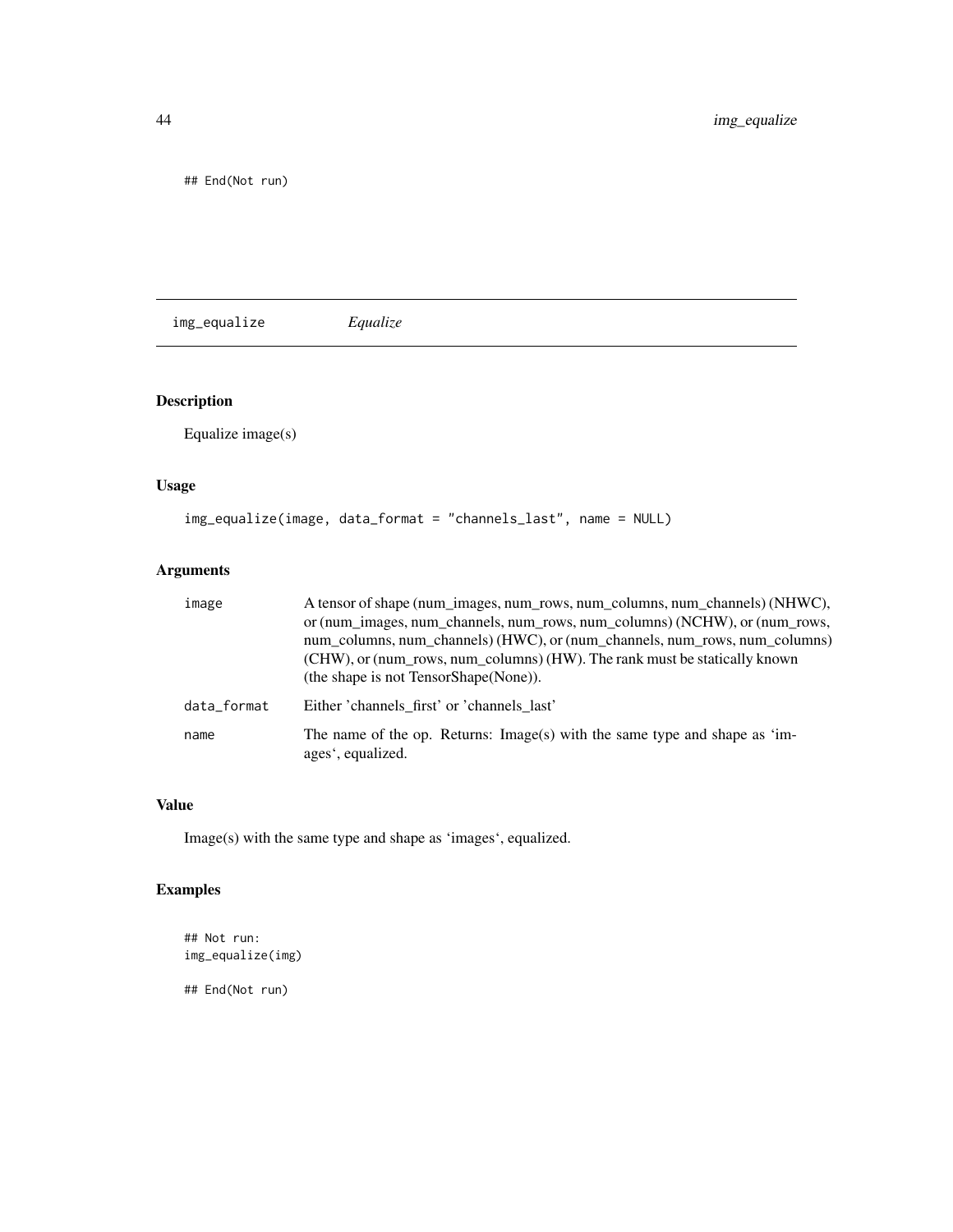```
## End(Not run)
```

## img_equalize *Equalize*

### Description

Equalize image(s)

### Usage

```
img_equalize(image, data_format = "channels_last", name = NULL)
```

### Arguments

| | |
|---|---|
| image | A tensor of shape (num_images, num_rows, num_columns, num_channels) (NHWC), or (num_images, num_channels, num_rows, num_columns) (NCHW), or (num_rows, num_columns, num_channels) (HWC), or (num_channels, num_rows, num_columns) (CHW), or (num_rows, num_columns) (HW). The rank must be statically known (the shape is not TensorShape(None)). |
| data_format | Either 'channels_first' or 'channels_last' |
| name | The name of the op. Returns: Image(s) with the same type and shape as 'images', equalized. |

### Value

Image(s) with the same type and shape as 'images', equalized.

### Examples

```
## Not run:
img_equalize(img)

## End(Not run)
```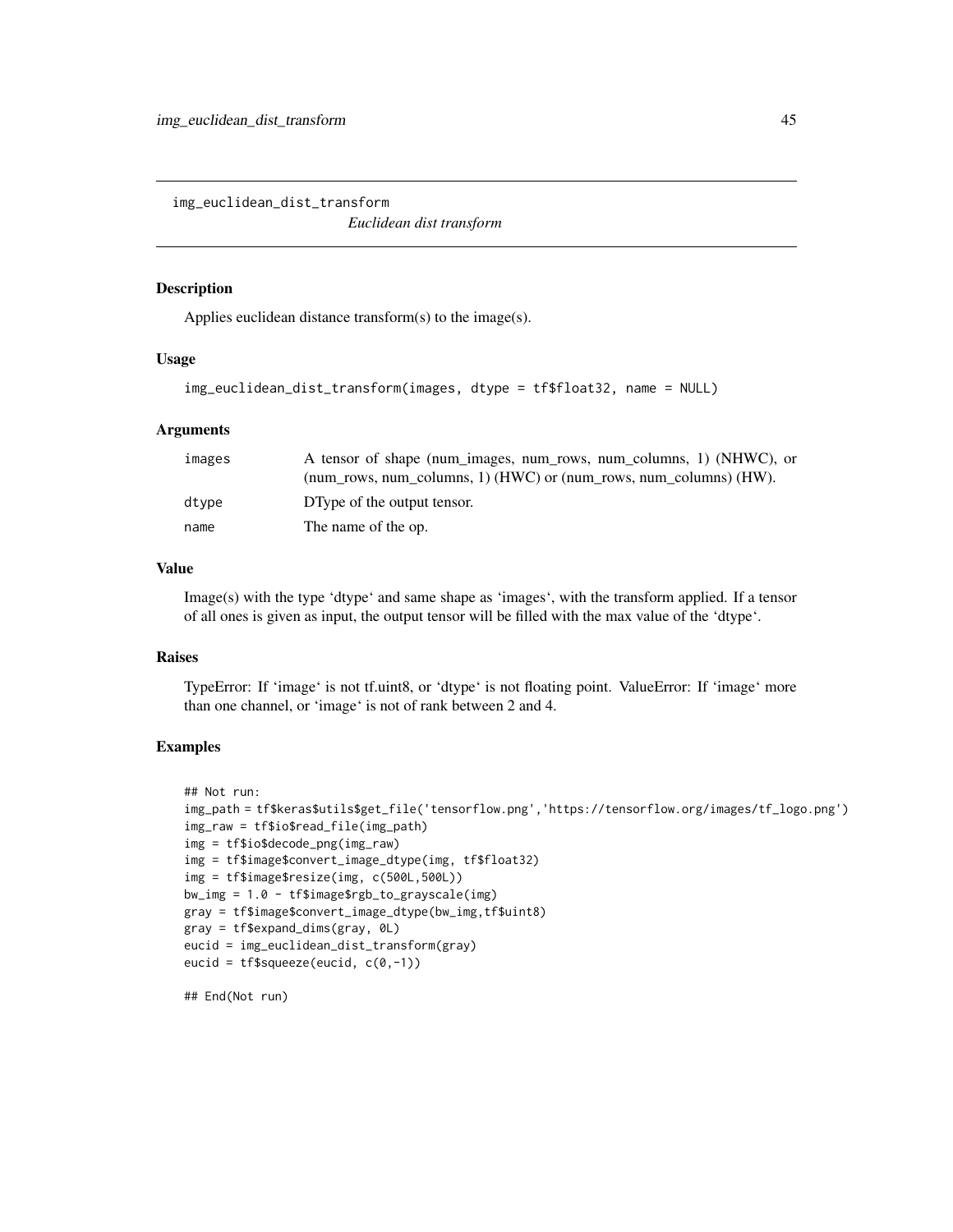## img_euclidean_dist_transform

*Euclidean dist transform*

### Description

Applies euclidean distance transform(s) to the image(s).

### Usage

```
img_euclidean_dist_transform(images, dtype = tf$float32, name = NULL)
```

### Arguments

| | |
|---|---|
| images | A tensor of shape (num_images, num_rows, num_columns, 1) (NHWC), or (num_rows, num_columns, 1) (HWC) or (num_rows, num_columns) (HW). |
| dtype | DType of the output tensor. |
| name | The name of the op. |

### Value

Image(s) with the type 'dtype' and same shape as 'images', with the transform applied. If a tensor of all ones is given as input, the output tensor will be filled with the max value of the 'dtype'.

### Raises

TypeError: If 'image' is not tf.uint8, or 'dtype' is not floating point. ValueError: If 'image' more than one channel, or 'image' is not of rank between 2 and 4.

### Examples

```
## Not run:
img_path = tf$keras$utils$get_file('tensorflow.png','https://tensorflow.org/images/tf_logo.png')
img_raw = tf$io$read_file(img_path)
img = tf$io$decode_png(img_raw)
img = tf$image$convert_image_dtype(img, tf$float32)
img = tf$image$resize(img, c(500L,500L))
bw_img = 1.0 - tf$image$rgb_to_grayscale(img)
gray = tf$image$convert_image_dtype(bw_img,tf$uint8)
gray = tf$expand_dims(gray, 0L)
eucid = img_euclidean_dist_transform(gray)
eucid = tf$squeeze(eucid, c(0,-1))

## End(Not run)
```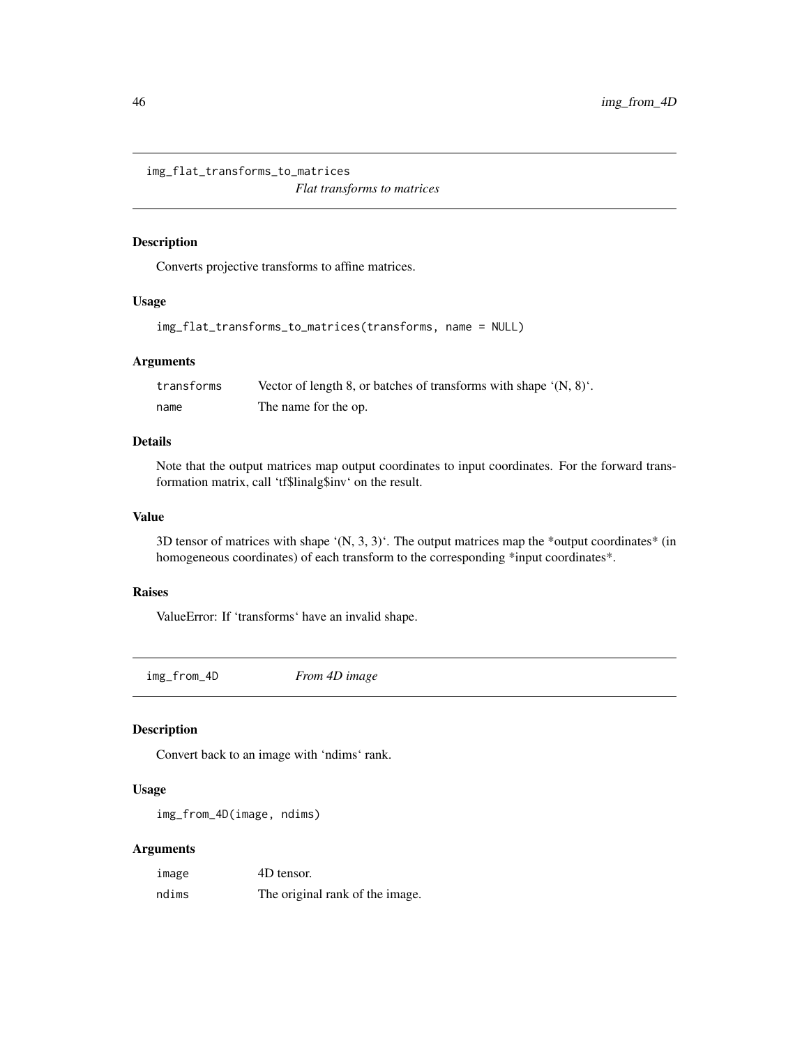## img_flat_transforms_to_matrices

*Flat transforms to matrices*

### Description

Converts projective transforms to affine matrices.

### Usage

```
img_flat_transforms_to_matrices(transforms, name = NULL)
```

### Arguments

| | |
|---|---|
| transforms | Vector of length 8, or batches of transforms with shape '(N, 8)'. |
| name | The name for the op. |

### Details

Note that the output matrices map output coordinates to input coordinates. For the forward transformation matrix, call 'tf$linalg$inv' on the result.

### Value

3D tensor of matrices with shape '(N, 3, 3)'. The output matrices map the *output coordinates* (in homogeneous coordinates) of each transform to the corresponding *input coordinates*.

### Raises

ValueError: If 'transforms' have an invalid shape.

## img_from_4D

*From 4D image*

### Description

Convert back to an image with 'ndims' rank.

### Usage

```
img_from_4D(image, ndims)
```

### Arguments

| | |
|---|---|
| image | 4D tensor. |
| ndims | The original rank of the image. |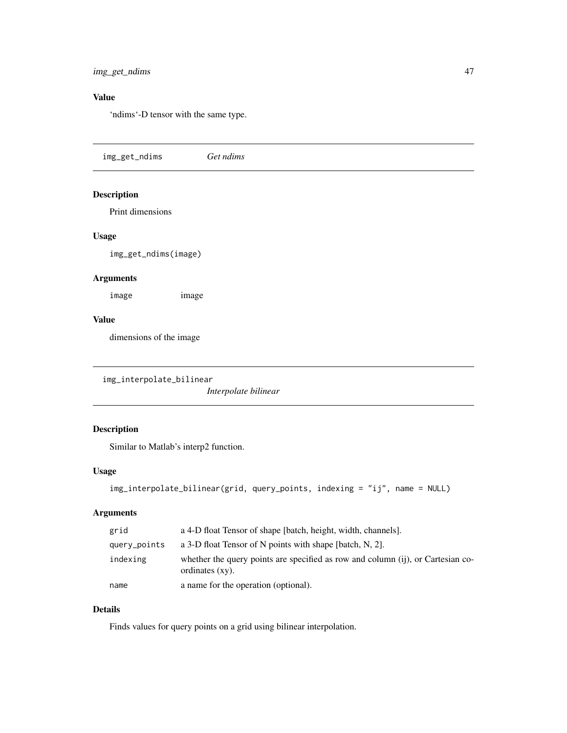### Value

'ndims'-D tensor with the same type.

---

## img_get_ndims *Get ndims*

### Description

Print dimensions

### Usage

```
img_get_ndims(image)
```

### Arguments

| | |
|---|---|
| image | image |

### Value

dimensions of the image

---

## img_interpolate_bilinear *Interpolate bilinear*

### Description

Similar to Matlab's interp2 function.

### Usage

```
img_interpolate_bilinear(grid, query_points, indexing = "ij", name = NULL)
```

### Arguments

| | |
|---|---|
| grid | a 4-D float Tensor of shape [batch, height, width, channels]. |
| query_points | a 3-D float Tensor of N points with shape [batch, N, 2]. |
| indexing | whether the query points are specified as row and column (ij), or Cartesian coordinates (xy). |
| name | a name for the operation (optional). |

### Details

Finds values for query points on a grid using bilinear interpolation.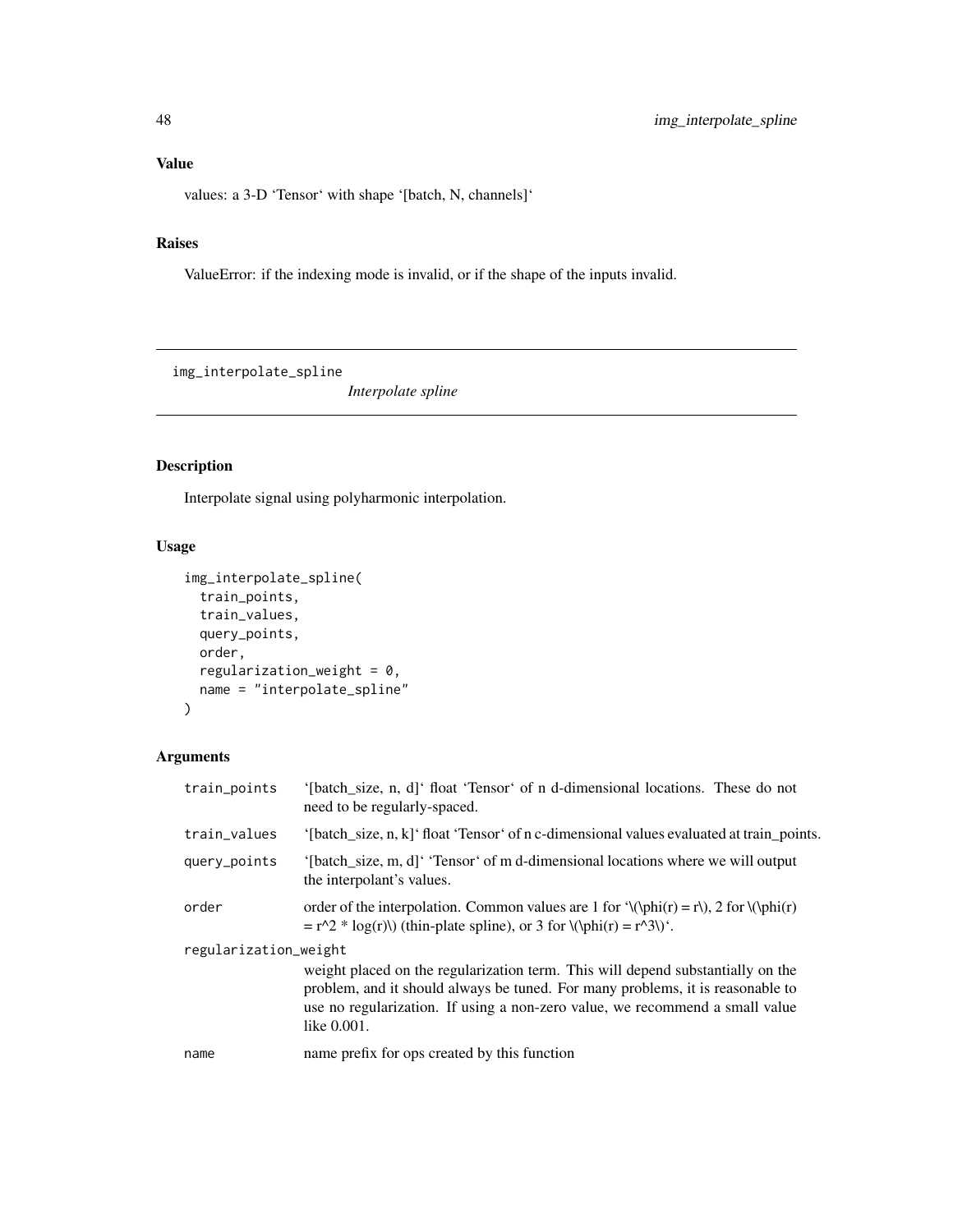## Value

values: a 3-D 'Tensor' with shape '[batch, N, channels]'

## Raises

ValueError: if the indexing mode is invalid, or if the shape of the inputs invalid.

---

# img_interpolate_spline

*Interpolate spline*

## Description

Interpolate signal using polyharmonic interpolation.

## Usage

```
img_interpolate_spline(
  train_points,
  train_values,
  query_points,
  order,
  regularization_weight = 0,
  name = "interpolate_spline"
)
```

## Arguments

| | |
|---|---|
| train_points | '[batch_size, n, d]' float 'Tensor' of n d-dimensional locations. These do not need to be regularly-spaced. |
| train_values | '[batch_size, n, k]' float 'Tensor' of n c-dimensional values evaluated at train_points. |
| query_points | '[batch_size, m, d]' 'Tensor' of m d-dimensional locations where we will output the interpolant's values. |
| order | order of the interpolation. Common values are 1 for '\(\phi(r) = r\), 2 for \(\phi(r) = r^2 * log(r)\) (thin-plate spline), or 3 for \(\phi(r) = r^3\)'. |
| regularization_weight | weight placed on the regularization term. This will depend substantially on the problem, and it should always be tuned. For many problems, it is reasonable to use no regularization. If using a non-zero value, we recommend a small value like 0.001. |
| name | name prefix for ops created by this function |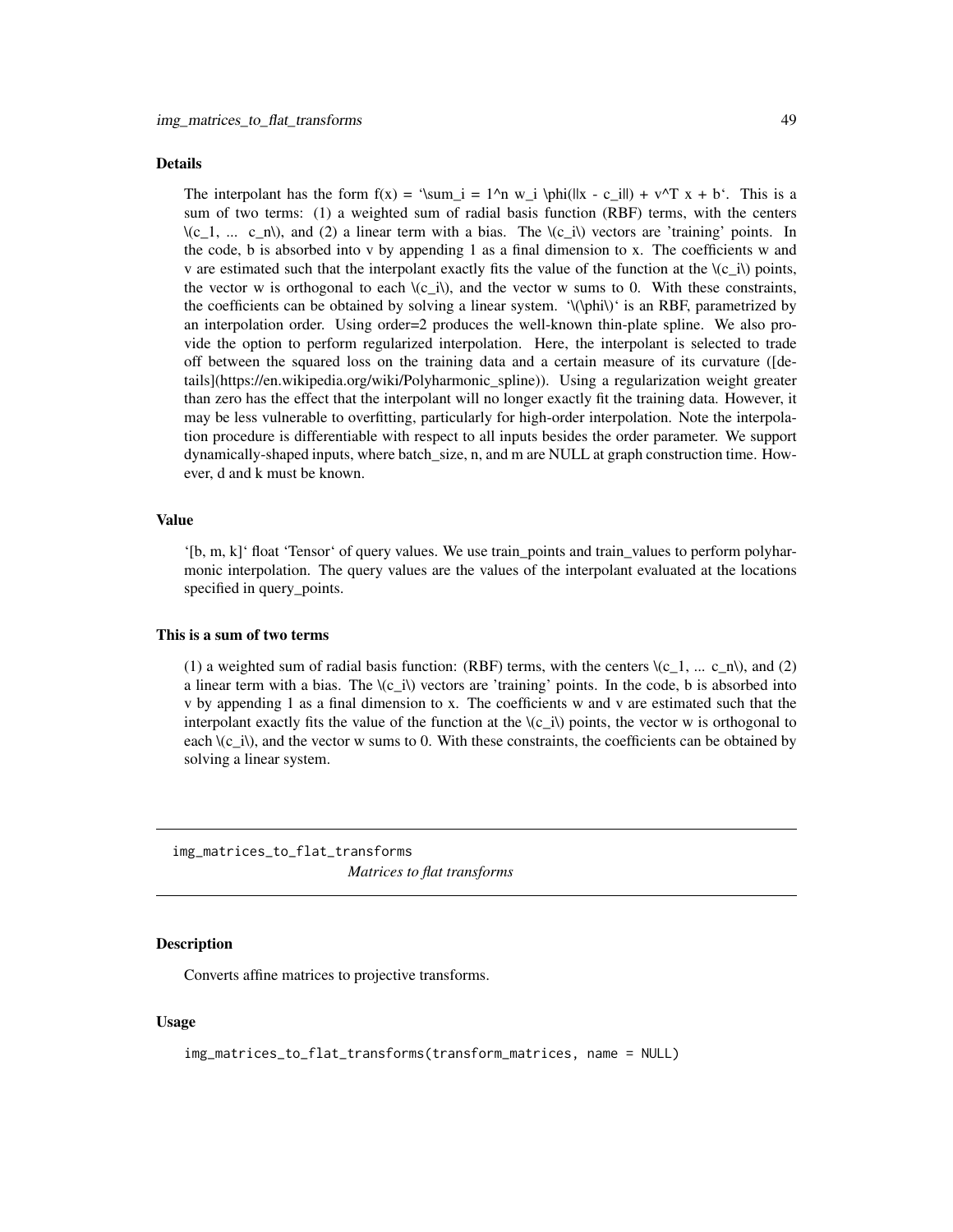### Details

The interpolant has the form f(x) = '\sum_i = 1^n w_i \phi(||x - c_i||) + v^T x + b'. This is a sum of two terms: (1) a weighted sum of radial basis function (RBF) terms, with the centers \(c_1, ... c_n\), and (2) a linear term with a bias. The \(c_i\) vectors are 'training' points. In the code, b is absorbed into v by appending 1 as a final dimension to x. The coefficients w and v are estimated such that the interpolant exactly fits the value of the function at the \(c_i\) points, the vector w is orthogonal to each \(c_i\), and the vector w sums to 0. With these constraints, the coefficients can be obtained by solving a linear system. '\(\phi\)' is an RBF, parametrized by an interpolation order. Using order=2 produces the well-known thin-plate spline. We also provide the option to perform regularized interpolation. Here, the interpolant is selected to trade off between the squared loss on the training data and a certain measure of its curvature ([details](https://en.wikipedia.org/wiki/Polyharmonic_spline)). Using a regularization weight greater than zero has the effect that the interpolant will no longer exactly fit the training data. However, it may be less vulnerable to overfitting, particularly for high-order interpolation. Note the interpolation procedure is differentiable with respect to all inputs besides the order parameter. We support dynamically-shaped inputs, where batch_size, n, and m are NULL at graph construction time. However, d and k must be known.

### Value

'[b, m, k]' float 'Tensor' of query values. We use train_points and train_values to perform polyharmonic interpolation. The query values are the values of the interpolant evaluated at the locations specified in query_points.

### This is a sum of two terms

(1) a weighted sum of radial basis function: (RBF) terms, with the centers \(c_1, ... c_n\), and (2) a linear term with a bias. The \(c_i\) vectors are 'training' points. In the code, b is absorbed into v by appending 1 as a final dimension to x. The coefficients w and v are estimated such that the interpolant exactly fits the value of the function at the \(c_i\) points, the vector w is orthogonal to each \(c_i\), and the vector w sums to 0. With these constraints, the coefficients can be obtained by solving a linear system.

---

## img_matrices_to_flat_transforms

*Matrices to flat transforms*

### Description

Converts affine matrices to projective transforms.

### Usage

```
img_matrices_to_flat_transforms(transform_matrices, name = NULL)
```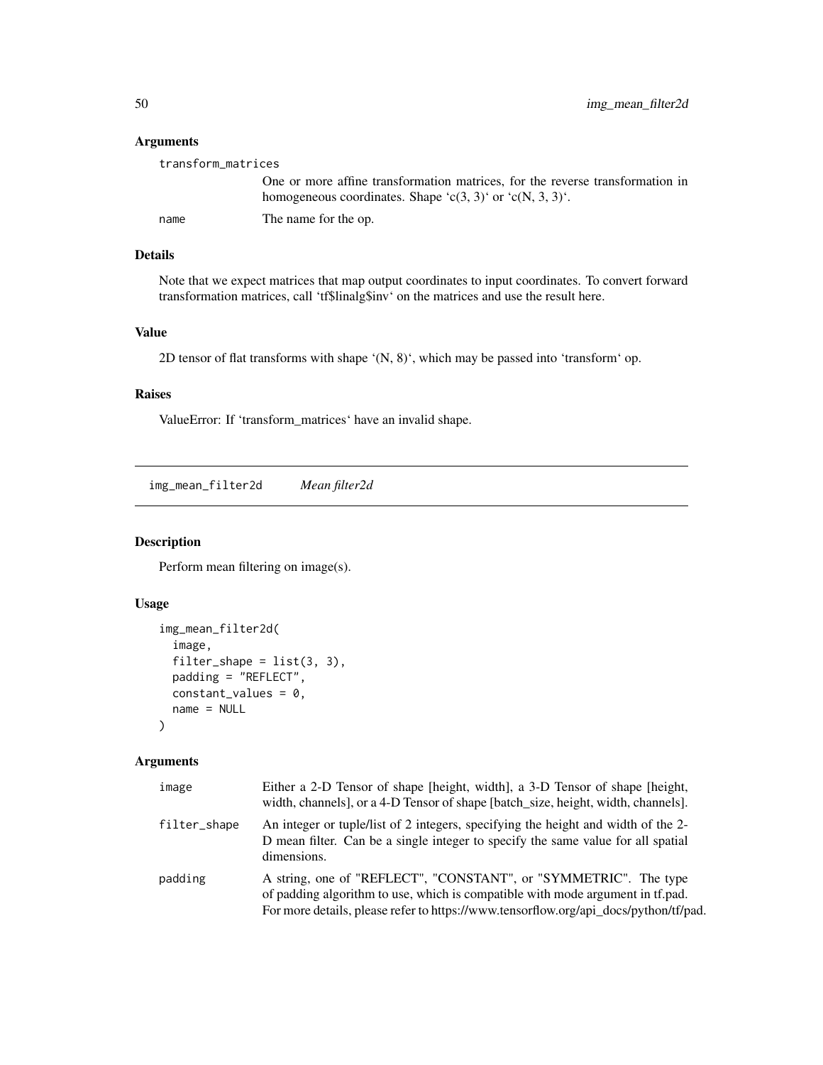### Arguments

| | |
|---|---|
| transform_matrices | One or more affine transformation matrices, for the reverse transformation in homogeneous coordinates. Shape 'c(3, 3)' or 'c(N, 3, 3)'. |
| name | The name for the op. |

### Details

Note that we expect matrices that map output coordinates to input coordinates. To convert forward transformation matrices, call 'tf$linalg$inv' on the matrices and use the result here.

### Value

2D tensor of flat transforms with shape '(N, 8)', which may be passed into 'transform' op.

### Raises

ValueError: If 'transform_matrices' have an invalid shape.

---

## img_mean_filter2d — *Mean filter2d*

### Description

Perform mean filtering on image(s).

### Usage

```
img_mean_filter2d(
  image,
  filter_shape = list(3, 3),
  padding = "REFLECT",
  constant_values = 0,
  name = NULL
)
```

### Arguments

| | |
|---|---|
| image | Either a 2-D Tensor of shape [height, width], a 3-D Tensor of shape [height, width, channels], or a 4-D Tensor of shape [batch_size, height, width, channels]. |
| filter_shape | An integer or tuple/list of 2 integers, specifying the height and width of the 2-D mean filter. Can be a single integer to specify the same value for all spatial dimensions. |
| padding | A string, one of "REFLECT", "CONSTANT", or "SYMMETRIC". The type of padding algorithm to use, which is compatible with mode argument in tf.pad. For more details, please refer to https://www.tensorflow.org/api_docs/python/tf/pad. |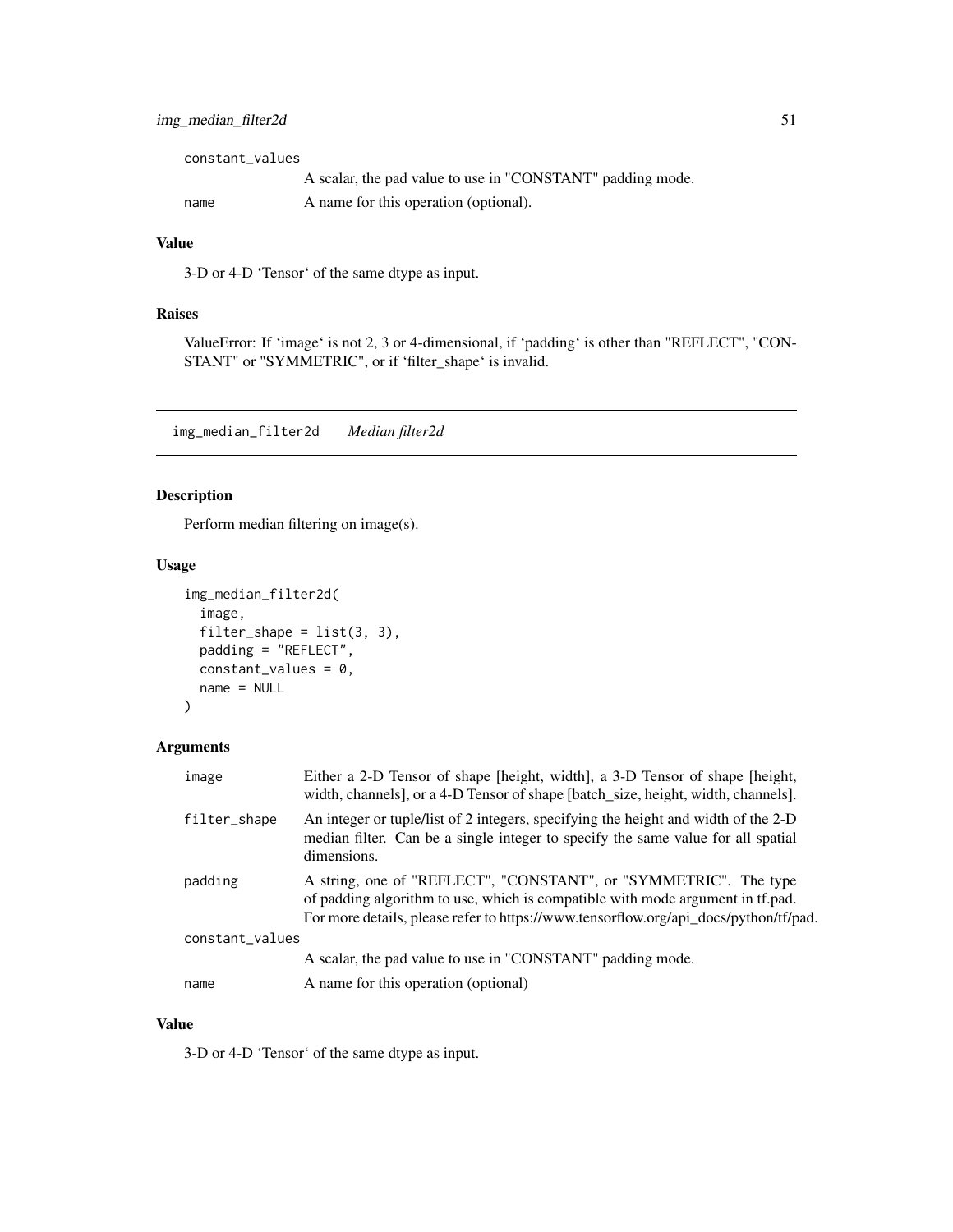constant_values
: A scalar, the pad value to use in "CONSTANT" padding mode.

name
: A name for this operation (optional).

### Value

3-D or 4-D 'Tensor' of the same dtype as input.

### Raises

ValueError: If 'image' is not 2, 3 or 4-dimensional, if 'padding' is other than "REFLECT", "CONSTANT" or "SYMMETRIC", or if 'filter_shape' is invalid.

---

## img_median_filter2d    *Median filter2d*

### Description

Perform median filtering on image(s).

### Usage

```
img_median_filter2d(
  image,
  filter_shape = list(3, 3),
  padding = "REFLECT",
  constant_values = 0,
  name = NULL
)
```

### Arguments

| | |
|---|---|
| image | Either a 2-D Tensor of shape [height, width], a 3-D Tensor of shape [height, width, channels], or a 4-D Tensor of shape [batch_size, height, width, channels]. |
| filter_shape | An integer or tuple/list of 2 integers, specifying the height and width of the 2-D median filter. Can be a single integer to specify the same value for all spatial dimensions. |
| padding | A string, one of "REFLECT", "CONSTANT", or "SYMMETRIC". The type of padding algorithm to use, which is compatible with mode argument in tf.pad. For more details, please refer to https://www.tensorflow.org/api_docs/python/tf/pad. |
| constant_values | A scalar, the pad value to use in "CONSTANT" padding mode. |
| name | A name for this operation (optional) |

### Value

3-D or 4-D 'Tensor' of the same dtype as input.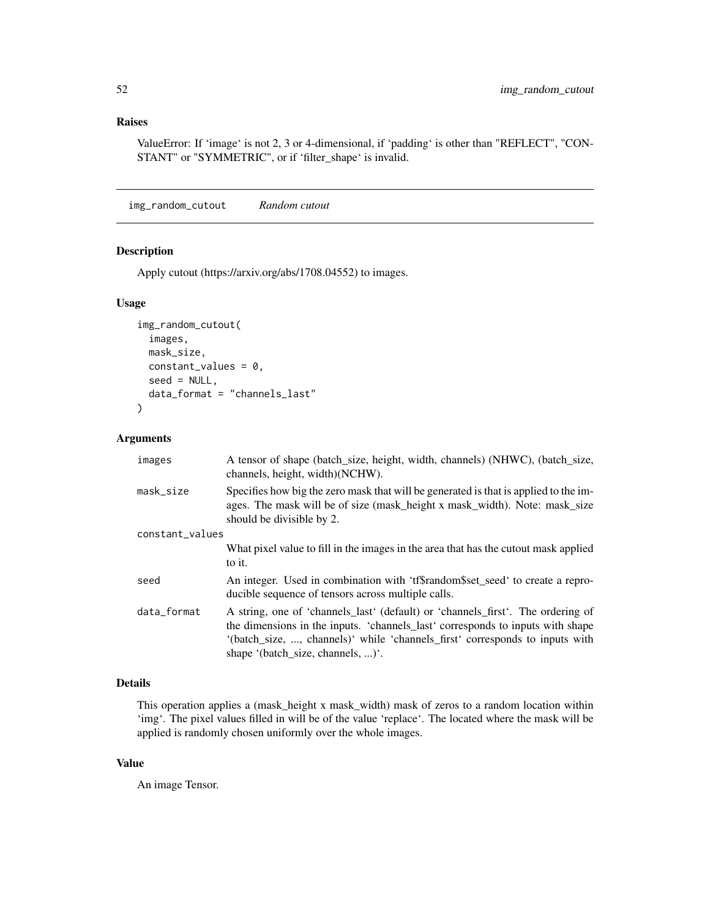### Raises

ValueError: If 'image' is not 2, 3 or 4-dimensional, if 'padding' is other than "REFLECT", "CONSTANT" or "SYMMETRIC", or if 'filter_shape' is invalid.

---

## img_random_cutout    *Random cutout*

### Description

Apply cutout (https://arxiv.org/abs/1708.04552) to images.

### Usage

```
img_random_cutout(
  images,
  mask_size,
  constant_values = 0,
  seed = NULL,
  data_format = "channels_last"
)
```

### Arguments

| | |
|---|---|
| images | A tensor of shape (batch_size, height, width, channels) (NHWC), (batch_size, channels, height, width)(NCHW). |
| mask_size | Specifies how big the zero mask that will be generated is that is applied to the images. The mask will be of size (mask_height x mask_width). Note: mask_size should be divisible by 2. |
| constant_values | What pixel value to fill in the images in the area that has the cutout mask applied to it. |
| seed | An integer. Used in combination with 'tf$random$set_seed' to create a reproducible sequence of tensors across multiple calls. |
| data_format | A string, one of 'channels_last' (default) or 'channels_first'. The ordering of the dimensions in the inputs. 'channels_last' corresponds to inputs with shape '(batch_size, ..., channels)' while 'channels_first' corresponds to inputs with shape '(batch_size, channels, ...)'. |

### Details

This operation applies a (mask_height x mask_width) mask of zeros to a random location within 'img'. The pixel values filled in will be of the value 'replace'. The located where the mask will be applied is randomly chosen uniformly over the whole images.

### Value

An image Tensor.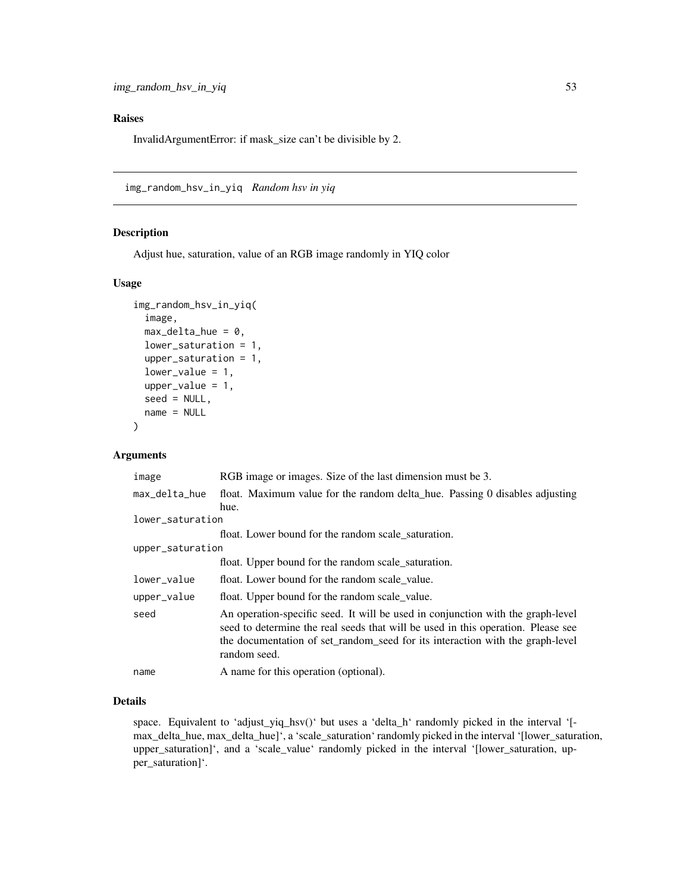## Raises

InvalidArgumentError: if mask_size can't be divisible by 2.

---

# img_random_hsv_in_yiq    *Random hsv in yiq*

## Description

Adjust hue, saturation, value of an RGB image randomly in YIQ color

## Usage

```
img_random_hsv_in_yiq(
  image,
  max_delta_hue = 0,
  lower_saturation = 1,
  upper_saturation = 1,
  lower_value = 1,
  upper_value = 1,
  seed = NULL,
  name = NULL
)
```

## Arguments

| | |
|---|---|
| image | RGB image or images. Size of the last dimension must be 3. |
| max_delta_hue | float. Maximum value for the random delta_hue. Passing 0 disables adjusting hue. |
| lower_saturation | float. Lower bound for the random scale_saturation. |
| upper_saturation | float. Upper bound for the random scale_saturation. |
| lower_value | float. Lower bound for the random scale_value. |
| upper_value | float. Upper bound for the random scale_value. |
| seed | An operation-specific seed. It will be used in conjunction with the graph-level seed to determine the real seeds that will be used in this operation. Please see the documentation of set_random_seed for its interaction with the graph-level random seed. |
| name | A name for this operation (optional). |

## Details

space. Equivalent to 'adjust_yiq_hsv()' but uses a 'delta_h' randomly picked in the interval '[-max_delta_hue, max_delta_hue]', a 'scale_saturation' randomly picked in the interval '[lower_saturation, upper_saturation]', and a 'scale_value' randomly picked in the interval '[lower_saturation, upper_saturation]'.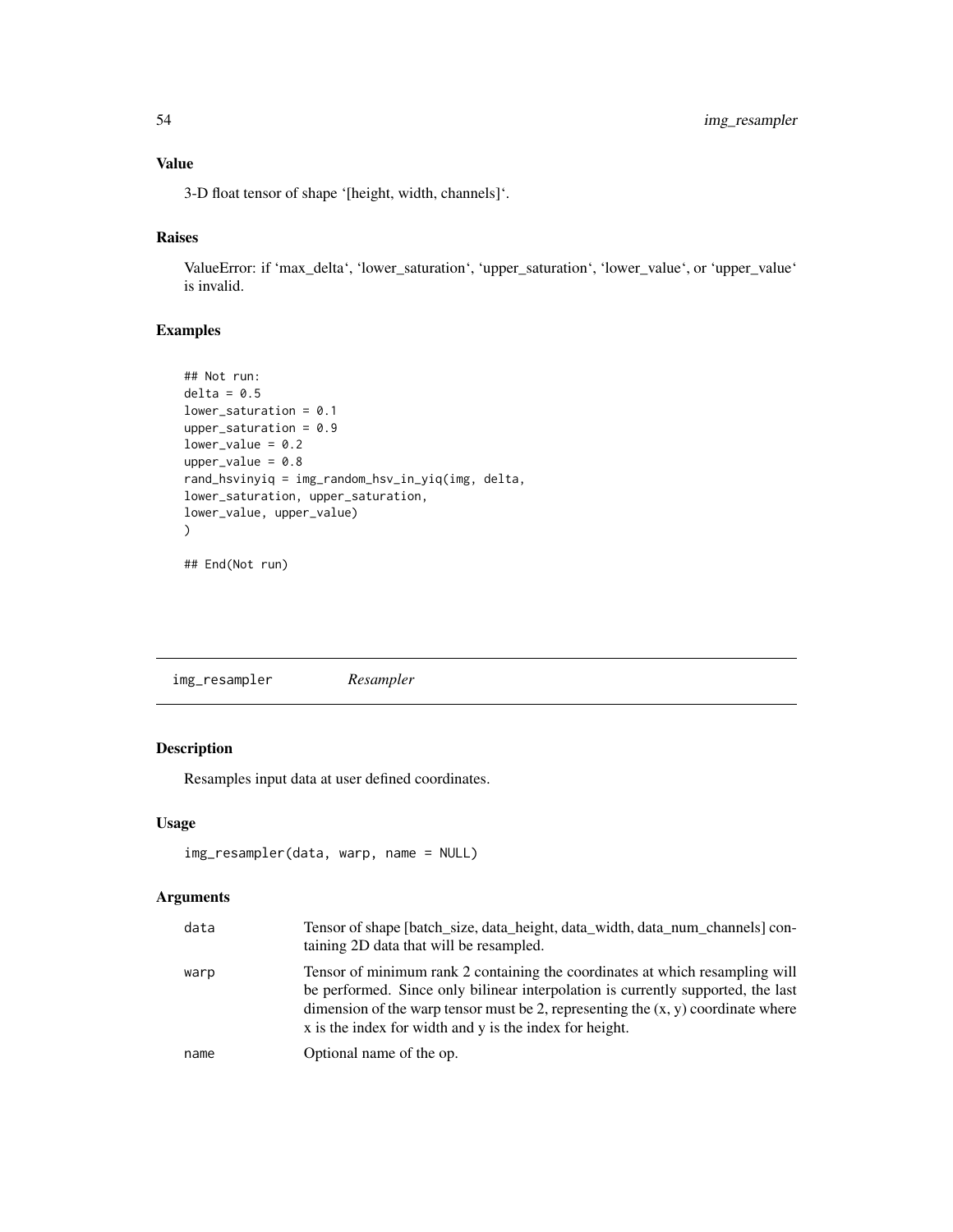### Value

3-D float tensor of shape '[height, width, channels]'.

### Raises

ValueError: if 'max_delta', 'lower_saturation', 'upper_saturation', 'lower_value', or 'upper_value' is invalid.

### Examples

```
## Not run:
delta = 0.5
lower_saturation = 0.1
upper_saturation = 0.9
lower_value = 0.2
upper_value = 0.8
rand_hsvinyiq = img_random_hsv_in_yiq(img, delta,
lower_saturation, upper_saturation,
lower_value, upper_value)
)

## End(Not run)
```

---

## img_resampler *Resampler*

### Description

Resamples input data at user defined coordinates.

### Usage

```
img_resampler(data, warp, name = NULL)
```

### Arguments

| | |
|---|---|
| data | Tensor of shape [batch_size, data_height, data_width, data_num_channels] containing 2D data that will be resampled. |
| warp | Tensor of minimum rank 2 containing the coordinates at which resampling will be performed. Since only bilinear interpolation is currently supported, the last dimension of the warp tensor must be 2, representing the (x, y) coordinate where x is the index for width and y is the index for height. |
| name | Optional name of the op. |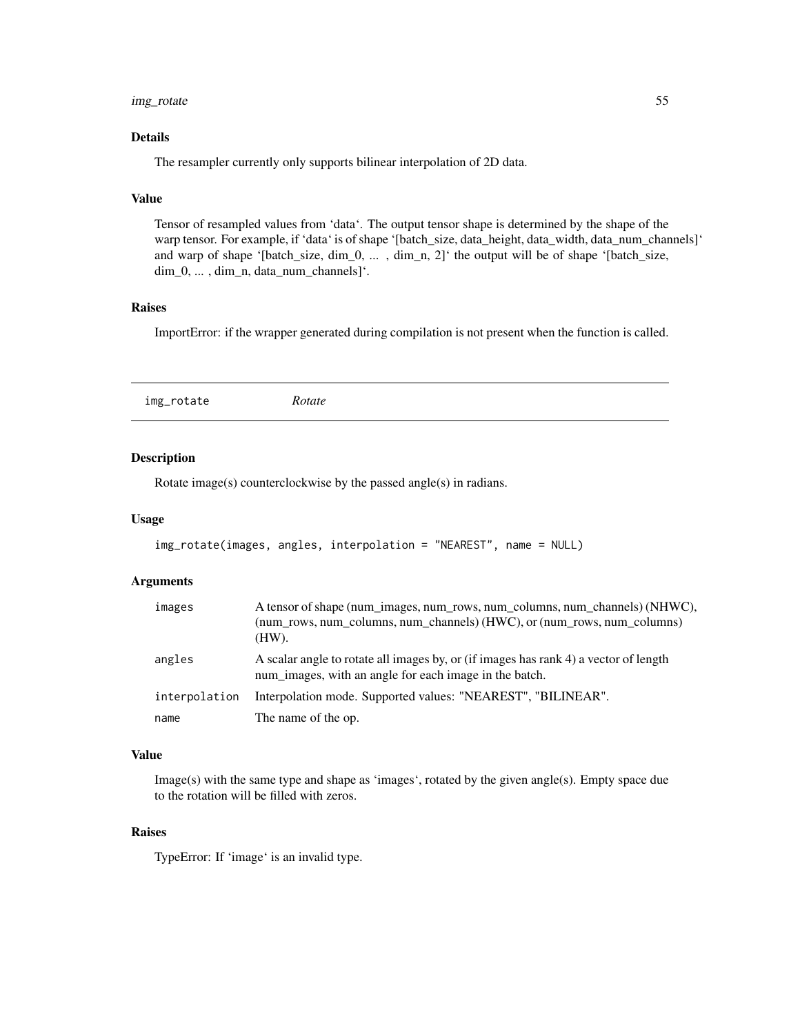### Details

The resampler currently only supports bilinear interpolation of 2D data.

### Value

Tensor of resampled values from 'data'. The output tensor shape is determined by the shape of the warp tensor. For example, if 'data' is of shape '[batch_size, data_height, data_width, data_num_channels]' and warp of shape '[batch_size, dim_0, ... , dim_n, 2]' the output will be of shape '[batch_size, dim_0, ... , dim_n, data_num_channels]'.

### Raises

ImportError: if the wrapper generated during compilation is not present when the function is called.

---

## img_rotate    *Rotate*

---

### Description

Rotate image(s) counterclockwise by the passed angle(s) in radians.

### Usage

```
img_rotate(images, angles, interpolation = "NEAREST", name = NULL)
```

### Arguments

| | |
|---|---|
| images | A tensor of shape (num_images, num_rows, num_columns, num_channels) (NHWC), (num_rows, num_columns, num_channels) (HWC), or (num_rows, num_columns) (HW). |
| angles | A scalar angle to rotate all images by, or (if images has rank 4) a vector of length num_images, with an angle for each image in the batch. |
| interpolation | Interpolation mode. Supported values: "NEAREST", "BILINEAR". |
| name | The name of the op. |

### Value

Image(s) with the same type and shape as 'images', rotated by the given angle(s). Empty space due to the rotation will be filled with zeros.

### Raises

TypeError: If 'image' is an invalid type.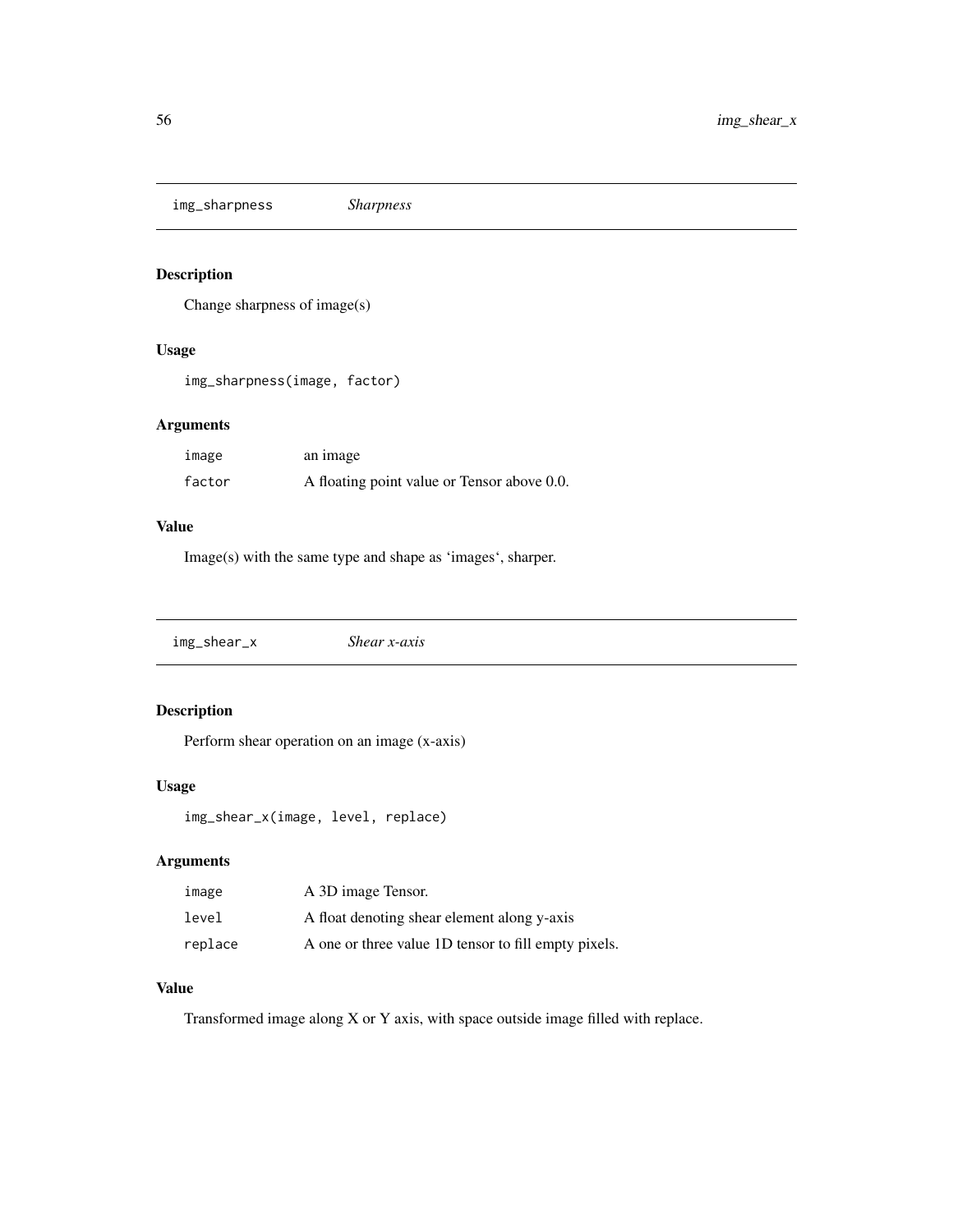## img_sharpness *Sharpness*

### Description

Change sharpness of image(s)

### Usage

```
img_sharpness(image, factor)
```

### Arguments

| | |
|---|---|
| image | an image |
| factor | A floating point value or Tensor above 0.0. |

### Value

Image(s) with the same type and shape as 'images', sharper.

## img_shear_x *Shear x-axis*

### Description

Perform shear operation on an image (x-axis)

### Usage

```
img_shear_x(image, level, replace)
```

### Arguments

| | |
|---|---|
| image | A 3D image Tensor. |
| level | A float denoting shear element along y-axis |
| replace | A one or three value 1D tensor to fill empty pixels. |

### Value

Transformed image along X or Y axis, with space outside image filled with replace.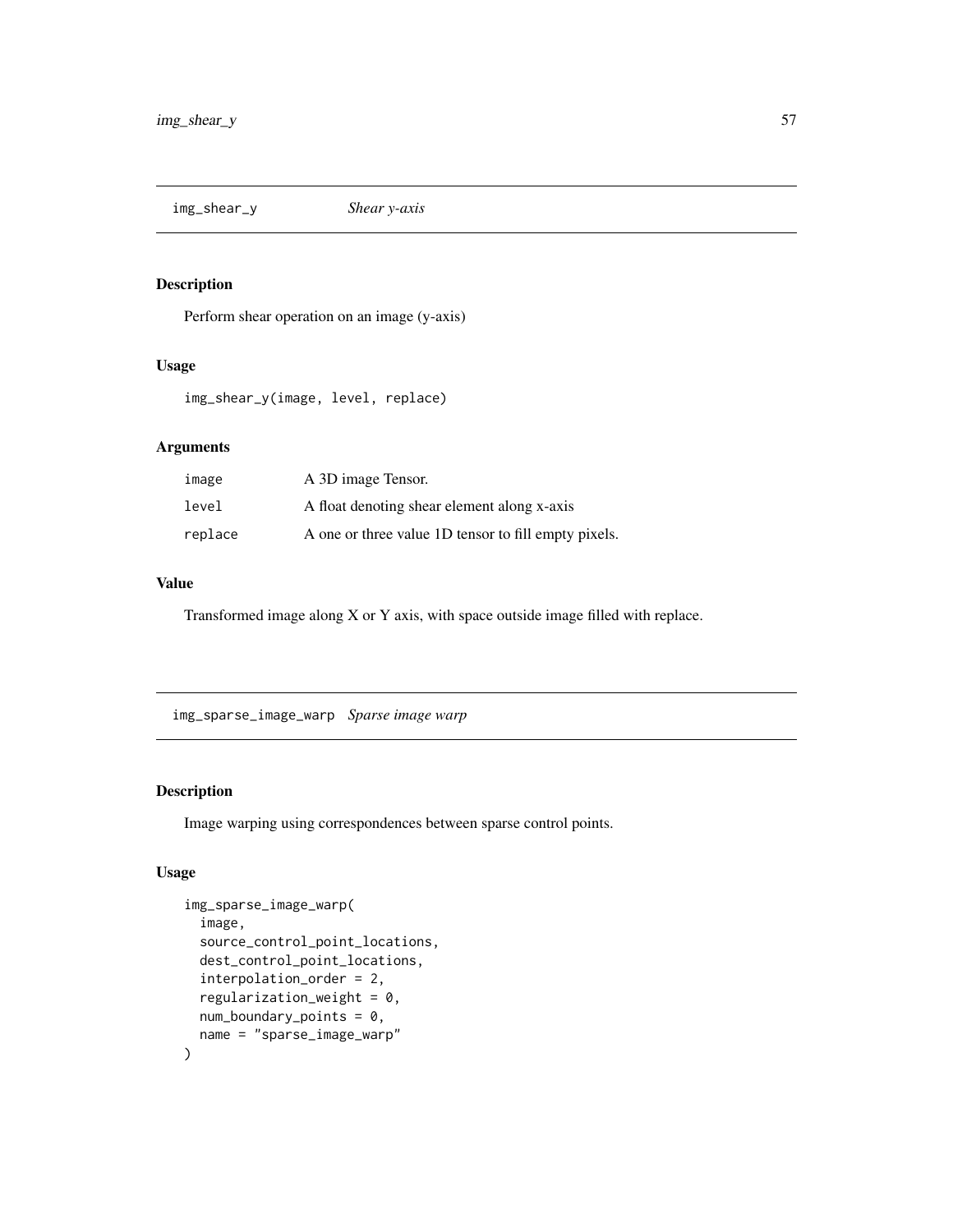## img_shear_y — *Shear y-axis*

### Description

Perform shear operation on an image (y-axis)

### Usage

```
img_shear_y(image, level, replace)
```

### Arguments

| | |
|---|---|
| image | A 3D image Tensor. |
| level | A float denoting shear element along x-axis |
| replace | A one or three value 1D tensor to fill empty pixels. |

### Value

Transformed image along X or Y axis, with space outside image filled with replace.

## img_sparse_image_warp — *Sparse image warp*

### Description

Image warping using correspondences between sparse control points.

### Usage

```
img_sparse_image_warp(
  image,
  source_control_point_locations,
  dest_control_point_locations,
  interpolation_order = 2,
  regularization_weight = 0,
  num_boundary_points = 0,
  name = "sparse_image_warp"
)
```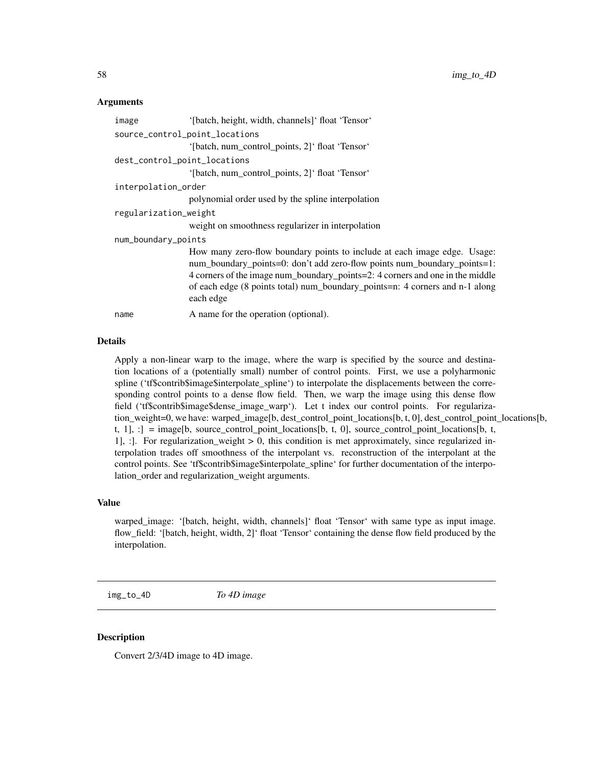### Arguments

| | |
|---|---|
| image | '[batch, height, width, channels]' float 'Tensor' |
| source_control_point_locations | '[batch, num_control_points, 2]' float 'Tensor' |
| dest_control_point_locations | '[batch, num_control_points, 2]' float 'Tensor' |
| interpolation_order | polynomial order used by the spline interpolation |
| regularization_weight | weight on smoothness regularizer in interpolation |
| num_boundary_points | How many zero-flow boundary points to include at each image edge. Usage: num_boundary_points=0: don't add zero-flow points num_boundary_points=1: 4 corners of the image num_boundary_points=2: 4 corners and one in the middle of each edge (8 points total) num_boundary_points=n: 4 corners and n-1 along each edge |
| name | A name for the operation (optional). |

### Details

Apply a non-linear warp to the image, where the warp is specified by the source and destination locations of a (potentially small) number of control points. First, we use a polyharmonic spline ('tf$contrib$image$interpolate_spline') to interpolate the displacements between the corresponding control points to a dense flow field. Then, we warp the image using this dense flow field ('tf$contrib$image$dense_image_warp'). Let t index our control points. For regularization_weight=0, we have: warped_image[b, dest_control_point_locations[b, t, 0], dest_control_point_locations[b, t, 1], :] = image[b, source_control_point_locations[b, t, 0], source_control_point_locations[b, t, 1], :]. For regularization_weight > 0, this condition is met approximately, since regularized interpolation trades off smoothness of the interpolant vs. reconstruction of the interpolant at the control points. See 'tf$contrib$image$interpolate_spline' for further documentation of the interpolation_order and regularization_weight arguments.

### Value

warped_image: '[batch, height, width, channels]' float 'Tensor' with same type as input image. flow_field: '[batch, height, width, 2]' float 'Tensor' containing the dense flow field produced by the interpolation.

---

## img_to_4D *To 4D image*

### Description

Convert 2/3/4D image to 4D image.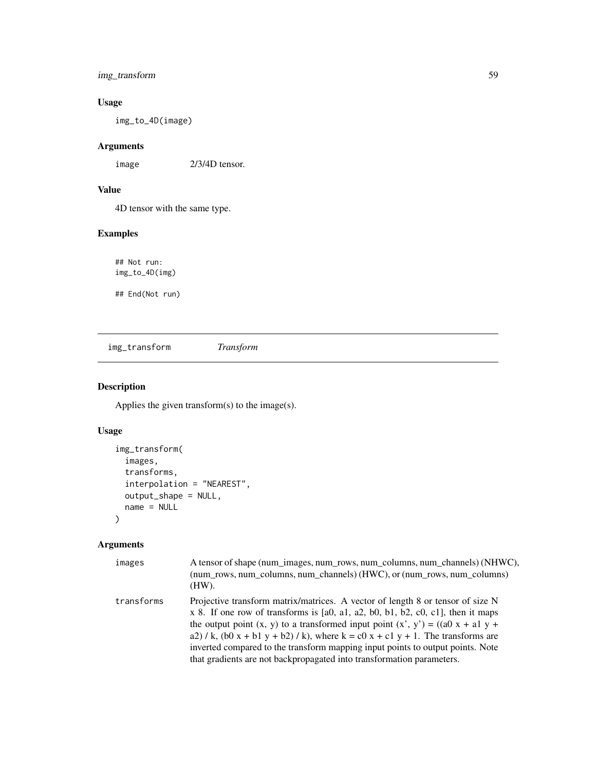### Usage

```
img_to_4D(image)
```

### Arguments

| | |
|---|---|
| image | 2/3/4D tensor. |

### Value

4D tensor with the same type.

### Examples

```
## Not run:
img_to_4D(img)

## End(Not run)
```

---

## img_transform *Transform*

### Description

Applies the given transform(s) to the image(s).

### Usage

```
img_transform(
  images,
  transforms,
  interpolation = "NEAREST",
  output_shape = NULL,
  name = NULL
)
```

### Arguments

| | |
|---|---|
| images | A tensor of shape (num_images, num_rows, num_columns, num_channels) (NHWC), (num_rows, num_columns, num_channels) (HWC), or (num_rows, num_columns) (HW). |
| transforms | Projective transform matrix/matrices. A vector of length 8 or tensor of size N x 8. If one row of transforms is [a0, a1, a2, b0, b1, b2, c0, c1], then it maps the output point (x, y) to a transformed input point (x', y') = ((a0 x + a1 y + a2) / k, (b0 x + b1 y + b2) / k), where k = c0 x + c1 y + 1. The transforms are inverted compared to the transform mapping input points to output points. Note that gradients are not backpropagated into transformation parameters. |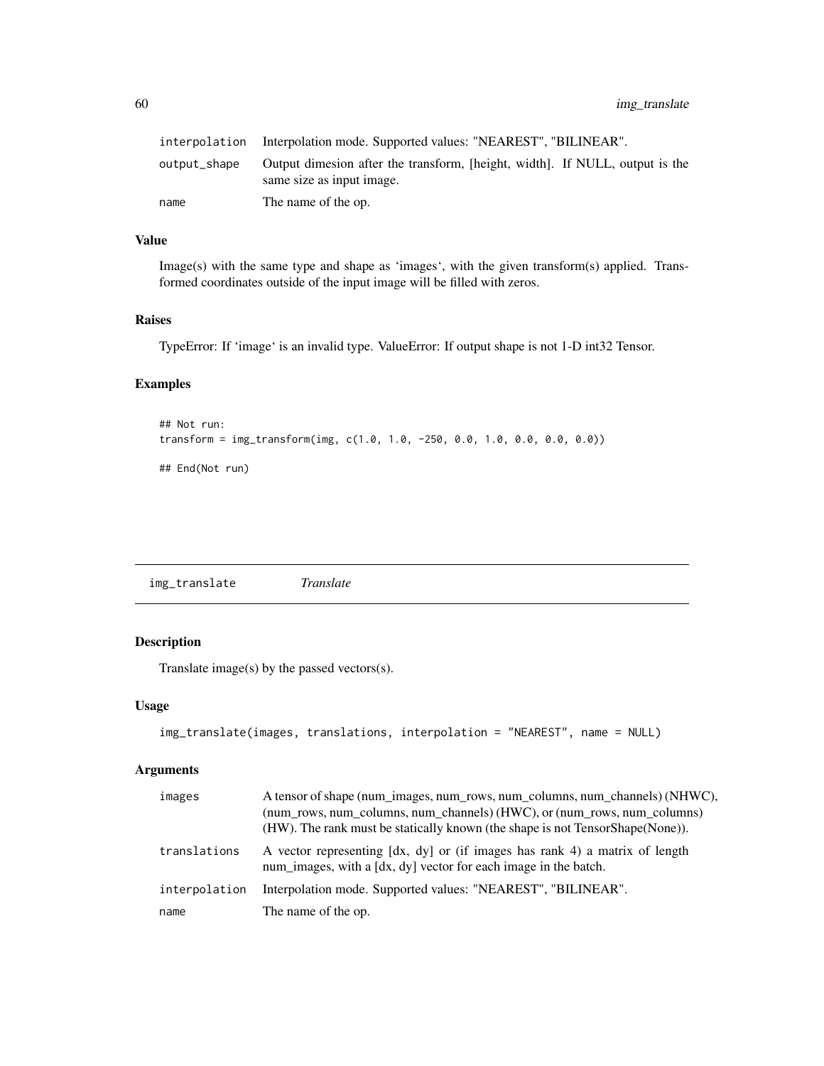| | |
|---|---|
| interpolation | Interpolation mode. Supported values: "NEAREST", "BILINEAR". |
| output_shape | Output dimesion after the transform, [height, width]. If NULL, output is the same size as input image. |
| name | The name of the op. |

### Value

Image(s) with the same type and shape as 'images', with the given transform(s) applied. Transformed coordinates outside of the input image will be filled with zeros.

### Raises

TypeError: If 'image' is an invalid type. ValueError: If output shape is not 1-D int32 Tensor.

### Examples

```
## Not run:
transform = img_transform(img, c(1.0, 1.0, -250, 0.0, 1.0, 0.0, 0.0, 0.0))

## End(Not run)
```

---

## img_translate *Translate*

### Description

Translate image(s) by the passed vectors(s).

### Usage

```
img_translate(images, translations, interpolation = "NEAREST", name = NULL)
```

### Arguments

| | |
|---|---|
| images | A tensor of shape (num_images, num_rows, num_columns, num_channels) (NHWC), (num_rows, num_columns, num_channels) (HWC), or (num_rows, num_columns) (HW). The rank must be statically known (the shape is not TensorShape(None)). |
| translations | A vector representing [dx, dy] or (if images has rank 4) a matrix of length num_images, with a [dx, dy] vector for each image in the batch. |
| interpolation | Interpolation mode. Supported values: "NEAREST", "BILINEAR". |
| name | The name of the op. |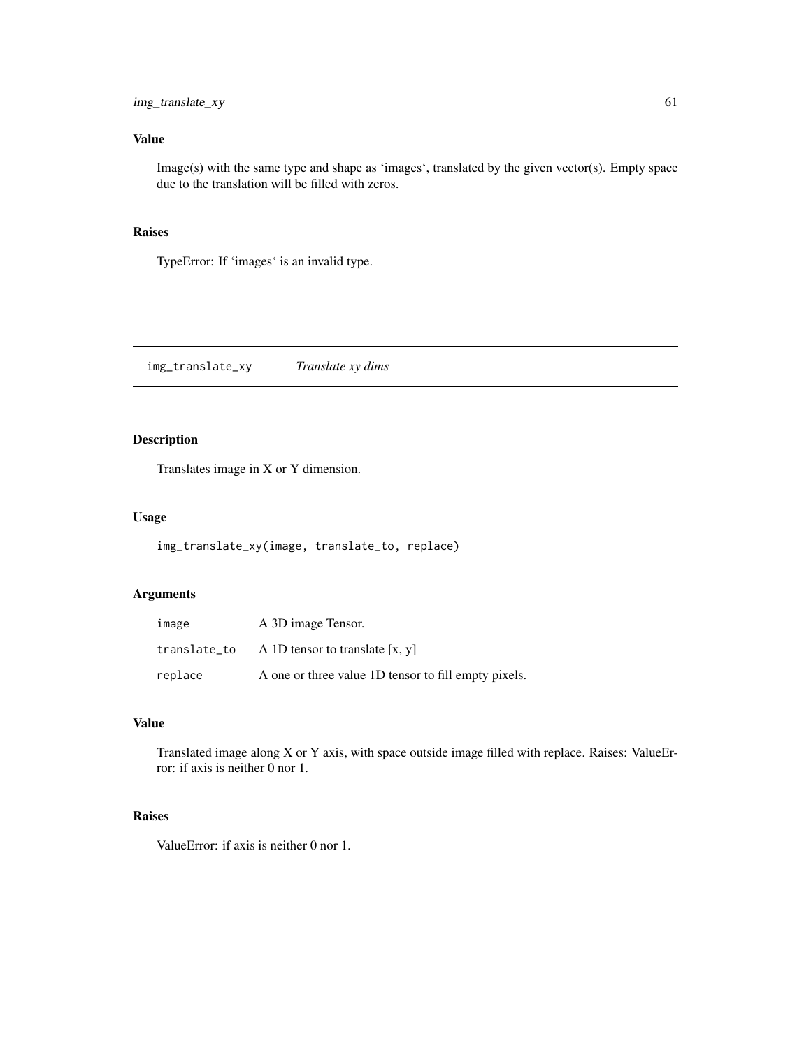## Value

Image(s) with the same type and shape as 'images', translated by the given vector(s). Empty space due to the translation will be filled with zeros.

## Raises

TypeError: If 'images' is an invalid type.

---

# img_translate_xy — *Translate xy dims*

## Description

Translates image in X or Y dimension.

## Usage

```
img_translate_xy(image, translate_to, replace)
```

## Arguments

| | |
|---|---|
| `image` | A 3D image Tensor. |
| `translate_to` | A 1D tensor to translate [x, y] |
| `replace` | A one or three value 1D tensor to fill empty pixels. |

## Value

Translated image along X or Y axis, with space outside image filled with replace. Raises: ValueError: if axis is neither 0 nor 1.

## Raises

ValueError: if axis is neither 0 nor 1.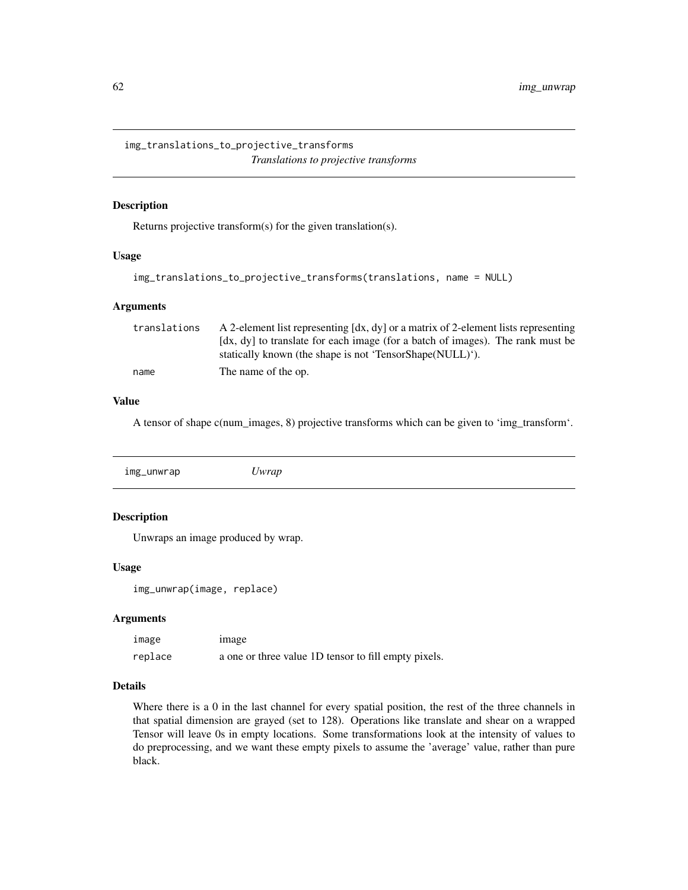## img_translations_to_projective_transforms

*Translations to projective transforms*

### Description

Returns projective transform(s) for the given translation(s).

### Usage

```
img_translations_to_projective_transforms(translations, name = NULL)
```

### Arguments

| | |
|---|---|
| translations | A 2-element list representing [dx, dy] or a matrix of 2-element lists representing [dx, dy] to translate for each image (for a batch of images). The rank must be statically known (the shape is not 'TensorShape(NULL)'). |
| name | The name of the op. |

### Value

A tensor of shape c(num_images, 8) projective transforms which can be given to 'img_transform'.

## img_unwrap

*Uwrap*

### Description

Unwraps an image produced by wrap.

### Usage

```
img_unwrap(image, replace)
```

### Arguments

| | |
|---|---|
| image | image |
| replace | a one or three value 1D tensor to fill empty pixels. |

### Details

Where there is a 0 in the last channel for every spatial position, the rest of the three channels in that spatial dimension are grayed (set to 128). Operations like translate and shear on a wrapped Tensor will leave 0s in empty locations. Some transformations look at the intensity of values to do preprocessing, and we want these empty pixels to assume the 'average' value, rather than pure black.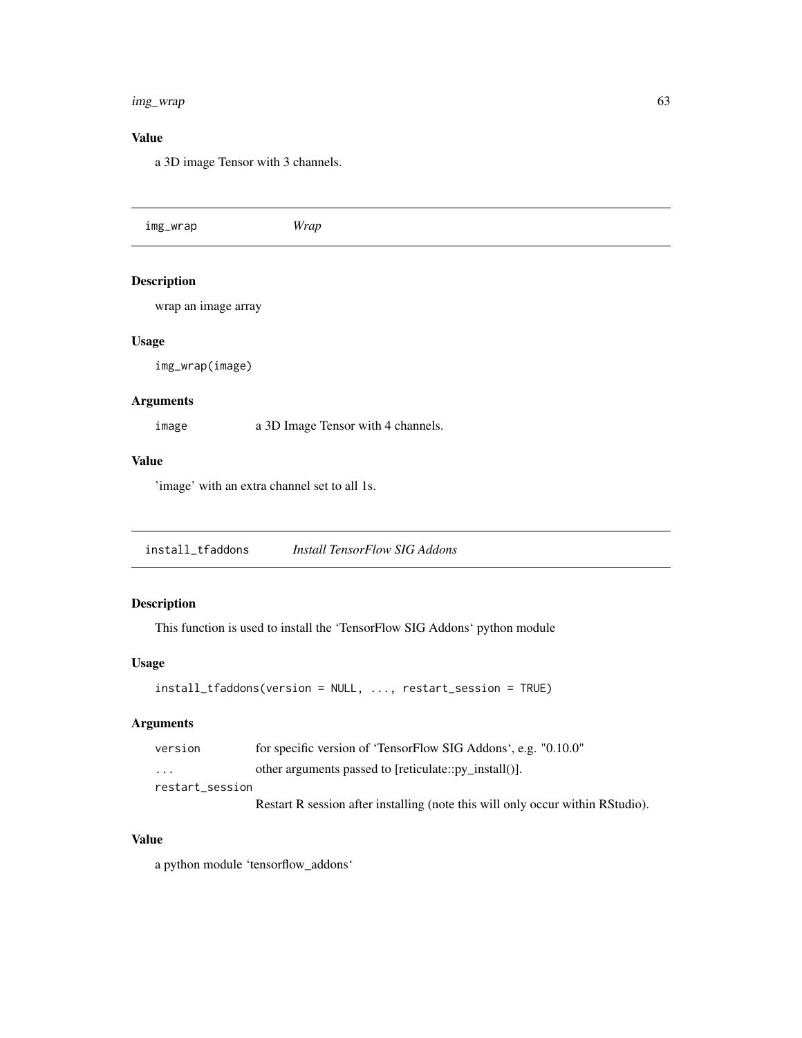## Value

a 3D image Tensor with 3 channels.

---

# img_wrap *Wrap*

## Description

wrap an image array

## Usage

```
img_wrap(image)
```

## Arguments

| | |
|---|---|
| image | a 3D Image Tensor with 4 channels. |

## Value

'image' with an extra channel set to all 1s.

---

# install_tfaddons *Install TensorFlow SIG Addons*

## Description

This function is used to install the 'TensorFlow SIG Addons' python module

## Usage

```
install_tfaddons(version = NULL, ..., restart_session = TRUE)
```

## Arguments

| | |
|---|---|
| version | for specific version of 'TensorFlow SIG Addons', e.g. "0.10.0" |
| ... | other arguments passed to [reticulate::py_install()]. |
| restart_session | Restart R session after installing (note this will only occur within RStudio). |

## Value

a python module 'tensorflow_addons'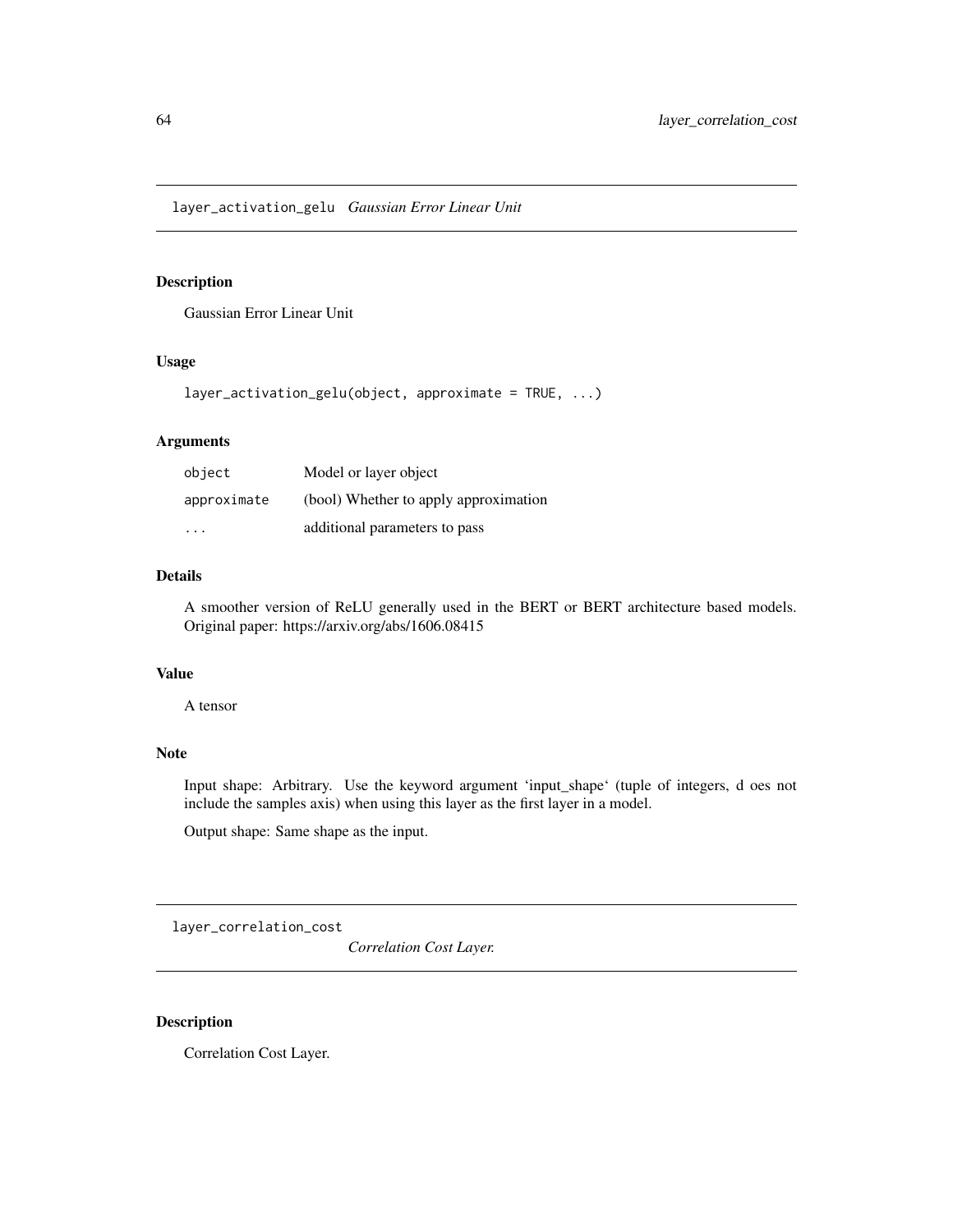## layer_activation_gelu *Gaussian Error Linear Unit*

### Description

Gaussian Error Linear Unit

### Usage

```
layer_activation_gelu(object, approximate = TRUE, ...)
```

### Arguments

| | |
|---|---|
| `object` | Model or layer object |
| `approximate` | (bool) Whether to apply approximation |
| `...` | additional parameters to pass |

### Details

A smoother version of ReLU generally used in the BERT or BERT architecture based models. Original paper: https://arxiv.org/abs/1606.08415

### Value

A tensor

### Note

Input shape: Arbitrary. Use the keyword argument 'input_shape' (tuple of integers, d oes not include the samples axis) when using this layer as the first layer in a model.

Output shape: Same shape as the input.

## layer_correlation_cost *Correlation Cost Layer.*

### Description

Correlation Cost Layer.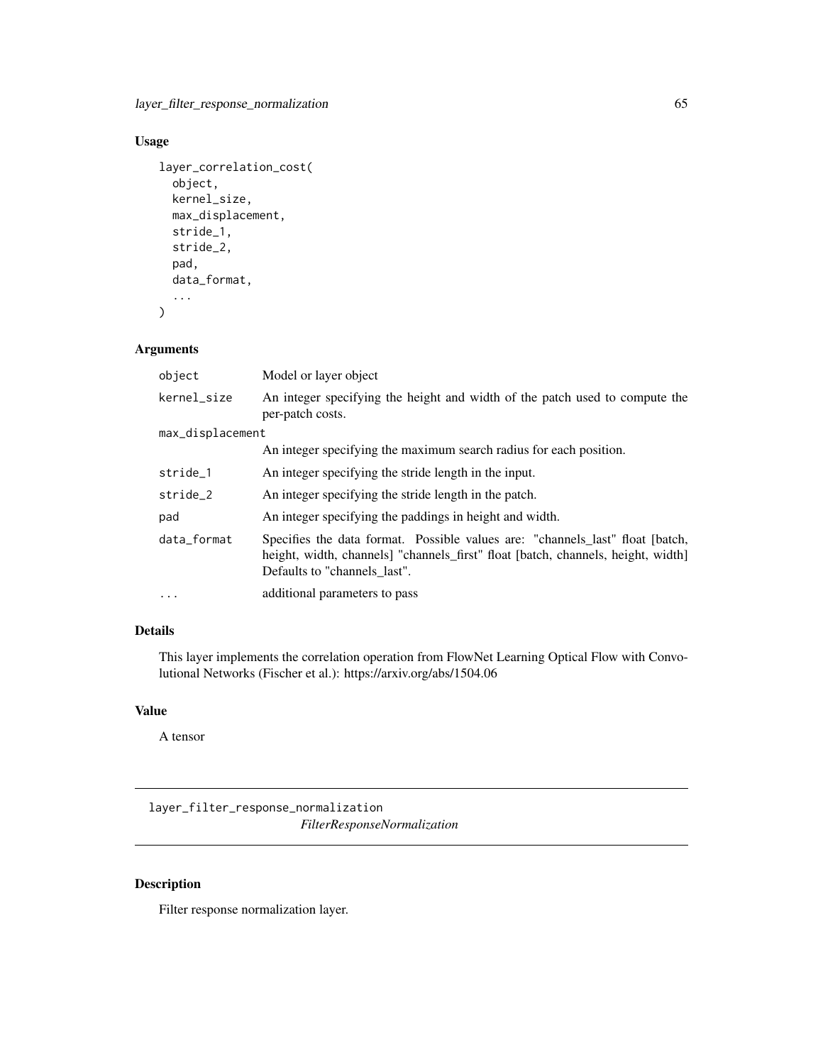### Usage

```
layer_correlation_cost(
  object,
  kernel_size,
  max_displacement,
  stride_1,
  stride_2,
  pad,
  data_format,
  ...
)
```

### Arguments

| | |
|---|---|
| object | Model or layer object |
| kernel_size | An integer specifying the height and width of the patch used to compute the per-patch costs. |
| max_displacement | An integer specifying the maximum search radius for each position. |
| stride_1 | An integer specifying the stride length in the input. |
| stride_2 | An integer specifying the stride length in the patch. |
| pad | An integer specifying the paddings in height and width. |
| data_format | Specifies the data format. Possible values are: "channels_last" float [batch, height, width, channels] "channels_first" float [batch, channels, height, width] Defaults to "channels_last". |
| ... | additional parameters to pass |

### Details

This layer implements the correlation operation from FlowNet Learning Optical Flow with Convolutional Networks (Fischer et al.): https://arxiv.org/abs/1504.06

### Value

A tensor

---

## layer_filter_response_normalization    *FilterResponseNormalization*

---

### Description

Filter response normalization layer.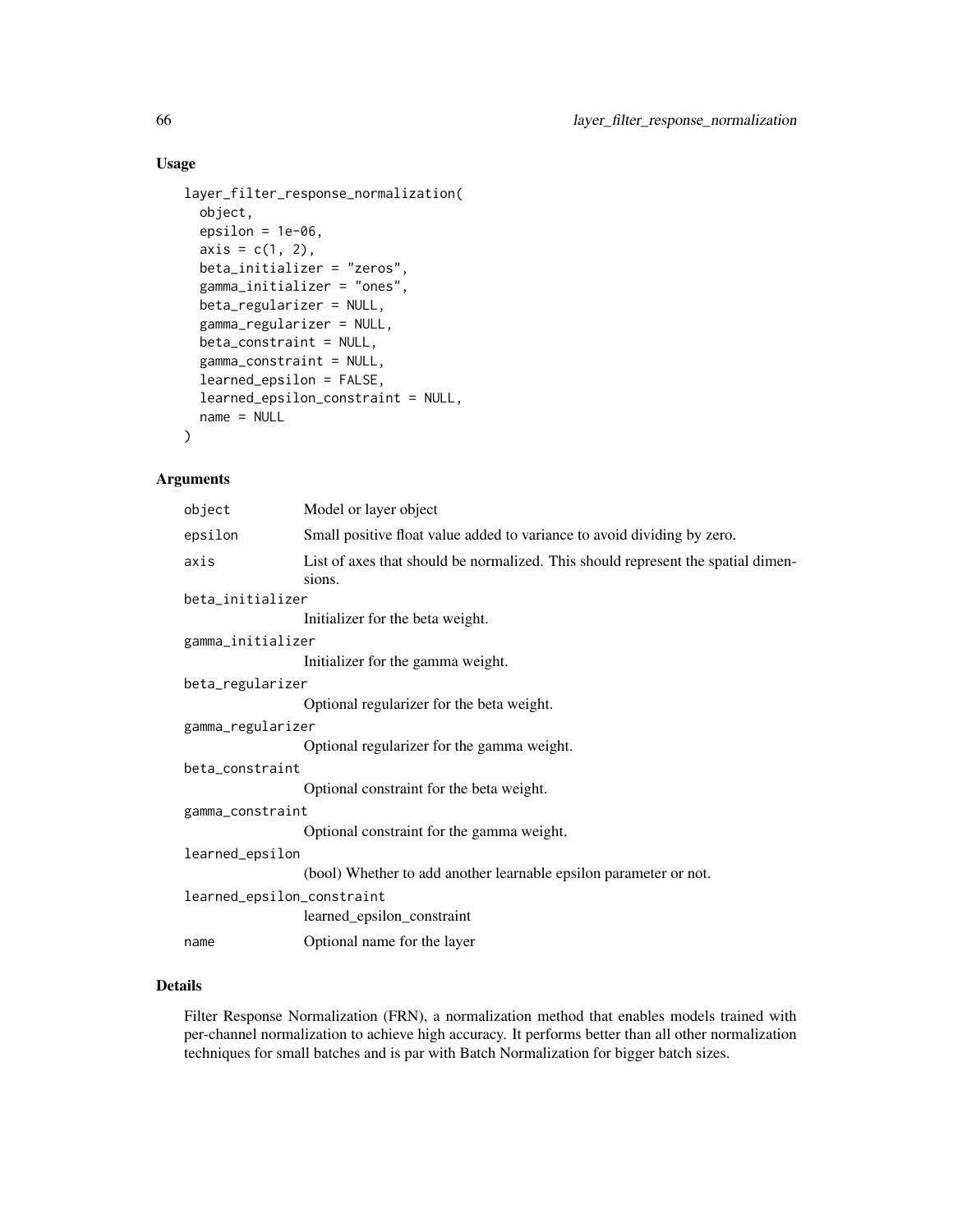## Usage

```
layer_filter_response_normalization(
  object,
  epsilon = 1e-06,
  axis = c(1, 2),
  beta_initializer = "zeros",
  gamma_initializer = "ones",
  beta_regularizer = NULL,
  gamma_regularizer = NULL,
  beta_constraint = NULL,
  gamma_constraint = NULL,
  learned_epsilon = FALSE,
  learned_epsilon_constraint = NULL,
  name = NULL
)
```

## Arguments

| Argument | Description |
|---|---|
| `object` | Model or layer object |
| `epsilon` | Small positive float value added to variance to avoid dividing by zero. |
| `axis` | List of axes that should be normalized. This should represent the spatial dimensions. |
| `beta_initializer` | Initializer for the beta weight. |
| `gamma_initializer` | Initializer for the gamma weight. |
| `beta_regularizer` | Optional regularizer for the beta weight. |
| `gamma_regularizer` | Optional regularizer for the gamma weight. |
| `beta_constraint` | Optional constraint for the beta weight. |
| `gamma_constraint` | Optional constraint for the gamma weight. |
| `learned_epsilon` | (bool) Whether to add another learnable epsilon parameter or not. |
| `learned_epsilon_constraint` | learned_epsilon_constraint |
| `name` | Optional name for the layer |

## Details

Filter Response Normalization (FRN), a normalization method that enables models trained with per-channel normalization to achieve high accuracy. It performs better than all other normalization techniques for small batches and is par with Batch Normalization for bigger batch sizes.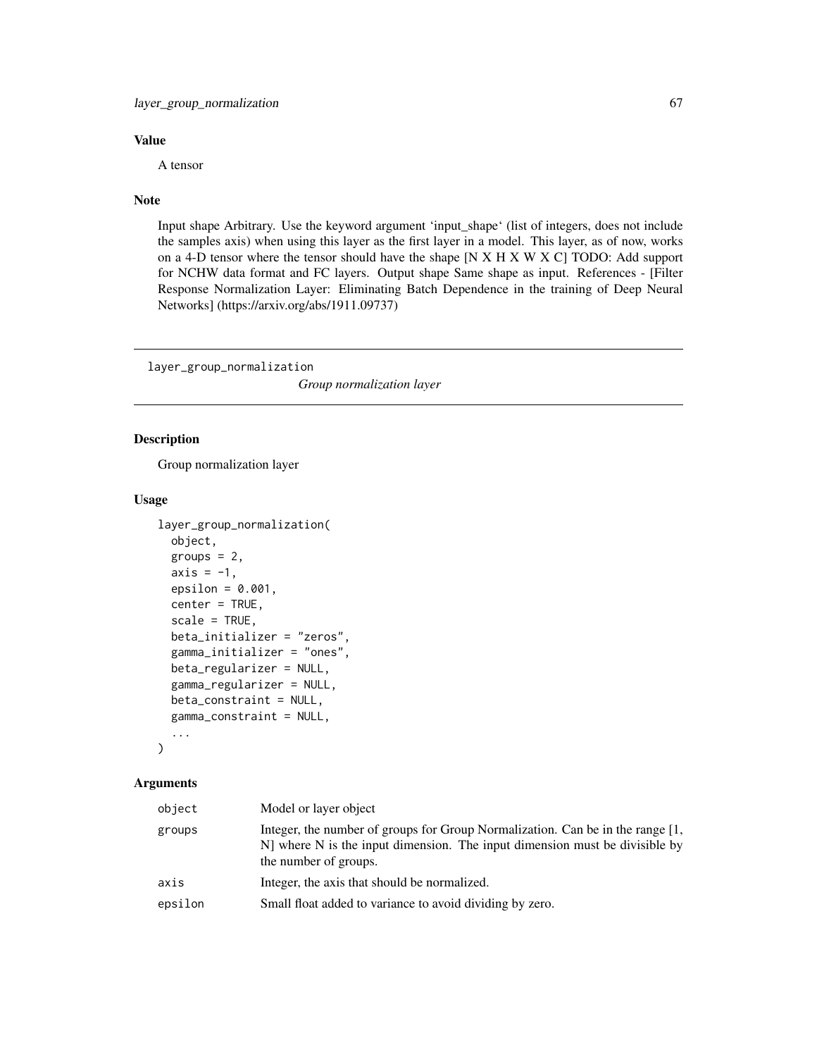### Value

A tensor

### Note

Input shape Arbitrary. Use the keyword argument 'input_shape' (list of integers, does not include the samples axis) when using this layer as the first layer in a model. This layer, as of now, works on a 4-D tensor where the tensor should have the shape [N X H X W X C] TODO: Add support for NCHW data format and FC layers. Output shape Same shape as input. References - [Filter Response Normalization Layer: Eliminating Batch Dependence in the training of Deep Neural Networks] (https://arxiv.org/abs/1911.09737)

---

## layer_group_normalization

*Group normalization layer*

---

### Description

Group normalization layer

### Usage

```
layer_group_normalization(
  object,
  groups = 2,
  axis = -1,
  epsilon = 0.001,
  center = TRUE,
  scale = TRUE,
  beta_initializer = "zeros",
  gamma_initializer = "ones",
  beta_regularizer = NULL,
  gamma_regularizer = NULL,
  beta_constraint = NULL,
  gamma_constraint = NULL,
  ...
)
```

### Arguments

| | |
|---|---|
| object | Model or layer object |
| groups | Integer, the number of groups for Group Normalization. Can be in the range [1, N] where N is the input dimension. The input dimension must be divisible by the number of groups. |
| axis | Integer, the axis that should be normalized. |
| epsilon | Small float added to variance to avoid dividing by zero. |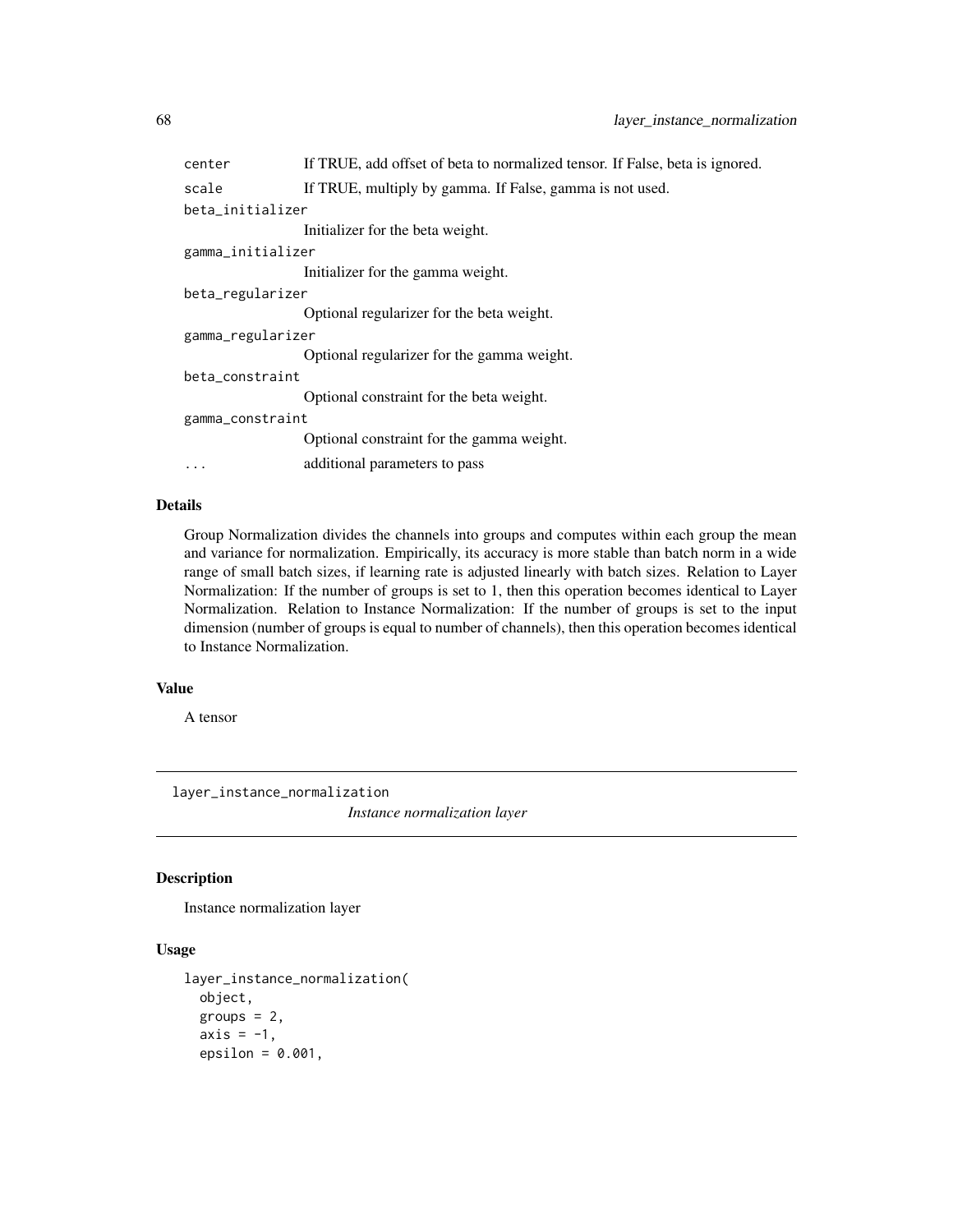| | |
|---|---|
| center | If TRUE, add offset of beta to normalized tensor. If False, beta is ignored. |
| scale | If TRUE, multiply by gamma. If False, gamma is not used. |
| beta_initializer | Initializer for the beta weight. |
| gamma_initializer | Initializer for the gamma weight. |
| beta_regularizer | Optional regularizer for the beta weight. |
| gamma_regularizer | Optional regularizer for the gamma weight. |
| beta_constraint | Optional constraint for the beta weight. |
| gamma_constraint | Optional constraint for the gamma weight. |
| ... | additional parameters to pass |

### Details

Group Normalization divides the channels into groups and computes within each group the mean and variance for normalization. Empirically, its accuracy is more stable than batch norm in a wide range of small batch sizes, if learning rate is adjusted linearly with batch sizes. Relation to Layer Normalization: If the number of groups is set to 1, then this operation becomes identical to Layer Normalization. Relation to Instance Normalization: If the number of groups is set to the input dimension (number of groups is equal to number of channels), then this operation becomes identical to Instance Normalization.

### Value

A tensor

---

## layer_instance_normalization *Instance normalization layer*

### Description

Instance normalization layer

### Usage

```
layer_instance_normalization(
  object,
  groups = 2,
  axis = -1,
  epsilon = 0.001,
```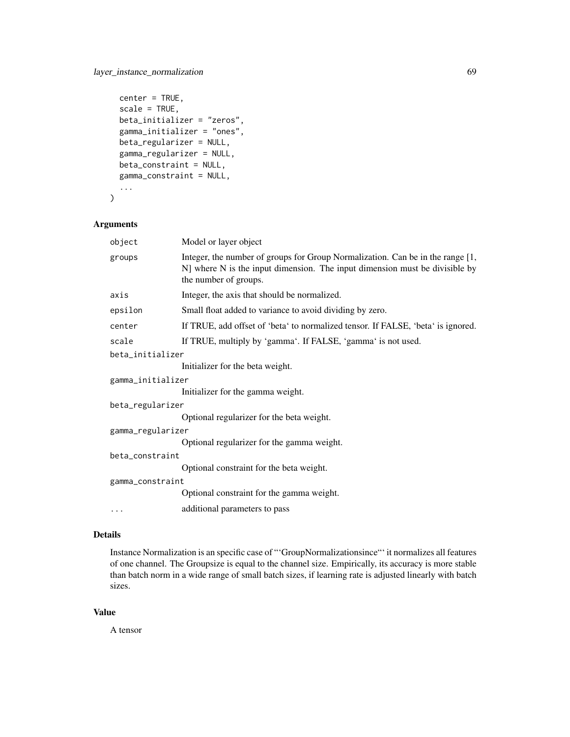```
  center = TRUE,
  scale = TRUE,
  beta_initializer = "zeros",
  gamma_initializer = "ones",
  beta_regularizer = NULL,
  gamma_regularizer = NULL,
  beta_constraint = NULL,
  gamma_constraint = NULL,
  ...
)
```

## Arguments

| | |
|---|---|
| `object` | Model or layer object |
| `groups` | Integer, the number of groups for Group Normalization. Can be in the range [1, N] where N is the input dimension. The input dimension must be divisible by the number of groups. |
| `axis` | Integer, the axis that should be normalized. |
| `epsilon` | Small float added to variance to avoid dividing by zero. |
| `center` | If TRUE, add offset of 'beta' to normalized tensor. If FALSE, 'beta' is ignored. |
| `scale` | If TRUE, multiply by 'gamma'. If FALSE, 'gamma' is not used. |
| `beta_initializer` | Initializer for the beta weight. |
| `gamma_initializer` | Initializer for the gamma weight. |
| `beta_regularizer` | Optional regularizer for the beta weight. |
| `gamma_regularizer` | Optional regularizer for the gamma weight. |
| `beta_constraint` | Optional constraint for the beta weight. |
| `gamma_constraint` | Optional constraint for the gamma weight. |
| `...` | additional parameters to pass |

## Details

Instance Normalization is an specific case of "'GroupNormalizationsince"' it normalizes all features of one channel. The Groupsize is equal to the channel size. Empirically, its accuracy is more stable than batch norm in a wide range of small batch sizes, if learning rate is adjusted linearly with batch sizes.

## Value

A tensor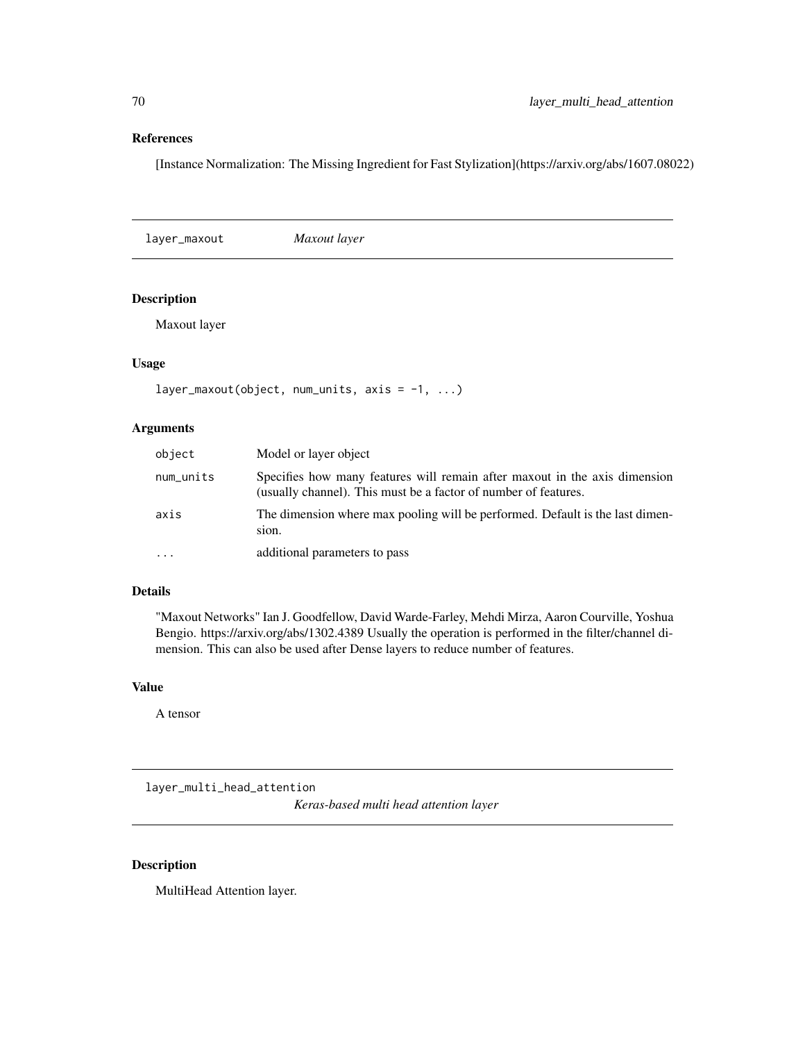## References

[Instance Normalization: The Missing Ingredient for Fast Stylization](https://arxiv.org/abs/1607.08022)

---

## layer_maxout    *Maxout layer*

### Description

Maxout layer

### Usage

```
layer_maxout(object, num_units, axis = -1, ...)
```

### Arguments

| | |
|---|---|
| object | Model or layer object |
| num_units | Specifies how many features will remain after maxout in the axis dimension (usually channel). This must be a factor of number of features. |
| axis | The dimension where max pooling will be performed. Default is the last dimension. |
| ... | additional parameters to pass |

### Details

"Maxout Networks" Ian J. Goodfellow, David Warde-Farley, Mehdi Mirza, Aaron Courville, Yoshua Bengio. https://arxiv.org/abs/1302.4389 Usually the operation is performed in the filter/channel dimension. This can also be used after Dense layers to reduce number of features.

### Value

A tensor

---

## layer_multi_head_attention    *Keras-based multi head attention layer*

### Description

MultiHead Attention layer.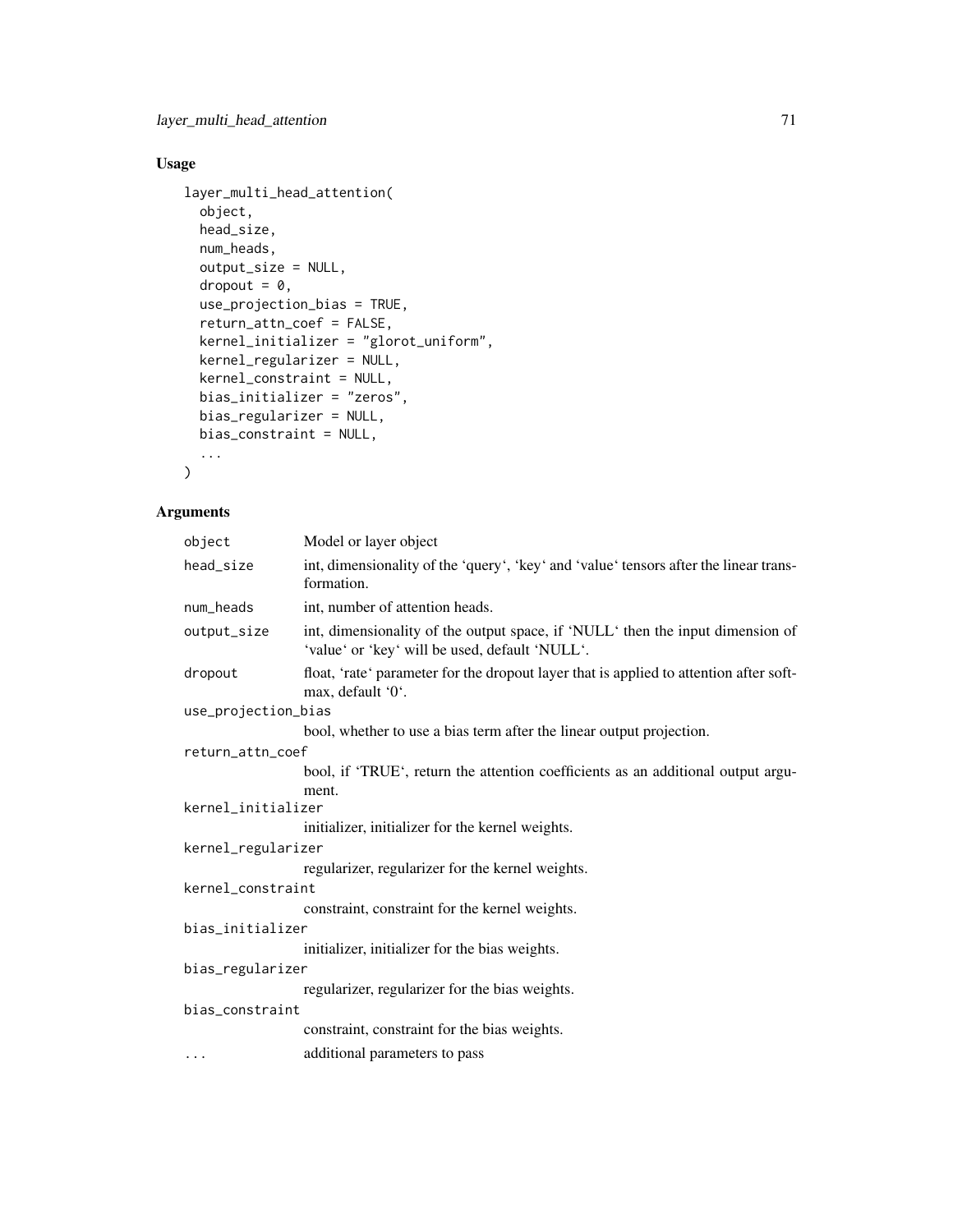## Usage

```
layer_multi_head_attention(
  object,
  head_size,
  num_heads,
  output_size = NULL,
  dropout = 0,
  use_projection_bias = TRUE,
  return_attn_coef = FALSE,
  kernel_initializer = "glorot_uniform",
  kernel_regularizer = NULL,
  kernel_constraint = NULL,
  bias_initializer = "zeros",
  bias_regularizer = NULL,
  bias_constraint = NULL,
  ...
)
```

## Arguments

| Argument | Description |
|---|---|
| `object` | Model or layer object |
| `head_size` | int, dimensionality of the 'query', 'key' and 'value' tensors after the linear transformation. |
| `num_heads` | int, number of attention heads. |
| `output_size` | int, dimensionality of the output space, if 'NULL' then the input dimension of 'value' or 'key' will be used, default 'NULL'. |
| `dropout` | float, 'rate' parameter for the dropout layer that is applied to attention after softmax, default '0'. |
| `use_projection_bias` | bool, whether to use a bias term after the linear output projection. |
| `return_attn_coef` | bool, if 'TRUE', return the attention coefficients as an additional output argument. |
| `kernel_initializer` | initializer, initializer for the kernel weights. |
| `kernel_regularizer` | regularizer, regularizer for the kernel weights. |
| `kernel_constraint` | constraint, constraint for the kernel weights. |
| `bias_initializer` | initializer, initializer for the bias weights. |
| `bias_regularizer` | regularizer, regularizer for the bias weights. |
| `bias_constraint` | constraint, constraint for the bias weights. |
| `...` | additional parameters to pass |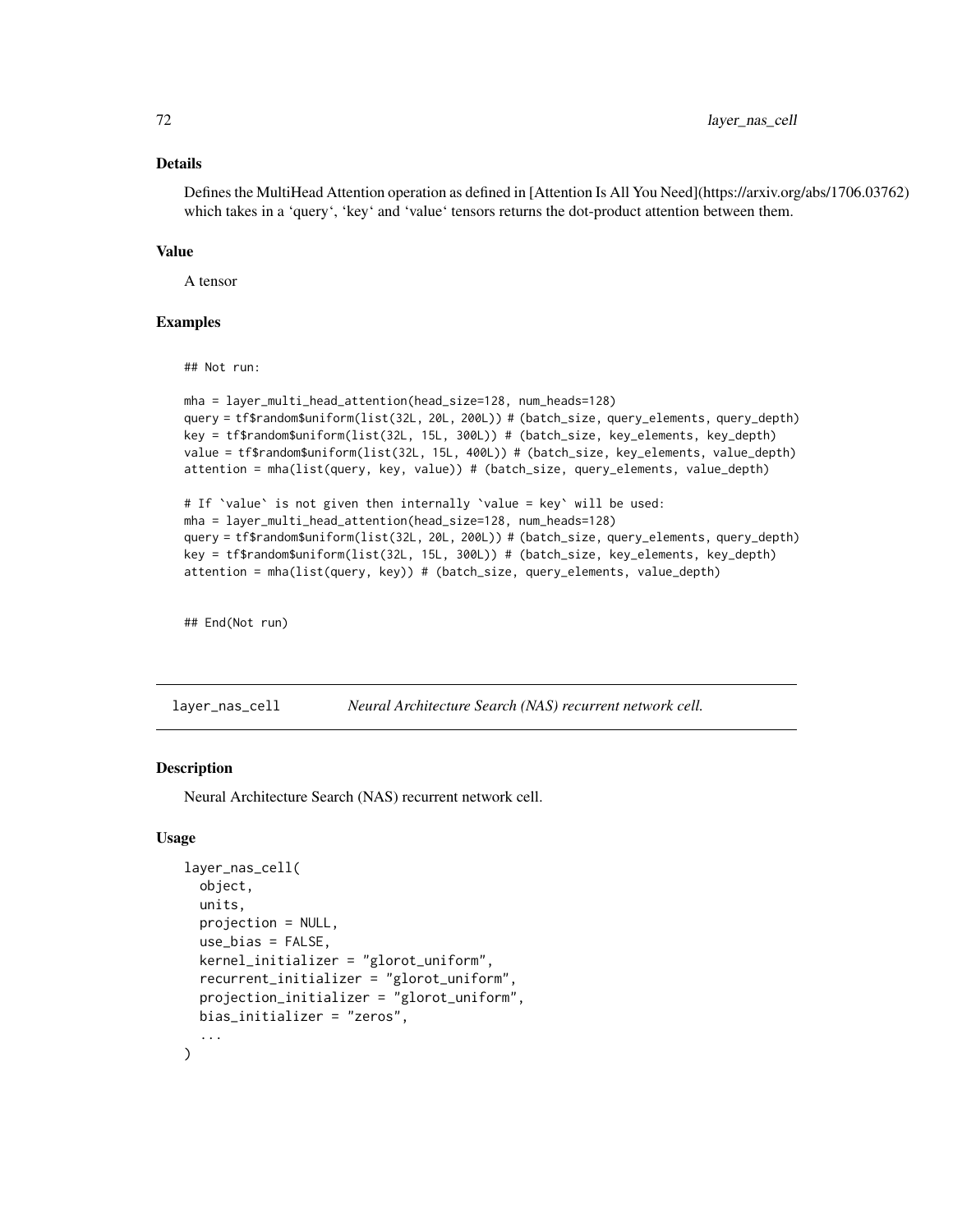### Details

Defines the MultiHead Attention operation as defined in [Attention Is All You Need](https://arxiv.org/abs/1706.03762) which takes in a 'query', 'key' and 'value' tensors returns the dot-product attention between them.

### Value

A tensor

### Examples

```
## Not run:

mha = layer_multi_head_attention(head_size=128, num_heads=128)
query = tf$random$uniform(list(32L, 20L, 200L)) # (batch_size, query_elements, query_depth)
key = tf$random$uniform(list(32L, 15L, 300L)) # (batch_size, key_elements, key_depth)
value = tf$random$uniform(list(32L, 15L, 400L)) # (batch_size, key_elements, value_depth)
attention = mha(list(query, key, value)) # (batch_size, query_elements, value_depth)

# If `value` is not given then internally `value = key` will be used:
mha = layer_multi_head_attention(head_size=128, num_heads=128)
query = tf$random$uniform(list(32L, 20L, 200L)) # (batch_size, query_elements, query_depth)
key = tf$random$uniform(list(32L, 15L, 300L)) # (batch_size, key_elements, key_depth)
attention = mha(list(query, key)) # (batch_size, query_elements, value_depth)


## End(Not run)
```

---

## layer_nas_cell — *Neural Architecture Search (NAS) recurrent network cell.*

### Description

Neural Architecture Search (NAS) recurrent network cell.

### Usage

```
layer_nas_cell(
  object,
  units,
  projection = NULL,
  use_bias = FALSE,
  kernel_initializer = "glorot_uniform",
  recurrent_initializer = "glorot_uniform",
  projection_initializer = "glorot_uniform",
  bias_initializer = "zeros",
  ...
)
```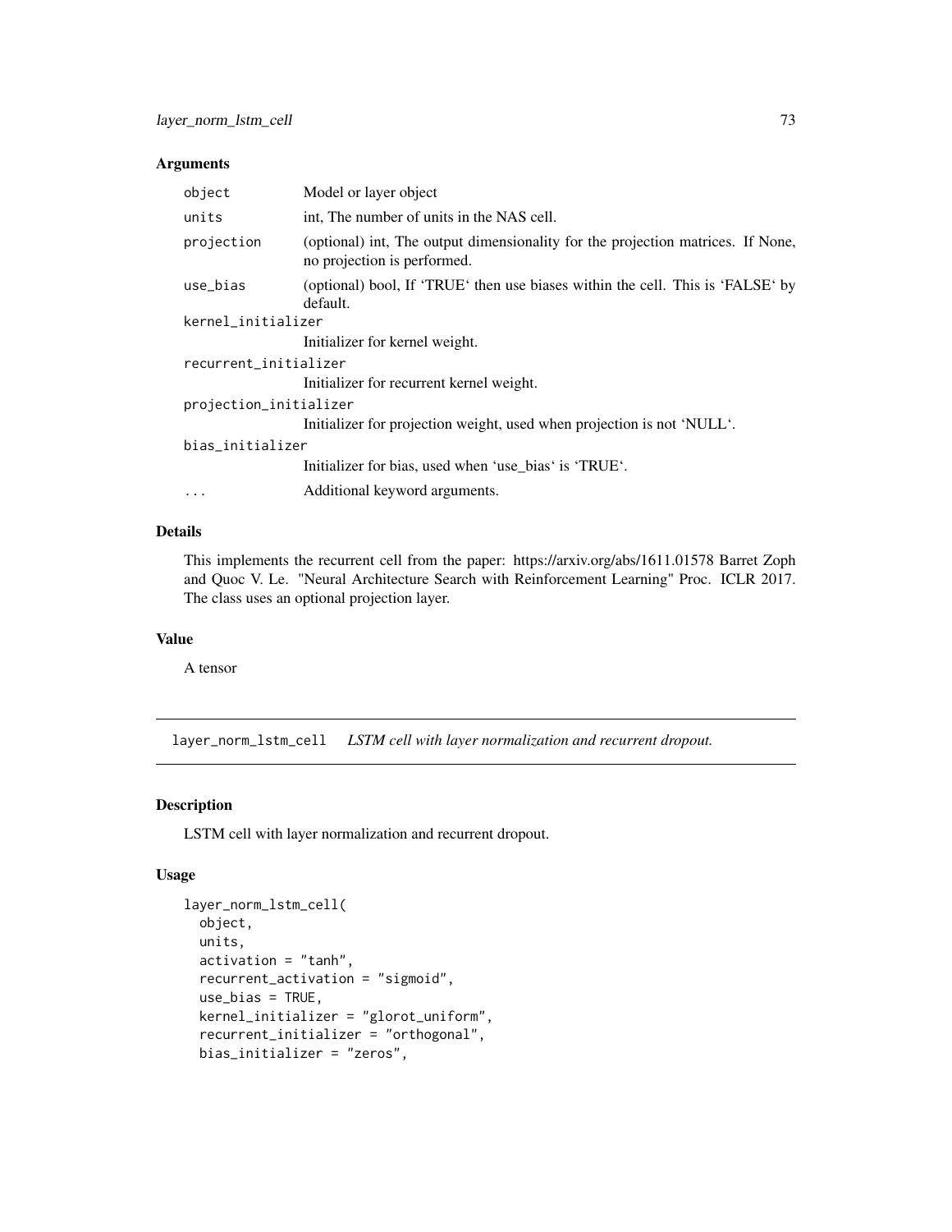## Arguments

| | |
|---|---|
| `object` | Model or layer object |
| `units` | int, The number of units in the NAS cell. |
| `projection` | (optional) int, The output dimensionality for the projection matrices. If None, no projection is performed. |
| `use_bias` | (optional) bool, If 'TRUE' then use biases within the cell. This is 'FALSE' by default. |
| `kernel_initializer` | Initializer for kernel weight. |
| `recurrent_initializer` | Initializer for recurrent kernel weight. |
| `projection_initializer` | Initializer for projection weight, used when projection is not 'NULL'. |
| `bias_initializer` | Initializer for bias, used when 'use_bias' is 'TRUE'. |
| `...` | Additional keyword arguments. |

## Details

This implements the recurrent cell from the paper: https://arxiv.org/abs/1611.01578 Barret Zoph and Quoc V. Le. "Neural Architecture Search with Reinforcement Learning" Proc. ICLR 2017. The class uses an optional projection layer.

## Value

A tensor

---

# layer_norm_lstm_cell — *LSTM cell with layer normalization and recurrent dropout.*

## Description

LSTM cell with layer normalization and recurrent dropout.

## Usage

```
layer_norm_lstm_cell(
  object,
  units,
  activation = "tanh",
  recurrent_activation = "sigmoid",
  use_bias = TRUE,
  kernel_initializer = "glorot_uniform",
  recurrent_initializer = "orthogonal",
  bias_initializer = "zeros",
```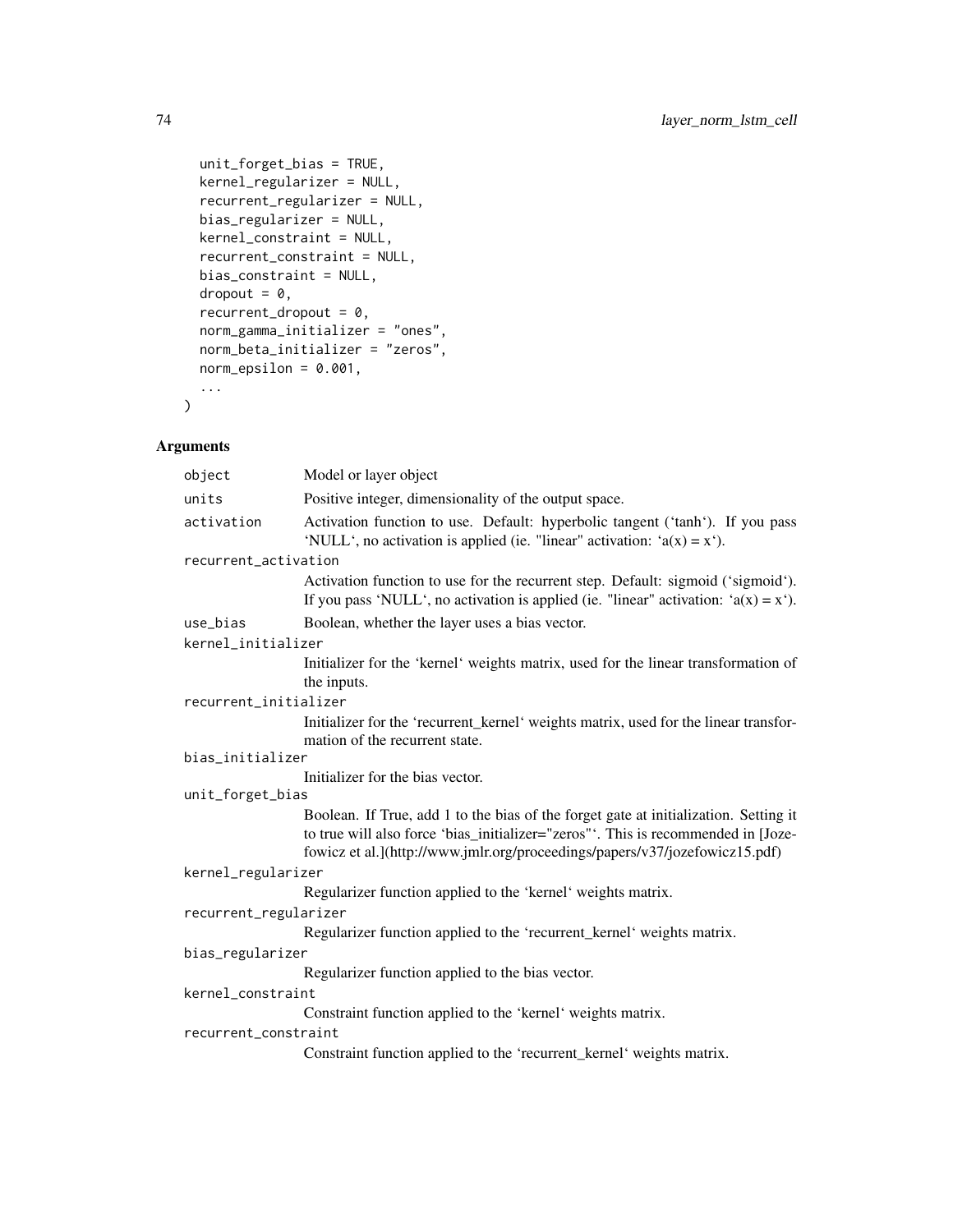```
  unit_forget_bias = TRUE,
  kernel_regularizer = NULL,
  recurrent_regularizer = NULL,
  bias_regularizer = NULL,
  kernel_constraint = NULL,
  recurrent_constraint = NULL,
  bias_constraint = NULL,
  dropout = 0,
  recurrent_dropout = 0,
  norm_gamma_initializer = "ones",
  norm_beta_initializer = "zeros",
  norm_epsilon = 0.001,
  ...
)
```

## Arguments

| | |
|---|---|
| `object` | Model or layer object |
| `units` | Positive integer, dimensionality of the output space. |
| `activation` | Activation function to use. Default: hyperbolic tangent ('tanh'). If you pass 'NULL', no activation is applied (ie. "linear" activation: 'a(x) = x'). |
| `recurrent_activation` | Activation function to use for the recurrent step. Default: sigmoid ('sigmoid'). If you pass 'NULL', no activation is applied (ie. "linear" activation: 'a(x) = x'). |
| `use_bias` | Boolean, whether the layer uses a bias vector. |
| `kernel_initializer` | Initializer for the 'kernel' weights matrix, used for the linear transformation of the inputs. |
| `recurrent_initializer` | Initializer for the 'recurrent_kernel' weights matrix, used for the linear transformation of the recurrent state. |
| `bias_initializer` | Initializer for the bias vector. |
| `unit_forget_bias` | Boolean. If True, add 1 to the bias of the forget gate at initialization. Setting it to true will also force 'bias_initializer="zeros"'. This is recommended in [Jozefowicz et al.](http://www.jmlr.org/proceedings/papers/v37/jozefowicz15.pdf) |
| `kernel_regularizer` | Regularizer function applied to the 'kernel' weights matrix. |
| `recurrent_regularizer` | Regularizer function applied to the 'recurrent_kernel' weights matrix. |
| `bias_regularizer` | Regularizer function applied to the bias vector. |
| `kernel_constraint` | Constraint function applied to the 'kernel' weights matrix. |
| `recurrent_constraint` | Constraint function applied to the 'recurrent_kernel' weights matrix. |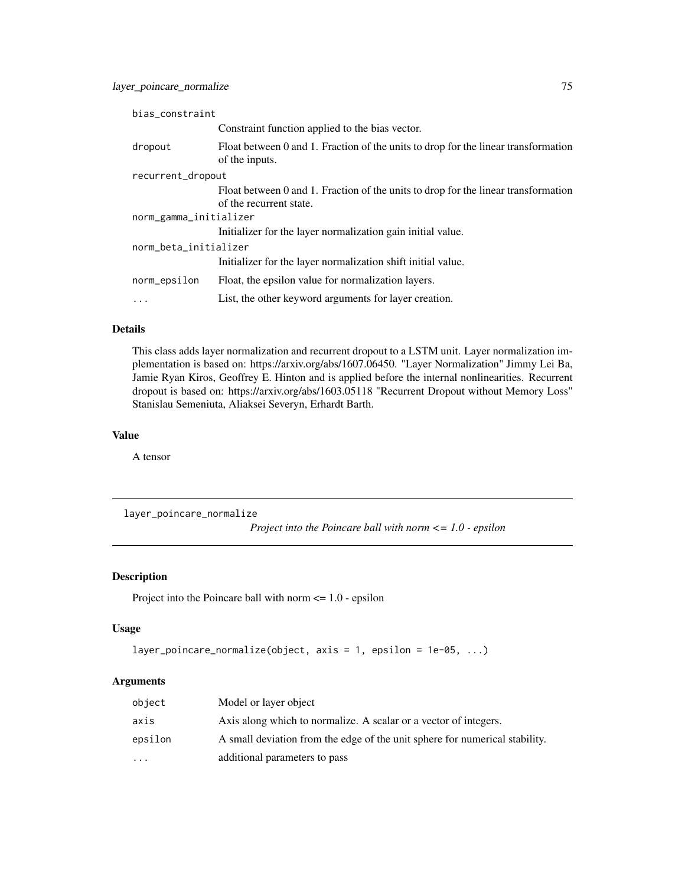| | |
|---|---|
| bias_constraint | Constraint function applied to the bias vector. |
| dropout | Float between 0 and 1. Fraction of the units to drop for the linear transformation of the inputs. |
| recurrent_dropout | Float between 0 and 1. Fraction of the units to drop for the linear transformation of the recurrent state. |
| norm_gamma_initializer | Initializer for the layer normalization gain initial value. |
| norm_beta_initializer | Initializer for the layer normalization shift initial value. |
| norm_epsilon | Float, the epsilon value for normalization layers. |
| ... | List, the other keyword arguments for layer creation. |

### Details

This class adds layer normalization and recurrent dropout to a LSTM unit. Layer normalization implementation is based on: https://arxiv.org/abs/1607.06450. "Layer Normalization" Jimmy Lei Ba, Jamie Ryan Kiros, Geoffrey E. Hinton and is applied before the internal nonlinearities. Recurrent dropout is based on: https://arxiv.org/abs/1603.05118 "Recurrent Dropout without Memory Loss" Stanislau Semeniuta, Aliaksei Severyn, Erhardt Barth.

### Value

A tensor

---

## layer_poincare_normalize

*Project into the Poincare ball with norm <= 1.0 - epsilon*

---

### Description

Project into the Poincare ball with norm <= 1.0 - epsilon

### Usage

```
layer_poincare_normalize(object, axis = 1, epsilon = 1e-05, ...)
```

### Arguments

| | |
|---|---|
| object | Model or layer object |
| axis | Axis along which to normalize. A scalar or a vector of integers. |
| epsilon | A small deviation from the edge of the unit sphere for numerical stability. |
| ... | additional parameters to pass |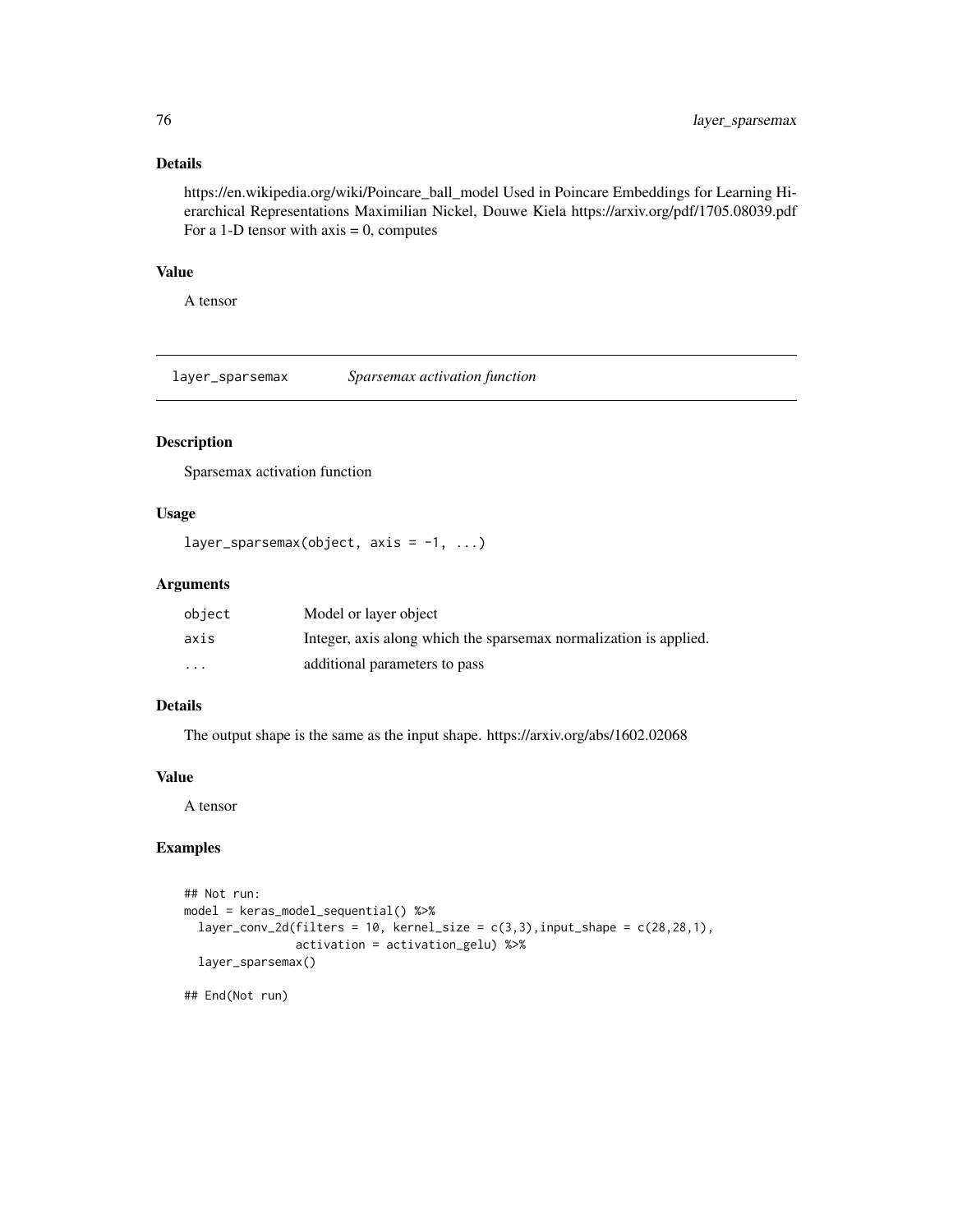### Details

https://en.wikipedia.org/wiki/Poincare_ball_model Used in Poincare Embeddings for Learning Hierarchical Representations Maximilian Nickel, Douwe Kiela https://arxiv.org/pdf/1705.08039.pdf For a 1-D tensor with axis = 0, computes

### Value

A tensor

---

## layer_sparsemax — *Sparsemax activation function*

### Description

Sparsemax activation function

### Usage

```
layer_sparsemax(object, axis = -1, ...)
```

### Arguments

| | |
|---|---|
| object | Model or layer object |
| axis | Integer, axis along which the sparsemax normalization is applied. |
| ... | additional parameters to pass |

### Details

The output shape is the same as the input shape. https://arxiv.org/abs/1602.02068

### Value

A tensor

### Examples

```
## Not run:
model = keras_model_sequential() %>%
  layer_conv_2d(filters = 10, kernel_size = c(3,3),input_shape = c(28,28,1),
                activation = activation_gelu) %>%
  layer_sparsemax()

## End(Not run)
```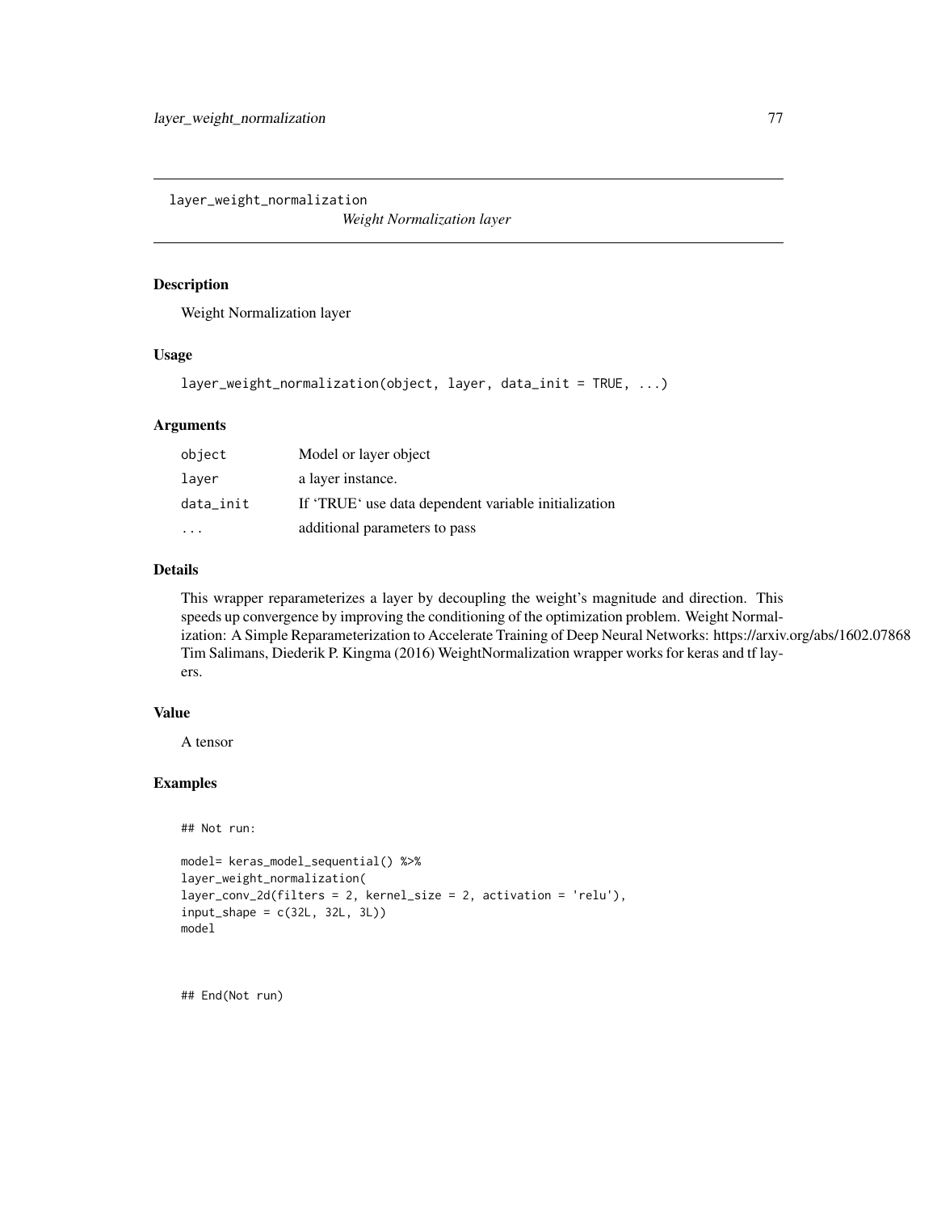## layer_weight_normalization

*Weight Normalization layer*

### Description

Weight Normalization layer

### Usage

```
layer_weight_normalization(object, layer, data_init = TRUE, ...)
```

### Arguments

| | |
|---|---|
| object | Model or layer object |
| layer | a layer instance. |
| data_init | If 'TRUE' use data dependent variable initialization |
| ... | additional parameters to pass |

### Details

This wrapper reparameterizes a layer by decoupling the weight's magnitude and direction. This speeds up convergence by improving the conditioning of the optimization problem. Weight Normalization: A Simple Reparameterization to Accelerate Training of Deep Neural Networks: https://arxiv.org/abs/1602.07868 Tim Salimans, Diederik P. Kingma (2016) WeightNormalization wrapper works for keras and tf layers.

### Value

A tensor

### Examples

```
## Not run:

model= keras_model_sequential() %>%
layer_weight_normalization(
layer_conv_2d(filters = 2, kernel_size = 2, activation = 'relu'),
input_shape = c(32L, 32L, 3L))
model


## End(Not run)
```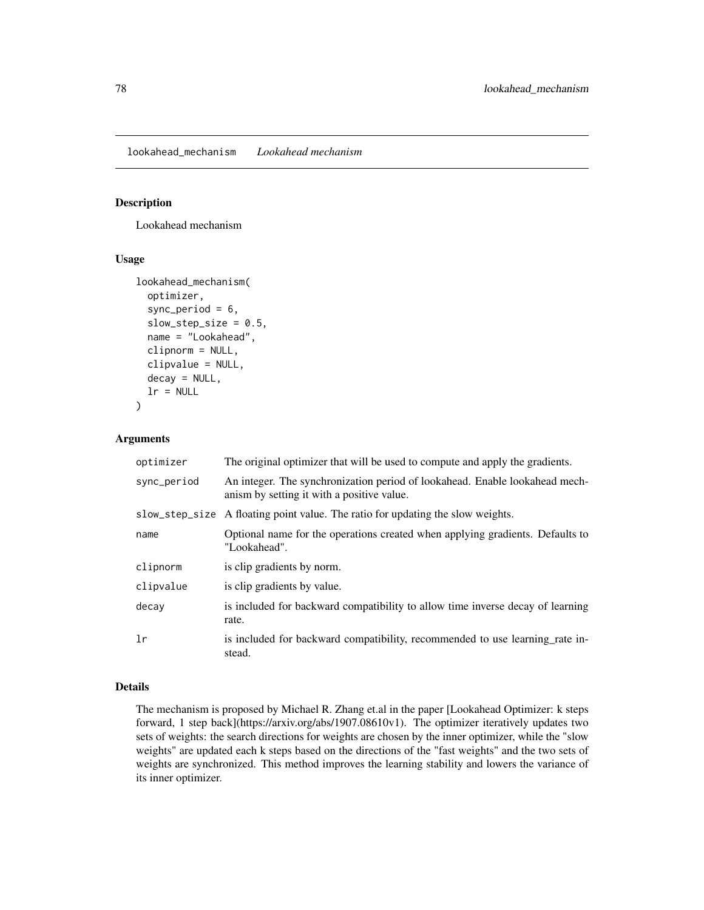# lookahead_mechanism *Lookahead mechanism*

## Description

Lookahead mechanism

## Usage

```
lookahead_mechanism(
  optimizer,
  sync_period = 6,
  slow_step_size = 0.5,
  name = "Lookahead",
  clipnorm = NULL,
  clipvalue = NULL,
  decay = NULL,
  lr = NULL
)
```

## Arguments

| | |
|---|---|
| optimizer | The original optimizer that will be used to compute and apply the gradients. |
| sync_period | An integer. The synchronization period of lookahead. Enable lookahead mechanism by setting it with a positive value. |
| slow_step_size | A floating point value. The ratio for updating the slow weights. |
| name | Optional name for the operations created when applying gradients. Defaults to "Lookahead". |
| clipnorm | is clip gradients by norm. |
| clipvalue | is clip gradients by value. |
| decay | is included for backward compatibility to allow time inverse decay of learning rate. |
| lr | is included for backward compatibility, recommended to use learning_rate instead. |

## Details

The mechanism is proposed by Michael R. Zhang et.al in the paper [Lookahead Optimizer: k steps forward, 1 step back](https://arxiv.org/abs/1907.08610v1). The optimizer iteratively updates two sets of weights: the search directions for weights are chosen by the inner optimizer, while the "slow weights" are updated each k steps based on the directions of the "fast weights" and the two sets of weights are synchronized. This method improves the learning stability and lowers the variance of its inner optimizer.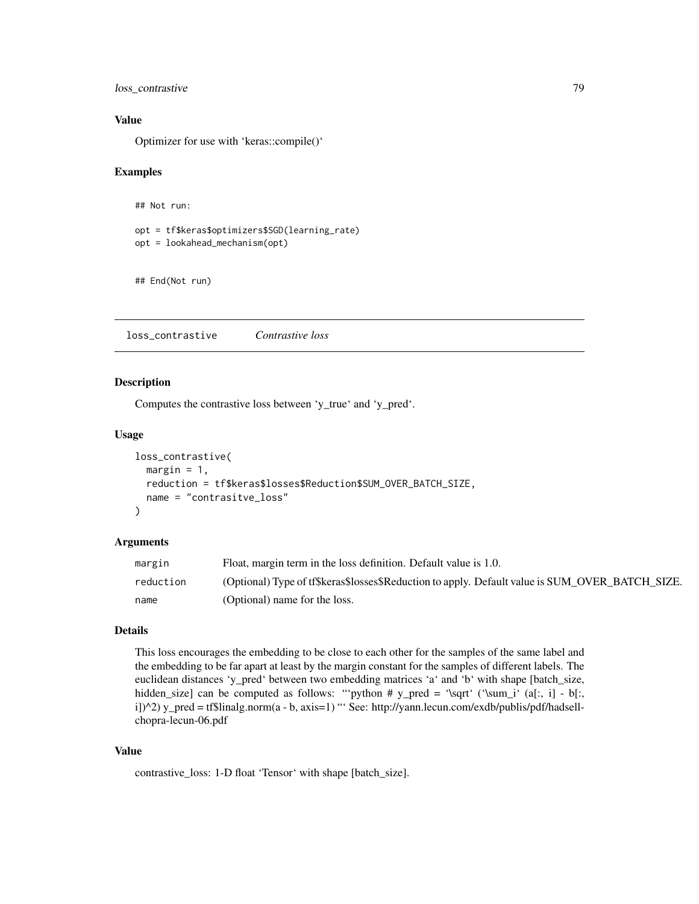### Value

Optimizer for use with 'keras::compile()'

### Examples

```
## Not run:

opt = tf$keras$optimizers$SGD(learning_rate)
opt = lookahead_mechanism(opt)


## End(Not run)
```

---

## loss_contrastive — *Contrastive loss*

### Description

Computes the contrastive loss between 'y_true' and 'y_pred'.

### Usage

```
loss_contrastive(
  margin = 1,
  reduction = tf$keras$losses$Reduction$SUM_OVER_BATCH_SIZE,
  name = "contrasitve_loss"
)
```

### Arguments

| | |
|---|---|
| margin | Float, margin term in the loss definition. Default value is 1.0. |
| reduction | (Optional) Type of tf$keras$losses$Reduction to apply. Default value is SUM_OVER_BATCH_SIZE. |
| name | (Optional) name for the loss. |

### Details

This loss encourages the embedding to be close to each other for the samples of the same label and the embedding to be far apart at least by the margin constant for the samples of different labels. The euclidean distances 'y_pred' between two embedding matrices 'a' and 'b' with shape [batch_size, hidden_size] can be computed as follows: "'python # y_pred = '\sqrt' ('\sum_i' (a[:, i] - b[:, i])^2) y_pred = tf$linalg.norm(a - b, axis=1) "' See: http://yann.lecun.com/exdb/publis/pdf/hadsell-chopra-lecun-06.pdf

### Value

contrastive_loss: 1-D float 'Tensor' with shape [batch_size].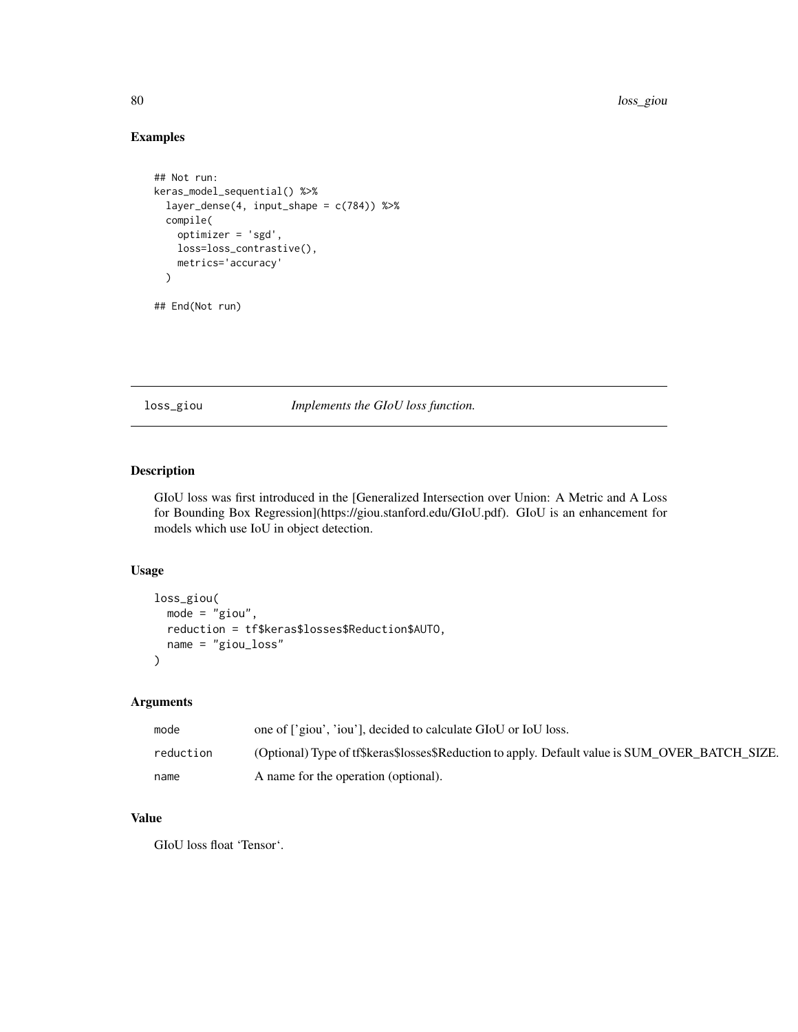### Examples

```
## Not run:
keras_model_sequential() %>%
  layer_dense(4, input_shape = c(784)) %>%
  compile(
    optimizer = 'sgd',
    loss=loss_contrastive(),
    metrics='accuracy'
  )

## End(Not run)
```

---

## loss_giou    *Implements the GIoU loss function.*

---

### Description

GIoU loss was first introduced in the [Generalized Intersection over Union: A Metric and A Loss for Bounding Box Regression](https://giou.stanford.edu/GIoU.pdf). GIoU is an enhancement for models which use IoU in object detection.

### Usage

```
loss_giou(
  mode = "giou",
  reduction = tf$keras$losses$Reduction$AUTO,
  name = "giou_loss"
)
```

### Arguments

| | |
|---|---|
| `mode` | one of ['giou', 'iou'], decided to calculate GIoU or IoU loss. |
| `reduction` | (Optional) Type of tf$keras$losses$Reduction to apply. Default value is SUM_OVER_BATCH_SIZE. |
| `name` | A name for the operation (optional). |

### Value

GIoU loss float 'Tensor'.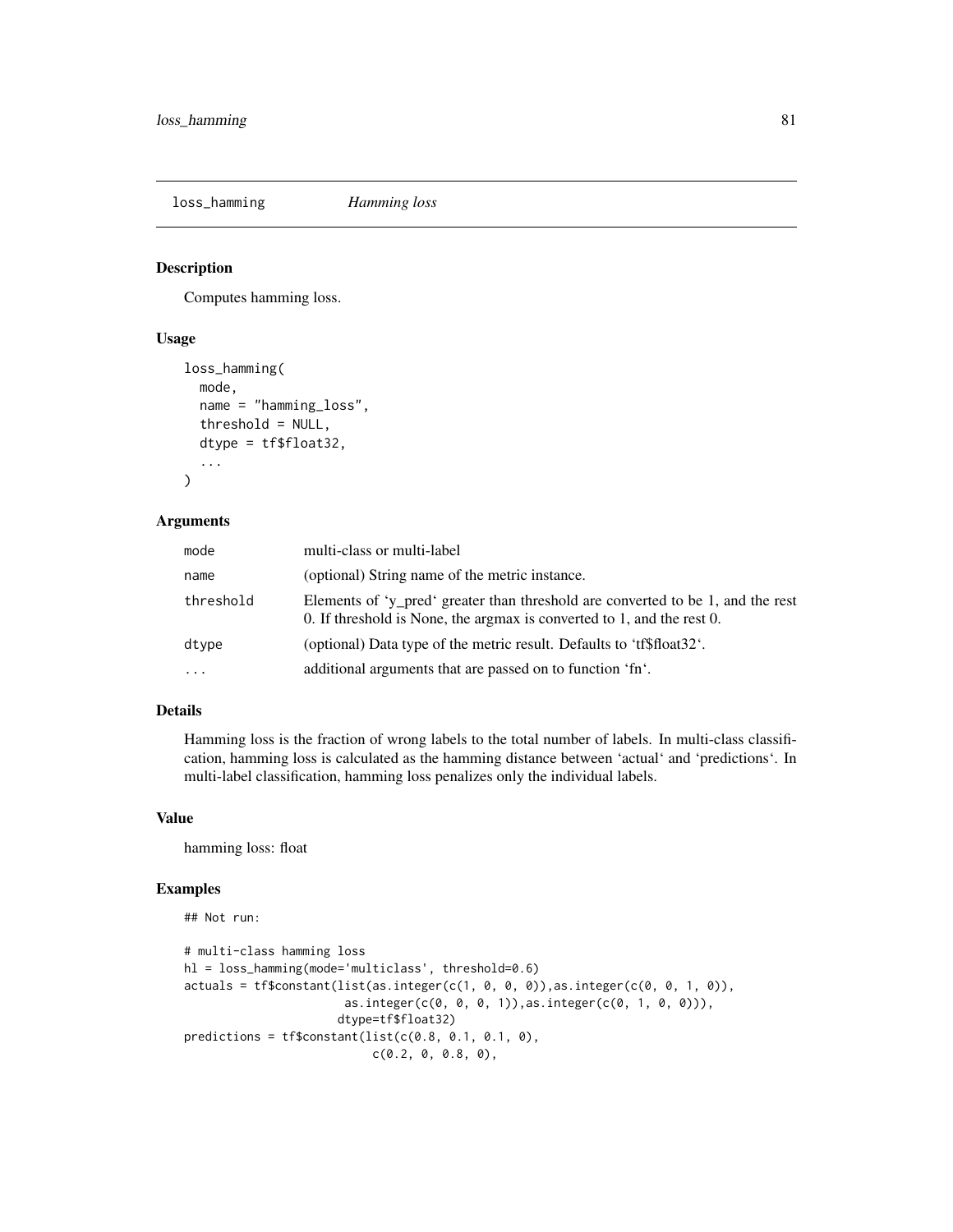# loss_hamming *Hamming loss*

## Description

Computes hamming loss.

## Usage

```
loss_hamming(
  mode,
  name = "hamming_loss",
  threshold = NULL,
  dtype = tf$float32,
  ...
)
```

## Arguments

| | |
|---|---|
| mode | multi-class or multi-label |
| name | (optional) String name of the metric instance. |
| threshold | Elements of 'y_pred' greater than threshold are converted to be 1, and the rest 0. If threshold is None, the argmax is converted to 1, and the rest 0. |
| dtype | (optional) Data type of the metric result. Defaults to 'tf$float32'. |
| ... | additional arguments that are passed on to function 'fn'. |

## Details

Hamming loss is the fraction of wrong labels to the total number of labels. In multi-class classification, hamming loss is calculated as the hamming distance between 'actual' and 'predictions'. In multi-label classification, hamming loss penalizes only the individual labels.

## Value

hamming loss: float

## Examples

```
## Not run:

# multi-class hamming loss
hl = loss_hamming(mode='multiclass', threshold=0.6)
actuals = tf$constant(list(as.integer(c(1, 0, 0, 0)),as.integer(c(0, 0, 1, 0)),
                       as.integer(c(0, 0, 0, 1)),as.integer(c(0, 1, 0, 0))),
                      dtype=tf$float32)
predictions = tf$constant(list(c(0.8, 0.1, 0.1, 0),
                           c(0.2, 0, 0.8, 0),
```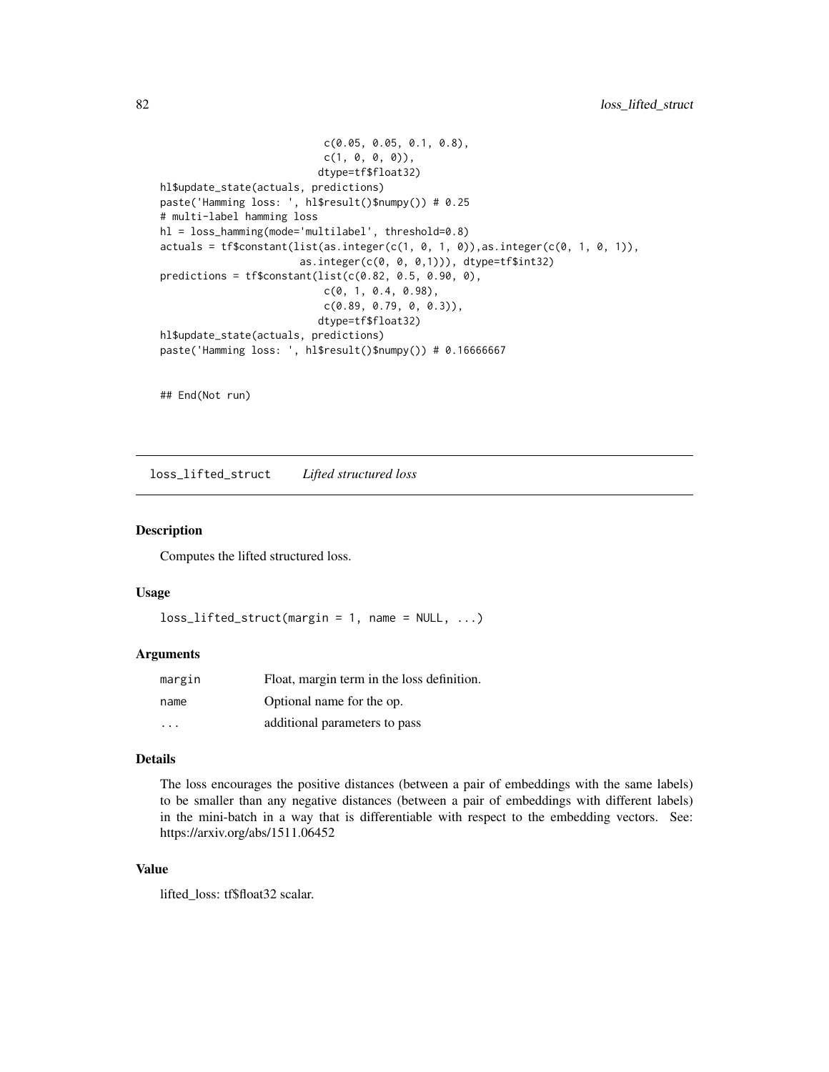```
                            c(0.05, 0.05, 0.1, 0.8),
                            c(1, 0, 0, 0)),
                           dtype=tf$float32)
hl$update_state(actuals, predictions)
paste('Hamming loss: ', hl$result()$numpy()) # 0.25
# multi-label hamming loss
hl = loss_hamming(mode='multilabel', threshold=0.8)
actuals = tf$constant(list(as.integer(c(1, 0, 1, 0)),as.integer(c(0, 1, 0, 1)),
                      as.integer(c(0, 0, 0,1))), dtype=tf$int32)
predictions = tf$constant(list(c(0.82, 0.5, 0.90, 0),
                            c(0, 1, 0.4, 0.98),
                            c(0.89, 0.79, 0, 0.3)),
                           dtype=tf$float32)
hl$update_state(actuals, predictions)
paste('Hamming loss: ', hl$result()$numpy()) # 0.16666667


## End(Not run)
```

## loss_lifted_struct — *Lifted structured loss*

### Description

Computes the lifted structured loss.

### Usage

```
loss_lifted_struct(margin = 1, name = NULL, ...)
```

### Arguments

| | |
|---|---|
| margin | Float, margin term in the loss definition. |
| name | Optional name for the op. |
| ... | additional parameters to pass |

### Details

The loss encourages the positive distances (between a pair of embeddings with the same labels) to be smaller than any negative distances (between a pair of embeddings with different labels) in the mini-batch in a way that is differentiable with respect to the embedding vectors. See: https://arxiv.org/abs/1511.06452

### Value

lifted_loss: tf$float32 scalar.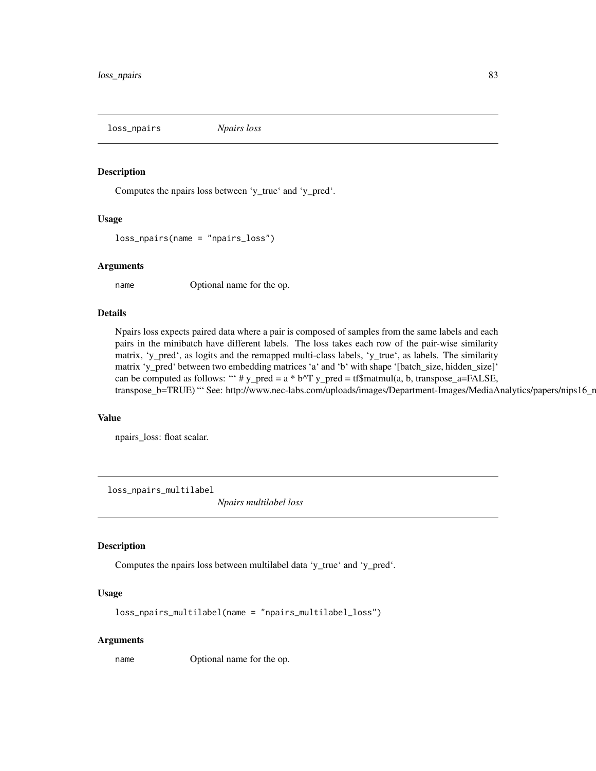## loss_npairs — *Npairs loss*

### Description

Computes the npairs loss between 'y_true' and 'y_pred'.

### Usage

```
loss_npairs(name = "npairs_loss")
```

### Arguments

name — Optional name for the op.

### Details

Npairs loss expects paired data where a pair is composed of samples from the same labels and each pairs in the minibatch have different labels. The loss takes each row of the pair-wise similarity matrix, 'y_pred', as logits and the remapped multi-class labels, 'y_true', as labels. The similarity matrix 'y_pred' between two embedding matrices 'a' and 'b' with shape '[batch_size, hidden_size]' can be computed as follows: "' # y_pred = a * b^T y_pred = tf$matmul(a, b, transpose_a=FALSE, transpose_b=TRUE) "' See: http://www.nec-labs.com/uploads/images/Department-Images/MediaAnalytics/papers/nips16_n

### Value

npairs_loss: float scalar.

## loss_npairs_multilabel — *Npairs multilabel loss*

### Description

Computes the npairs loss between multilabel data 'y_true' and 'y_pred'.

### Usage

```
loss_npairs_multilabel(name = "npairs_multilabel_loss")
```

### Arguments

name — Optional name for the op.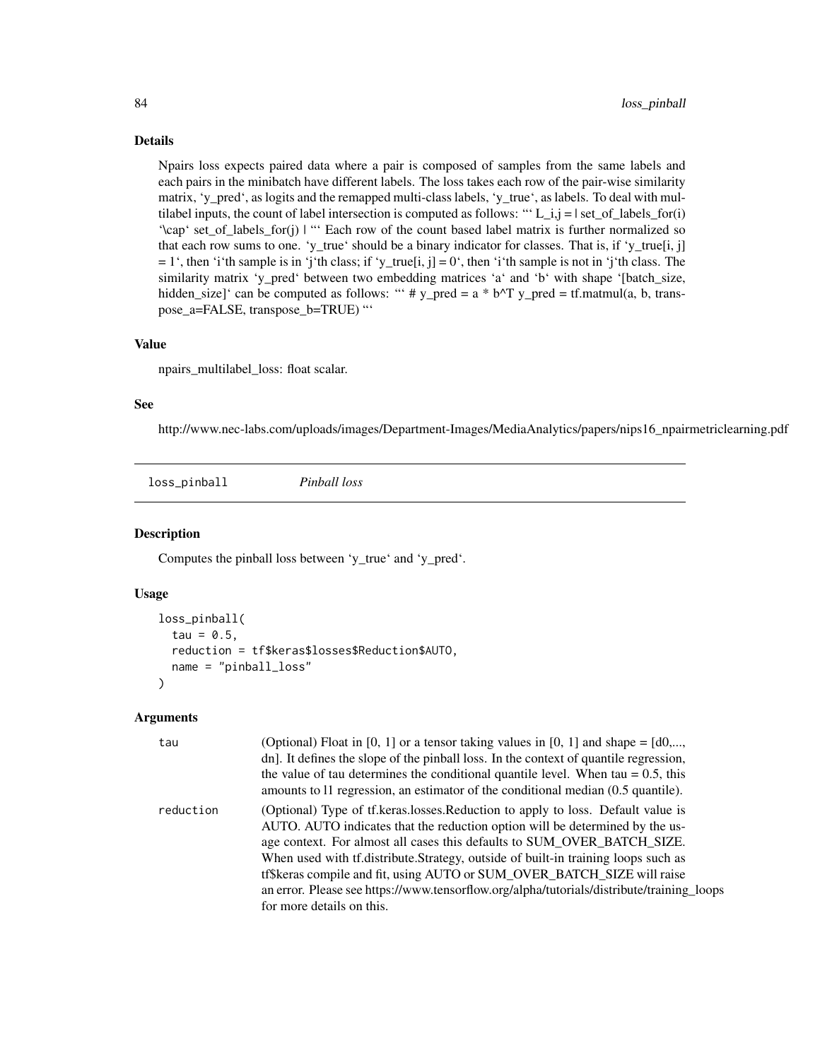## Details

Npairs loss expects paired data where a pair is composed of samples from the same labels and each pairs in the minibatch have different labels. The loss takes each row of the pair-wise similarity matrix, 'y_pred', as logits and the remapped multi-class labels, 'y_true', as labels. To deal with multilabel inputs, the count of label intersection is computed as follows: "' L_i,j = | set_of_labels_for(i) '\cap' set_of_labels_for(j) | "' Each row of the count based label matrix is further normalized so that each row sums to one. 'y_true' should be a binary indicator for classes. That is, if 'y_true[i, j] = 1', then 'i'th sample is in 'j'th class; if 'y_true[i, j] = 0', then 'i'th sample is not in 'j'th class. The similarity matrix 'y_pred' between two embedding matrices 'a' and 'b' with shape '[batch_size, hidden_size]' can be computed as follows: "' # y_pred = a * b^T y_pred = tf.matmul(a, b, transpose_a=FALSE, transpose_b=TRUE) "'

## Value

npairs_multilabel_loss: float scalar.

## See

http://www.nec-labs.com/uploads/images/Department-Images/MediaAnalytics/papers/nips16_npairmetriclearning.pdf

---

# loss_pinball *Pinball loss*

## Description

Computes the pinball loss between 'y_true' and 'y_pred'.

## Usage

```
loss_pinball(
  tau = 0.5,
  reduction = tf$keras$losses$Reduction$AUTO,
  name = "pinball_loss"
)
```

## Arguments

| | |
|---|---|
| tau | (Optional) Float in [0, 1] or a tensor taking values in [0, 1] and shape = [d0,..., dn]. It defines the slope of the pinball loss. In the context of quantile regression, the value of tau determines the conditional quantile level. When tau = 0.5, this amounts to l1 regression, an estimator of the conditional median (0.5 quantile). |
| reduction | (Optional) Type of tf.keras.losses.Reduction to apply to loss. Default value is AUTO. AUTO indicates that the reduction option will be determined by the usage context. For almost all cases this defaults to SUM_OVER_BATCH_SIZE. When used with tf.distribute.Strategy, outside of built-in training loops such as tf$keras compile and fit, using AUTO or SUM_OVER_BATCH_SIZE will raise an error. Please see https://www.tensorflow.org/alpha/tutorials/distribute/training_loops for more details on this. |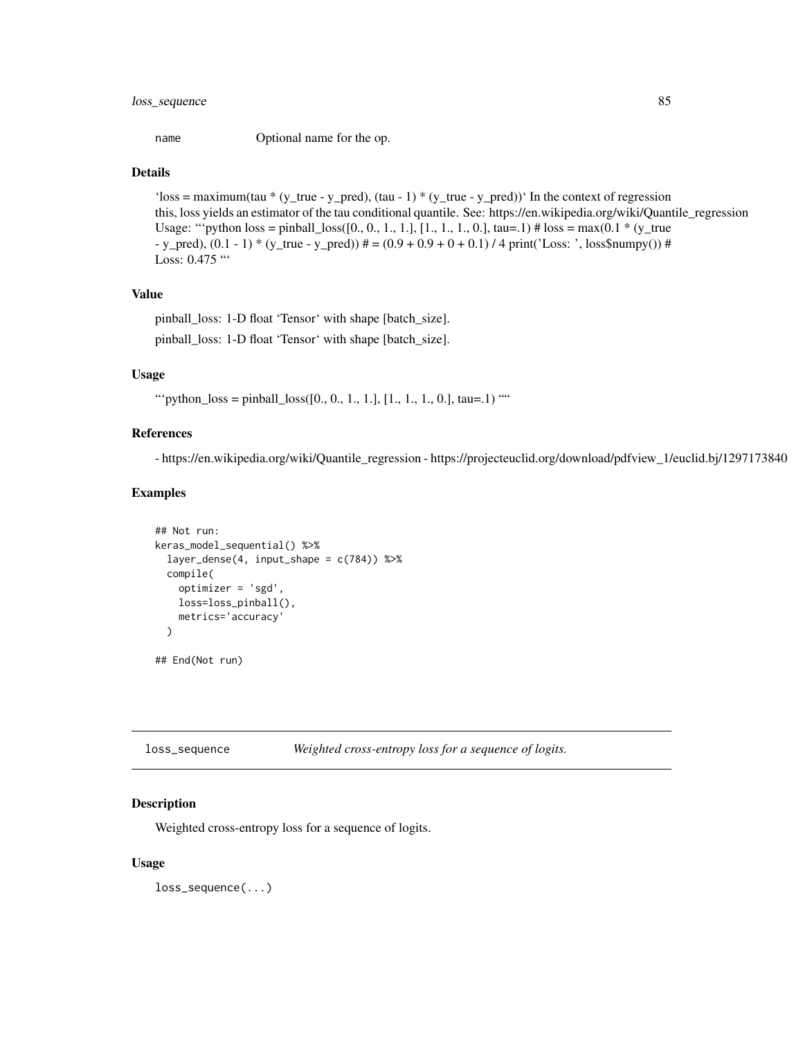name Optional name for the op.

### Details

'loss = maximum(tau * (y_true - y_pred), (tau - 1) * (y_true - y_pred))' In the context of regression this, loss yields an estimator of the tau conditional quantile. See: https://en.wikipedia.org/wiki/Quantile_regression Usage: "'python loss = pinball_loss([0., 0., 1., 1.], [1., 1., 1., 0.], tau=.1) # loss = max(0.1 * (y_true - y_pred), (0.1 - 1) * (y_true - y_pred)) # = (0.9 + 0.9 + 0 + 0.1) / 4 print('Loss: ', loss$numpy()) # Loss: 0.475 "'

### Value

pinball_loss: 1-D float 'Tensor' with shape [batch_size].

pinball_loss: 1-D float 'Tensor' with shape [batch_size].

### Usage

"'python_loss = pinball_loss([0., 0., 1., 1.], [1., 1., 1., 0.], tau=.1) ""

### References

- https://en.wikipedia.org/wiki/Quantile_regression - https://projecteuclid.org/download/pdfview_1/euclid.bj/1297173840

### Examples

```
## Not run:
keras_model_sequential() %>%
  layer_dense(4, input_shape = c(784)) %>%
  compile(
    optimizer = 'sgd',
    loss=loss_pinball(),
    metrics='accuracy'
  )

## End(Not run)
```

---

## loss_sequence *Weighted cross-entropy loss for a sequence of logits.*

### Description

Weighted cross-entropy loss for a sequence of logits.

### Usage

```
loss_sequence(...)
```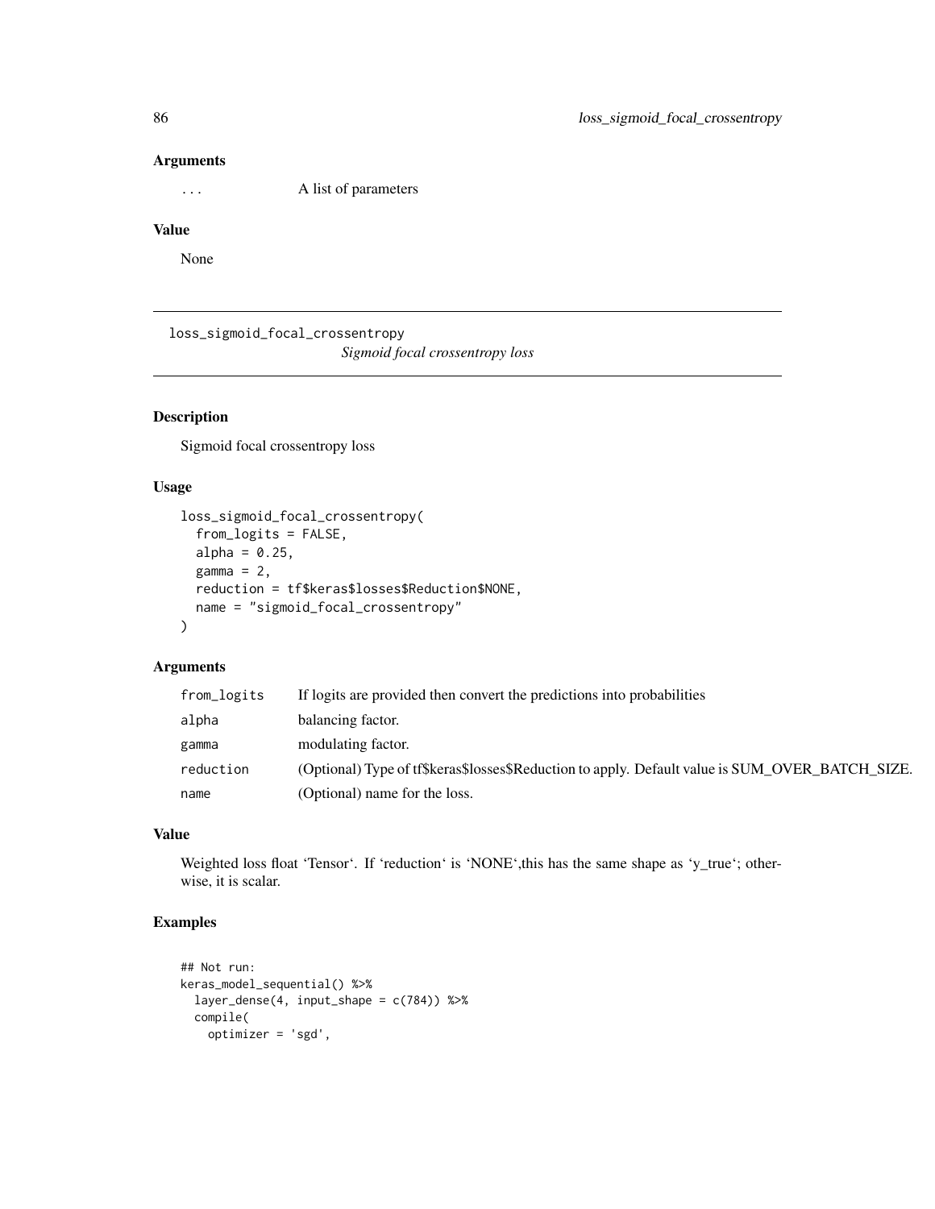### Arguments

| | |
|---|---|
| ... | A list of parameters |

### Value

None

---

## loss_sigmoid_focal_crossentropy

*Sigmoid focal crossentropy loss*

---

### Description

Sigmoid focal crossentropy loss

### Usage

```
loss_sigmoid_focal_crossentropy(
  from_logits = FALSE,
  alpha = 0.25,
  gamma = 2,
  reduction = tf$keras$losses$Reduction$NONE,
  name = "sigmoid_focal_crossentropy"
)
```

### Arguments

| | |
|---|---|
| from_logits | If logits are provided then convert the predictions into probabilities |
| alpha | balancing factor. |
| gamma | modulating factor. |
| reduction | (Optional) Type of tf$keras$losses$Reduction to apply. Default value is SUM_OVER_BATCH_SIZE. |
| name | (Optional) name for the loss. |

### Value

Weighted loss float 'Tensor'. If 'reduction' is 'NONE',this has the same shape as 'y_true'; otherwise, it is scalar.

### Examples

```
## Not run:
keras_model_sequential() %>%
  layer_dense(4, input_shape = c(784)) %>%
  compile(
    optimizer = 'sgd',
```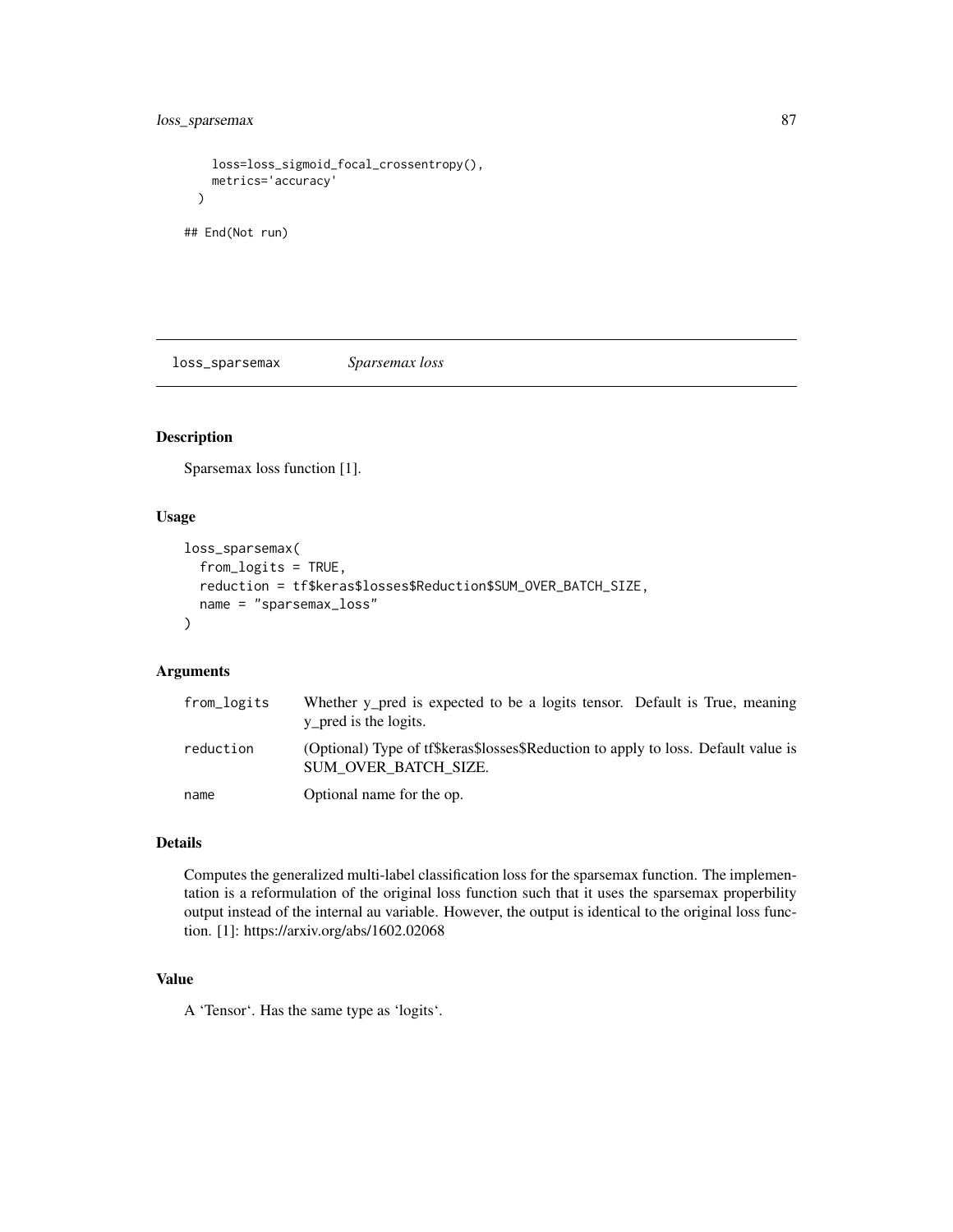```
    loss=loss_sigmoid_focal_crossentropy(),
    metrics='accuracy'
  )

## End(Not run)
```

## loss_sparsemax *Sparsemax loss*

### Description

Sparsemax loss function [1].

### Usage

```
loss_sparsemax(
  from_logits = TRUE,
  reduction = tf$keras$losses$Reduction$SUM_OVER_BATCH_SIZE,
  name = "sparsemax_loss"
)
```

### Arguments

| | |
|---|---|
| from_logits | Whether y_pred is expected to be a logits tensor. Default is True, meaning y_pred is the logits. |
| reduction | (Optional) Type of tf$keras$losses$Reduction to apply to loss. Default value is SUM_OVER_BATCH_SIZE. |
| name | Optional name for the op. |

### Details

Computes the generalized multi-label classification loss for the sparsemax function. The implementation is a reformulation of the original loss function such that it uses the sparsemax properbility output instead of the internal au variable. However, the output is identical to the original loss function. [1]: https://arxiv.org/abs/1602.02068

### Value

A 'Tensor'. Has the same type as 'logits'.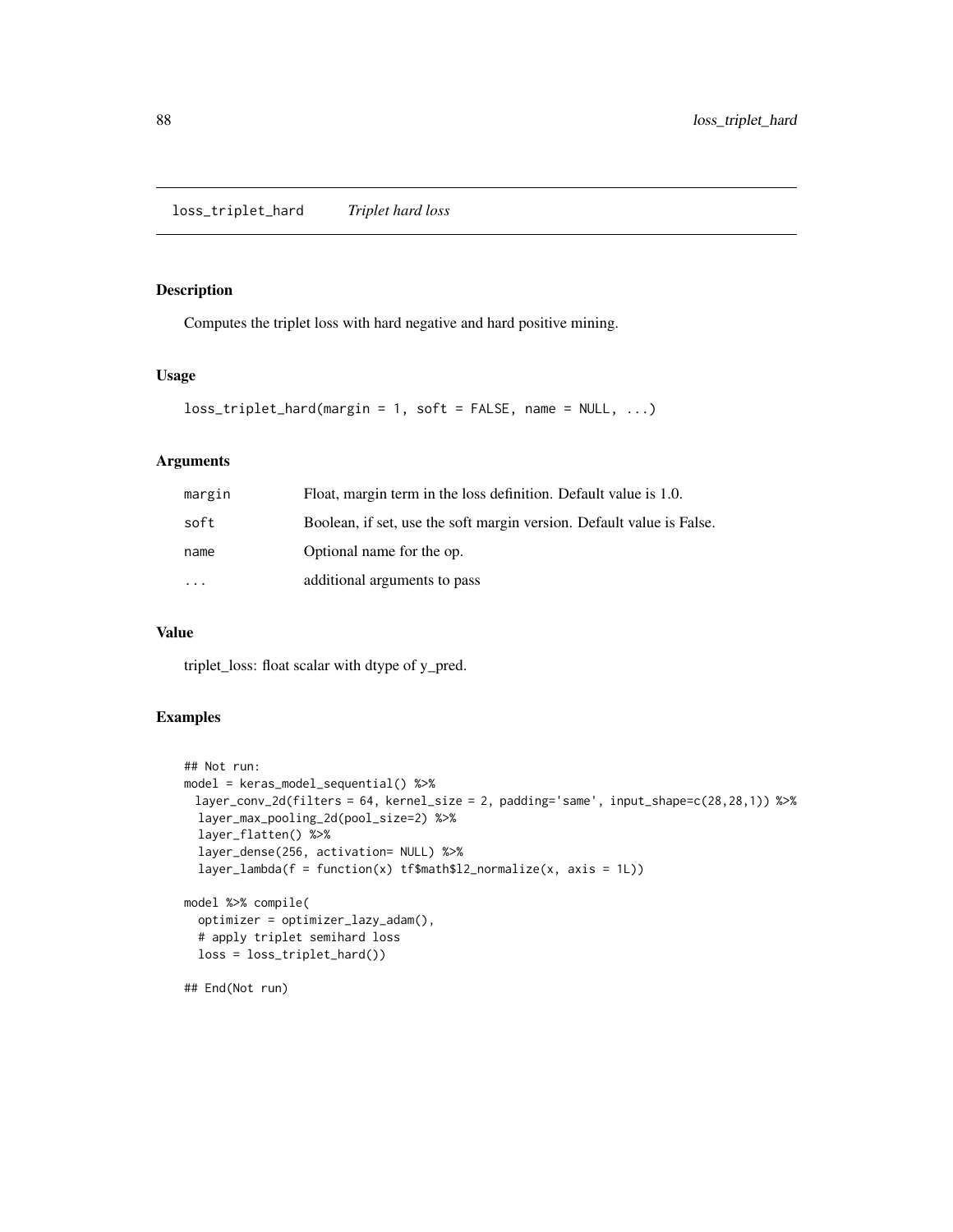## loss_triplet_hard *Triplet hard loss*

### Description

Computes the triplet loss with hard negative and hard positive mining.

### Usage

```
loss_triplet_hard(margin = 1, soft = FALSE, name = NULL, ...)
```

### Arguments

| | |
|---|---|
| margin | Float, margin term in the loss definition. Default value is 1.0. |
| soft | Boolean, if set, use the soft margin version. Default value is False. |
| name | Optional name for the op. |
| ... | additional arguments to pass |

### Value

triplet_loss: float scalar with dtype of y_pred.

### Examples

```
## Not run:
model = keras_model_sequential() %>%
 layer_conv_2d(filters = 64, kernel_size = 2, padding='same', input_shape=c(28,28,1)) %>%
  layer_max_pooling_2d(pool_size=2) %>%
  layer_flatten() %>%
  layer_dense(256, activation= NULL) %>%
  layer_lambda(f = function(x) tf$math$l2_normalize(x, axis = 1L))

model %>% compile(
  optimizer = optimizer_lazy_adam(),
  # apply triplet semihard loss
  loss = loss_triplet_hard())

## End(Not run)
```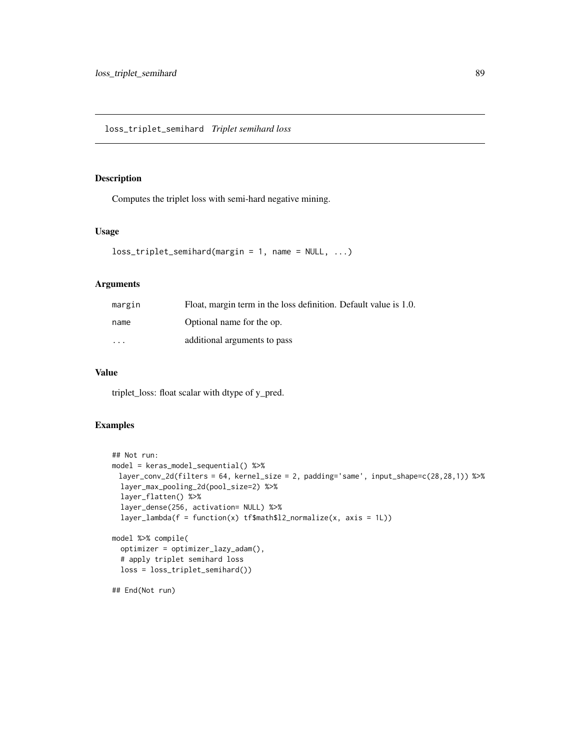# loss_triplet_semihard *Triplet semihard loss*

## Description

Computes the triplet loss with semi-hard negative mining.

## Usage

```
loss_triplet_semihard(margin = 1, name = NULL, ...)
```

## Arguments

| | |
|---|---|
| margin | Float, margin term in the loss definition. Default value is 1.0. |
| name | Optional name for the op. |
| ... | additional arguments to pass |

## Value

triplet_loss: float scalar with dtype of y_pred.

## Examples

```
## Not run:
model = keras_model_sequential() %>%
  layer_conv_2d(filters = 64, kernel_size = 2, padding='same', input_shape=c(28,28,1)) %>%
  layer_max_pooling_2d(pool_size=2) %>%
  layer_flatten() %>%
  layer_dense(256, activation= NULL) %>%
  layer_lambda(f = function(x) tf$math$l2_normalize(x, axis = 1L))

model %>% compile(
  optimizer = optimizer_lazy_adam(),
  # apply triplet semihard loss
  loss = loss_triplet_semihard())

## End(Not run)
```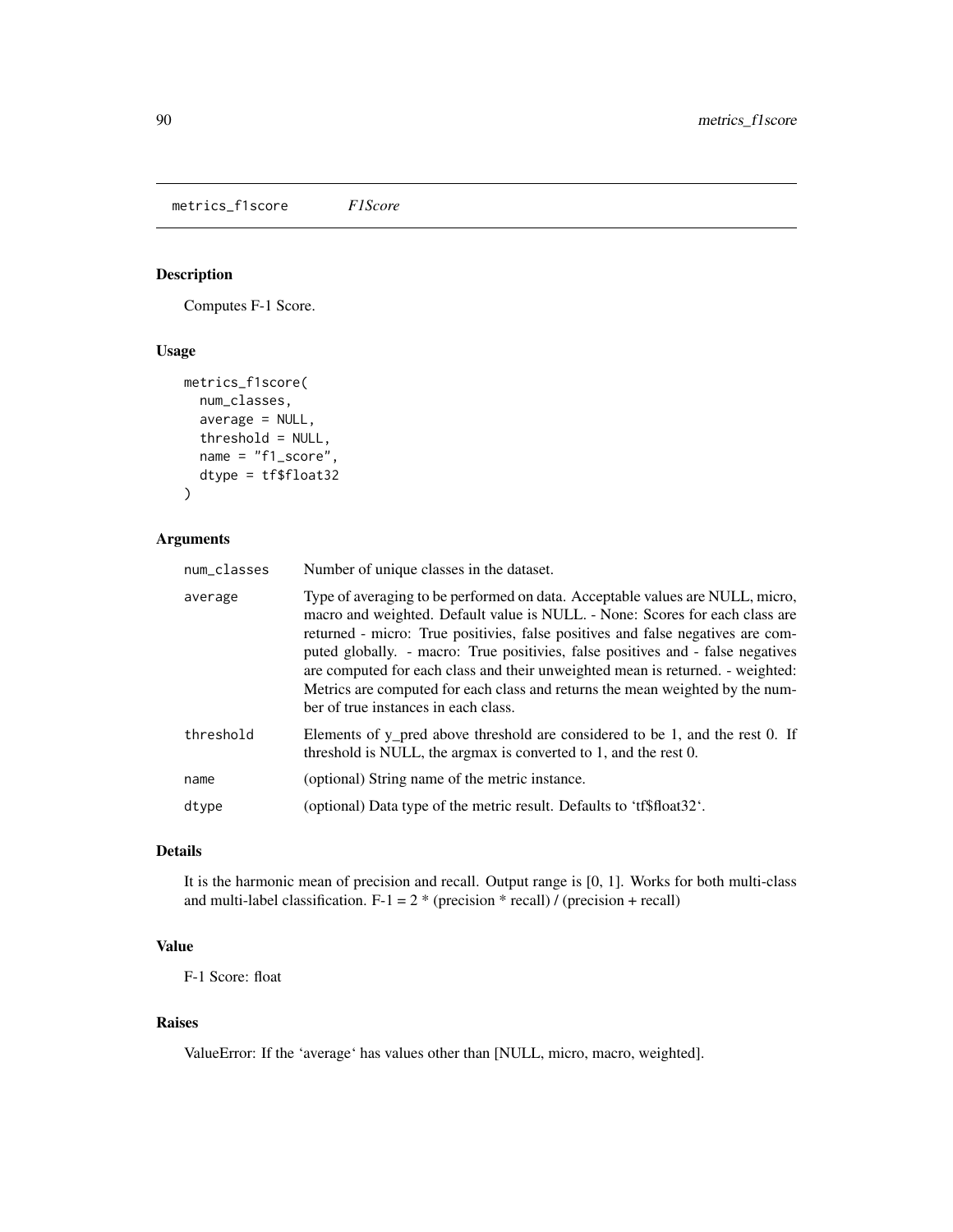# metrics_f1score *F1Score*

## Description

Computes F-1 Score.

## Usage

```
metrics_f1score(
  num_classes,
  average = NULL,
  threshold = NULL,
  name = "f1_score",
  dtype = tf$float32
)
```

## Arguments

| | |
|---|---|
| num_classes | Number of unique classes in the dataset. |
| average | Type of averaging to be performed on data. Acceptable values are NULL, micro, macro and weighted. Default value is NULL. - None: Scores for each class are returned - micro: True positivies, false positives and false negatives are computed globally. - macro: True positivies, false positives and - false negatives are computed for each class and their unweighted mean is returned. - weighted: Metrics are computed for each class and returns the mean weighted by the number of true instances in each class. |
| threshold | Elements of y_pred above threshold are considered to be 1, and the rest 0. If threshold is NULL, the argmax is converted to 1, and the rest 0. |
| name | (optional) String name of the metric instance. |
| dtype | (optional) Data type of the metric result. Defaults to 'tf$float32'. |

## Details

It is the harmonic mean of precision and recall. Output range is [0, 1]. Works for both multi-class and multi-label classification. F-1 = 2 * (precision * recall) / (precision + recall)

## Value

F-1 Score: float

## Raises

ValueError: If the 'average' has values other than [NULL, micro, macro, weighted].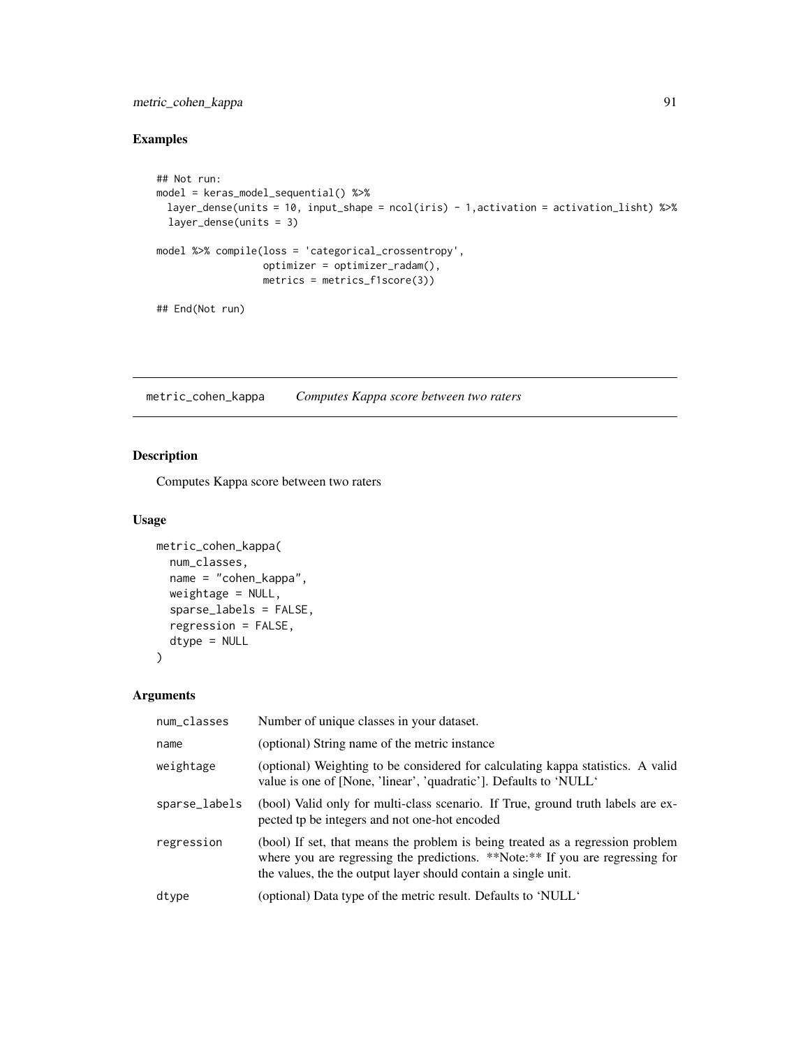## Examples

```
## Not run:
model = keras_model_sequential() %>%
  layer_dense(units = 10, input_shape = ncol(iris) - 1,activation = activation_lisht) %>%
  layer_dense(units = 3)

model %>% compile(loss = 'categorical_crossentropy',
                  optimizer = optimizer_radam(),
                  metrics = metrics_f1score(3))

## End(Not run)
```

---

# metric_cohen_kappa    *Computes Kappa score between two raters*

---

## Description

Computes Kappa score between two raters

## Usage

```
metric_cohen_kappa(
  num_classes,
  name = "cohen_kappa",
  weightage = NULL,
  sparse_labels = FALSE,
  regression = FALSE,
  dtype = NULL
)
```

## Arguments

| | |
|---|---|
| num_classes | Number of unique classes in your dataset. |
| name | (optional) String name of the metric instance |
| weightage | (optional) Weighting to be considered for calculating kappa statistics. A valid value is one of [None, 'linear', 'quadratic']. Defaults to 'NULL' |
| sparse_labels | (bool) Valid only for multi-class scenario. If True, ground truth labels are expected tp be integers and not one-hot encoded |
| regression | (bool) If set, that means the problem is being treated as a regression problem where you are regressing the predictions. **Note:** If you are regressing for the values, the the output layer should contain a single unit. |
| dtype | (optional) Data type of the metric result. Defaults to 'NULL' |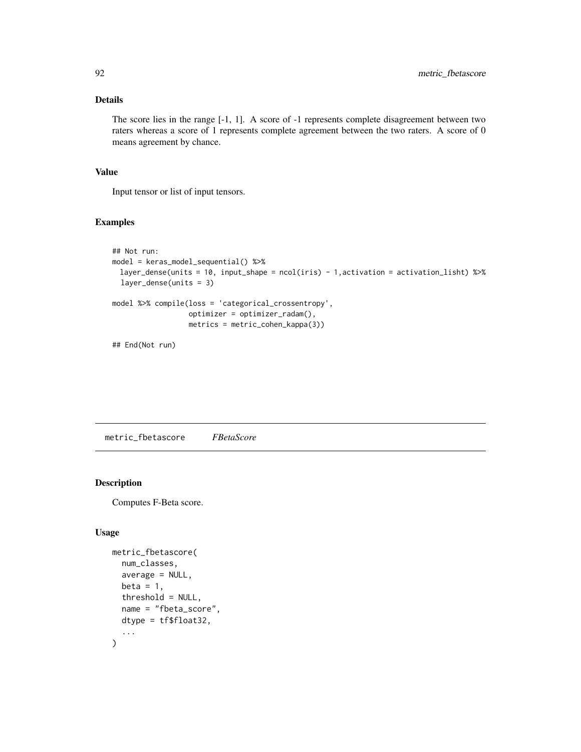### Details

The score lies in the range [-1, 1]. A score of -1 represents complete disagreement between two raters whereas a score of 1 represents complete agreement between the two raters. A score of 0 means agreement by chance.

### Value

Input tensor or list of input tensors.

### Examples

```
## Not run:
model = keras_model_sequential() %>%
  layer_dense(units = 10, input_shape = ncol(iris) - 1,activation = activation_lisht) %>%
  layer_dense(units = 3)

model %>% compile(loss = 'categorical_crossentropy',
                  optimizer = optimizer_radam(),
                  metrics = metric_cohen_kappa(3))

## End(Not run)
```

---

## metric_fbetascore *FBetaScore*

### Description

Computes F-Beta score.

### Usage

```
metric_fbetascore(
  num_classes,
  average = NULL,
  beta = 1,
  threshold = NULL,
  name = "fbeta_score",
  dtype = tf$float32,
  ...
)
```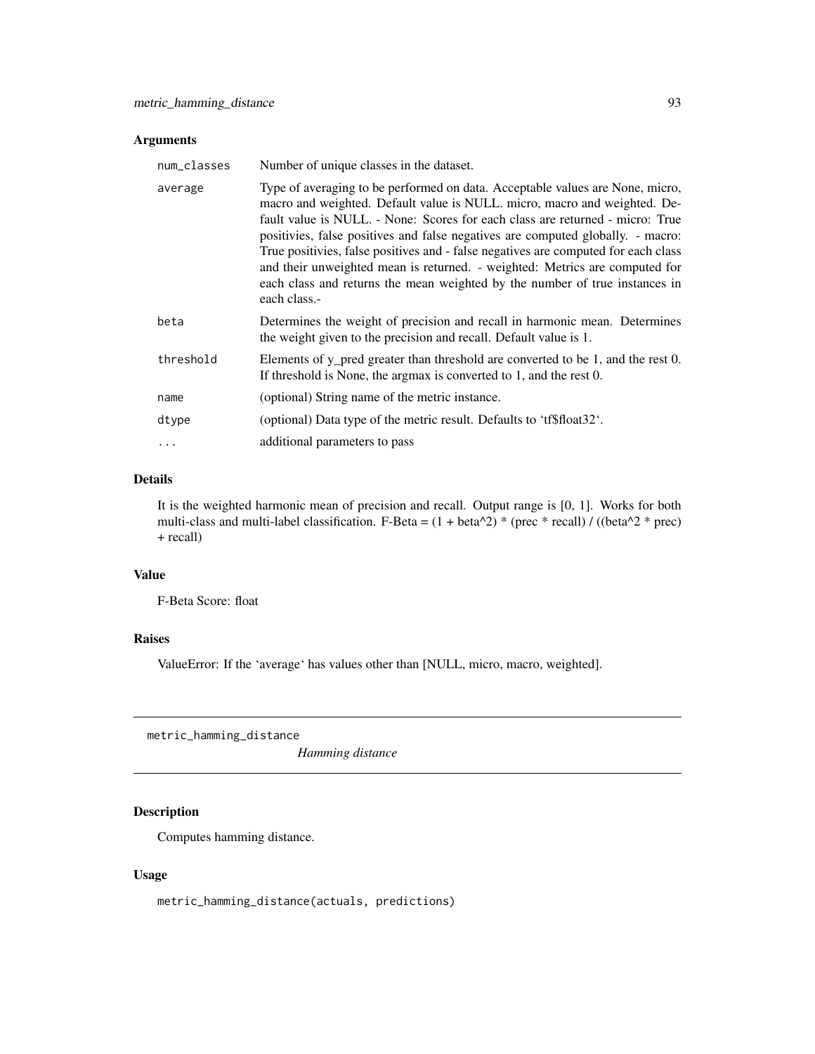## Arguments

| | |
|---|---|
| num_classes | Number of unique classes in the dataset. |
| average | Type of averaging to be performed on data. Acceptable values are None, micro, macro and weighted. Default value is NULL. micro, macro and weighted. Default value is NULL. - None: Scores for each class are returned - micro: True positivies, false positives and false negatives are computed globally. - macro: True positivies, false positives and - false negatives are computed for each class and their unweighted mean is returned. - weighted: Metrics are computed for each class and returns the mean weighted by the number of true instances in each class.- |
| beta | Determines the weight of precision and recall in harmonic mean. Determines the weight given to the precision and recall. Default value is 1. |
| threshold | Elements of y_pred greater than threshold are converted to be 1, and the rest 0. If threshold is None, the argmax is converted to 1, and the rest 0. |
| name | (optional) String name of the metric instance. |
| dtype | (optional) Data type of the metric result. Defaults to 'tf$float32'. |
| ... | additional parameters to pass |

## Details

It is the weighted harmonic mean of precision and recall. Output range is [0, 1]. Works for both multi-class and multi-label classification. F-Beta = (1 + beta^2) * (prec * recall) / ((beta^2 * prec) + recall)

## Value

F-Beta Score: float

## Raises

ValueError: If the 'average' has values other than [NULL, micro, macro, weighted].

---

# metric_hamming_distance

*Hamming distance*

## Description

Computes hamming distance.

## Usage

```
metric_hamming_distance(actuals, predictions)
```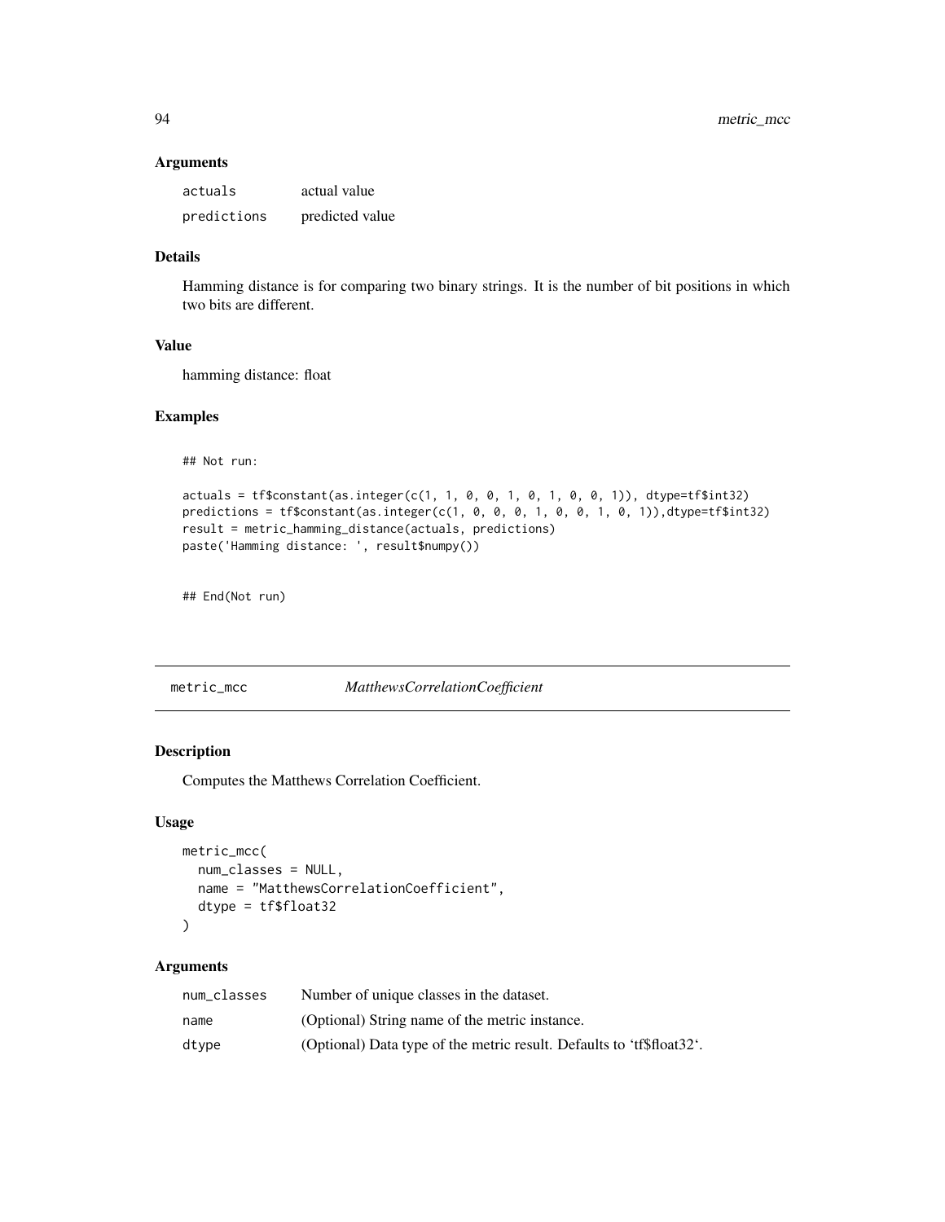### Arguments

| | |
|---|---|
| actuals | actual value |
| predictions | predicted value |

### Details

Hamming distance is for comparing two binary strings. It is the number of bit positions in which two bits are different.

### Value

hamming distance: float

### Examples

```
## Not run:

actuals = tf$constant(as.integer(c(1, 1, 0, 0, 1, 0, 1, 0, 0, 1)), dtype=tf$int32)
predictions = tf$constant(as.integer(c(1, 0, 0, 0, 1, 0, 0, 1, 0, 1)),dtype=tf$int32)
result = metric_hamming_distance(actuals, predictions)
paste('Hamming distance: ', result$numpy())


## End(Not run)
```

---

## metric_mcc *MatthewsCorrelationCoefficient*

---

### Description

Computes the Matthews Correlation Coefficient.

### Usage

```
metric_mcc(
  num_classes = NULL,
  name = "MatthewsCorrelationCoefficient",
  dtype = tf$float32
)
```

### Arguments

| | |
|---|---|
| num_classes | Number of unique classes in the dataset. |
| name | (Optional) String name of the metric instance. |
| dtype | (Optional) Data type of the metric result. Defaults to 'tf$float32'. |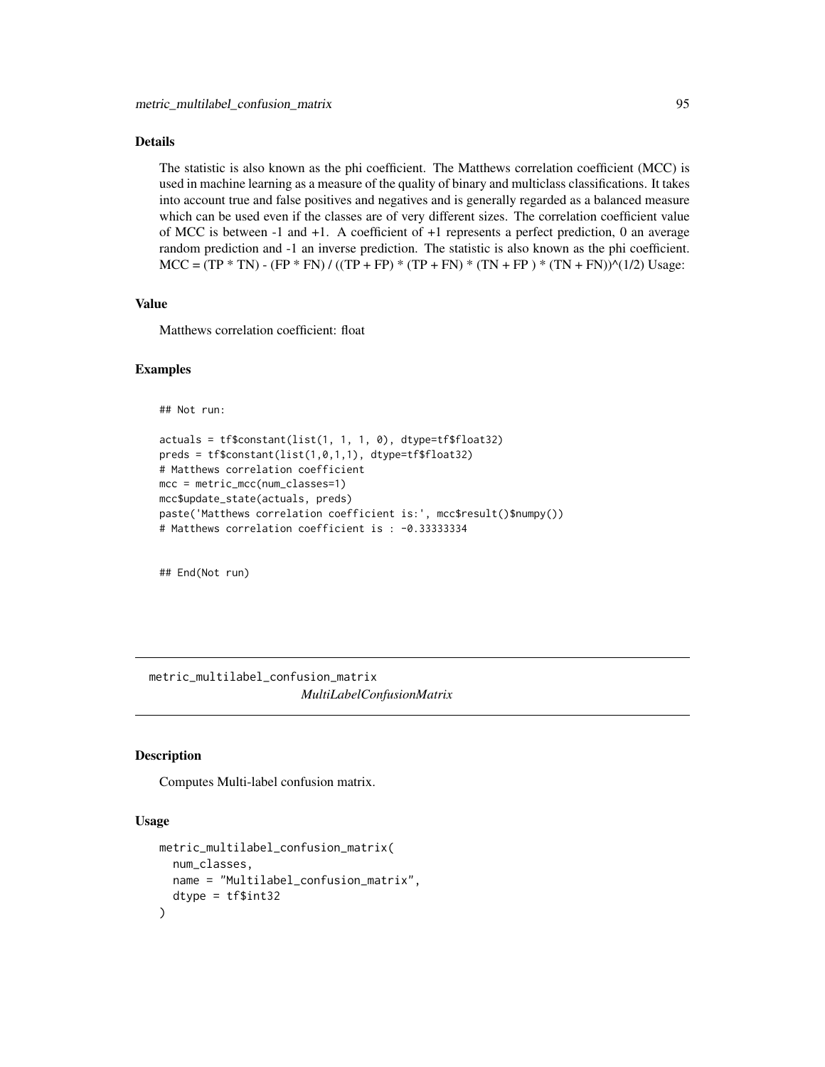## Details

The statistic is also known as the phi coefficient. The Matthews correlation coefficient (MCC) is used in machine learning as a measure of the quality of binary and multiclass classifications. It takes into account true and false positives and negatives and is generally regarded as a balanced measure which can be used even if the classes are of very different sizes. The correlation coefficient value of MCC is between -1 and +1. A coefficient of +1 represents a perfect prediction, 0 an average random prediction and -1 an inverse prediction. The statistic is also known as the phi coefficient. MCC = (TP * TN) - (FP * FN) / ((TP + FP) * (TP + FN) * (TN + FP ) * (TN + FN))^(1/2) Usage:

## Value

Matthews correlation coefficient: float

## Examples

```
## Not run:

actuals = tf$constant(list(1, 1, 1, 0), dtype=tf$float32)
preds = tf$constant(list(1,0,1,1), dtype=tf$float32)
# Matthews correlation coefficient
mcc = metric_mcc(num_classes=1)
mcc$update_state(actuals, preds)
paste('Matthews correlation coefficient is:', mcc$result()$numpy())
# Matthews correlation coefficient is : -0.33333334


## End(Not run)
```

# metric_multilabel_confusion_matrix *MultiLabelConfusionMatrix*

## Description

Computes Multi-label confusion matrix.

## Usage

```
metric_multilabel_confusion_matrix(
  num_classes,
  name = "Multilabel_confusion_matrix",
  dtype = tf$int32
)
```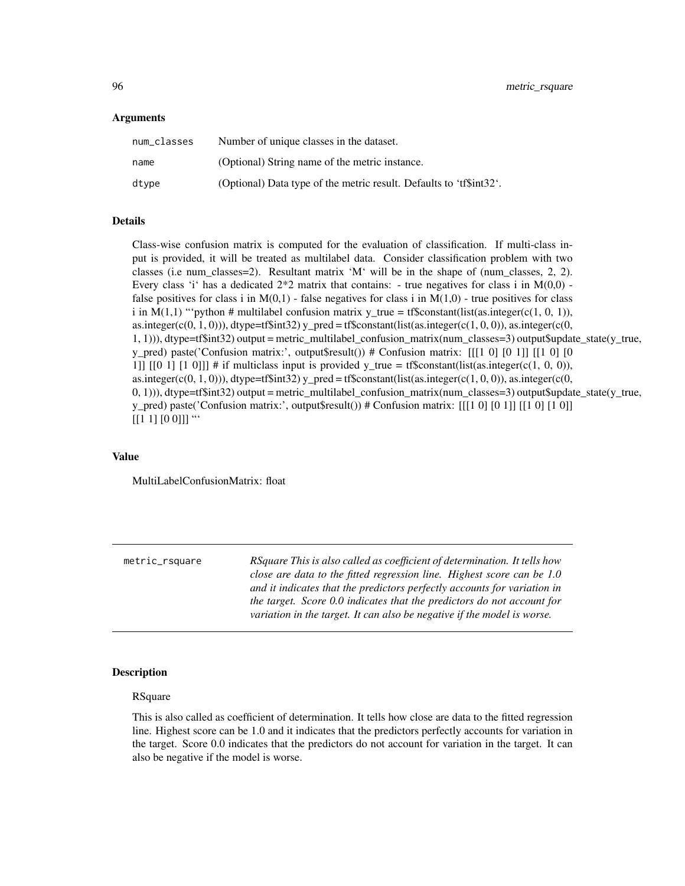### Arguments

| | |
|---|---|
| num_classes | Number of unique classes in the dataset. |
| name | (Optional) String name of the metric instance. |
| dtype | (Optional) Data type of the metric result. Defaults to 'tf$int32'. |

### Details

Class-wise confusion matrix is computed for the evaluation of classification. If multi-class input is provided, it will be treated as multilabel data. Consider classification problem with two classes (i.e num_classes=2). Resultant matrix 'M' will be in the shape of (num_classes, 2, 2). Every class 'i' has a dedicated 2*2 matrix that contains: - true negatives for class i in M(0,0) - false positives for class i in M(0,1) - false negatives for class i in M(1,0) - true positives for class i in M(1,1) ```python # multilabel confusion matrix y_true = tf$constant(list(as.integer(c(1, 0, 1)), as.integer(c(0, 1, 0))), dtype=tf$int32) y_pred = tf$constant(list(as.integer(c(1, 0, 0)), as.integer(c(0, 1, 1))), dtype=tf$int32) output = metric_multilabel_confusion_matrix(num_classes=3) output$update_state(y_true, y_pred) paste('Confusion matrix:', output$result()) # Confusion matrix: [[[1 0] [0 1]] [[1 0] [0 1]] [[0 1] [1 0]]] # if multiclass input is provided y_true = tf$constant(list(as.integer(c(1, 0, 0)), as.integer(c(0, 1, 0))), dtype=tf$int32) y_pred = tf$constant(list(as.integer(c(1, 0, 0)), as.integer(c(0, 0, 1))), dtype=tf$int32) output = metric_multilabel_confusion_matrix(num_classes=3) output$update_state(y_true, y_pred) paste('Confusion matrix:', output$result()) # Confusion matrix: [[[1 0] [0 1]] [[1 0] [1 0]] [[1 1] [0 0]]] ```

### Value

MultiLabelConfusionMatrix: float

---

## metric_rsquare

*RSquare This is also called as coefficient of determination. It tells how close are data to the fitted regression line. Highest score can be 1.0 and it indicates that the predictors perfectly accounts for variation in the target. Score 0.0 indicates that the predictors do not account for variation in the target. It can also be negative if the model is worse.*

---

### Description

RSquare

This is also called as coefficient of determination. It tells how close are data to the fitted regression line. Highest score can be 1.0 and it indicates that the predictors perfectly accounts for variation in the target. Score 0.0 indicates that the predictors do not account for variation in the target. It can also be negative if the model is worse.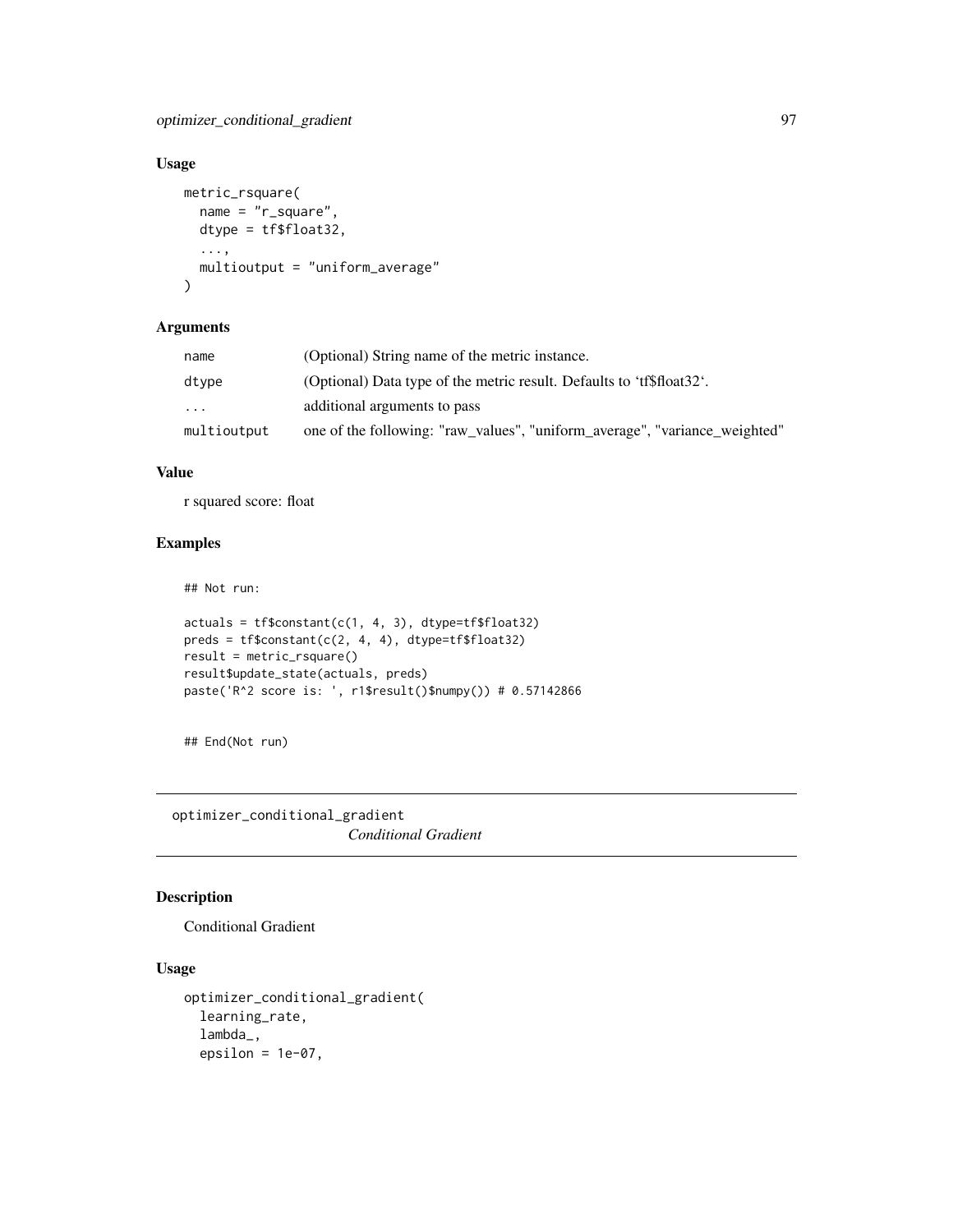### Usage

```
metric_rsquare(
  name = "r_square",
  dtype = tf$float32,
  ...,
  multioutput = "uniform_average"
)
```

### Arguments

| | |
|---|---|
| name | (Optional) String name of the metric instance. |
| dtype | (Optional) Data type of the metric result. Defaults to 'tf$float32'. |
| ... | additional arguments to pass |
| multioutput | one of the following: "raw_values", "uniform_average", "variance_weighted" |

### Value

r squared score: float

### Examples

```
## Not run:

actuals = tf$constant(c(1, 4, 3), dtype=tf$float32)
preds = tf$constant(c(2, 4, 4), dtype=tf$float32)
result = metric_rsquare()
result$update_state(actuals, preds)
paste('R^2 score is: ', r1$result()$numpy()) # 0.57142866


## End(Not run)
```

## optimizer_conditional_gradient *Conditional Gradient*

### Description

Conditional Gradient

### Usage

```
optimizer_conditional_gradient(
  learning_rate,
  lambda_,
  epsilon = 1e-07,
```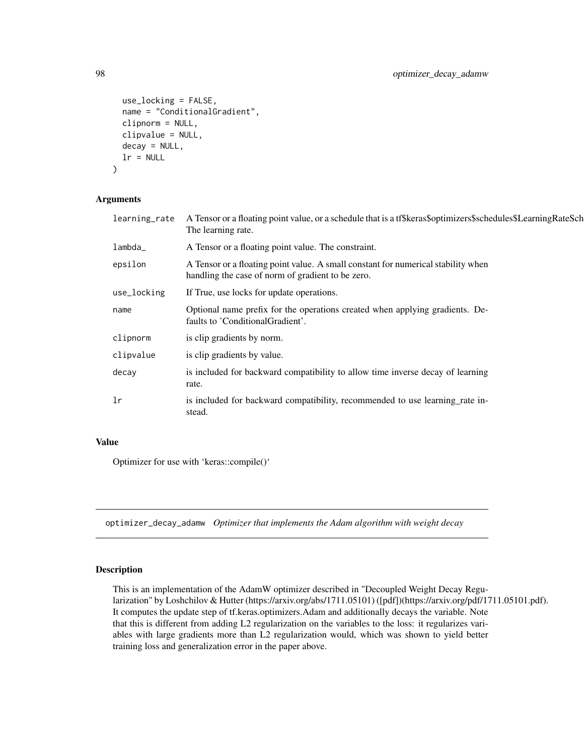```
  use_locking = FALSE,
  name = "ConditionalGradient",
  clipnorm = NULL,
  clipvalue = NULL,
  decay = NULL,
  lr = NULL
)
```

### Arguments

| | |
|---|---|
| learning_rate | A Tensor or a floating point value, or a schedule that is a tf$keras$optimizers$schedules$LearningRateSch The learning rate. |
| lambda_ | A Tensor or a floating point value. The constraint. |
| epsilon | A Tensor or a floating point value. A small constant for numerical stability when handling the case of norm of gradient to be zero. |
| use_locking | If True, use locks for update operations. |
| name | Optional name prefix for the operations created when applying gradients. Defaults to 'ConditionalGradient'. |
| clipnorm | is clip gradients by norm. |
| clipvalue | is clip gradients by value. |
| decay | is included for backward compatibility to allow time inverse decay of learning rate. |
| lr | is included for backward compatibility, recommended to use learning_rate instead. |

### Value

Optimizer for use with 'keras::compile()'

---

## optimizer_decay_adamw *Optimizer that implements the Adam algorithm with weight decay*

---

### Description

This is an implementation of the AdamW optimizer described in "Decoupled Weight Decay Regularization" by Loshchilov & Hutter (https://arxiv.org/abs/1711.05101) ([pdf])(https://arxiv.org/pdf/1711.05101.pdf). It computes the update step of tf.keras.optimizers.Adam and additionally decays the variable. Note that this is different from adding L2 regularization on the variables to the loss: it regularizes variables with large gradients more than L2 regularization would, which was shown to yield better training loss and generalization error in the paper above.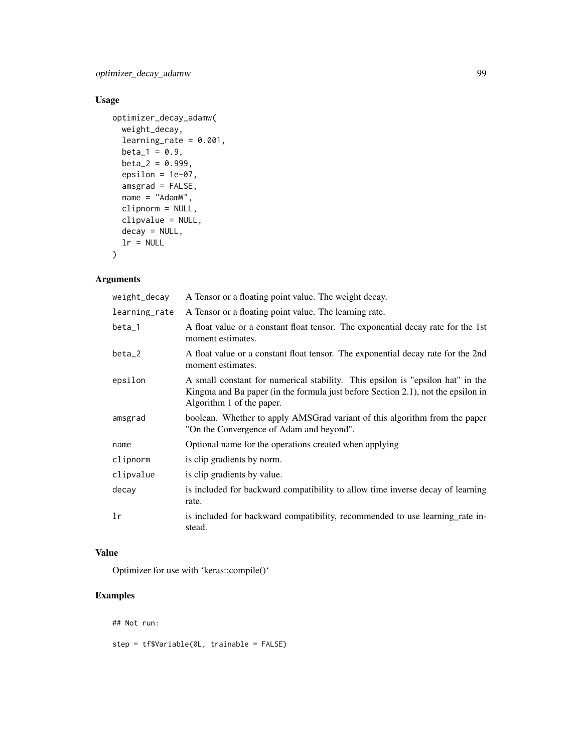## Usage

```
optimizer_decay_adamw(
  weight_decay,
  learning_rate = 0.001,
  beta_1 = 0.9,
  beta_2 = 0.999,
  epsilon = 1e-07,
  amsgrad = FALSE,
  name = "AdamW",
  clipnorm = NULL,
  clipvalue = NULL,
  decay = NULL,
  lr = NULL
)
```

## Arguments

| | |
|---|---|
| weight_decay | A Tensor or a floating point value. The weight decay. |
| learning_rate | A Tensor or a floating point value. The learning rate. |
| beta_1 | A float value or a constant float tensor. The exponential decay rate for the 1st moment estimates. |
| beta_2 | A float value or a constant float tensor. The exponential decay rate for the 2nd moment estimates. |
| epsilon | A small constant for numerical stability. This epsilon is "epsilon hat" in the Kingma and Ba paper (in the formula just before Section 2.1), not the epsilon in Algorithm 1 of the paper. |
| amsgrad | boolean. Whether to apply AMSGrad variant of this algorithm from the paper "On the Convergence of Adam and beyond". |
| name | Optional name for the operations created when applying |
| clipnorm | is clip gradients by norm. |
| clipvalue | is clip gradients by value. |
| decay | is included for backward compatibility to allow time inverse decay of learning rate. |
| lr | is included for backward compatibility, recommended to use learning_rate instead. |

## Value

Optimizer for use with 'keras::compile()'

## Examples

```
## Not run:

step = tf$Variable(0L, trainable = FALSE)
```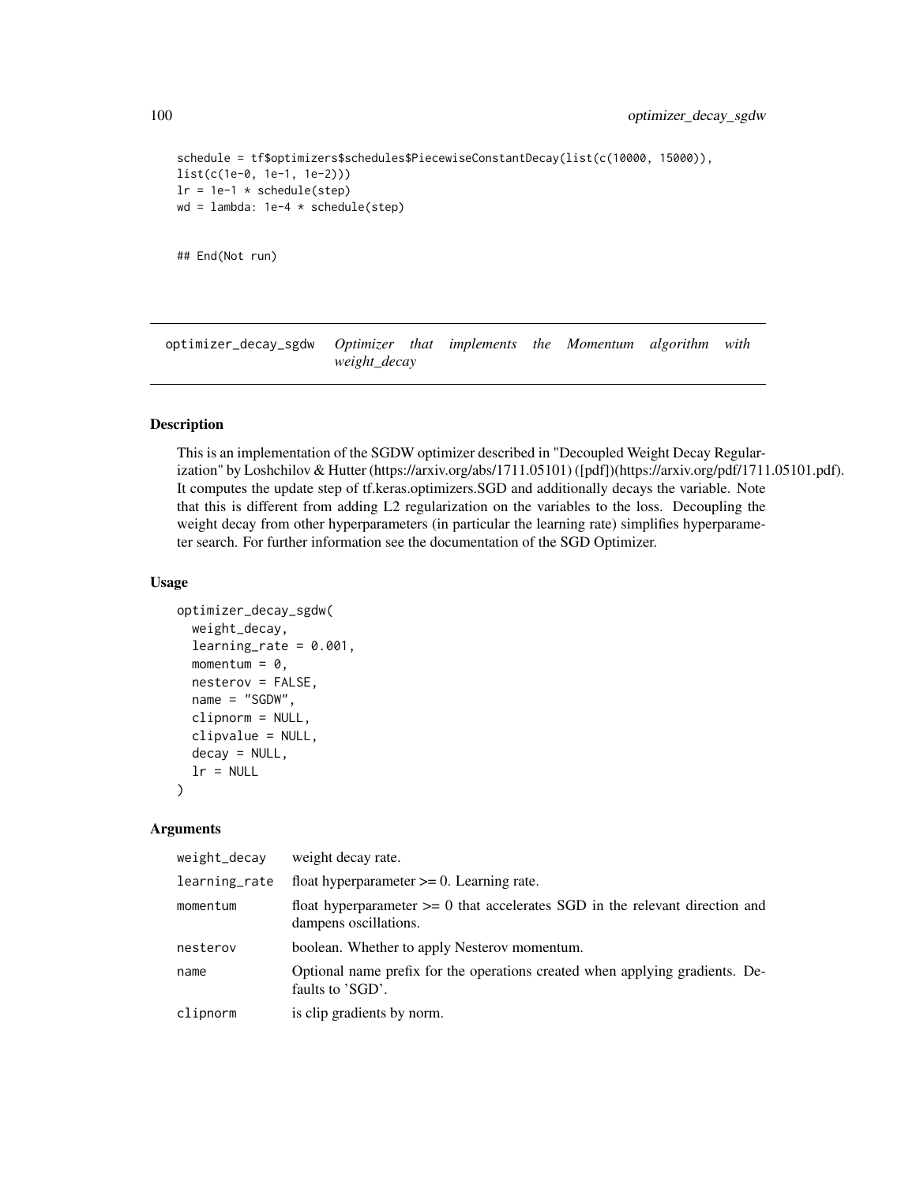```
schedule = tf$optimizers$schedules$PiecewiseConstantDecay(list(c(10000, 15000)),
list(c(1e-0, 1e-1, 1e-2)))
lr = 1e-1 * schedule(step)
wd = lambda: 1e-4 * schedule(step)


## End(Not run)
```

## optimizer_decay_sgdw — *Optimizer that implements the Momentum algorithm with weight_decay*

### Description

This is an implementation of the SGDW optimizer described in "Decoupled Weight Decay Regularization" by Loshchilov & Hutter (https://arxiv.org/abs/1711.05101) ([pdf])(https://arxiv.org/pdf/1711.05101.pdf). It computes the update step of tf.keras.optimizers.SGD and additionally decays the variable. Note that this is different from adding L2 regularization on the variables to the loss. Decoupling the weight decay from other hyperparameters (in particular the learning rate) simplifies hyperparameter search. For further information see the documentation of the SGD Optimizer.

### Usage

```
optimizer_decay_sgdw(
  weight_decay,
  learning_rate = 0.001,
  momentum = 0,
  nesterov = FALSE,
  name = "SGDW",
  clipnorm = NULL,
  clipvalue = NULL,
  decay = NULL,
  lr = NULL
)
```

### Arguments

| | |
|---|---|
| weight_decay | weight decay rate. |
| learning_rate | float hyperparameter >= 0. Learning rate. |
| momentum | float hyperparameter >= 0 that accelerates SGD in the relevant direction and dampens oscillations. |
| nesterov | boolean. Whether to apply Nesterov momentum. |
| name | Optional name prefix for the operations created when applying gradients. Defaults to 'SGD'. |
| clipnorm | is clip gradients by norm. |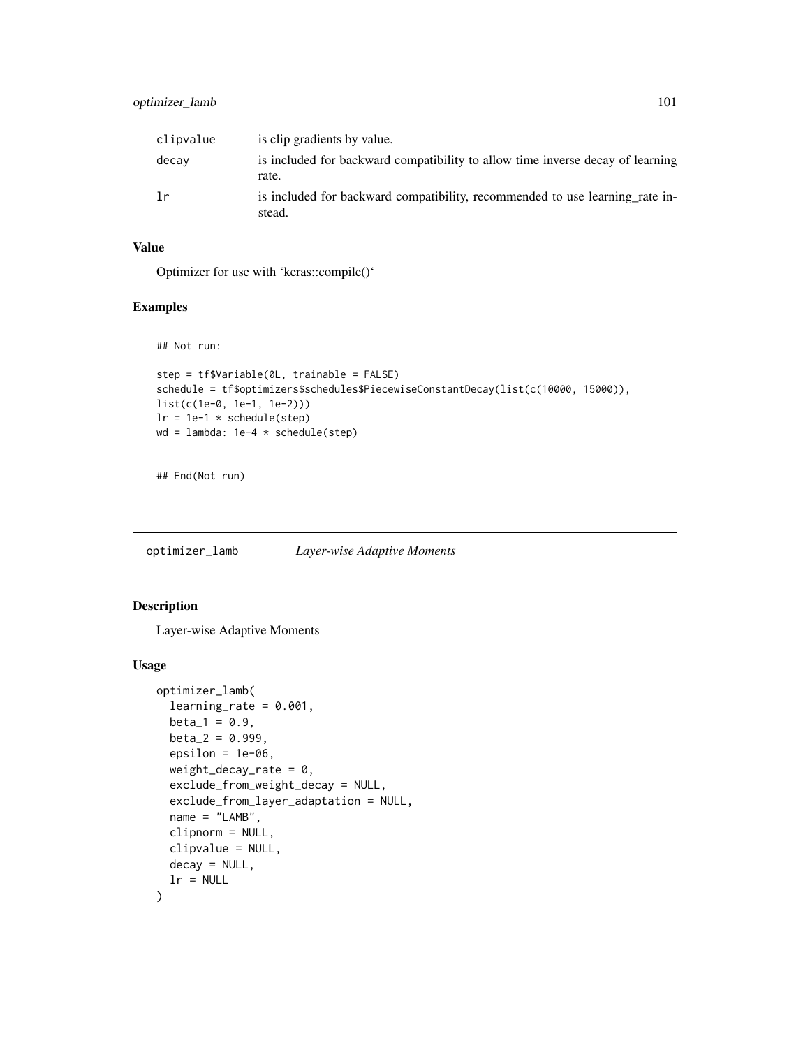| | |
|---|---|
| clipvalue | is clip gradients by value. |
| decay | is included for backward compatibility to allow time inverse decay of learning rate. |
| lr | is included for backward compatibility, recommended to use learning_rate instead. |

### Value

Optimizer for use with 'keras::compile()'

### Examples

```
## Not run:

step = tf$Variable(0L, trainable = FALSE)
schedule = tf$optimizers$schedules$PiecewiseConstantDecay(list(c(10000, 15000)),
list(c(1e-0, 1e-1, 1e-2)))
lr = 1e-1 * schedule(step)
wd = lambda: 1e-4 * schedule(step)


## End(Not run)
```

---

## optimizer_lamb *Layer-wise Adaptive Moments*

### Description

Layer-wise Adaptive Moments

### Usage

```
optimizer_lamb(
  learning_rate = 0.001,
  beta_1 = 0.9,
  beta_2 = 0.999,
  epsilon = 1e-06,
  weight_decay_rate = 0,
  exclude_from_weight_decay = NULL,
  exclude_from_layer_adaptation = NULL,
  name = "LAMB",
  clipnorm = NULL,
  clipvalue = NULL,
  decay = NULL,
  lr = NULL
)
```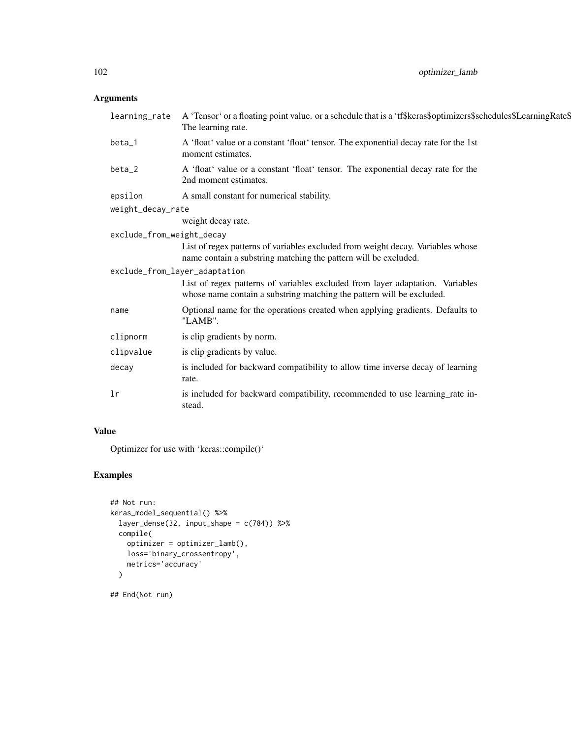## Arguments

| | |
|---|---|
| learning_rate | A 'Tensor' or a floating point value. or a schedule that is a 'tf$keras$optimizers$schedules$LearningRateS The learning rate. |
| beta_1 | A 'float' value or a constant 'float' tensor. The exponential decay rate for the 1st moment estimates. |
| beta_2 | A 'float' value or a constant 'float' tensor. The exponential decay rate for the 2nd moment estimates. |
| epsilon | A small constant for numerical stability. |
| weight_decay_rate | weight decay rate. |
| exclude_from_weight_decay | List of regex patterns of variables excluded from weight decay. Variables whose name contain a substring matching the pattern will be excluded. |
| exclude_from_layer_adaptation | List of regex patterns of variables excluded from layer adaptation. Variables whose name contain a substring matching the pattern will be excluded. |
| name | Optional name for the operations created when applying gradients. Defaults to "LAMB". |
| clipnorm | is clip gradients by norm. |
| clipvalue | is clip gradients by value. |
| decay | is included for backward compatibility to allow time inverse decay of learning rate. |
| lr | is included for backward compatibility, recommended to use learning_rate instead. |

## Value

Optimizer for use with 'keras::compile()'

## Examples

```
## Not run:
keras_model_sequential() %>%
  layer_dense(32, input_shape = c(784)) %>%
  compile(
    optimizer = optimizer_lamb(),
    loss='binary_crossentropy',
    metrics='accuracy'
  )

## End(Not run)
```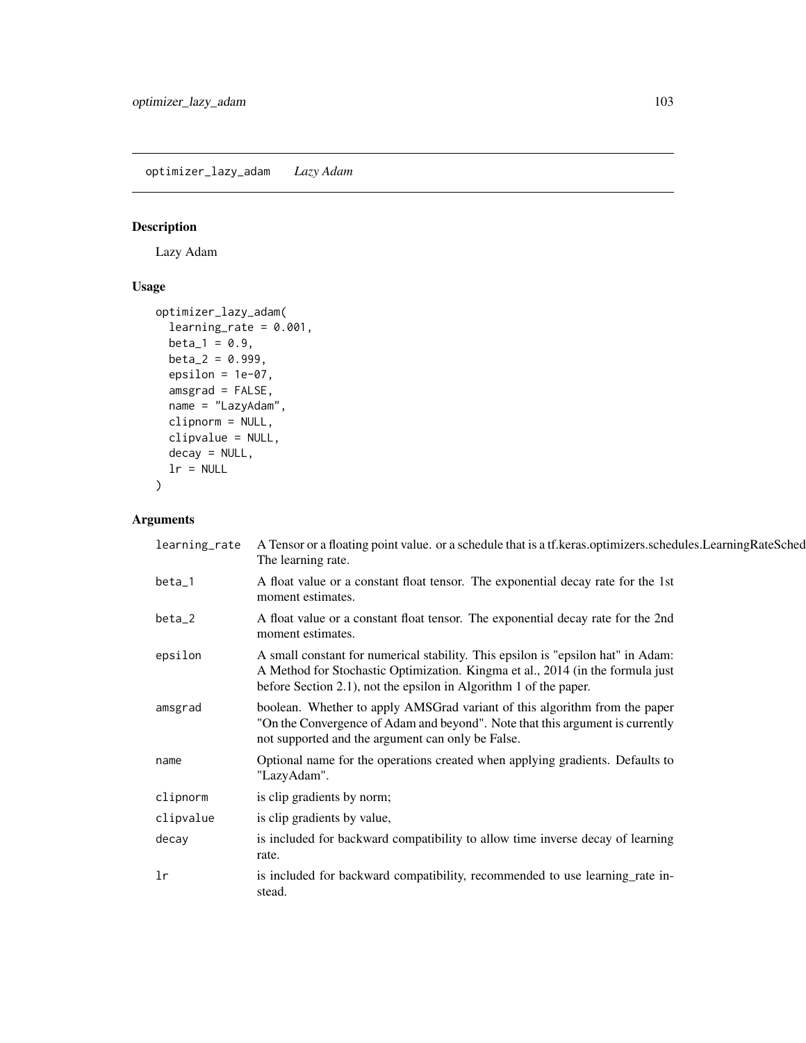# optimizer_lazy_adam *Lazy Adam*

## Description

Lazy Adam

## Usage

```
optimizer_lazy_adam(
  learning_rate = 0.001,
  beta_1 = 0.9,
  beta_2 = 0.999,
  epsilon = 1e-07,
  amsgrad = FALSE,
  name = "LazyAdam",
  clipnorm = NULL,
  clipvalue = NULL,
  decay = NULL,
  lr = NULL
)
```

## Arguments

| | |
|---|---|
| learning_rate | A Tensor or a floating point value. or a schedule that is a tf.keras.optimizers.schedules.LearningRateSched The learning rate. |
| beta_1 | A float value or a constant float tensor. The exponential decay rate for the 1st moment estimates. |
| beta_2 | A float value or a constant float tensor. The exponential decay rate for the 2nd moment estimates. |
| epsilon | A small constant for numerical stability. This epsilon is "epsilon hat" in Adam: A Method for Stochastic Optimization. Kingma et al., 2014 (in the formula just before Section 2.1), not the epsilon in Algorithm 1 of the paper. |
| amsgrad | boolean. Whether to apply AMSGrad variant of this algorithm from the paper "On the Convergence of Adam and beyond". Note that this argument is currently not supported and the argument can only be False. |
| name | Optional name for the operations created when applying gradients. Defaults to "LazyAdam". |
| clipnorm | is clip gradients by norm; |
| clipvalue | is clip gradients by value, |
| decay | is included for backward compatibility to allow time inverse decay of learning rate. |
| lr | is included for backward compatibility, recommended to use learning_rate instead. |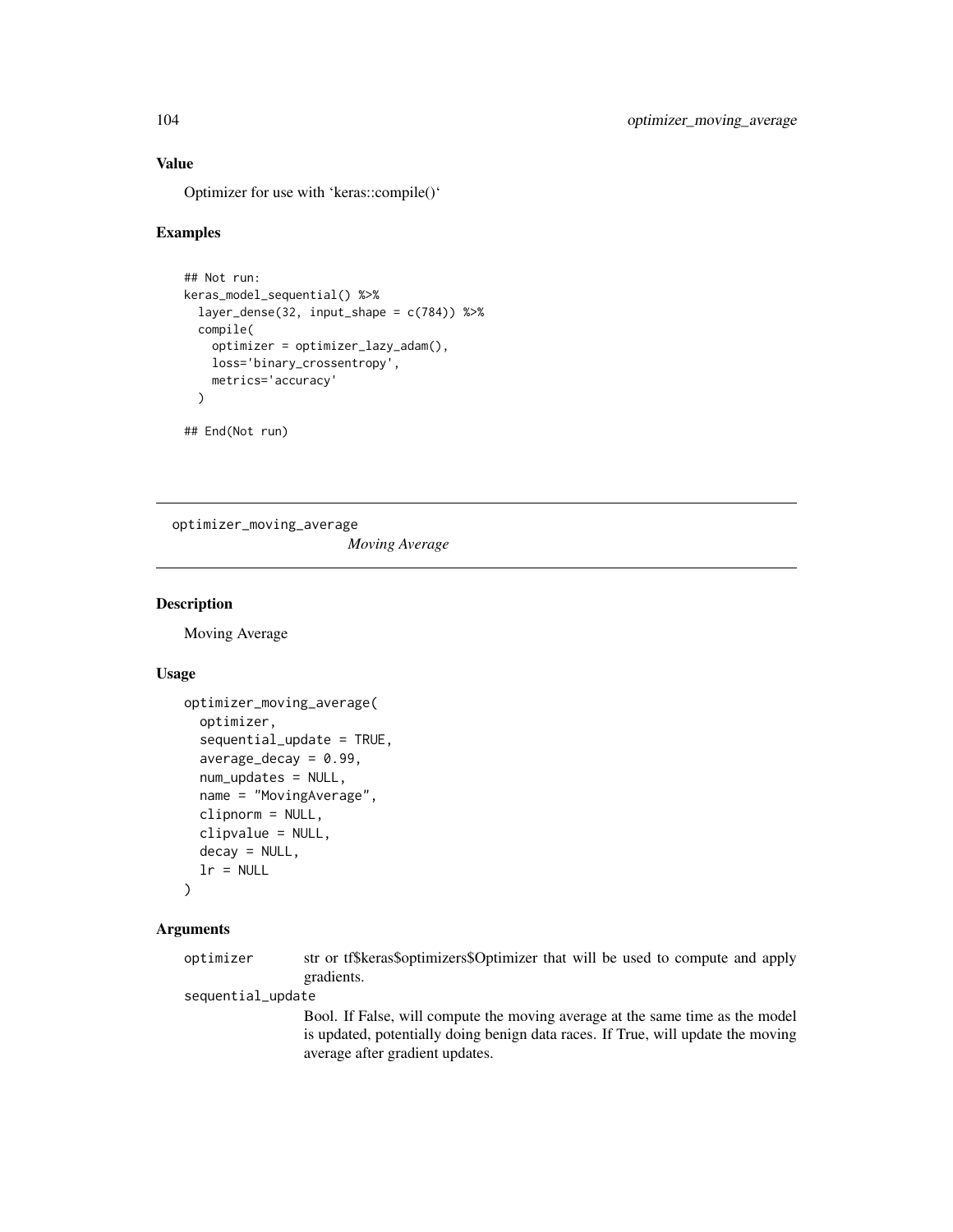### Value

Optimizer for use with `keras::compile()`

### Examples

```
## Not run:
keras_model_sequential() %>%
  layer_dense(32, input_shape = c(784)) %>%
  compile(
    optimizer = optimizer_lazy_adam(),
    loss='binary_crossentropy',
    metrics='accuracy'
  )

## End(Not run)
```

---

## optimizer_moving_average

*Moving Average*

---

### Description

Moving Average

### Usage

```
optimizer_moving_average(
  optimizer,
  sequential_update = TRUE,
  average_decay = 0.99,
  num_updates = NULL,
  name = "MovingAverage",
  clipnorm = NULL,
  clipvalue = NULL,
  decay = NULL,
  lr = NULL
)
```

### Arguments

| | |
|---|---|
| `optimizer` | str or tf$keras$optimizers$Optimizer that will be used to compute and apply gradients. |
| `sequential_update` | Bool. If False, will compute the moving average at the same time as the model is updated, potentially doing benign data races. If True, will update the moving average after gradient updates. |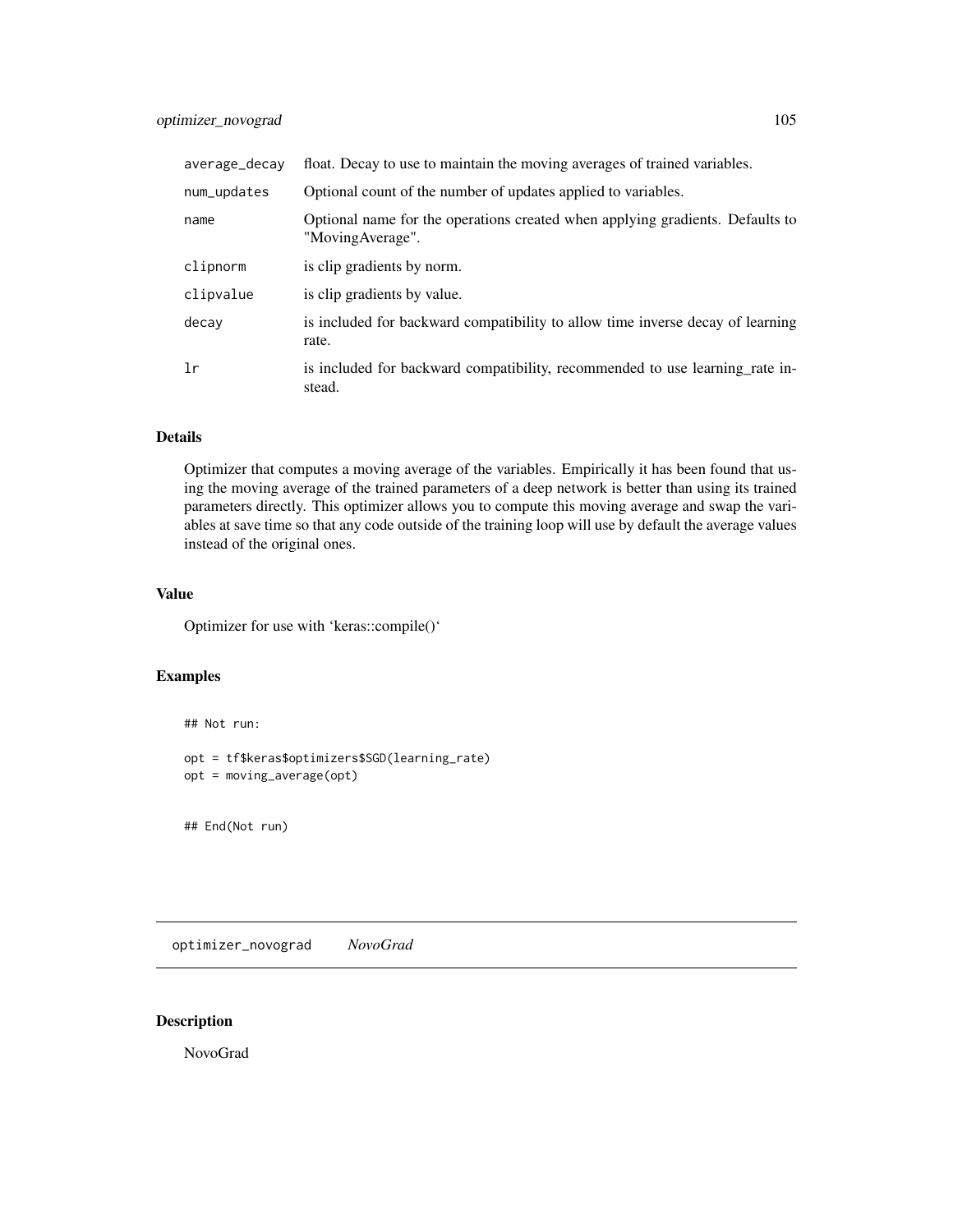| | |
|---|---|
| average_decay | float. Decay to use to maintain the moving averages of trained variables. |
| num_updates | Optional count of the number of updates applied to variables. |
| name | Optional name for the operations created when applying gradients. Defaults to "MovingAverage". |
| clipnorm | is clip gradients by norm. |
| clipvalue | is clip gradients by value. |
| decay | is included for backward compatibility to allow time inverse decay of learning rate. |
| lr | is included for backward compatibility, recommended to use learning_rate instead. |

### Details

Optimizer that computes a moving average of the variables. Empirically it has been found that using the moving average of the trained parameters of a deep network is better than using its trained parameters directly. This optimizer allows you to compute this moving average and swap the variables at save time so that any code outside of the training loop will use by default the average values instead of the original ones.

### Value

Optimizer for use with 'keras::compile()'

### Examples

```
## Not run:

opt = tf$keras$optimizers$SGD(learning_rate)
opt = moving_average(opt)


## End(Not run)
```

---

## optimizer_novograd *NovoGrad*

### Description

NovoGrad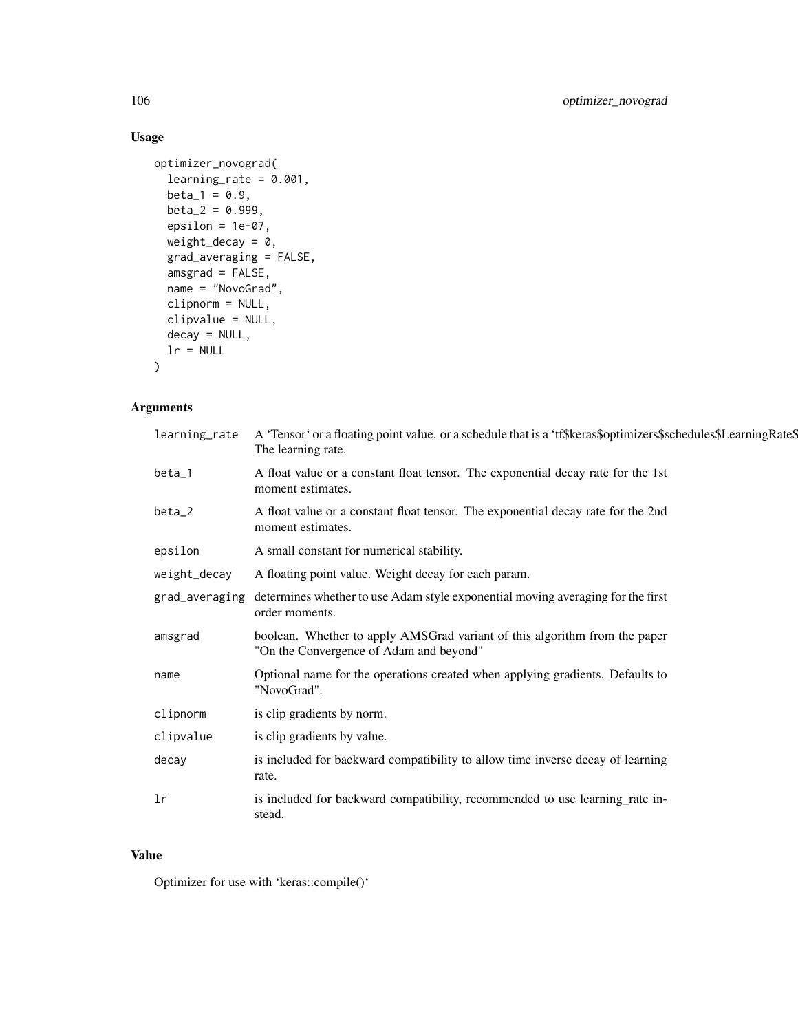## Usage

```
optimizer_novograd(
  learning_rate = 0.001,
  beta_1 = 0.9,
  beta_2 = 0.999,
  epsilon = 1e-07,
  weight_decay = 0,
  grad_averaging = FALSE,
  amsgrad = FALSE,
  name = "NovoGrad",
  clipnorm = NULL,
  clipvalue = NULL,
  decay = NULL,
  lr = NULL
)
```

## Arguments

| | |
|---|---|
| learning_rate | A 'Tensor' or a floating point value. or a schedule that is a 'tf$keras$optimizers$schedules$LearningRateS The learning rate. |
| beta_1 | A float value or a constant float tensor. The exponential decay rate for the 1st moment estimates. |
| beta_2 | A float value or a constant float tensor. The exponential decay rate for the 2nd moment estimates. |
| epsilon | A small constant for numerical stability. |
| weight_decay | A floating point value. Weight decay for each param. |
| grad_averaging | determines whether to use Adam style exponential moving averaging for the first order moments. |
| amsgrad | boolean. Whether to apply AMSGrad variant of this algorithm from the paper "On the Convergence of Adam and beyond" |
| name | Optional name for the operations created when applying gradients. Defaults to "NovoGrad". |
| clipnorm | is clip gradients by norm. |
| clipvalue | is clip gradients by value. |
| decay | is included for backward compatibility to allow time inverse decay of learning rate. |
| lr | is included for backward compatibility, recommended to use learning_rate instead. |

## Value

Optimizer for use with 'keras::compile()'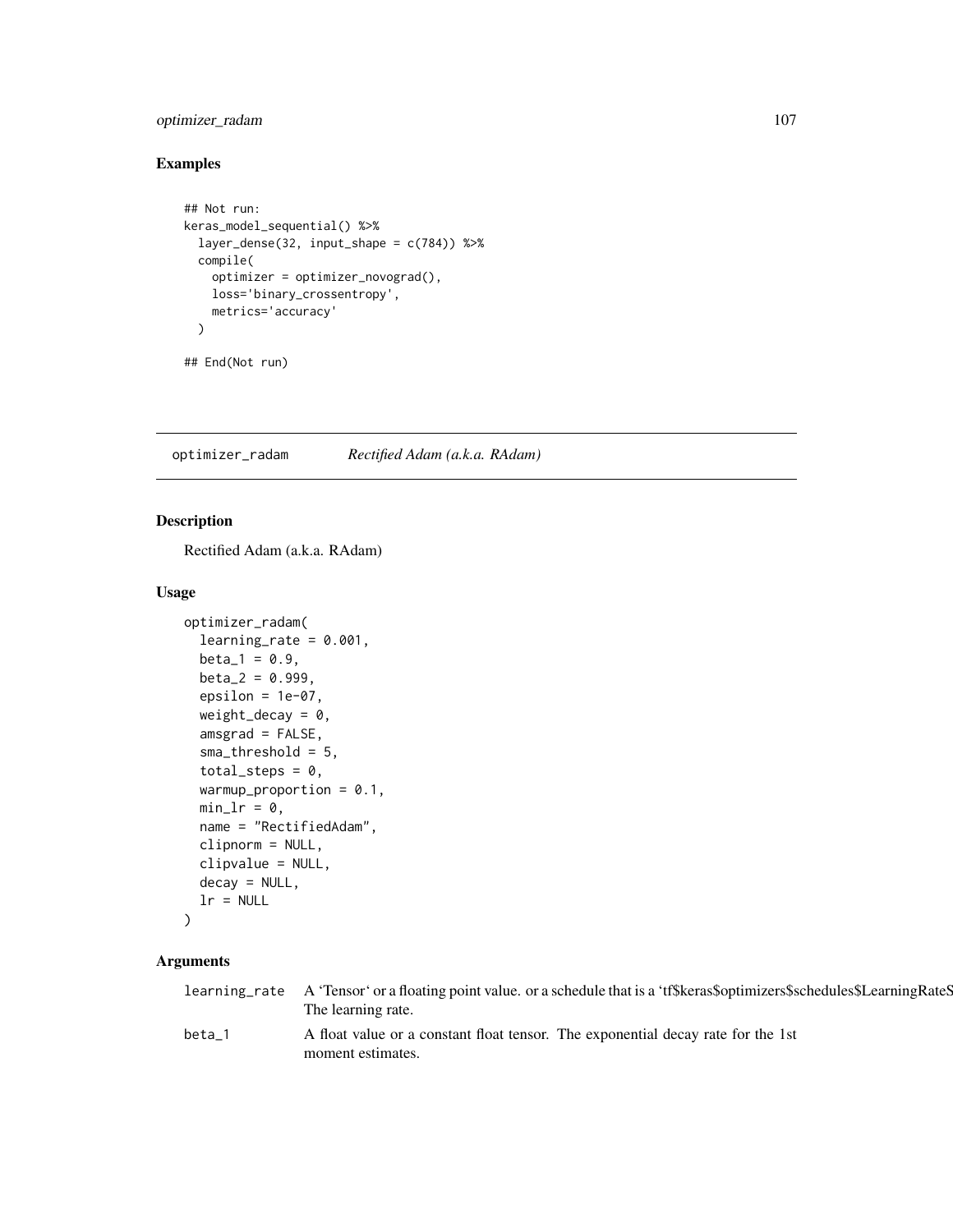## Examples

```
## Not run:
keras_model_sequential() %>%
  layer_dense(32, input_shape = c(784)) %>%
  compile(
    optimizer = optimizer_novograd(),
    loss='binary_crossentropy',
    metrics='accuracy'
  )

## End(Not run)
```

# optimizer_radam *Rectified Adam (a.k.a. RAdam)*

## Description

Rectified Adam (a.k.a. RAdam)

## Usage

```
optimizer_radam(
  learning_rate = 0.001,
  beta_1 = 0.9,
  beta_2 = 0.999,
  epsilon = 1e-07,
  weight_decay = 0,
  amsgrad = FALSE,
  sma_threshold = 5,
  total_steps = 0,
  warmup_proportion = 0.1,
  min_lr = 0,
  name = "RectifiedAdam",
  clipnorm = NULL,
  clipvalue = NULL,
  decay = NULL,
  lr = NULL
)
```

## Arguments

| | |
|---|---|
| learning_rate | A 'Tensor' or a floating point value. or a schedule that is a 'tf$keras$optimizers$schedules$LearningRateS The learning rate. |
| beta_1 | A float value or a constant float tensor. The exponential decay rate for the 1st moment estimates. |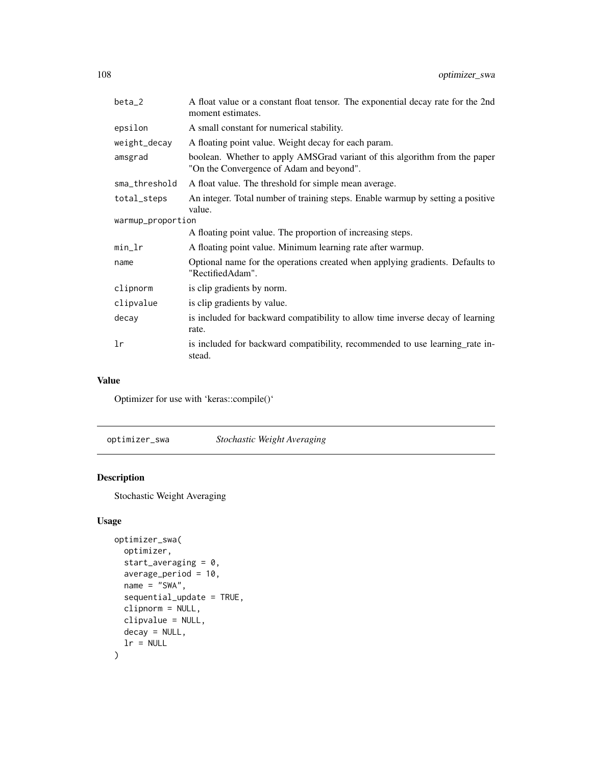| | |
|---|---|
| beta_2 | A float value or a constant float tensor. The exponential decay rate for the 2nd moment estimates. |
| epsilon | A small constant for numerical stability. |
| weight_decay | A floating point value. Weight decay for each param. |
| amsgrad | boolean. Whether to apply AMSGrad variant of this algorithm from the paper "On the Convergence of Adam and beyond". |
| sma_threshold | A float value. The threshold for simple mean average. |
| total_steps | An integer. Total number of training steps. Enable warmup by setting a positive value. |
| warmup_proportion | A floating point value. The proportion of increasing steps. |
| min_lr | A floating point value. Minimum learning rate after warmup. |
| name | Optional name for the operations created when applying gradients. Defaults to "RectifiedAdam". |
| clipnorm | is clip gradients by norm. |
| clipvalue | is clip gradients by value. |
| decay | is included for backward compatibility to allow time inverse decay of learning rate. |
| lr | is included for backward compatibility, recommended to use learning_rate instead. |

## Value

Optimizer for use with 'keras::compile()'

---

## optimizer_swa — *Stochastic Weight Averaging*

### Description

Stochastic Weight Averaging

### Usage

```
optimizer_swa(
  optimizer,
  start_averaging = 0,
  average_period = 10,
  name = "SWA",
  sequential_update = TRUE,
  clipnorm = NULL,
  clipvalue = NULL,
  decay = NULL,
  lr = NULL
)
```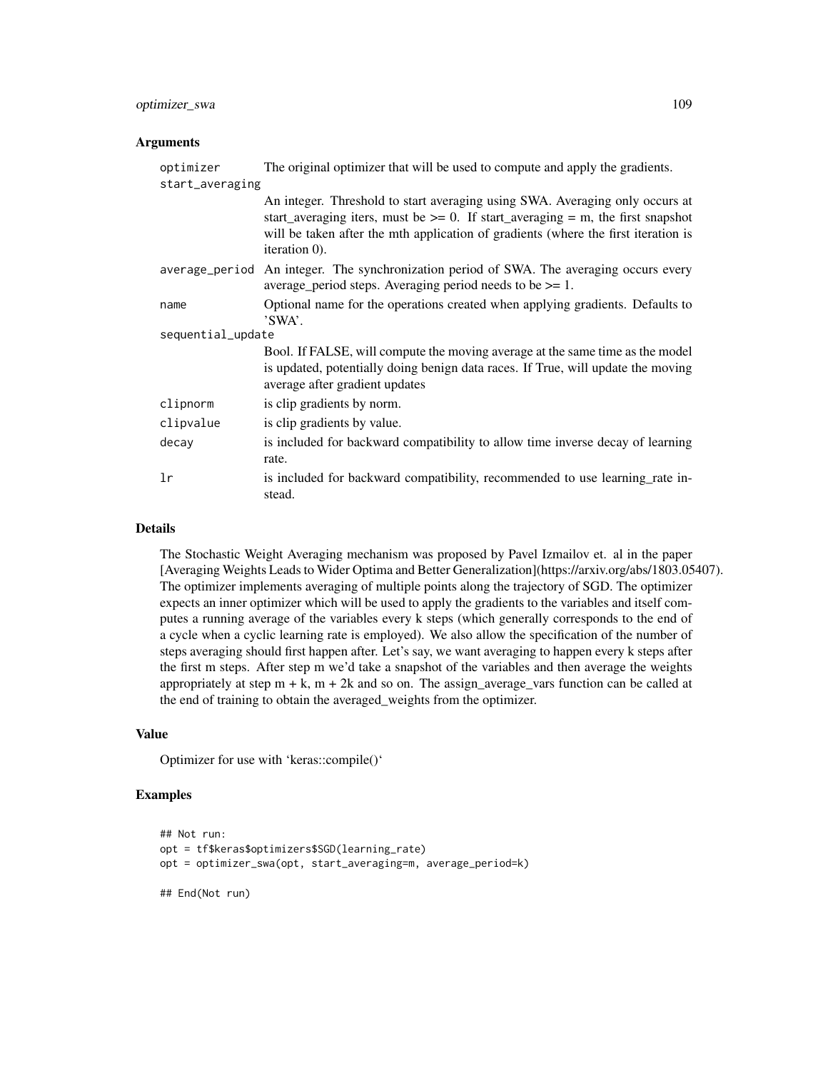## Arguments

| | |
|---|---|
| `optimizer` | The original optimizer that will be used to compute and apply the gradients. |
| `start_averaging` | An integer. Threshold to start averaging using SWA. Averaging only occurs at start_averaging iters, must be >= 0. If start_averaging = m, the first snapshot will be taken after the mth application of gradients (where the first iteration is iteration 0). |
| `average_period` | An integer. The synchronization period of SWA. The averaging occurs every average_period steps. Averaging period needs to be >= 1. |
| `name` | Optional name for the operations created when applying gradients. Defaults to 'SWA'. |
| `sequential_update` | Bool. If FALSE, will compute the moving average at the same time as the model is updated, potentially doing benign data races. If True, will update the moving average after gradient updates |
| `clipnorm` | is clip gradients by norm. |
| `clipvalue` | is clip gradients by value. |
| `decay` | is included for backward compatibility to allow time inverse decay of learning rate. |
| `lr` | is included for backward compatibility, recommended to use learning_rate instead. |

## Details

The Stochastic Weight Averaging mechanism was proposed by Pavel Izmailov et. al in the paper [Averaging Weights Leads to Wider Optima and Better Generalization](https://arxiv.org/abs/1803.05407). The optimizer implements averaging of multiple points along the trajectory of SGD. The optimizer expects an inner optimizer which will be used to apply the gradients to the variables and itself computes a running average of the variables every k steps (which generally corresponds to the end of a cycle when a cyclic learning rate is employed). We also allow the specification of the number of steps averaging should first happen after. Let's say, we want averaging to happen every k steps after the first m steps. After step m we'd take a snapshot of the variables and then average the weights appropriately at step m + k, m + 2k and so on. The assign_average_vars function can be called at the end of training to obtain the averaged_weights from the optimizer.

## Value

Optimizer for use with 'keras::compile()'

## Examples

```
## Not run:
opt = tf$keras$optimizers$SGD(learning_rate)
opt = optimizer_swa(opt, start_averaging=m, average_period=k)

## End(Not run)
```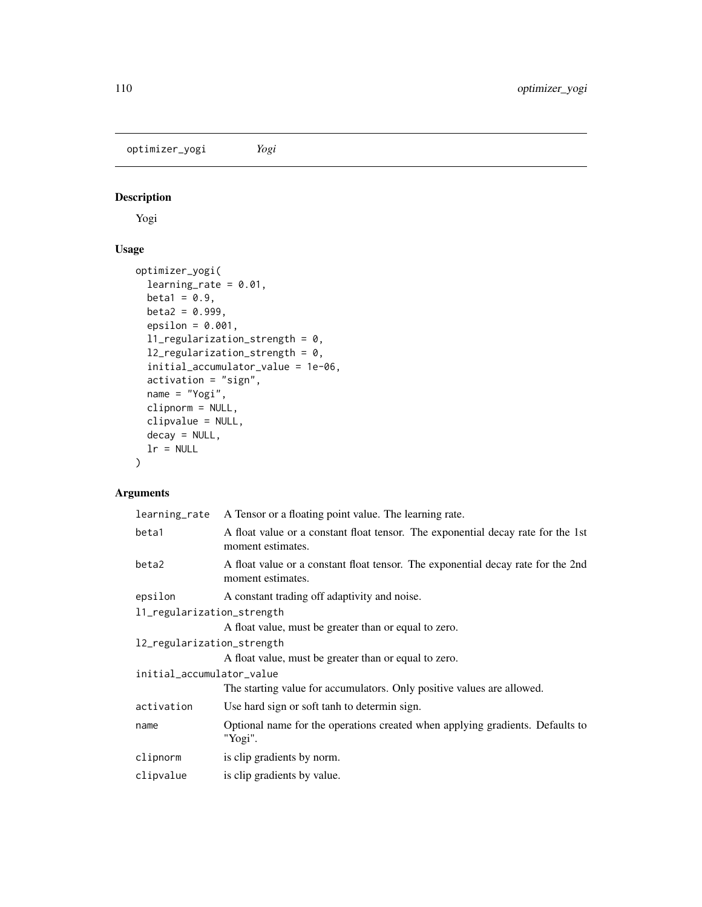## optimizer_yogi *Yogi*

### Description

Yogi

### Usage

```
optimizer_yogi(
  learning_rate = 0.01,
  beta1 = 0.9,
  beta2 = 0.999,
  epsilon = 0.001,
  l1_regularization_strength = 0,
  l2_regularization_strength = 0,
  initial_accumulator_value = 1e-06,
  activation = "sign",
  name = "Yogi",
  clipnorm = NULL,
  clipvalue = NULL,
  decay = NULL,
  lr = NULL
)
```

### Arguments

| | |
|---|---|
| learning_rate | A Tensor or a floating point value. The learning rate. |
| beta1 | A float value or a constant float tensor. The exponential decay rate for the 1st moment estimates. |
| beta2 | A float value or a constant float tensor. The exponential decay rate for the 2nd moment estimates. |
| epsilon | A constant trading off adaptivity and noise. |
| l1_regularization_strength | A float value, must be greater than or equal to zero. |
| l2_regularization_strength | A float value, must be greater than or equal to zero. |
| initial_accumulator_value | The starting value for accumulators. Only positive values are allowed. |
| activation | Use hard sign or soft tanh to determin sign. |
| name | Optional name for the operations created when applying gradients. Defaults to "Yogi". |
| clipnorm | is clip gradients by norm. |
| clipvalue | is clip gradients by value. |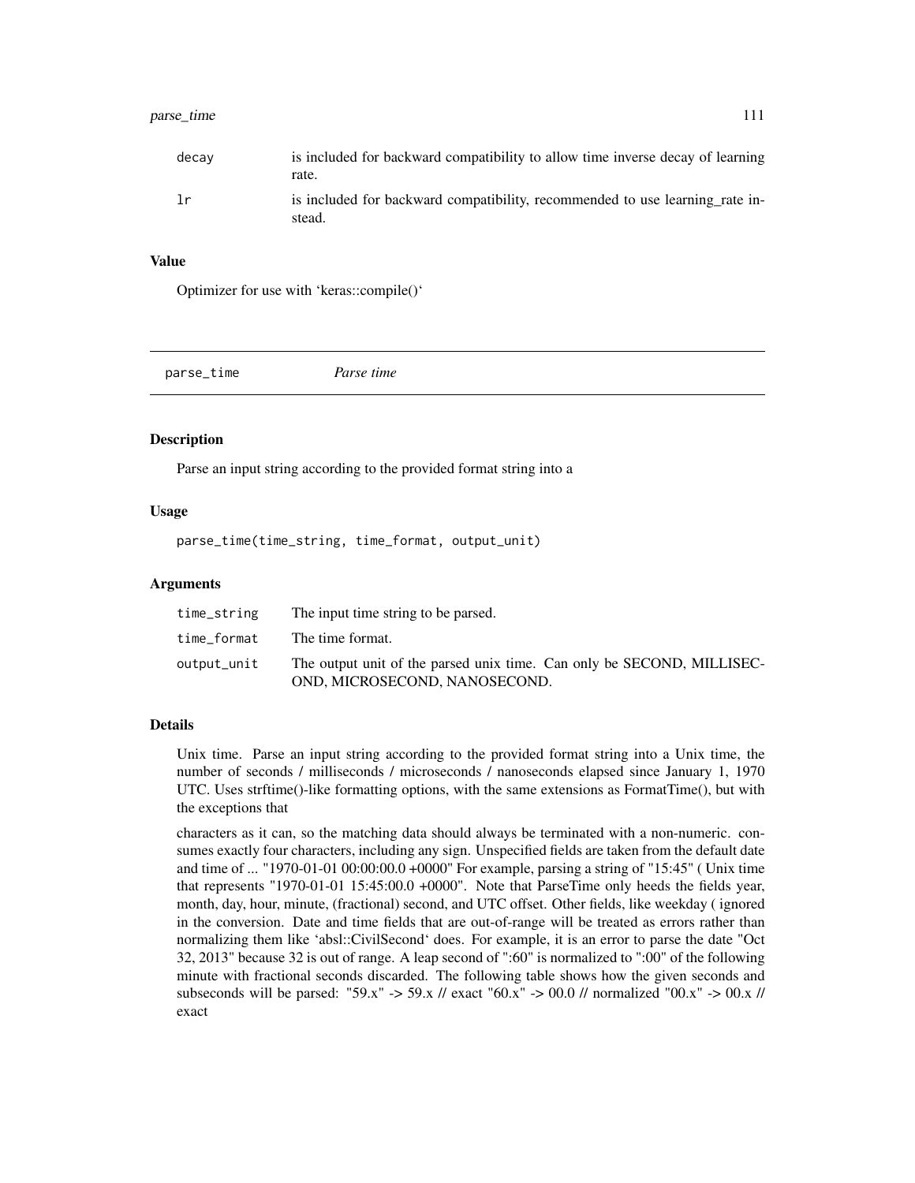| | |
|---|---|
| decay | is included for backward compatibility to allow time inverse decay of learning rate. |
| lr | is included for backward compatibility, recommended to use learning_rate instead. |

### Value

Optimizer for use with 'keras::compile()'

---

## parse_time &nbsp;&nbsp;&nbsp; *Parse time*

---

### Description

Parse an input string according to the provided format string into a

### Usage

```
parse_time(time_string, time_format, output_unit)
```

### Arguments

| | |
|---|---|
| time_string | The input time string to be parsed. |
| time_format | The time format. |
| output_unit | The output unit of the parsed unix time. Can only be SECOND, MILLISECOND, MICROSECOND, NANOSECOND. |

### Details

Unix time. Parse an input string according to the provided format string into a Unix time, the number of seconds / milliseconds / microseconds / nanoseconds elapsed since January 1, 1970 UTC. Uses strftime()-like formatting options, with the same extensions as FormatTime(), but with the exceptions that

characters as it can, so the matching data should always be terminated with a non-numeric. consumes exactly four characters, including any sign. Unspecified fields are taken from the default date and time of ... "1970-01-01 00:00:00.0 +0000" For example, parsing a string of "15:45" ( Unix time that represents "1970-01-01 15:45:00.0 +0000". Note that ParseTime only heeds the fields year, month, day, hour, minute, (fractional) second, and UTC offset. Other fields, like weekday ( ignored in the conversion. Date and time fields that are out-of-range will be treated as errors rather than normalizing them like 'absl::CivilSecond' does. For example, it is an error to parse the date "Oct 32, 2013" because 32 is out of range. A leap second of ":60" is normalized to ":00" of the following minute with fractional seconds discarded. The following table shows how the given seconds and subseconds will be parsed: "59.x" -> 59.x // exact "60.x" -> 00.0 // normalized "00.x" -> 00.x // exact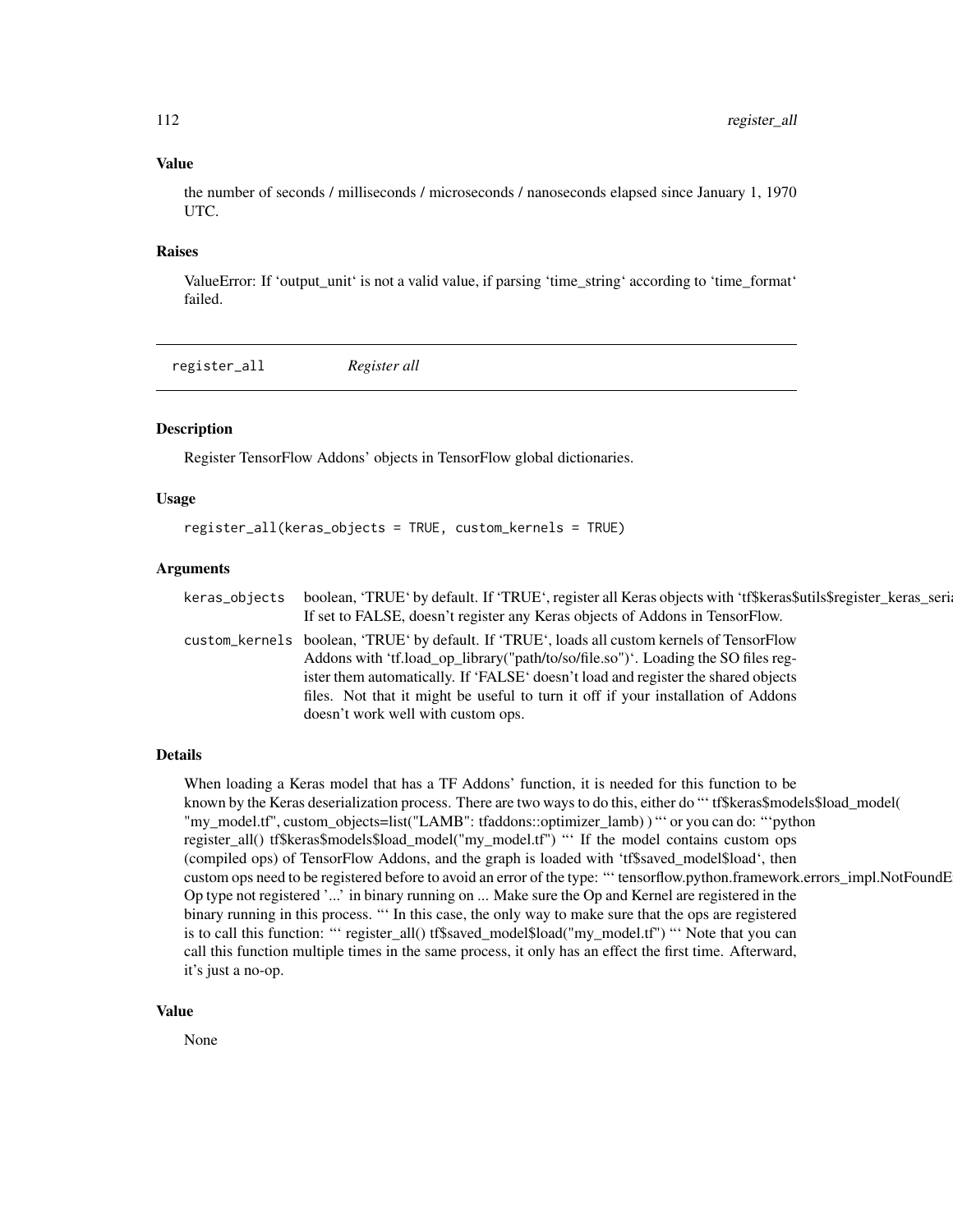### Value

the number of seconds / milliseconds / microseconds / nanoseconds elapsed since January 1, 1970 UTC.

### Raises

ValueError: If 'output_unit' is not a valid value, if parsing 'time_string' according to 'time_format' failed.

---

## register_all &nbsp;&nbsp;&nbsp; *Register all*

---

### Description

Register TensorFlow Addons' objects in TensorFlow global dictionaries.

### Usage

```
register_all(keras_objects = TRUE, custom_kernels = TRUE)
```

### Arguments

| | |
|---|---|
| `keras_objects` | boolean, 'TRUE' by default. If 'TRUE', register all Keras objects with 'tf$keras$utils$register_keras_seria If set to FALSE, doesn't register any Keras objects of Addons in TensorFlow. |
| `custom_kernels` | boolean, 'TRUE' by default. If 'TRUE', loads all custom kernels of TensorFlow Addons with 'tf.load_op_library("path/to/so/file.so")'. Loading the SO files register them automatically. If 'FALSE' doesn't load and register the shared objects files. Not that it might be useful to turn it off if your installation of Addons doesn't work well with custom ops. |

### Details

When loading a Keras model that has a TF Addons' function, it is needed for this function to be known by the Keras deserialization process. There are two ways to do this, either do "' tf$keras$models$load_model( "my_model.tf", custom_objects=list("LAMB": tfaddons::optimizer_lamb) ) "' or you can do: "'python register_all() tf$keras$models$load_model("my_model.tf") "' If the model contains custom ops (compiled ops) of TensorFlow Addons, and the graph is loaded with 'tf$saved_model$load', then custom ops need to be registered before to avoid an error of the type: "' tensorflow.python.framework.errors_impl.NotFoundE Op type not registered '...' in binary running on ... Make sure the Op and Kernel are registered in the binary running in this process. "' In this case, the only way to make sure that the ops are registered is to call this function: "' register_all() tf$saved_model$load("my_model.tf") "' Note that you can call this function multiple times in the same process, it only has an effect the first time. Afterward, it's just a no-op.

### Value

None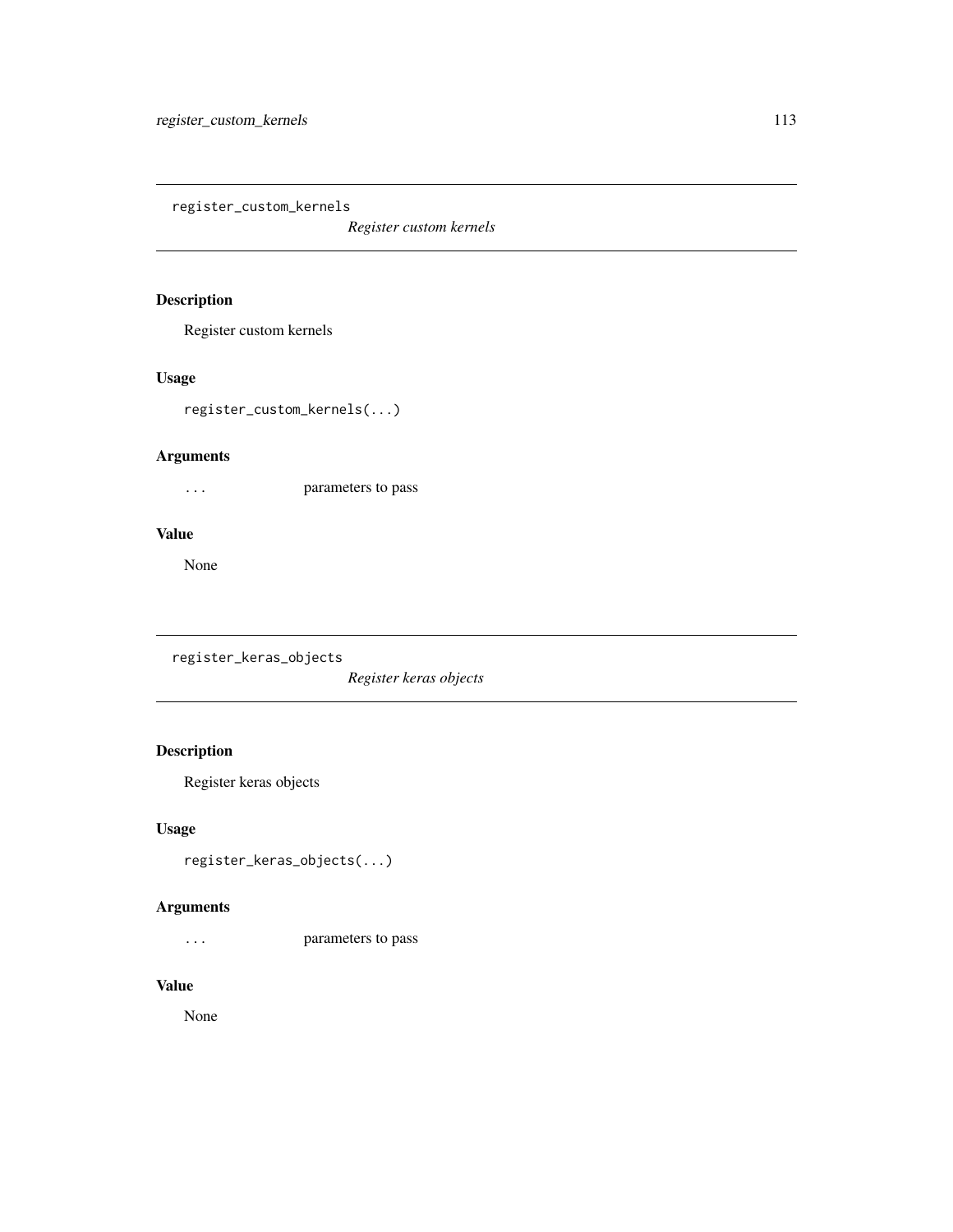## register_custom_kernels

*Register custom kernels*

### Description

Register custom kernels

### Usage

```
register_custom_kernels(...)
```

### Arguments

| | |
|---|---|
| ... | parameters to pass |

### Value

None

## register_keras_objects

*Register keras objects*

### Description

Register keras objects

### Usage

```
register_keras_objects(...)
```

### Arguments

| | |
|---|---|
| ... | parameters to pass |

### Value

None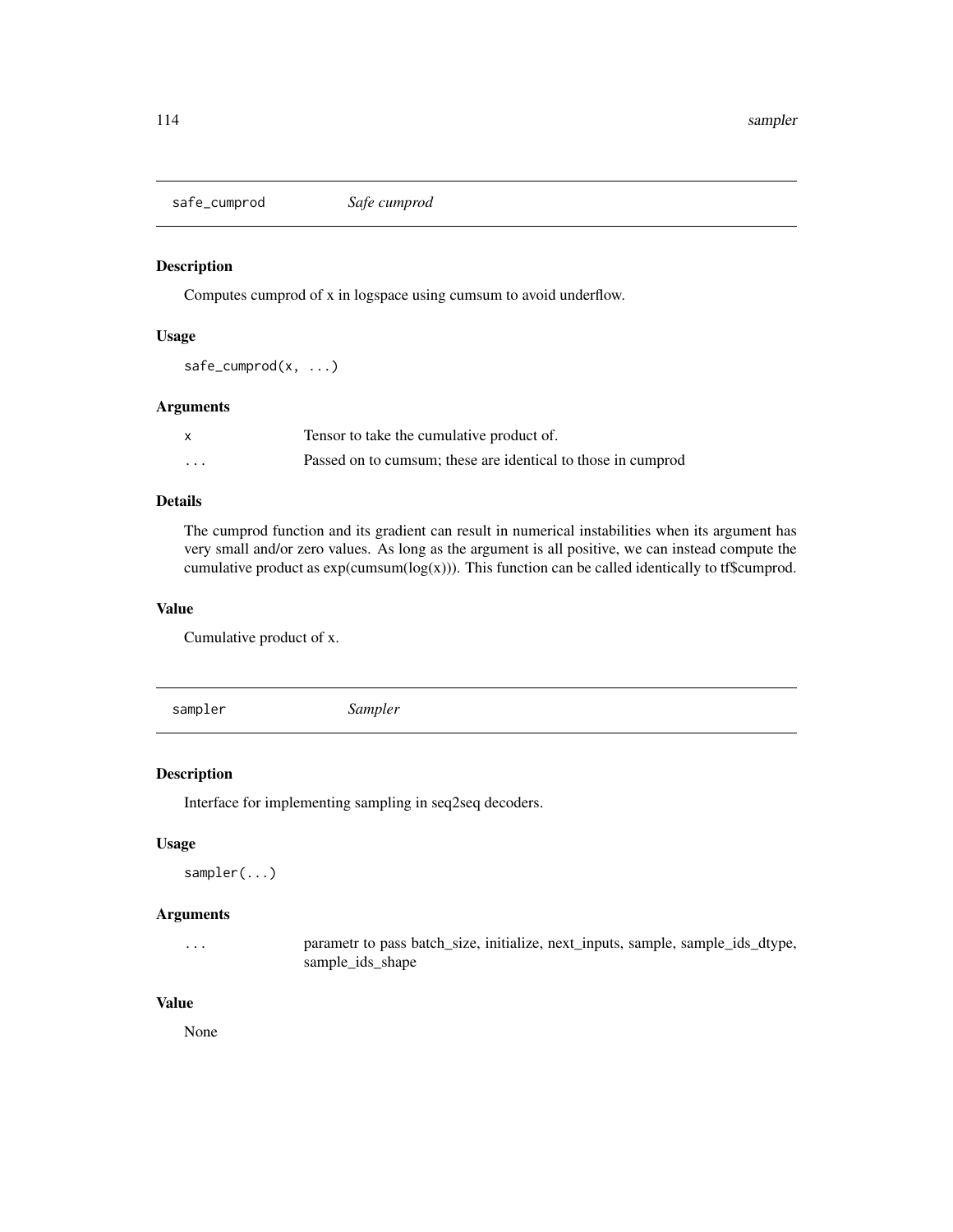## safe_cumprod *Safe cumprod*

### Description

Computes cumprod of x in logspace using cumsum to avoid underflow.

### Usage

```
safe_cumprod(x, ...)
```

### Arguments

| | |
|---|---|
| x | Tensor to take the cumulative product of. |
| ... | Passed on to cumsum; these are identical to those in cumprod |

### Details

The cumprod function and its gradient can result in numerical instabilities when its argument has very small and/or zero values. As long as the argument is all positive, we can instead compute the cumulative product as exp(cumsum(log(x))). This function can be called identically to tf$cumprod.

### Value

Cumulative product of x.

## sampler *Sampler*

### Description

Interface for implementing sampling in seq2seq decoders.

### Usage

```
sampler(...)
```

### Arguments

| | |
|---|---|
| ... | parametr to pass batch_size, initialize, next_inputs, sample, sample_ids_dtype, sample_ids_shape |

### Value

None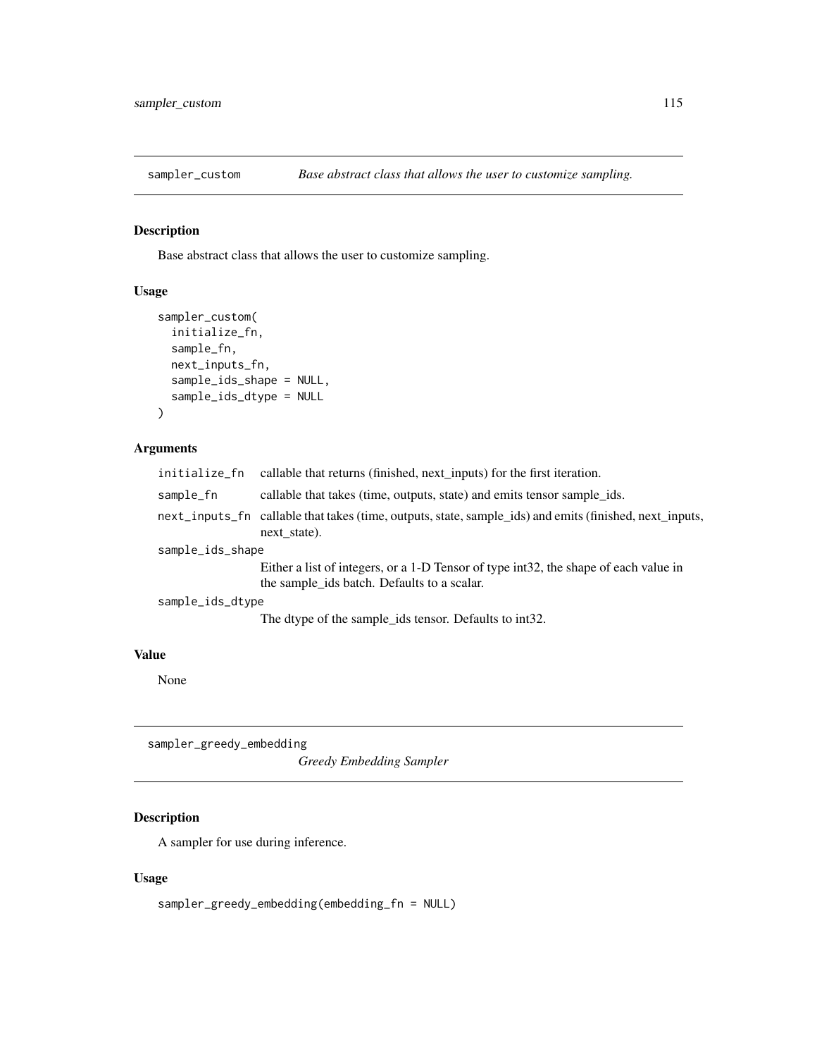## sampler_custom — *Base abstract class that allows the user to customize sampling.*

### Description

Base abstract class that allows the user to customize sampling.

### Usage

```
sampler_custom(
  initialize_fn,
  sample_fn,
  next_inputs_fn,
  sample_ids_shape = NULL,
  sample_ids_dtype = NULL
)
```

### Arguments

| | |
|---|---|
| initialize_fn | callable that returns (finished, next_inputs) for the first iteration. |
| sample_fn | callable that takes (time, outputs, state) and emits tensor sample_ids. |
| next_inputs_fn | callable that takes (time, outputs, state, sample_ids) and emits (finished, next_inputs, next_state). |
| sample_ids_shape | Either a list of integers, or a 1-D Tensor of type int32, the shape of each value in the sample_ids batch. Defaults to a scalar. |
| sample_ids_dtype | The dtype of the sample_ids tensor. Defaults to int32. |

### Value

None

## sampler_greedy_embedding — *Greedy Embedding Sampler*

### Description

A sampler for use during inference.

### Usage

```
sampler_greedy_embedding(embedding_fn = NULL)
```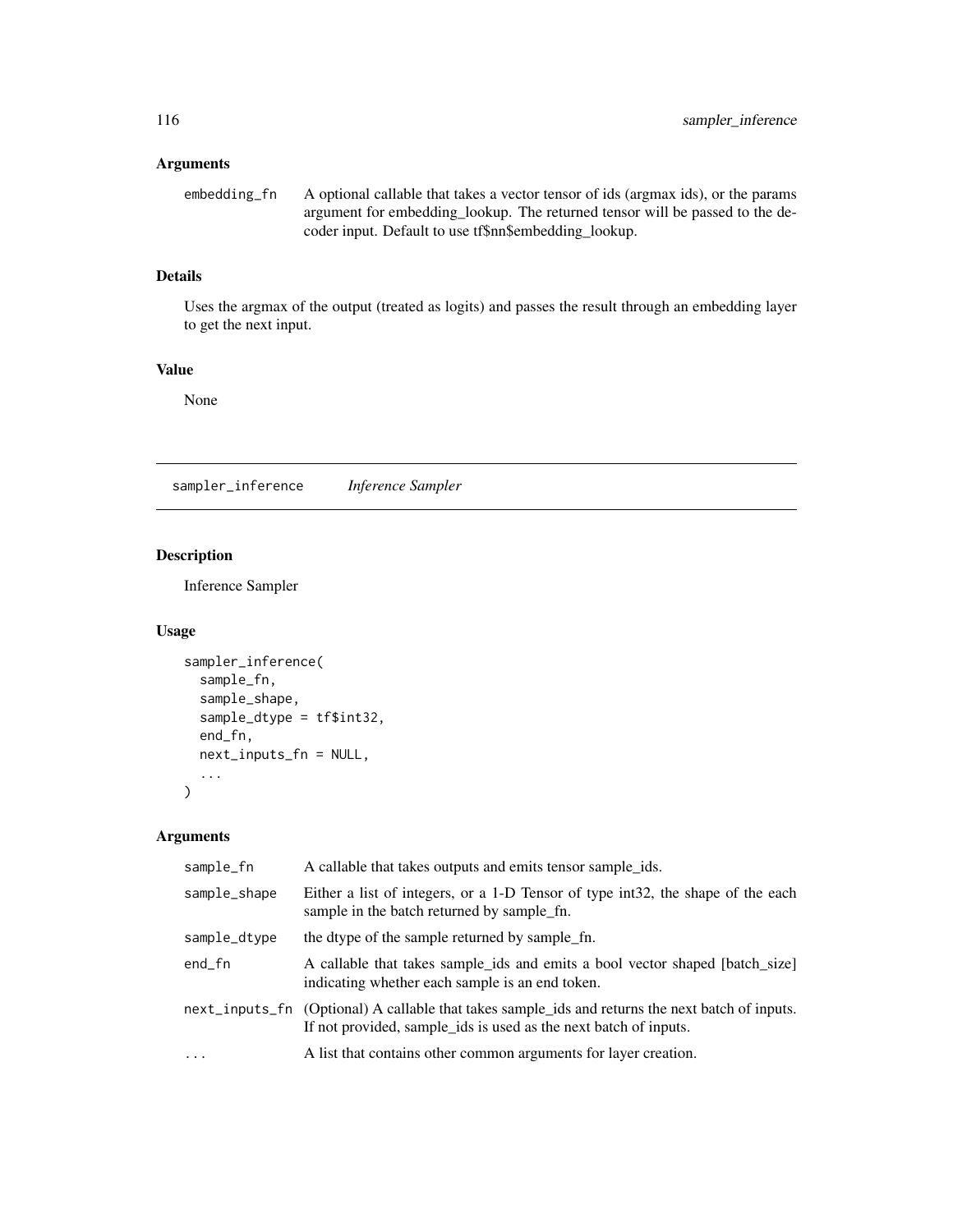## Arguments

| | |
|---|---|
| embedding_fn | A optional callable that takes a vector tensor of ids (argmax ids), or the params argument for embedding_lookup. The returned tensor will be passed to the decoder input. Default to use tf$nn$embedding_lookup. |

## Details

Uses the argmax of the output (treated as logits) and passes the result through an embedding layer to get the next input.

## Value

None

---

# sampler_inference *Inference Sampler*

## Description

Inference Sampler

## Usage

```
sampler_inference(
  sample_fn,
  sample_shape,
  sample_dtype = tf$int32,
  end_fn,
  next_inputs_fn = NULL,
  ...
)
```

## Arguments

| | |
|---|---|
| sample_fn | A callable that takes outputs and emits tensor sample_ids. |
| sample_shape | Either a list of integers, or a 1-D Tensor of type int32, the shape of the each sample in the batch returned by sample_fn. |
| sample_dtype | the dtype of the sample returned by sample_fn. |
| end_fn | A callable that takes sample_ids and emits a bool vector shaped [batch_size] indicating whether each sample is an end token. |
| next_inputs_fn | (Optional) A callable that takes sample_ids and returns the next batch of inputs. If not provided, sample_ids is used as the next batch of inputs. |
| ... | A list that contains other common arguments for layer creation. |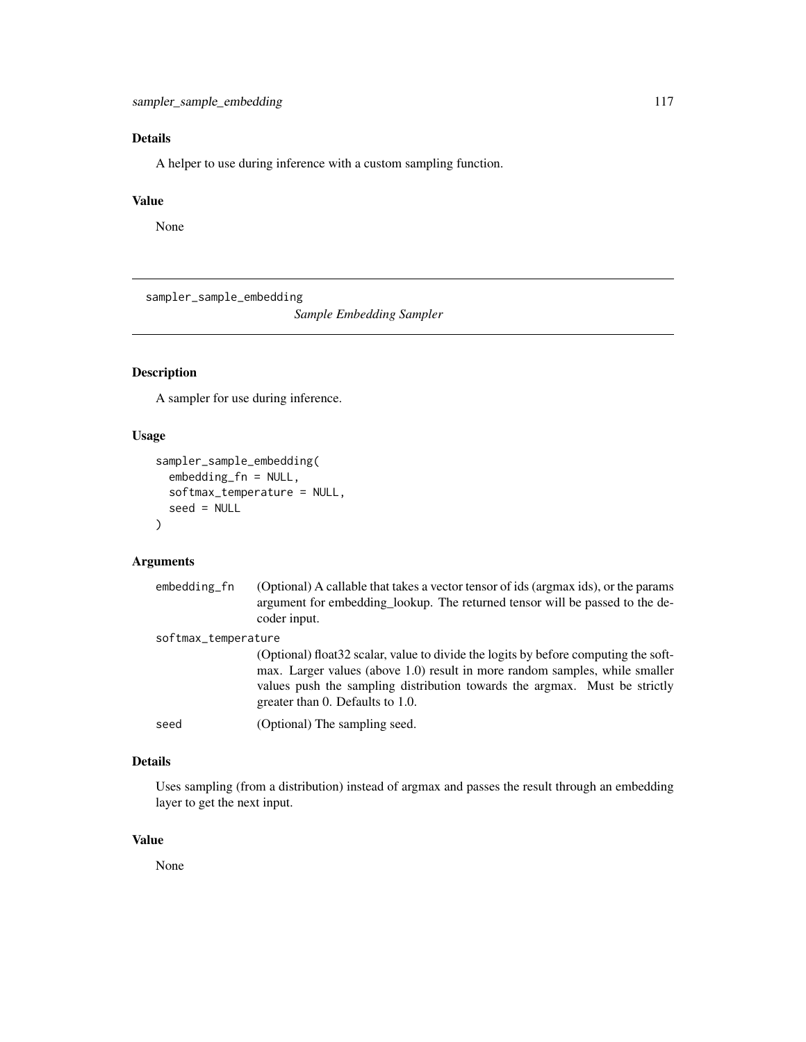### Details

A helper to use during inference with a custom sampling function.

### Value

None

---

## sampler_sample_embedding

*Sample Embedding Sampler*

---

### Description

A sampler for use during inference.

### Usage

```
sampler_sample_embedding(
  embedding_fn = NULL,
  softmax_temperature = NULL,
  seed = NULL
)
```

### Arguments

| | |
|---|---|
| `embedding_fn` | (Optional) A callable that takes a vector tensor of ids (argmax ids), or the params argument for embedding_lookup. The returned tensor will be passed to the decoder input. |
| `softmax_temperature` | (Optional) float32 scalar, value to divide the logits by before computing the softmax. Larger values (above 1.0) result in more random samples, while smaller values push the sampling distribution towards the argmax. Must be strictly greater than 0. Defaults to 1.0. |
| `seed` | (Optional) The sampling seed. |

### Details

Uses sampling (from a distribution) instead of argmax and passes the result through an embedding layer to get the next input.

### Value

None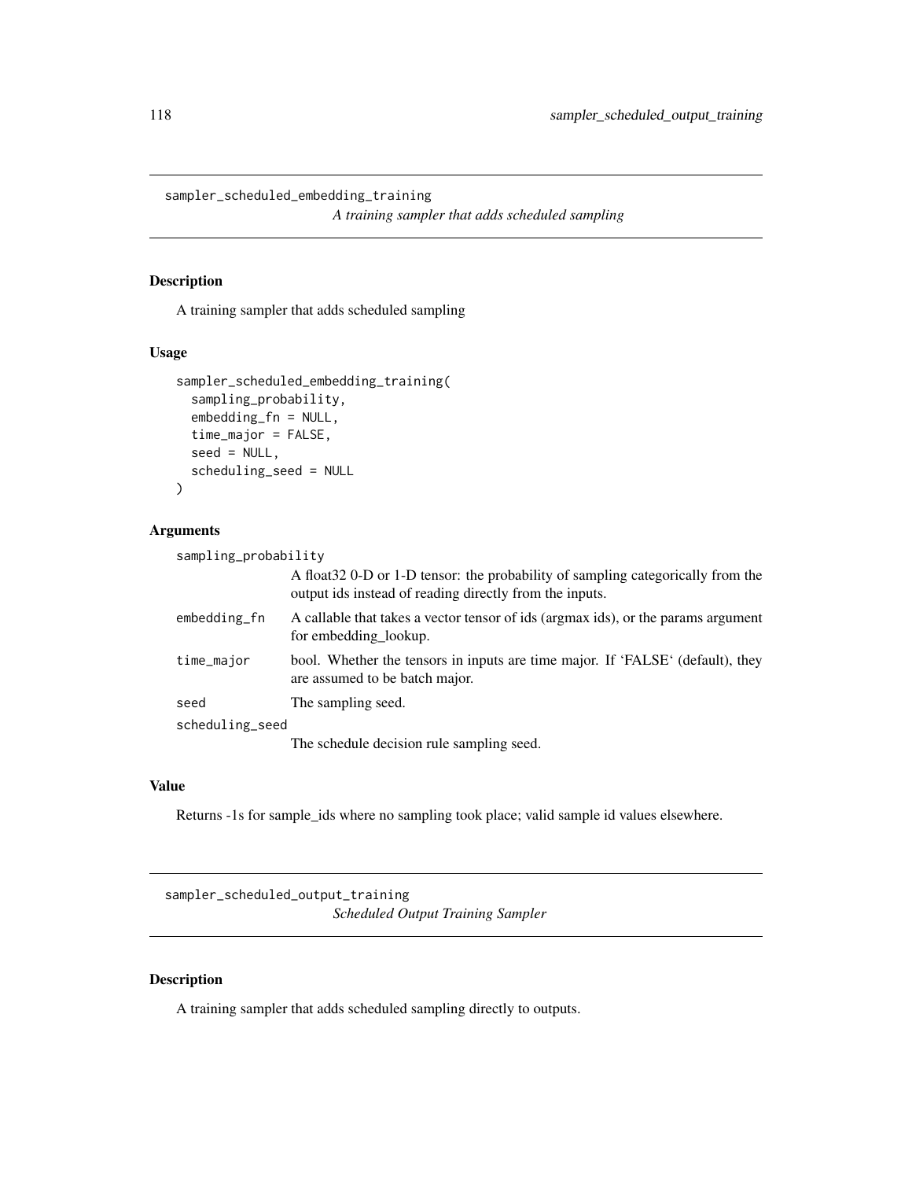## sampler_scheduled_embedding_training

*A training sampler that adds scheduled sampling*

### Description

A training sampler that adds scheduled sampling

### Usage

```
sampler_scheduled_embedding_training(
  sampling_probability,
  embedding_fn = NULL,
  time_major = FALSE,
  seed = NULL,
  scheduling_seed = NULL
)
```

### Arguments

| | |
|---|---|
| `sampling_probability` | A float32 0-D or 1-D tensor: the probability of sampling categorically from the output ids instead of reading directly from the inputs. |
| `embedding_fn` | A callable that takes a vector tensor of ids (argmax ids), or the params argument for embedding_lookup. |
| `time_major` | bool. Whether the tensors in inputs are time major. If 'FALSE' (default), they are assumed to be batch major. |
| `seed` | The sampling seed. |
| `scheduling_seed` | The schedule decision rule sampling seed. |

### Value

Returns -1s for sample_ids where no sampling took place; valid sample id values elsewhere.

## sampler_scheduled_output_training

*Scheduled Output Training Sampler*

### Description

A training sampler that adds scheduled sampling directly to outputs.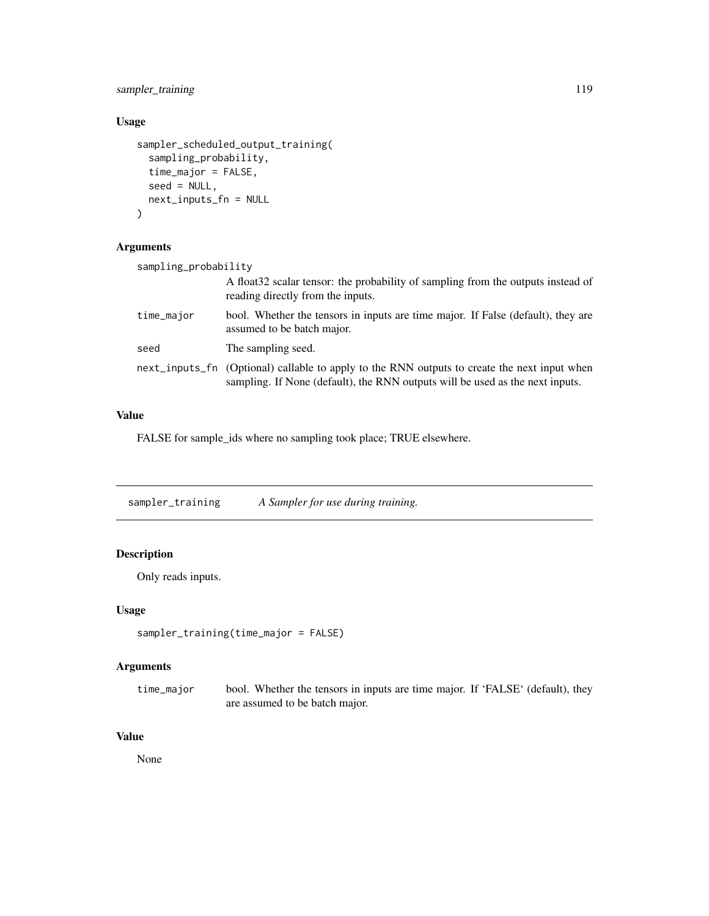### Usage

```
sampler_scheduled_output_training(
  sampling_probability,
  time_major = FALSE,
  seed = NULL,
  next_inputs_fn = NULL
)
```

### Arguments

| | |
|---|---|
| sampling_probability | A float32 scalar tensor: the probability of sampling from the outputs instead of reading directly from the inputs. |
| time_major | bool. Whether the tensors in inputs are time major. If False (default), they are assumed to be batch major. |
| seed | The sampling seed. |
| next_inputs_fn | (Optional) callable to apply to the RNN outputs to create the next input when sampling. If None (default), the RNN outputs will be used as the next inputs. |

### Value

FALSE for sample_ids where no sampling took place; TRUE elsewhere.

---

## sampler_training *A Sampler for use during training.*

---

### Description

Only reads inputs.

### Usage

```
sampler_training(time_major = FALSE)
```

### Arguments

| | |
|---|---|
| time_major | bool. Whether the tensors in inputs are time major. If 'FALSE' (default), they are assumed to be batch major. |

### Value

None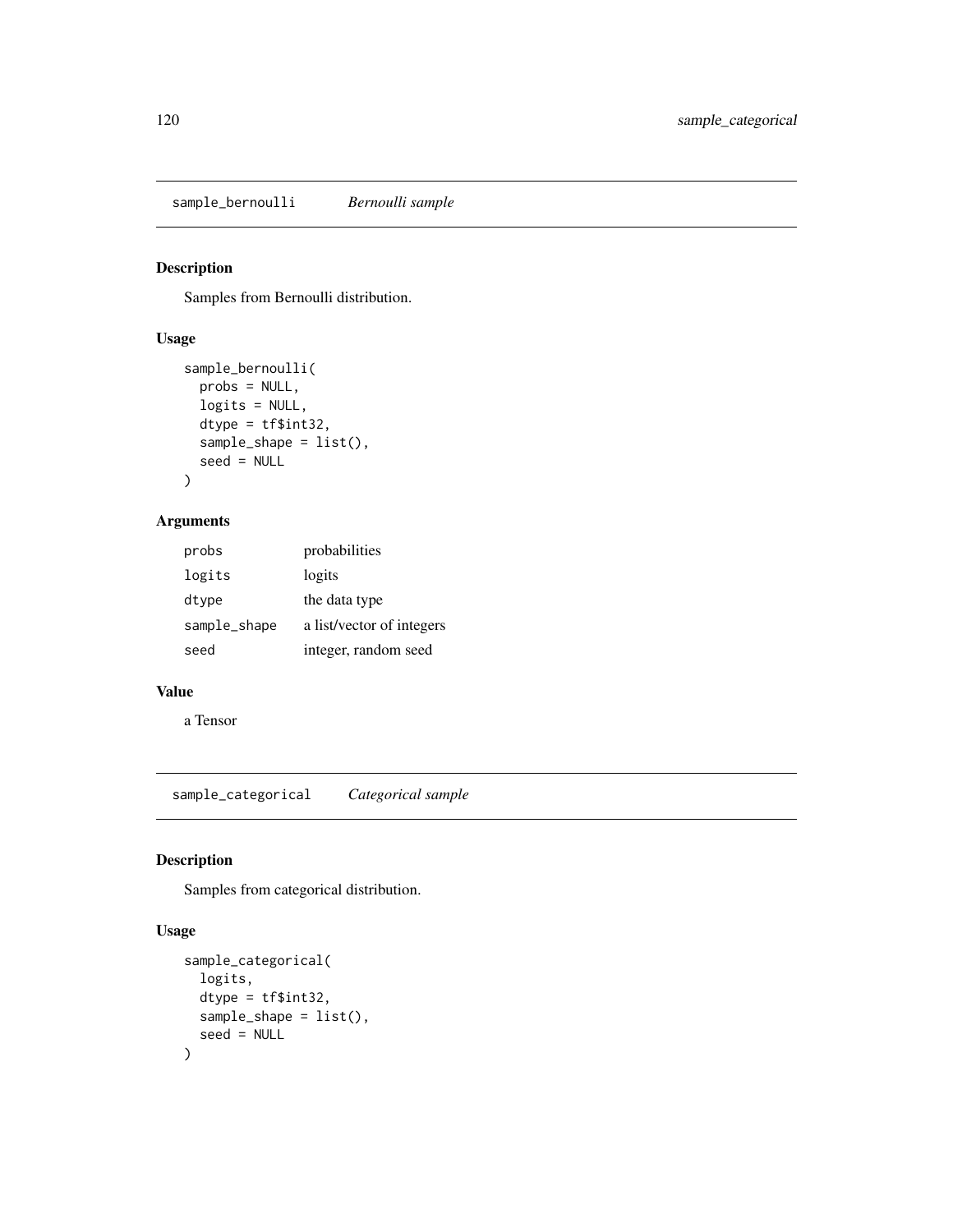## sample_bernoulli *Bernoulli sample*

### Description

Samples from Bernoulli distribution.

### Usage

```
sample_bernoulli(
  probs = NULL,
  logits = NULL,
  dtype = tf$int32,
  sample_shape = list(),
  seed = NULL
)
```

### Arguments

| | |
|---|---|
| probs | probabilities |
| logits | logits |
| dtype | the data type |
| sample_shape | a list/vector of integers |
| seed | integer, random seed |

### Value

a Tensor

## sample_categorical *Categorical sample*

### Description

Samples from categorical distribution.

### Usage

```
sample_categorical(
  logits,
  dtype = tf$int32,
  sample_shape = list(),
  seed = NULL
)
```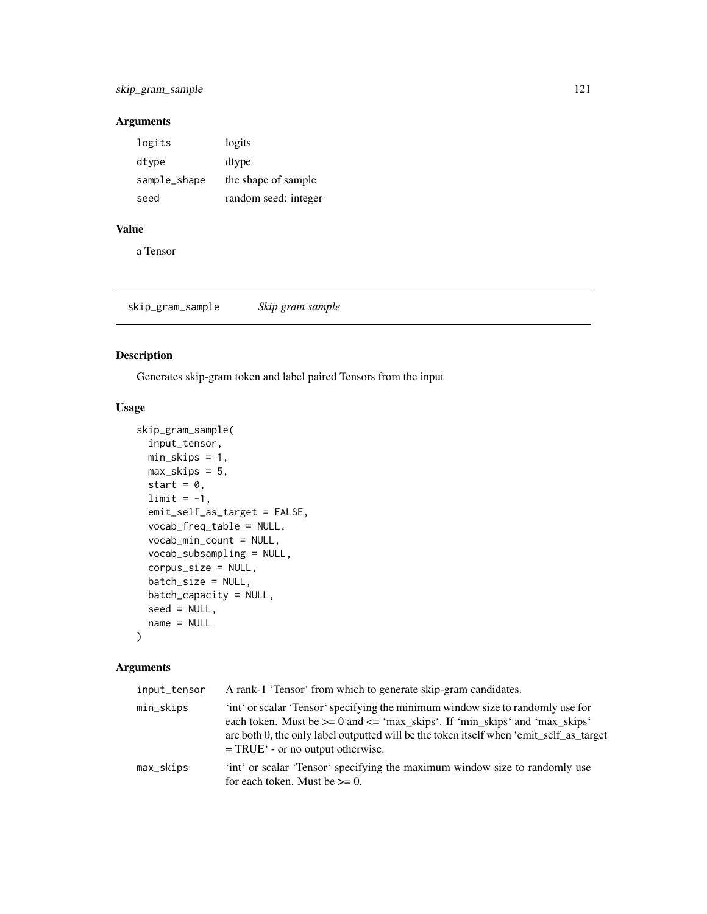### Arguments

| | |
|---|---|
| logits | logits |
| dtype | dtype |
| sample_shape | the shape of sample |
| seed | random seed: integer |

### Value

a Tensor

---

## skip_gram_sample    *Skip gram sample*

### Description

Generates skip-gram token and label paired Tensors from the input

### Usage

```
skip_gram_sample(
  input_tensor,
  min_skips = 1,
  max_skips = 5,
  start = 0,
  limit = -1,
  emit_self_as_target = FALSE,
  vocab_freq_table = NULL,
  vocab_min_count = NULL,
  vocab_subsampling = NULL,
  corpus_size = NULL,
  batch_size = NULL,
  batch_capacity = NULL,
  seed = NULL,
  name = NULL
)
```

### Arguments

| | |
|---|---|
| input_tensor | A rank-1 'Tensor' from which to generate skip-gram candidates. |
| min_skips | 'int' or scalar 'Tensor' specifying the minimum window size to randomly use for each token. Must be >= 0 and <= 'max_skips'. If 'min_skips' and 'max_skips' are both 0, the only label outputted will be the token itself when 'emit_self_as_target = TRUE' - or no output otherwise. |
| max_skips | 'int' or scalar 'Tensor' specifying the maximum window size to randomly use for each token. Must be >= 0. |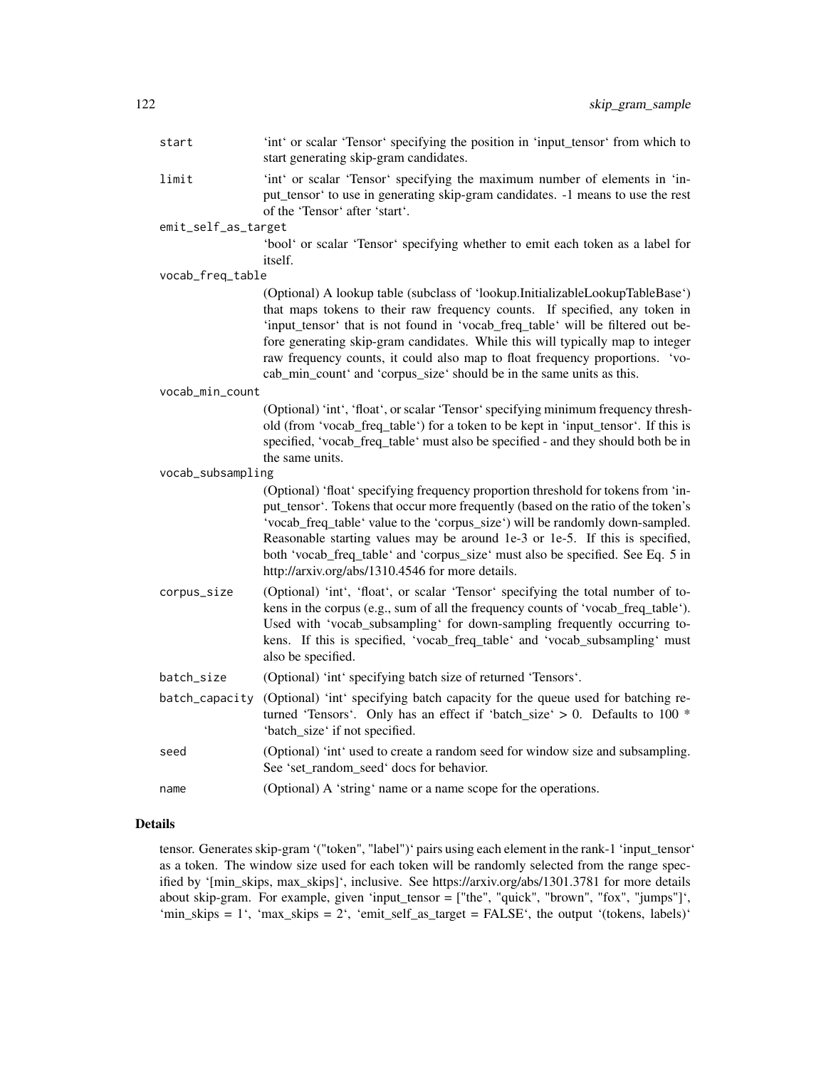| | |
|---|---|
| start | 'int' or scalar 'Tensor' specifying the position in 'input_tensor' from which to start generating skip-gram candidates. |
| limit | 'int' or scalar 'Tensor' specifying the maximum number of elements in 'input_tensor' to use in generating skip-gram candidates. -1 means to use the rest of the 'Tensor' after 'start'. |
| emit_self_as_target | 'bool' or scalar 'Tensor' specifying whether to emit each token as a label for itself. |
| vocab_freq_table | (Optional) A lookup table (subclass of 'lookup.InitializableLookupTableBase') that maps tokens to their raw frequency counts. If specified, any token in 'input_tensor' that is not found in 'vocab_freq_table' will be filtered out before generating skip-gram candidates. While this will typically map to integer raw frequency counts, it could also map to float frequency proportions. 'vocab_min_count' and 'corpus_size' should be in the same units as this. |
| vocab_min_count | (Optional) 'int', 'float', or scalar 'Tensor' specifying minimum frequency threshold (from 'vocab_freq_table') for a token to be kept in 'input_tensor'. If this is specified, 'vocab_freq_table' must also be specified - and they should both be in the same units. |
| vocab_subsampling | (Optional) 'float' specifying frequency proportion threshold for tokens from 'input_tensor'. Tokens that occur more frequently (based on the ratio of the token's 'vocab_freq_table' value to the 'corpus_size') will be randomly down-sampled. Reasonable starting values may be around 1e-3 or 1e-5. If this is specified, both 'vocab_freq_table' and 'corpus_size' must also be specified. See Eq. 5 in http://arxiv.org/abs/1310.4546 for more details. |
| corpus_size | (Optional) 'int', 'float', or scalar 'Tensor' specifying the total number of tokens in the corpus (e.g., sum of all the frequency counts of 'vocab_freq_table'). Used with 'vocab_subsampling' for down-sampling frequently occurring tokens. If this is specified, 'vocab_freq_table' and 'vocab_subsampling' must also be specified. |
| batch_size | (Optional) 'int' specifying batch size of returned 'Tensors'. |
| batch_capacity | (Optional) 'int' specifying batch capacity for the queue used for batching returned 'Tensors'. Only has an effect if 'batch_size' > 0. Defaults to 100 * 'batch_size' if not specified. |
| seed | (Optional) 'int' used to create a random seed for window size and subsampling. See 'set_random_seed' docs for behavior. |
| name | (Optional) A 'string' name or a name scope for the operations. |

## Details

tensor. Generates skip-gram '("token", "label")' pairs using each element in the rank-1 'input_tensor' as a token. The window size used for each token will be randomly selected from the range specified by '[min_skips, max_skips]', inclusive. See https://arxiv.org/abs/1301.3781 for more details about skip-gram. For example, given 'input_tensor = ["the", "quick", "brown", "fox", "jumps"]', 'min_skips = 1', 'max_skips = 2', 'emit_self_as_target = FALSE', the output '(tokens, labels)'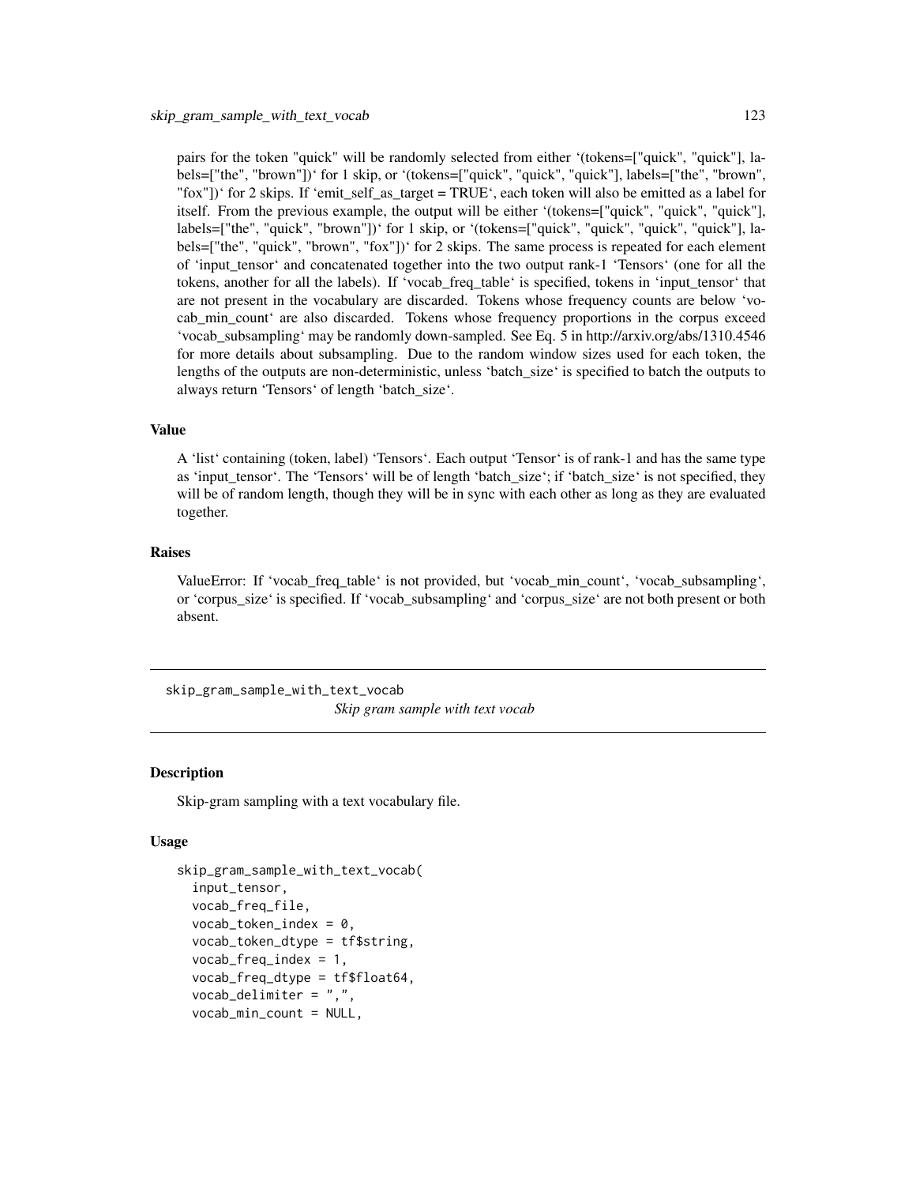pairs for the token "quick" will be randomly selected from either `(tokens=["quick", "quick"], labels=["the", "brown"])` for 1 skip, or `(tokens=["quick", "quick", "quick"], labels=["the", "brown", "fox"])` for 2 skips. If `emit_self_as_target = TRUE`, each token will also be emitted as a label for itself. From the previous example, the output will be either `(tokens=["quick", "quick", "quick"], labels=["the", "quick", "brown"])` for 1 skip, or `(tokens=["quick", "quick", "quick", "quick"], labels=["the", "quick", "brown", "fox"])` for 2 skips. The same process is repeated for each element of `input_tensor` and concatenated together into the two output rank-1 `Tensors` (one for all the tokens, another for all the labels). If `vocab_freq_table` is specified, tokens in `input_tensor` that are not present in the vocabulary are discarded. Tokens whose frequency counts are below `vocab_min_count` are also discarded. Tokens whose frequency proportions in the corpus exceed `vocab_subsampling` may be randomly down-sampled. See Eq. 5 in http://arxiv.org/abs/1310.4546 for more details about subsampling. Due to the random window sizes used for each token, the lengths of the outputs are non-deterministic, unless `batch_size` is specified to batch the outputs to always return `Tensors` of length `batch_size`.

### Value

A `list` containing (token, label) `Tensors`. Each output `Tensor` is of rank-1 and has the same type as `input_tensor`. The `Tensors` will be of length `batch_size`; if `batch_size` is not specified, they will be of random length, though they will be in sync with each other as long as they are evaluated together.

### Raises

ValueError: If `vocab_freq_table` is not provided, but `vocab_min_count`, `vocab_subsampling`, or `corpus_size` is specified. If `vocab_subsampling` and `corpus_size` are not both present or both absent.

---

## skip_gram_sample_with_text_vocab

*Skip gram sample with text vocab*

### Description

Skip-gram sampling with a text vocabulary file.

### Usage

```
skip_gram_sample_with_text_vocab(
  input_tensor,
  vocab_freq_file,
  vocab_token_index = 0,
  vocab_token_dtype = tf$string,
  vocab_freq_index = 1,
  vocab_freq_dtype = tf$float64,
  vocab_delimiter = ",",
  vocab_min_count = NULL,
```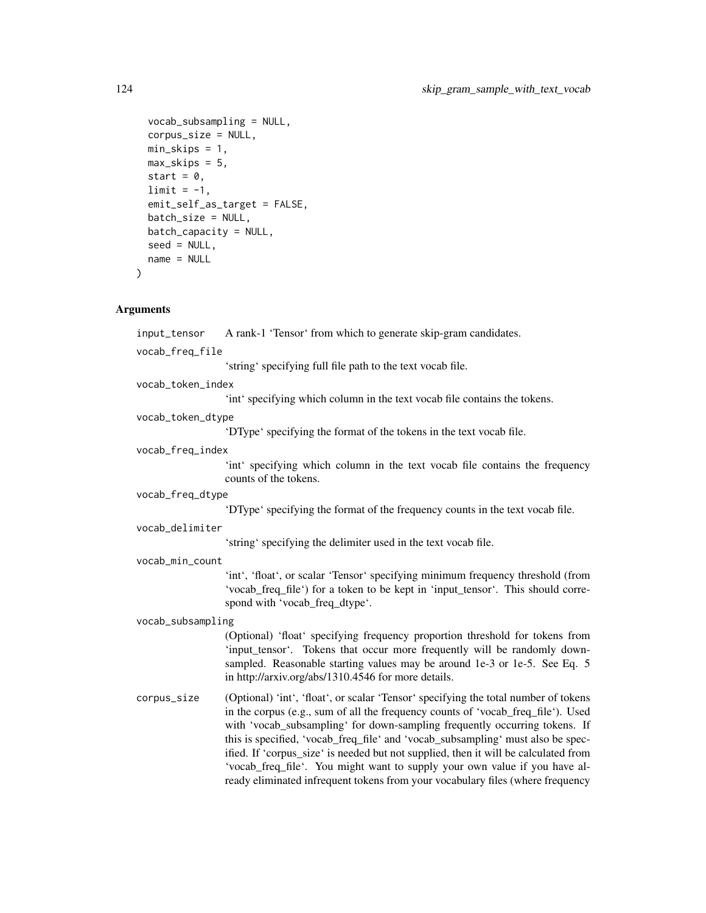```
  vocab_subsampling = NULL,
  corpus_size = NULL,
  min_skips = 1,
  max_skips = 5,
  start = 0,
  limit = -1,
  emit_self_as_target = FALSE,
  batch_size = NULL,
  batch_capacity = NULL,
  seed = NULL,
  name = NULL
)
```

### Arguments

input_tensor
: A rank-1 'Tensor' from which to generate skip-gram candidates.

vocab_freq_file
: 'string' specifying full file path to the text vocab file.

vocab_token_index
: 'int' specifying which column in the text vocab file contains the tokens.

vocab_token_dtype
: 'DType' specifying the format of the tokens in the text vocab file.

vocab_freq_index
: 'int' specifying which column in the text vocab file contains the frequency counts of the tokens.

vocab_freq_dtype
: 'DType' specifying the format of the frequency counts in the text vocab file.

vocab_delimiter
: 'string' specifying the delimiter used in the text vocab file.

vocab_min_count
: 'int', 'float', or scalar 'Tensor' specifying minimum frequency threshold (from 'vocab_freq_file') for a token to be kept in 'input_tensor'. This should correspond with 'vocab_freq_dtype'.

vocab_subsampling
: (Optional) 'float' specifying frequency proportion threshold for tokens from 'input_tensor'. Tokens that occur more frequently will be randomly down-sampled. Reasonable starting values may be around 1e-3 or 1e-5. See Eq. 5 in http://arxiv.org/abs/1310.4546 for more details.

corpus_size
: (Optional) 'int', 'float', or scalar 'Tensor' specifying the total number of tokens in the corpus (e.g., sum of all the frequency counts of 'vocab_freq_file'). Used with 'vocab_subsampling' for down-sampling frequently occurring tokens. If this is specified, 'vocab_freq_file' and 'vocab_subsampling' must also be specified. If 'corpus_size' is needed but not supplied, then it will be calculated from 'vocab_freq_file'. You might want to supply your own value if you have already eliminated infrequent tokens from your vocabulary files (where frequency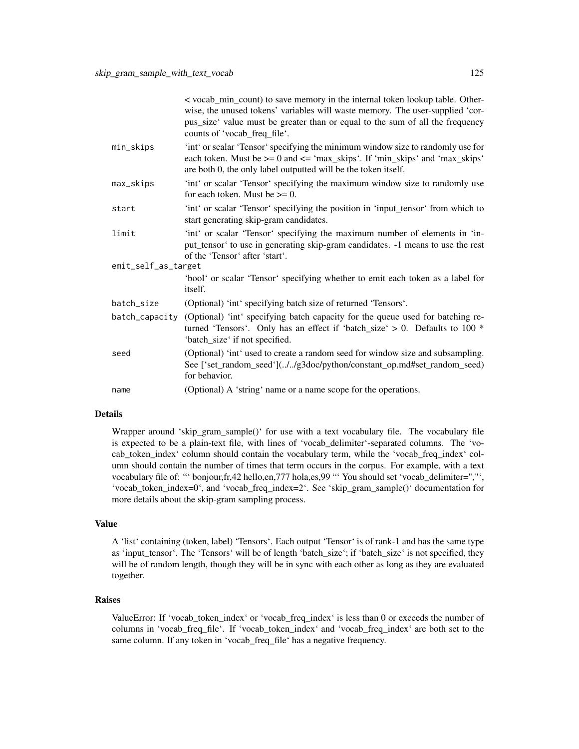< vocab_min_count) to save memory in the internal token lookup table. Otherwise, the unused tokens' variables will waste memory. The user-supplied 'corpus_size' value must be greater than or equal to the sum of all the frequency counts of 'vocab_freq_file'.

| | |
|---|---|
| min_skips | 'int' or scalar 'Tensor' specifying the minimum window size to randomly use for each token. Must be >= 0 and <= 'max_skips'. If 'min_skips' and 'max_skips' are both 0, the only label outputted will be the token itself. |
| max_skips | 'int' or scalar 'Tensor' specifying the maximum window size to randomly use for each token. Must be >= 0. |
| start | 'int' or scalar 'Tensor' specifying the position in 'input_tensor' from which to start generating skip-gram candidates. |
| limit | 'int' or scalar 'Tensor' specifying the maximum number of elements in 'input_tensor' to use in generating skip-gram candidates. -1 means to use the rest of the 'Tensor' after 'start'. |
| emit_self_as_target | 'bool' or scalar 'Tensor' specifying whether to emit each token as a label for itself. |
| batch_size | (Optional) 'int' specifying batch size of returned 'Tensors'. |
| batch_capacity | (Optional) 'int' specifying batch capacity for the queue used for batching returned 'Tensors'. Only has an effect if 'batch_size' > 0. Defaults to 100 * 'batch_size' if not specified. |
| seed | (Optional) 'int' used to create a random seed for window size and subsampling. See ['set_random_seed'](../../g3doc/python/constant_op.md#set_random_seed) for behavior. |
| name | (Optional) A 'string' name or a name scope for the operations. |

### Details

Wrapper around 'skip_gram_sample()' for use with a text vocabulary file. The vocabulary file is expected to be a plain-text file, with lines of 'vocab_delimiter'-separated columns. The 'vocab_token_index' column should contain the vocabulary term, while the 'vocab_freq_index' column should contain the number of times that term occurs in the corpus. For example, with a text vocabulary file of: "' bonjour,fr,42 hello,en,777 hola,es,99 "' You should set 'vocab_delimiter=","', 'vocab_token_index=0', and 'vocab_freq_index=2'. See 'skip_gram_sample()' documentation for more details about the skip-gram sampling process.

### Value

A 'list' containing (token, label) 'Tensors'. Each output 'Tensor' is of rank-1 and has the same type as 'input_tensor'. The 'Tensors' will be of length 'batch_size'; if 'batch_size' is not specified, they will be of random length, though they will be in sync with each other as long as they are evaluated together.

### Raises

ValueError: If 'vocab_token_index' or 'vocab_freq_index' is less than 0 or exceeds the number of columns in 'vocab_freq_file'. If 'vocab_token_index' and 'vocab_freq_index' are both set to the same column. If any token in 'vocab_freq_file' has a negative frequency.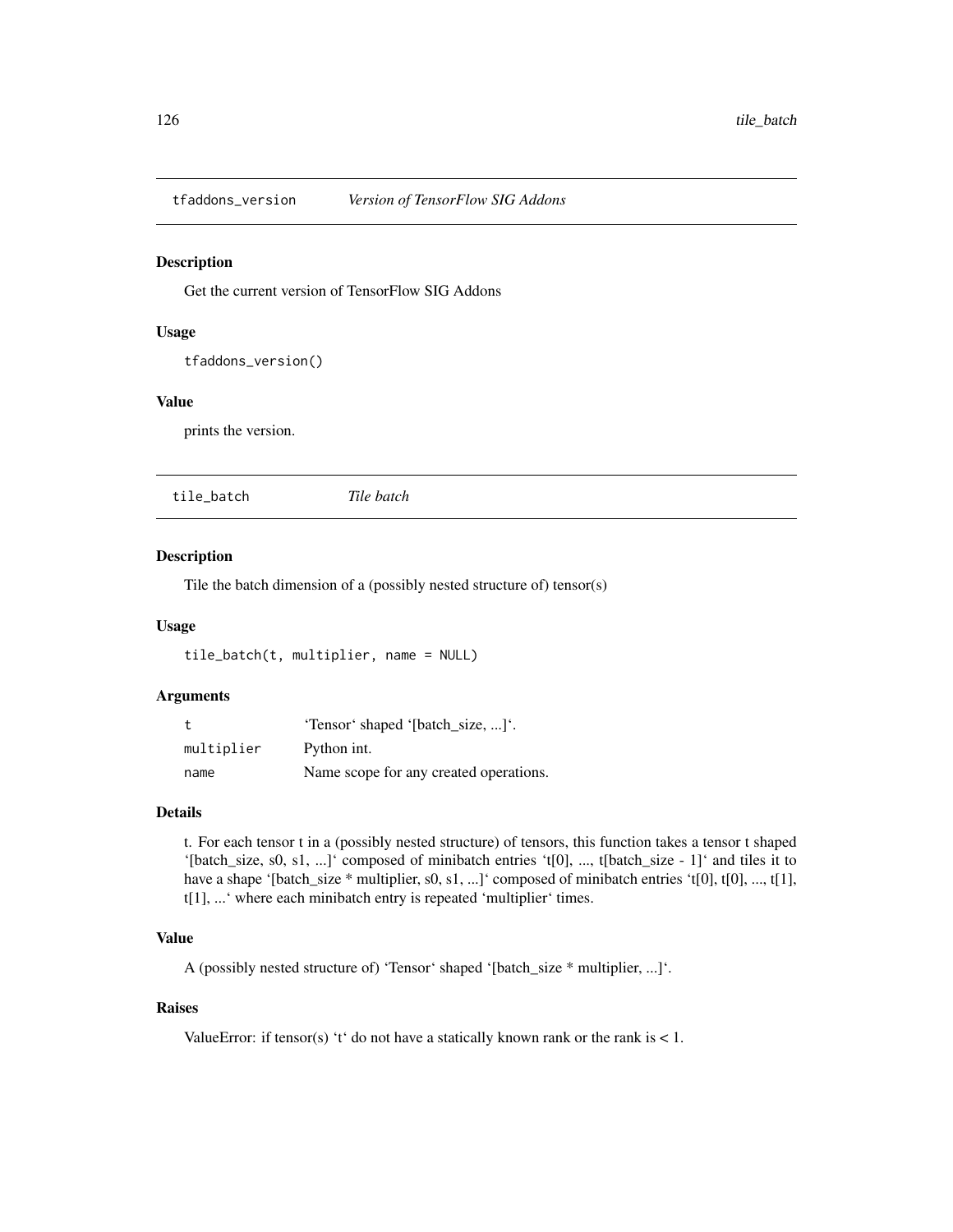## tfaddons_version &nbsp;&nbsp;&nbsp; *Version of TensorFlow SIG Addons*

### Description

Get the current version of TensorFlow SIG Addons

### Usage

```
tfaddons_version()
```

### Value

prints the version.

## tile_batch &nbsp;&nbsp;&nbsp; *Tile batch*

### Description

Tile the batch dimension of a (possibly nested structure of) tensor(s)

### Usage

```
tile_batch(t, multiplier, name = NULL)
```

### Arguments

| | |
|---|---|
| t | 'Tensor' shaped '[batch_size, ...]'. |
| multiplier | Python int. |
| name | Name scope for any created operations. |

### Details

t. For each tensor t in a (possibly nested structure) of tensors, this function takes a tensor t shaped '[batch_size, s0, s1, ...]' composed of minibatch entries 't[0], ..., t[batch_size - 1]' and tiles it to have a shape '[batch_size * multiplier, s0, s1, ...]' composed of minibatch entries 't[0], t[0], ..., t[1], t[1], ...' where each minibatch entry is repeated 'multiplier' times.

### Value

A (possibly nested structure of) 'Tensor' shaped '[batch_size * multiplier, ...]'.

### Raises

ValueError: if tensor(s) 't' do not have a statically known rank or the rank is < 1.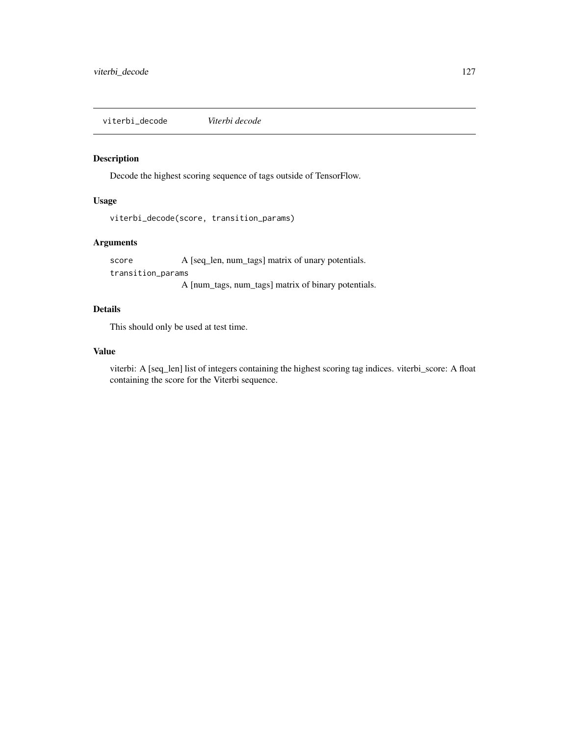## viterbi_decode — *Viterbi decode*

### Description

Decode the highest scoring sequence of tags outside of TensorFlow.

### Usage

```
viterbi_decode(score, transition_params)
```

### Arguments

| | |
|---|---|
| `score` | A [seq_len, num_tags] matrix of unary potentials. |
| `transition_params` | A [num_tags, num_tags] matrix of binary potentials. |

### Details

This should only be used at test time.

### Value

viterbi: A [seq_len] list of integers containing the highest scoring tag indices. viterbi_score: A float containing the score for the Viterbi sequence.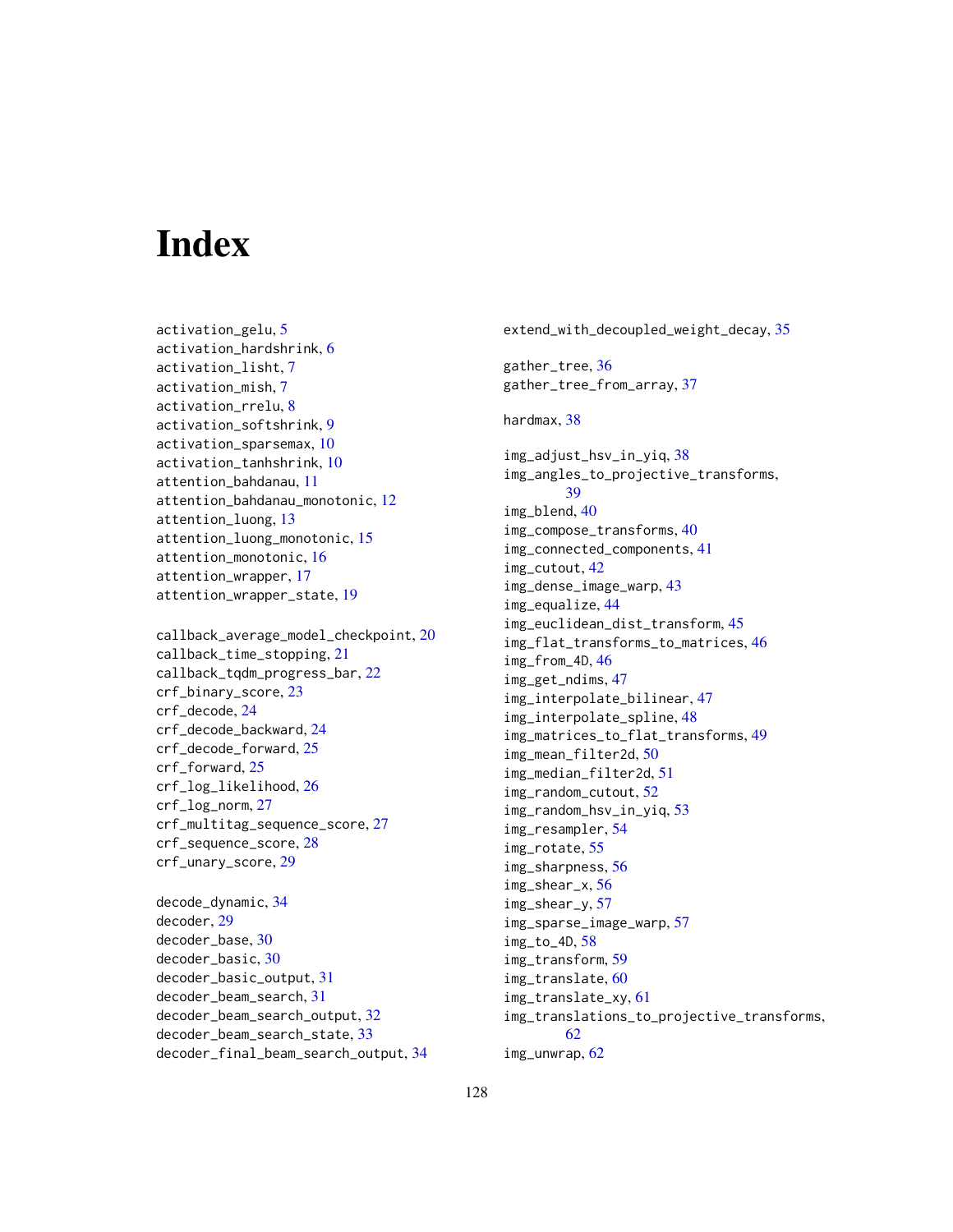# Index

activation_gelu, 5
activation_hardshrink, 6
activation_lisht, 7
activation_mish, 7
activation_rrelu, 8
activation_softshrink, 9
activation_sparsemax, 10
activation_tanhshrink, 10
attention_bahdanau, 11
attention_bahdanau_monotonic, 12
attention_luong, 13
attention_luong_monotonic, 15
attention_monotonic, 16
attention_wrapper, 17
attention_wrapper_state, 19

callback_average_model_checkpoint, 20
callback_time_stopping, 21
callback_tqdm_progress_bar, 22
crf_binary_score, 23
crf_decode, 24
crf_decode_backward, 24
crf_decode_forward, 25
crf_forward, 25
crf_log_likelihood, 26
crf_log_norm, 27
crf_multitag_sequence_score, 27
crf_sequence_score, 28
crf_unary_score, 29

decode_dynamic, 34
decoder, 29
decoder_base, 30
decoder_basic, 30
decoder_basic_output, 31
decoder_beam_search, 31
decoder_beam_search_output, 32
decoder_beam_search_state, 33
decoder_final_beam_search_output, 34

extend_with_decoupled_weight_decay, 35

gather_tree, 36
gather_tree_from_array, 37

hardmax, 38

img_adjust_hsv_in_yiq, 38
img_angles_to_projective_transforms, 39
img_blend, 40
img_compose_transforms, 40
img_connected_components, 41
img_cutout, 42
img_dense_image_warp, 43
img_equalize, 44
img_euclidean_dist_transform, 45
img_flat_transforms_to_matrices, 46
img_from_4D, 46
img_get_ndims, 47
img_interpolate_bilinear, 47
img_interpolate_spline, 48
img_matrices_to_flat_transforms, 49
img_mean_filter2d, 50
img_median_filter2d, 51
img_random_cutout, 52
img_random_hsv_in_yiq, 53
img_resampler, 54
img_rotate, 55
img_sharpness, 56
img_shear_x, 56
img_shear_y, 57
img_sparse_image_warp, 57
img_to_4D, 58
img_transform, 59
img_translate, 60
img_translate_xy, 61
img_translations_to_projective_transforms, 62
img_unwrap, 62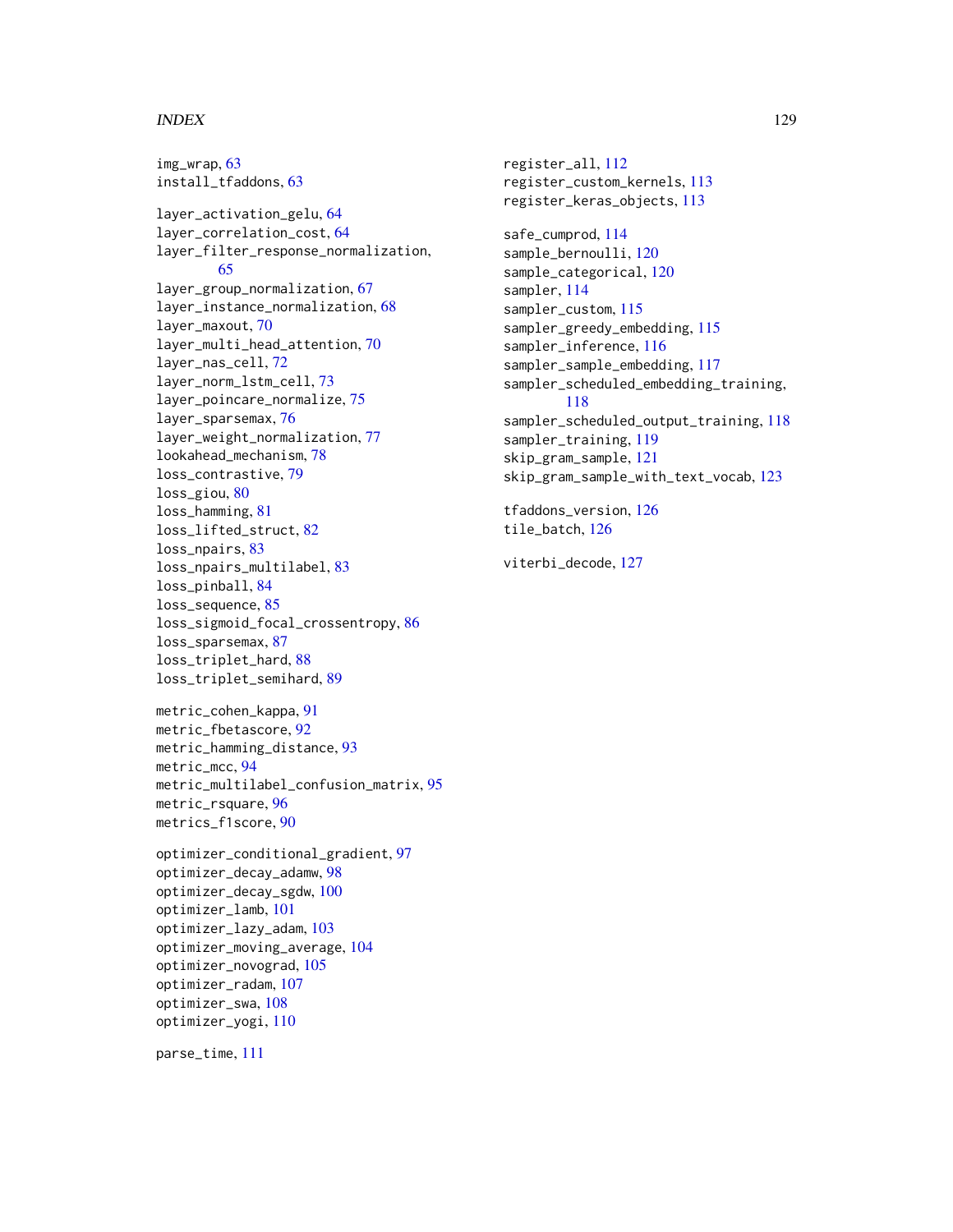img_wrap, 63
install_tfaddons, 63

layer_activation_gelu, 64
layer_correlation_cost, 64
layer_filter_response_normalization, 65
layer_group_normalization, 67
layer_instance_normalization, 68
layer_maxout, 70
layer_multi_head_attention, 70
layer_nas_cell, 72
layer_norm_lstm_cell, 73
layer_poincare_normalize, 75
layer_sparsemax, 76
layer_weight_normalization, 77
lookahead_mechanism, 78
loss_contrastive, 79
loss_giou, 80
loss_hamming, 81
loss_lifted_struct, 82
loss_npairs, 83
loss_npairs_multilabel, 83
loss_pinball, 84
loss_sequence, 85
loss_sigmoid_focal_crossentropy, 86
loss_sparsemax, 87
loss_triplet_hard, 88
loss_triplet_semihard, 89

metric_cohen_kappa, 91
metric_fbetascore, 92
metric_hamming_distance, 93
metric_mcc, 94
metric_multilabel_confusion_matrix, 95
metric_rsquare, 96
metrics_f1score, 90

optimizer_conditional_gradient, 97
optimizer_decay_adamw, 98
optimizer_decay_sgdw, 100
optimizer_lamb, 101
optimizer_lazy_adam, 103
optimizer_moving_average, 104
optimizer_novograd, 105
optimizer_radam, 107
optimizer_swa, 108
optimizer_yogi, 110

parse_time, 111

register_all, 112
register_custom_kernels, 113
register_keras_objects, 113

safe_cumprod, 114
sample_bernoulli, 120
sample_categorical, 120
sampler, 114
sampler_custom, 115
sampler_greedy_embedding, 115
sampler_inference, 116
sampler_sample_embedding, 117
sampler_scheduled_embedding_training, 118
sampler_scheduled_output_training, 118
sampler_training, 119
skip_gram_sample, 121
skip_gram_sample_with_text_vocab, 123

tfaddons_version, 126
tile_batch, 126

viterbi_decode, 127